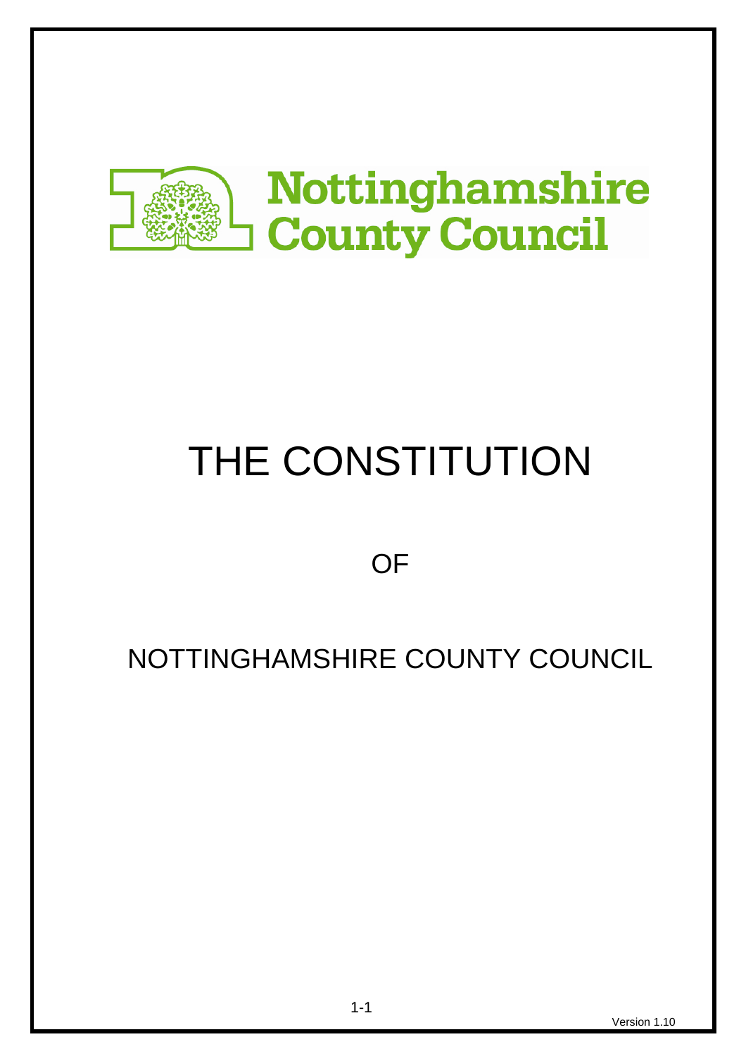Nottinghamshire County Council

# THE CONSTITUTION

OF

NOTTINGHAMSHIRE COUNTY COUNCIL

Version 1.10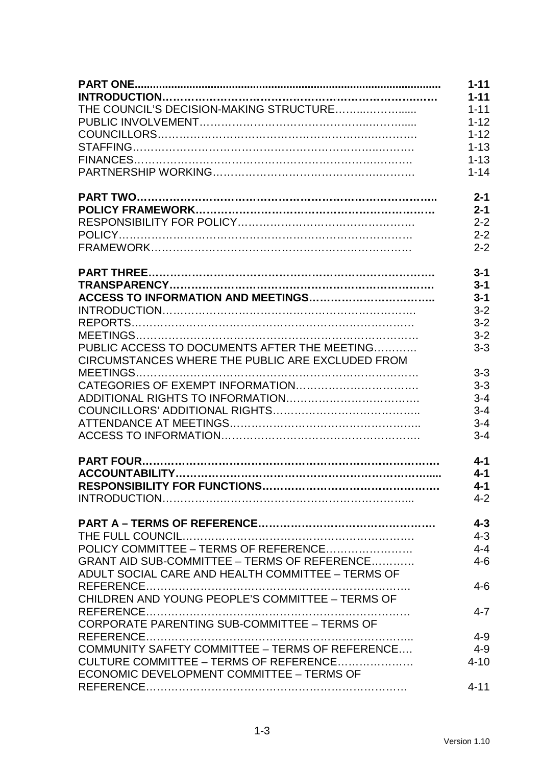| | |
|---|---|
| **PART ONE** | **1-11** |
| **INTRODUCTION** | **1-11** |
| THE COUNCIL'S DECISION-MAKING STRUCTURE | 1-11 |
| PUBLIC INVOLVEMENT | 1-12 |
| COUNCILLORS | 1-12 |
| STAFFING | 1-13 |
| FINANCES | 1-13 |
| PARTNERSHIP WORKING | 1-14 |
| | |
| **PART TWO** | **2-1** |
| **POLICY FRAMEWORK** | **2-1** |
| RESPONSIBILITY FOR POLICY | 2-2 |
| POLICY | 2-2 |
| FRAMEWORK | 2-2 |
| | |
| **PART THREE** | **3-1** |
| **TRANSPARENCY** | **3-1** |
| **ACCESS TO INFORMATION AND MEETINGS** | **3-1** |
| INTRODUCTION | 3-2 |
| REPORTS | 3-2 |
| MEETINGS | 3-2 |
| PUBLIC ACCESS TO DOCUMENTS AFTER THE MEETING | 3-3 |
| CIRCUMSTANCES WHERE THE PUBLIC ARE EXCLUDED FROM MEETINGS | 3-3 |
| CATEGORIES OF EXEMPT INFORMATION | 3-3 |
| ADDITIONAL RIGHTS TO INFORMATION | 3-4 |
| COUNCILLORS' ADDITIONAL RIGHTS | 3-4 |
| ATTENDANCE AT MEETINGS | 3-4 |
| ACCESS TO INFORMATION | 3-4 |
| | |
| **PART FOUR** | **4-1** |
| **ACCOUNTABILITY** | **4-1** |
| **RESPONSIBILITY FOR FUNCTIONS** | **4-1** |
| INTRODUCTION | 4-2 |
| | |
| **PART A – TERMS OF REFERENCE** | **4-3** |
| THE FULL COUNCIL | 4-3 |
| POLICY COMMITTEE – TERMS OF REFERENCE | 4-4 |
| GRANT AID SUB-COMMITTEE – TERMS OF REFERENCE | 4-6 |
| ADULT SOCIAL CARE AND HEALTH COMMITTEE – TERMS OF REFERENCE | 4-6 |
| CHILDREN AND YOUNG PEOPLE'S COMMITTEE – TERMS OF REFERENCE | 4-7 |
| CORPORATE PARENTING SUB-COMMITTEE – TERMS OF REFERENCE | 4-9 |
| COMMUNITY SAFETY COMMITTEE – TERMS OF REFERENCE | 4-9 |
| CULTURE COMMITTEE – TERMS OF REFERENCE | 4-10 |
| ECONOMIC DEVELOPMENT COMMITTEE – TERMS OF REFERENCE | 4-11 |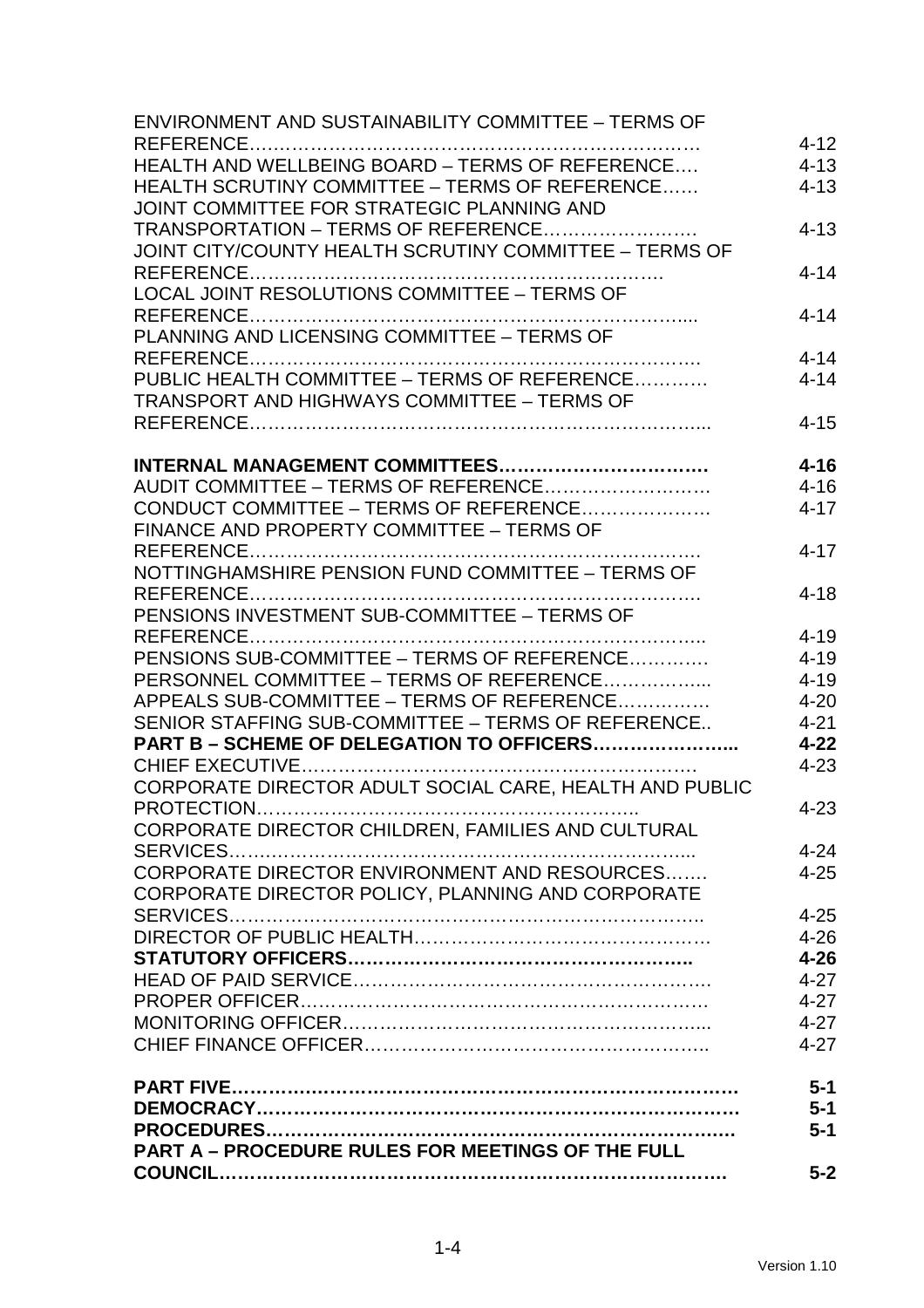| | |
|---|---|
| ENVIRONMENT AND SUSTAINABILITY COMMITTEE – TERMS OF REFERENCE………………………………………………………… | 4-12 |
| HEALTH AND WELLBEING BOARD – TERMS OF REFERENCE…. | 4-13 |
| HEALTH SCRUTINY COMMITTEE – TERMS OF REFERENCE…… | 4-13 |
| JOINT COMMITTEE FOR STRATEGIC PLANNING AND TRANSPORTATION – TERMS OF REFERENCE……………………. | 4-13 |
| JOINT CITY/COUNTY HEALTH SCRUTINY COMMITTEE – TERMS OF REFERENCE…………………………………………………………. | 4-14 |
| LOCAL JOINT RESOLUTIONS COMMITTEE – TERMS OF REFERENCE………………………………………………………….... | 4-14 |
| PLANNING AND LICENSING COMMITTEE – TERMS OF REFERENCE…………………………………………………………… | 4-14 |
| PUBLIC HEALTH COMMITTEE – TERMS OF REFERENCE……….. | 4-14 |
| TRANSPORT AND HIGHWAYS COMMITTEE – TERMS OF REFERENCE……………………………………………………………... | 4-15 |
| **INTERNAL MANAGEMENT COMMITTEES……………………………** | **4-16** |
| AUDIT COMMITTEE – TERMS OF REFERENCE……………………… | 4-16 |
| CONDUCT COMMITTEE – TERMS OF REFERENCE……………….. | 4-17 |
| FINANCE AND PROPERTY COMMITTEE – TERMS OF REFERENCE…………………………………………………………… | 4-17 |
| NOTTINGHAMSHIRE PENSION FUND COMMITTEE – TERMS OF REFERENCE…………………………………………………………… | 4-18 |
| PENSIONS INVESTMENT SUB-COMMITTEE – TERMS OF REFERENCE………………………………………………………….. | 4-19 |
| PENSIONS SUB-COMMITTEE – TERMS OF REFERENCE…………. | 4-19 |
| PERSONNEL COMMITTEE – TERMS OF REFERENCE……………... | 4-19 |
| APPEALS SUB-COMMITTEE – TERMS OF REFERENCE…………… | 4-20 |
| SENIOR STAFFING SUB-COMMITTEE – TERMS OF REFERENCE.. | 4-21 |
| **PART B – SCHEME OF DELEGATION TO OFFICERS…………………...** | **4-22** |
| CHIEF EXECUTIVE………………………………………………………. | 4-23 |
| CORPORATE DIRECTOR ADULT SOCIAL CARE, HEALTH AND PUBLIC PROTECTION……………………………………………………….. | 4-23 |
| CORPORATE DIRECTOR CHILDREN, FAMILIES AND CULTURAL SERVICES………………………………………………………………... | 4-24 |
| CORPORATE DIRECTOR ENVIRONMENT AND RESOURCES……. | 4-25 |
| CORPORATE DIRECTOR POLICY, PLANNING AND CORPORATE SERVICES………………………………………………………………….. | 4-25 |
| DIRECTOR OF PUBLIC HEALTH………………………………………… | 4-26 |
| **STATUTORY OFFICERS……………………………………………….** | **4-26** |
| HEAD OF PAID SERVICE………………………………………………… | 4-27 |
| PROPER OFFICER……………………………………………………… | 4-27 |
| MONITORING OFFICER…………………………………………………... | 4-27 |
| CHIEF FINANCE OFFICER……………………………………………….. | 4-27 |
| **PART FIVE……………………………………………………………………** | **5-1** |
| **DEMOCRACY…………………………………………………………………** | **5-1** |
| **PROCEDURES………………………………………………………………** | **5-1** |
| **PART A – PROCEDURE RULES FOR MEETINGS OF THE FULL COUNCIL……………………………………………………………………** | **5-2** |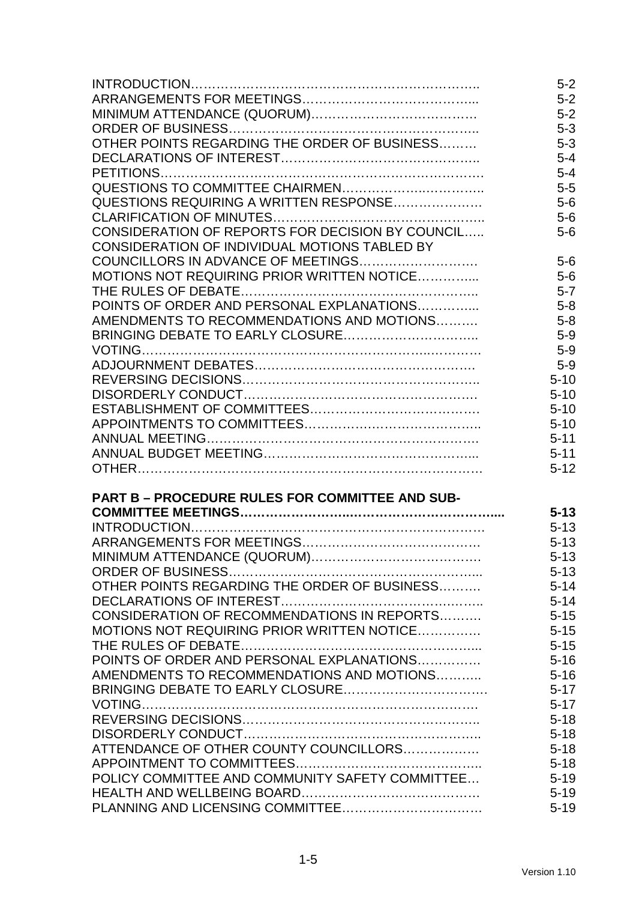| | |
|---|---|
| INTRODUCTION…………………………………………………………….. | 5-2 |
| ARRANGEMENTS FOR MEETINGS………………………………….... | 5-2 |
| MINIMUM ATTENDANCE (QUORUM)………………………………… | 5-2 |
| ORDER OF BUSINESS……………………………………………………. | 5-3 |
| OTHER POINTS REGARDING THE ORDER OF BUSINESS……… | 5-3 |
| DECLARATIONS OF INTEREST……………………………………….. | 5-4 |
| PETITIONS………………………………………………………………. | 5-4 |
| QUESTIONS TO COMMITTEE CHAIRMEN…………………………….. | 5-5 |
| QUESTIONS REQUIRING A WRITTEN RESPONSE………………… | 5-6 |
| CLARIFICATION OF MINUTES………………………………………….. | 5-6 |
| CONSIDERATION OF REPORTS FOR DECISION BY COUNCIL….. | 5-6 |
| CONSIDERATION OF INDIVIDUAL MOTIONS TABLED BY COUNCILLORS IN ADVANCE OF MEETINGS……………………… | 5-6 |
| MOTIONS NOT REQUIRING PRIOR WRITTEN NOTICE………….... | 5-6 |
| THE RULES OF DEBATE……………………………………………….. | 5-7 |
| POINTS OF ORDER AND PERSONAL EXPLANATIONS………….... | 5-8 |
| AMENDMENTS TO RECOMMENDATIONS AND MOTIONS……… | 5-8 |
| BRINGING DEBATE TO EARLY CLOSURE………………………….. | 5-9 |
| VOTING……………………………………………………………………. | 5-9 |
| ADJOURNMENT DEBATES…………………………………………… | 5-9 |
| REVERSING DECISIONS……………………………………………….. | 5-10 |
| DISORDERLY CONDUCT……………………………………………… | 5-10 |
| ESTABLISHMENT OF COMMITTEES………………………………… | 5-10 |
| APPOINTMENTS TO COMMITTEES………………………………….. | 5-10 |
| ANNUAL MEETING……………………………………………………… | 5-11 |
| ANNUAL BUDGET MEETING…………………………………………... | 5-11 |
| OTHER……………………………………………………………………. | 5-12 |
| **PART B – PROCEDURE RULES FOR COMMITTEE AND SUB-COMMITTEE MEETINGS…………………………………………………....** | **5-13** |
| INTRODUCTION…………………………………………………………… | 5-13 |
| ARRANGEMENTS FOR MEETINGS…………………………………… | 5-13 |
| MINIMUM ATTENDANCE (QUORUM)………………………………… | 5-13 |
| ORDER OF BUSINESS………………………………………………….... | 5-13 |
| OTHER POINTS REGARDING THE ORDER OF BUSINESS………. | 5-14 |
| DECLARATIONS OF INTEREST……………………………………….. | 5-14 |
| CONSIDERATION OF RECOMMENDATIONS IN REPORTS……… | 5-15 |
| MOTIONS NOT REQUIRING PRIOR WRITTEN NOTICE…………… | 5-15 |
| THE RULES OF DEBATE………………………………………………... | 5-15 |
| POINTS OF ORDER AND PERSONAL EXPLANATIONS…………… | 5-16 |
| AMENDMENTS TO RECOMMENDATIONS AND MOTIONS……….. | 5-16 |
| BRINGING DEBATE TO EARLY CLOSURE…………………………… | 5-17 |
| VOTING……………………………………………………………………… | 5-17 |
| REVERSING DECISIONS………………………………………………….. | 5-18 |
| DISORDERLY CONDUCT………………………………………………….. | 5-18 |
| ATTENDANCE OF OTHER COUNTY COUNCILLORS……………… | 5-18 |
| APPOINTMENT TO COMMITTEES…………………………………….. | 5-18 |
| POLICY COMMITTEE AND COMMUNITY SAFETY COMMITTEE… | 5-19 |
| HEALTH AND WELLBEING BOARD………………………………… | 5-19 |
| PLANNING AND LICENSING COMMITTEE………………………… | 5-19 |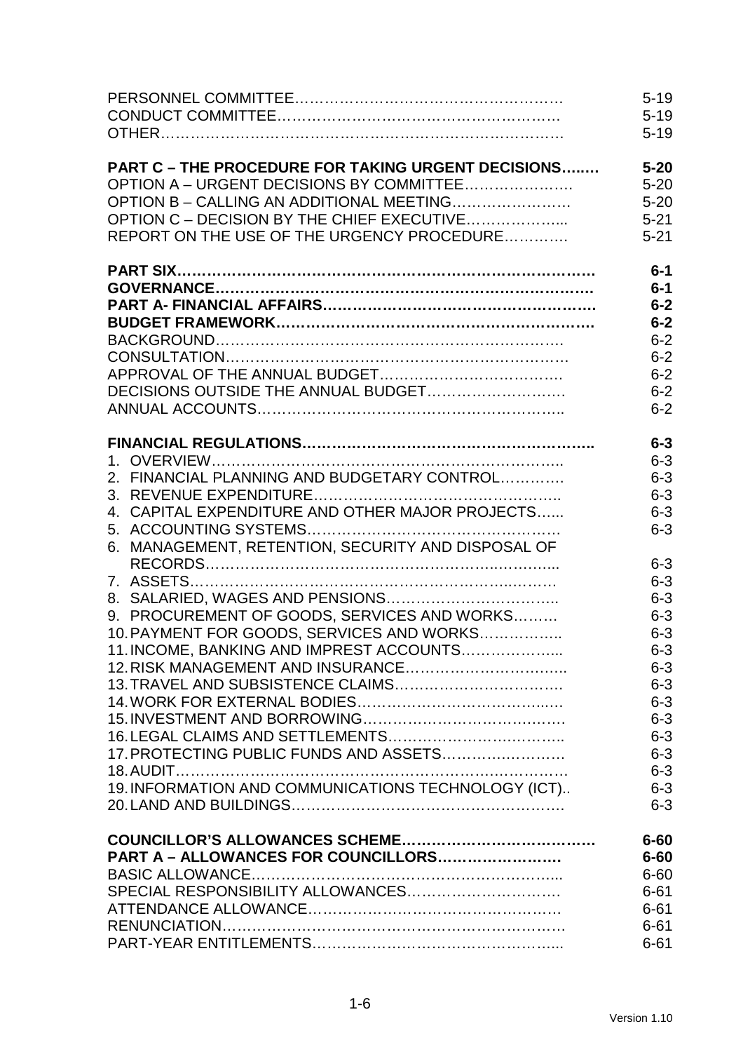| | |
|---|---|
| PERSONNEL COMMITTEE………………………………………………… | 5-19 |
| CONDUCT COMMITTEE…………………………………………………… | 5-19 |
| OTHER……………………………………………………………………… | 5-19 |
| | |
| **PART C – THE PROCEDURE FOR TAKING URGENT DECISIONS……..** | **5-20** |
| OPTION A – URGENT DECISIONS BY COMMITTEE…………………. | 5-20 |
| OPTION B – CALLING AN ADDITIONAL MEETING……………………. | 5-20 |
| OPTION C – DECISION BY THE CHIEF EXECUTIVE………………... | 5-21 |
| REPORT ON THE USE OF THE URGENCY PROCEDURE………… | 5-21 |
| | |
| **PART SIX……………………………………………………………………….** | **6-1** |
| **GOVERNANCE……………………………………………………………….** | **6-1** |
| **PART A- FINANCIAL AFFAIRS…………………………………………….** | **6-2** |
| **BUDGET FRAMEWORK……………………………………………………….** | **6-2** |
| BACKGROUND……………………………………………………………. | 6-2 |
| CONSULTATION…………………………………………………………… | 6-2 |
| APPROVAL OF THE ANNUAL BUDGET………………………………. | 6-2 |
| DECISIONS OUTSIDE THE ANNUAL BUDGET……………………… | 6-2 |
| ANNUAL ACCOUNTS……………………………………………………….. | 6-2 |
| | |
| **FINANCIAL REGULATIONS………………………………………………..** | **6-3** |
| 1. OVERVIEW……………………………………………………………….. | 6-3 |
| 2. FINANCIAL PLANNING AND BUDGETARY CONTROL…………. | 6-3 |
| 3. REVENUE EXPENDITURE……………………………………………... | 6-3 |
| 4. CAPITAL EXPENDITURE AND OTHER MAJOR PROJECTS…... | 6-3 |
| 5. ACCOUNTING SYSTEMS……………………………………………… | 6-3 |
| 6. MANAGEMENT, RETENTION, SECURITY AND DISPOSAL OF RECORDS……………………………………………………………... | 6-3 |
| 7. ASSETS…………………………………………………………………. | 6-3 |
| 8. SALARIED, WAGES AND PENSIONS………………………………... | 6-3 |
| 9. PROCUREMENT OF GOODS, SERVICES AND WORKS……… | 6-3 |
| 10. PAYMENT FOR GOODS, SERVICES AND WORKS…………….. | 6-3 |
| 11. INCOME, BANKING AND IMPREST ACCOUNTS………………... | 6-3 |
| 12. RISK MANAGEMENT AND INSURANCE…………………………... | 6-3 |
| 13. TRAVEL AND SUBSISTENCE CLAIMS……………………………. | 6-3 |
| 14. WORK FOR EXTERNAL BODIES…………………………………… | 6-3 |
| 15. INVESTMENT AND BORROWING…………………………………. | 6-3 |
| 16. LEGAL CLAIMS AND SETTLEMENTS…………………………….. | 6-3 |
| 17. PROTECTING PUBLIC FUNDS AND ASSETS……………………. | 6-3 |
| 18. AUDIT…………………………………………………………………… | 6-3 |
| 19. INFORMATION AND COMMUNICATIONS TECHNOLOGY (ICT).. | 6-3 |
| 20. LAND AND BUILDINGS………………………………………………. | 6-3 |
| | |
| **COUNCILLOR'S ALLOWANCES SCHEME……………………………….** | **6-60** |
| **PART A – ALLOWANCES FOR COUNCILLORS…………………….** | **6-60** |
| BASIC ALLOWANCE……………………………………………………... | 6-60 |
| SPECIAL RESPONSIBILITY ALLOWANCES…………………………. | 6-61 |
| ATTENDANCE ALLOWANCE…………………………………………. | 6-61 |
| RENUNCIATION…………………………………………………………. | 6-61 |
| PART-YEAR ENTITLEMENTS…………………………………………... | 6-61 |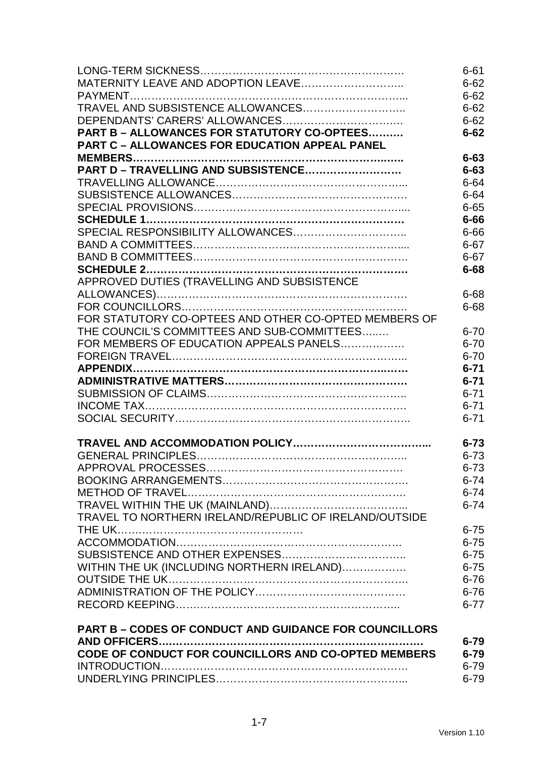| | |
|---|---|
| LONG-TERM SICKNESS………………………………………………… | 6-61 |
| MATERNITY LEAVE AND ADOPTION LEAVE……………………….. | 6-62 |
| PAYMENT………………………………………………………………... | 6-62 |
| TRAVEL AND SUBSISTENCE ALLOWANCES……………………….. | 6-62 |
| DEPENDANTS' CARERS' ALLOWANCES……………………………. | 6-62 |
| **PART B – ALLOWANCES FOR STATUTORY CO-OPTEES………** | **6-62** |
| **PART C – ALLOWANCES FOR EDUCATION APPEAL PANEL MEMBERS……………………………………………………………..** | **6-63** |
| **PART D – TRAVELLING AND SUBSISTENCE………………………** | **6-63** |
| TRAVELLING ALLOWANCE…………………………………………... | 6-64 |
| SUBSISTENCE ALLOWANCES………………………………………. | 6-64 |
| SPECIAL PROVISIONS…………………………………………………... | 6-65 |
| **SCHEDULE 1…………………………………………………………….** | **6-66** |
| SPECIAL RESPONSIBILITY ALLOWANCES………………………….. | 6-66 |
| BAND A COMMITTEES…………………………………………………... | 6-67 |
| BAND B COMMITTEES………………………………………………….. | 6-67 |
| **SCHEDULE 2…………………………………………………………….** | **6-68** |
| APPROVED DUTIES (TRAVELLING AND SUBSISTENCE ALLOWANCES)………………………………………………………. | 6-68 |
| FOR COUNCILLORS…………………………………………………… | 6-68 |
| FOR STATUTORY CO-OPTEES AND OTHER CO-OPTED MEMBERS OF THE COUNCIL'S COMMITTEES AND SUB-COMMITTEES…..… | 6-70 |
| FOR MEMBERS OF EDUCATION APPEALS PANELS……………… | 6-70 |
| FOREIGN TRAVEL……………………………………………………... | 6-70 |
| **APPENDIX………………………………………………………………** | **6-71** |
| **ADMINISTRATIVE MATTERS………………………………………….** | **6-71** |
| SUBMISSION OF CLAIMS……………………………………………….. | 6-71 |
| INCOME TAX……………………………………………………………. | 6-71 |
| SOCIAL SECURITY……………………………………………………….. | 6-71 |
| | |
| **TRAVEL AND ACCOMMODATION POLICY………………………………...** | **6-73** |
| GENERAL PRINCIPLES………………………………………………….. | 6-73 |
| APPROVAL PROCESSES………………………………………………. | 6-73 |
| BOOKING ARRANGEMENTS…………………………………………….. | 6-74 |
| METHOD OF TRAVEL…………………………………………………. | 6-74 |
| TRAVEL WITHIN THE UK (MAINLAND)……………………………….. | 6-74 |
| TRAVEL TO NORTHERN IRELAND/REPUBLIC OF IRELAND/OUTSIDE THE UK……………………………………………. | 6-75 |
| ACCOMMODATION……………………………………………………… | 6-75 |
| SUBSISTENCE AND OTHER EXPENSES…………………………….. | 6-75 |
| WITHIN THE UK (INCLUDING NORTHERN IRELAND)……………… | 6-75 |
| OUTSIDE THE UK………………………………………………………. | 6-76 |
| ADMINISTRATION OF THE POLICY…………………………………… | 6-76 |
| RECORD KEEPING……………………………………………………….. | 6-77 |
| | |
| **PART B – CODES OF CONDUCT AND GUIDANCE FOR COUNCILLORS AND OFFICERS…………………………………………………………………** | **6-79** |
| **CODE OF CONDUCT FOR COUNCILLORS AND CO-OPTED MEMBERS** | **6-79** |
| INTRODUCTION………………………………………………………. | 6-79 |
| UNDERLYING PRINCIPLES…………………………………………….. | 6-79 |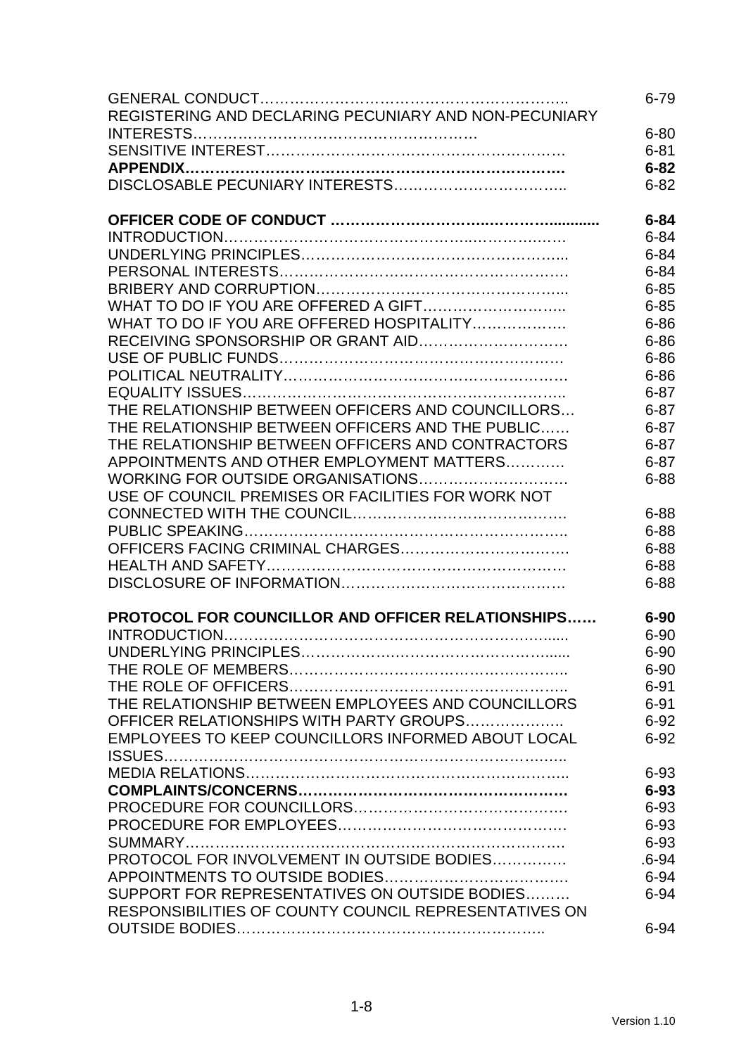| | |
|---|---|
| GENERAL CONDUCT…………………………………………………….. | 6-79 |
| REGISTERING AND DECLARING PECUNIARY AND NON-PECUNIARY INTERESTS…………………………………………………. | 6-80 |
| SENSITIVE INTEREST…………………………………………………. | 6-81 |
| **APPENDIX…………………………………………………………………** | **6-82** |
| DISCLOSABLE PECUNIARY INTERESTS…………………………….. | 6-82 |
| | |
| **OFFICER CODE OF CONDUCT ……………………….…………...........** | **6-84** |
| INTRODUCTION……………………………………..……………… | 6-84 |
| UNDERLYING PRINCIPLES……………………………………………... | 6-84 |
| PERSONAL INTERESTS…………………………………………………. | 6-84 |
| BRIBERY AND CORRUPTION…………………………………………... | 6-85 |
| WHAT TO DO IF YOU ARE OFFERED A GIFT……………………….. | 6-85 |
| WHAT TO DO IF YOU ARE OFFERED HOSPITALITY………………. | 6-86 |
| RECEIVING SPONSORSHIP OR GRANT AID……………………….. | 6-86 |
| USE OF PUBLIC FUNDS………………………………………………. | 6-86 |
| POLITICAL NEUTRALITY………………………………………………. | 6-86 |
| EQUALITY ISSUES……………………………………………………. | 6-87 |
| THE RELATIONSHIP BETWEEN OFFICERS AND COUNCILLORS… | 6-87 |
| THE RELATIONSHIP BETWEEN OFFICERS AND THE PUBLIC…… | 6-87 |
| THE RELATIONSHIP BETWEEN OFFICERS AND CONTRACTORS | 6-87 |
| APPOINTMENTS AND OTHER EMPLOYMENT MATTERS………… | 6-87 |
| WORKING FOR OUTSIDE ORGANISATIONS………………………… | 6-88 |
| USE OF COUNCIL PREMISES OR FACILITIES FOR WORK NOT CONNECTED WITH THE COUNCIL……………………………………. | 6-88 |
| PUBLIC SPEAKING……………………………………………………….. | 6-88 |
| OFFICERS FACING CRIMINAL CHARGES……………………………. | 6-88 |
| HEALTH AND SAFETY…………………………………………………. | 6-88 |
| DISCLOSURE OF INFORMATION………………………………………. | 6-88 |
| | |
| **PROTOCOL FOR COUNCILLOR AND OFFICER RELATIONSHIPS……** | **6-90** |
| INTRODUCTION……………………………………………………....... | 6-90 |
| UNDERLYING PRINCIPLES………………………………………........ | 6-90 |
| THE ROLE OF MEMBERS……………………………………………. | 6-90 |
| THE ROLE OF OFFICERS……………………………………………... | 6-91 |
| THE RELATIONSHIP BETWEEN EMPLOYEES AND COUNCILLORS | 6-91 |
| OFFICER RELATIONSHIPS WITH PARTY GROUPS……………….. | 6-92 |
| EMPLOYEES TO KEEP COUNCILLORS INFORMED ABOUT LOCAL ISSUES……………………………………………………………………... | 6-92 |
| MEDIA RELATIONS……………………………………………………….. | 6-93 |
| **COMPLAINTS/CONCERNS……………………………………………** | **6-93** |
| PROCEDURE FOR COUNCILLORS……………………………………. | 6-93 |
| PROCEDURE FOR EMPLOYEES………………………………………. | 6-93 |
| SUMMARY………………………………………………………………. | 6-93 |
| PROTOCOL FOR INVOLVEMENT IN OUTSIDE BODIES………….. | .6-94 |
| APPOINTMENTS TO OUTSIDE BODIES………………………………. | 6-94 |
| SUPPORT FOR REPRESENTATIVES ON OUTSIDE BODIES……… | 6-94 |
| RESPONSIBILITIES OF COUNTY COUNCIL REPRESENTATIVES ON OUTSIDE BODIES…………………………………………………….. | 6-94 |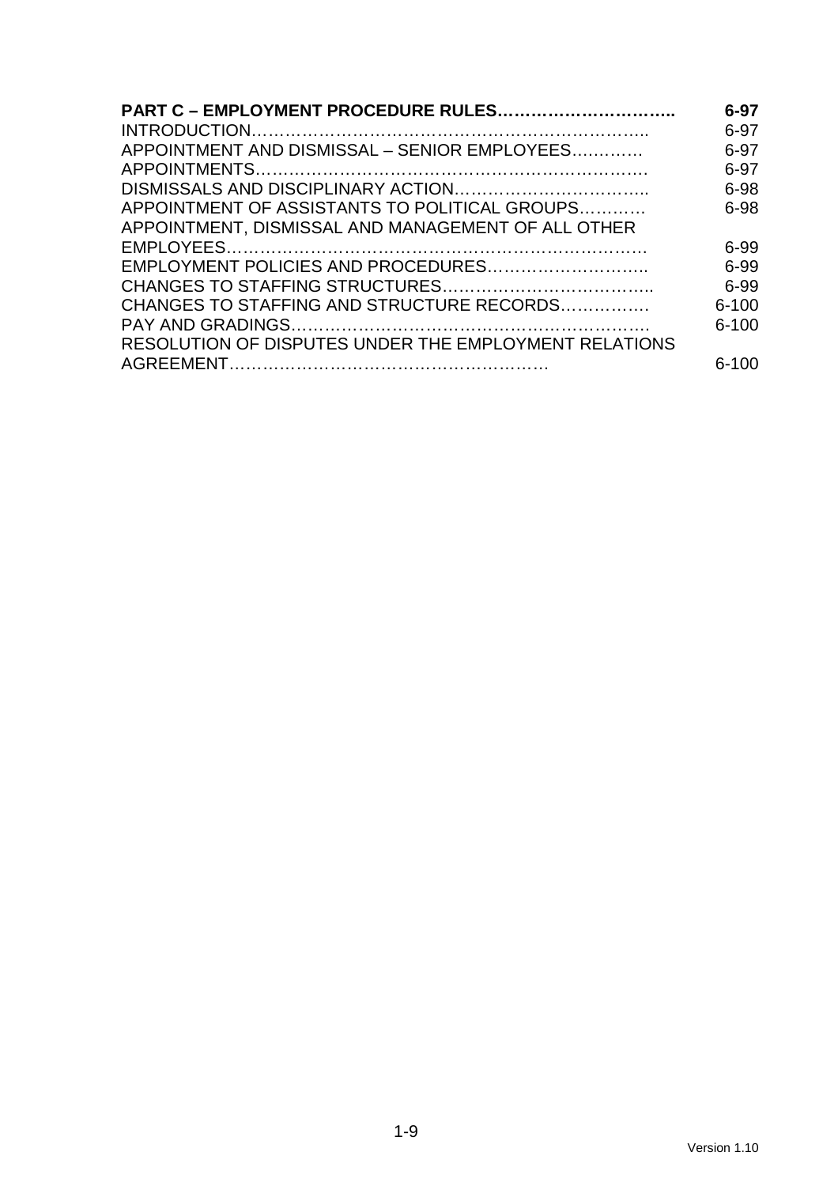| | |
|---|---|
| **PART C – EMPLOYMENT PROCEDURE RULES…………………………..** | **6-97** |
| INTRODUCTION……………………………………………………………….. | 6-97 |
| APPOINTMENT AND DISMISSAL – SENIOR EMPLOYEES………… | 6-97 |
| APPOINTMENTS…………………………………………………………… | 6-97 |
| DISMISSALS AND DISCIPLINARY ACTION…………………………….. | 6-98 |
| APPOINTMENT OF ASSISTANTS TO POLITICAL GROUPS……….… | 6-98 |
| APPOINTMENT, DISMISSAL AND MANAGEMENT OF ALL OTHER EMPLOYEES………………………………………………………………. | 6-99 |
| EMPLOYMENT POLICIES AND PROCEDURES……………………….. | 6-99 |
| CHANGES TO STAFFING STRUCTURES……………………………….. | 6-99 |
| CHANGES TO STAFFING AND STRUCTURE RECORDS……………. | 6-100 |
| PAY AND GRADINGS………………………………………………………. | 6-100 |
| RESOLUTION OF DISPUTES UNDER THE EMPLOYMENT RELATIONS AGREEMENT…………………………………………………… | 6-100 |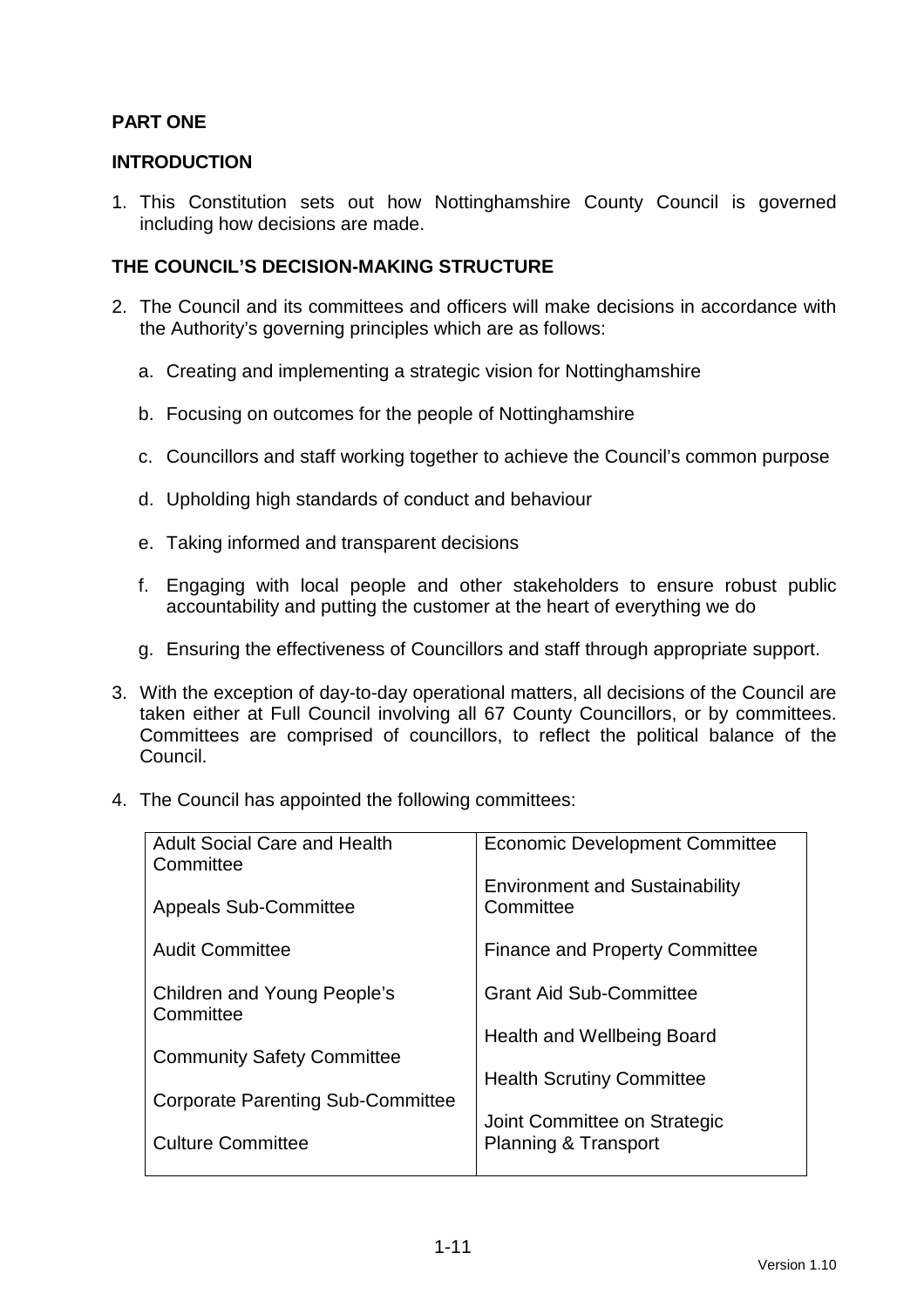## PART ONE

## INTRODUCTION

1. This Constitution sets out how Nottinghamshire County Council is governed including how decisions are made.

## THE COUNCIL'S DECISION-MAKING STRUCTURE

2. The Council and its committees and officers will make decisions in accordance with the Authority's governing principles which are as follows:

   a. Creating and implementing a strategic vision for Nottinghamshire

   b. Focusing on outcomes for the people of Nottinghamshire

   c. Councillors and staff working together to achieve the Council's common purpose

   d. Upholding high standards of conduct and behaviour

   e. Taking informed and transparent decisions

   f. Engaging with local people and other stakeholders to ensure robust public accountability and putting the customer at the heart of everything we do

   g. Ensuring the effectiveness of Councillors and staff through appropriate support.

3. With the exception of day-to-day operational matters, all decisions of the Council are taken either at Full Council involving all 67 County Councillors, or by committees. Committees are comprised of councillors, to reflect the political balance of the Council.

4. The Council has appointed the following committees:

| | |
|---|---|
| Adult Social Care and Health Committee | Economic Development Committee |
| Appeals Sub-Committee | Environment and Sustainability Committee |
| Audit Committee | Finance and Property Committee |
| Children and Young People's Committee | Grant Aid Sub-Committee |
| Community Safety Committee | Health and Wellbeing Board |
| Corporate Parenting Sub-Committee | Health Scrutiny Committee |
| Culture Committee | Joint Committee on Strategic Planning & Transport |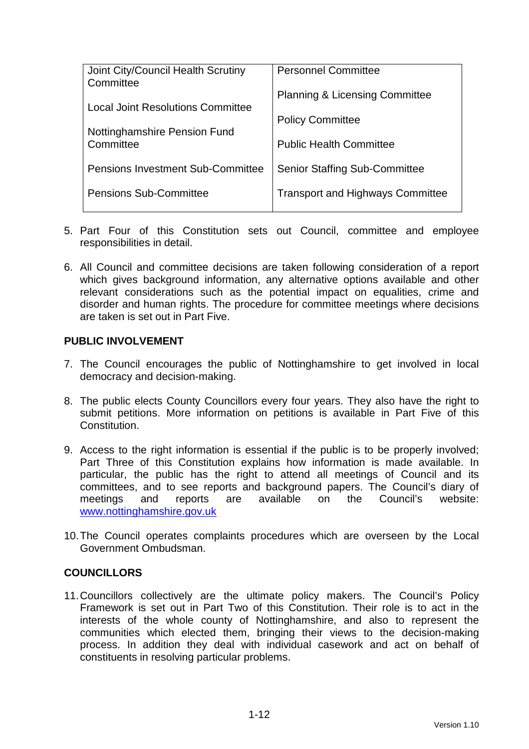| Joint City/Council Health Scrutiny Committee | Personnel Committee |
|---|---|
| Local Joint Resolutions Committee | Planning & Licensing Committee |
| Nottinghamshire Pension Fund Committee | Policy Committee |
| | Public Health Committee |
| Pensions Investment Sub-Committee | Senior Staffing Sub-Committee |
| Pensions Sub-Committee | Transport and Highways Committee |

5. Part Four of this Constitution sets out Council, committee and employee responsibilities in detail.

6. All Council and committee decisions are taken following consideration of a report which gives background information, any alternative options available and other relevant considerations such as the potential impact on equalities, crime and disorder and human rights. The procedure for committee meetings where decisions are taken is set out in Part Five.

## PUBLIC INVOLVEMENT

7. The Council encourages the public of Nottinghamshire to get involved in local democracy and decision-making.

8. The public elects County Councillors every four years. They also have the right to submit petitions. More information on petitions is available in Part Five of this Constitution.

9. Access to the right information is essential if the public is to be properly involved; Part Three of this Constitution explains how information is made available. In particular, the public has the right to attend all meetings of Council and its committees, and to see reports and background papers. The Council's diary of meetings and reports are available on the Council's website: www.nottinghamshire.gov.uk

10. The Council operates complaints procedures which are overseen by the Local Government Ombudsman.

## COUNCILLORS

11. Councillors collectively are the ultimate policy makers. The Council's Policy Framework is set out in Part Two of this Constitution. Their role is to act in the interests of the whole county of Nottinghamshire, and also to represent the communities which elected them, bringing their views to the decision-making process. In addition they deal with individual casework and act on behalf of constituents in resolving particular problems.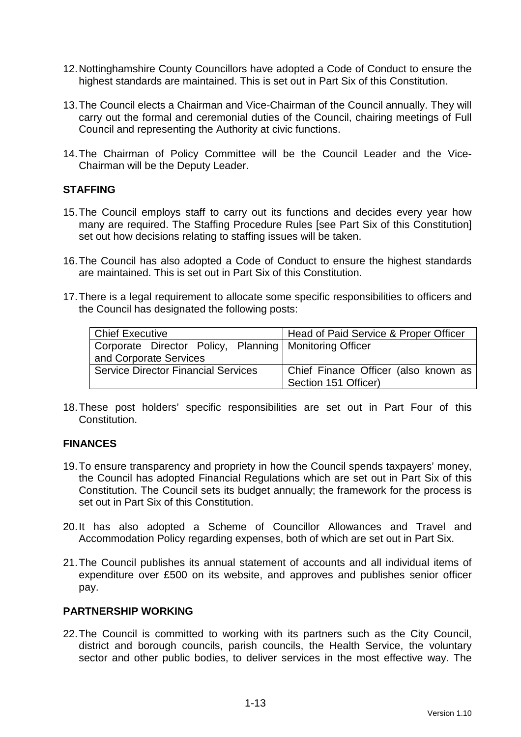12. Nottinghamshire County Councillors have adopted a Code of Conduct to ensure the highest standards are maintained. This is set out in Part Six of this Constitution.

13. The Council elects a Chairman and Vice-Chairman of the Council annually. They will carry out the formal and ceremonial duties of the Council, chairing meetings of Full Council and representing the Authority at civic functions.

14. The Chairman of Policy Committee will be the Council Leader and the Vice-Chairman will be the Deputy Leader.

## STAFFING

15. The Council employs staff to carry out its functions and decides every year how many are required. The Staffing Procedure Rules [see Part Six of this Constitution] set out how decisions relating to staffing issues will be taken.

16. The Council has also adopted a Code of Conduct to ensure the highest standards are maintained. This is set out in Part Six of this Constitution.

17. There is a legal requirement to allocate some specific responsibilities to officers and the Council has designated the following posts:

| | |
|---|---|
| Chief Executive | Head of Paid Service & Proper Officer |
| Corporate Director Policy, Planning and Corporate Services | Monitoring Officer |
| Service Director Financial Services | Chief Finance Officer (also known as Section 151 Officer) |

18. These post holders' specific responsibilities are set out in Part Four of this Constitution.

## FINANCES

19. To ensure transparency and propriety in how the Council spends taxpayers' money, the Council has adopted Financial Regulations which are set out in Part Six of this Constitution. The Council sets its budget annually; the framework for the process is set out in Part Six of this Constitution.

20. It has also adopted a Scheme of Councillor Allowances and Travel and Accommodation Policy regarding expenses, both of which are set out in Part Six.

21. The Council publishes its annual statement of accounts and all individual items of expenditure over £500 on its website, and approves and publishes senior officer pay.

## PARTNERSHIP WORKING

22. The Council is committed to working with its partners such as the City Council, district and borough councils, parish councils, the Health Service, the voluntary sector and other public bodies, to deliver services in the most effective way. The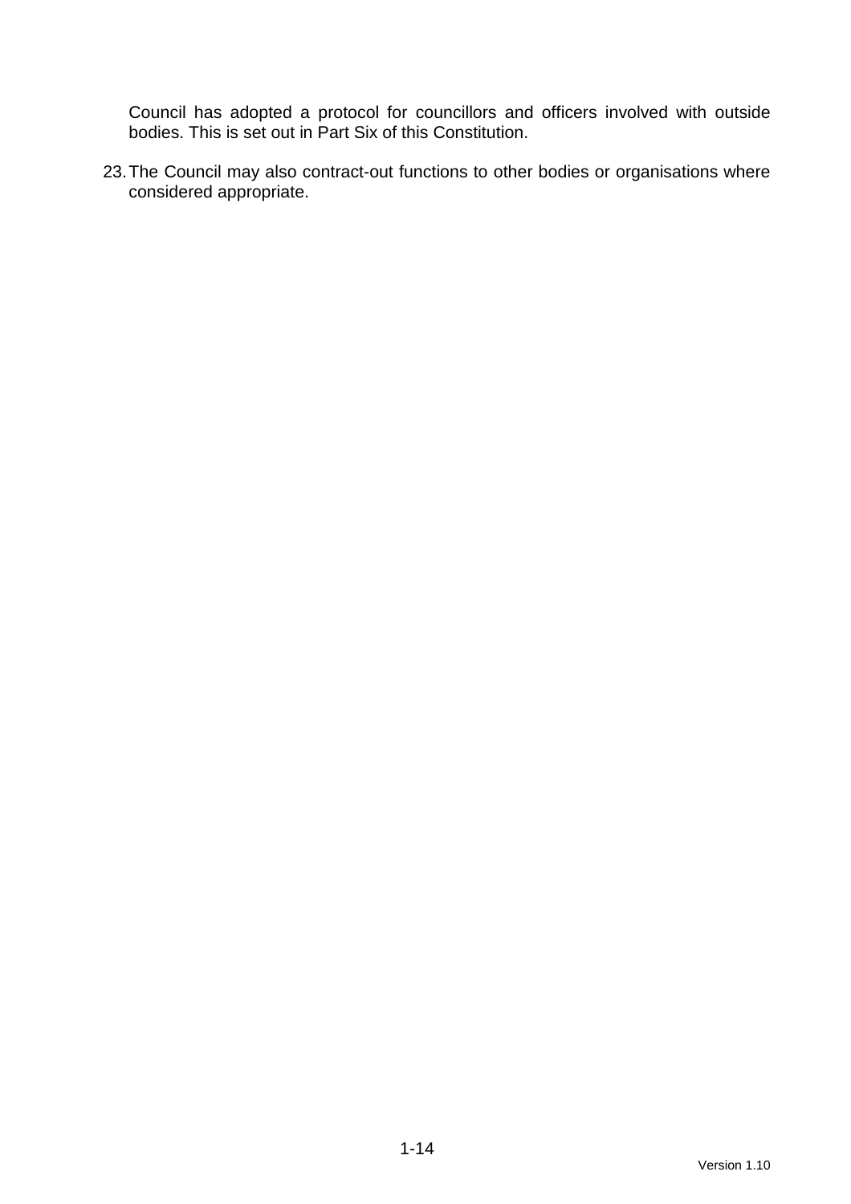Council has adopted a protocol for councillors and officers involved with outside bodies. This is set out in Part Six of this Constitution.

23. The Council may also contract-out functions to other bodies or organisations where considered appropriate.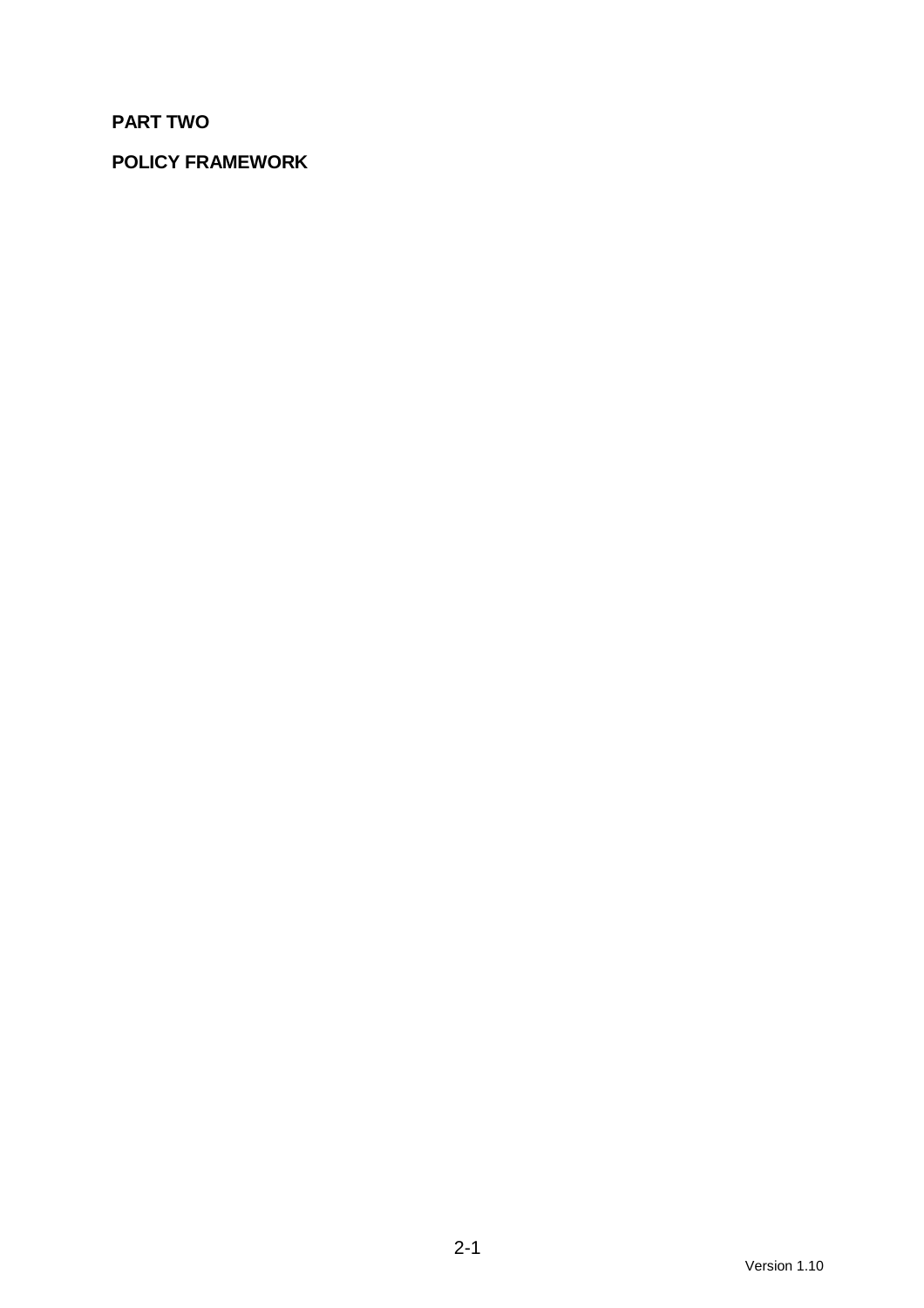# PART TWO

## POLICY FRAMEWORK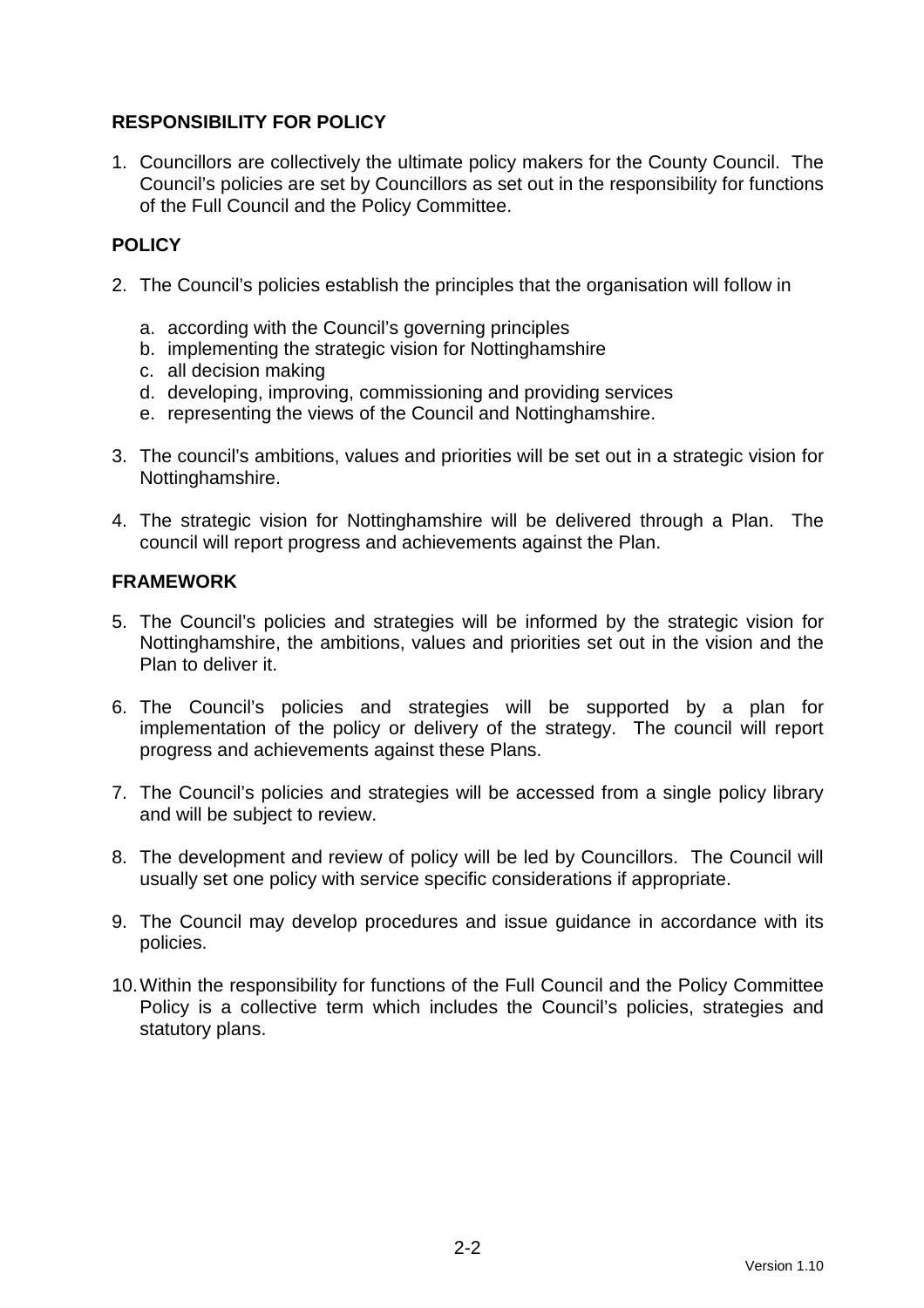## RESPONSIBILITY FOR POLICY

1. Councillors are collectively the ultimate policy makers for the County Council. The Council's policies are set by Councillors as set out in the responsibility for functions of the Full Council and the Policy Committee.

## POLICY

2. The Council's policies establish the principles that the organisation will follow in

   a. according with the Council's governing principles
   b. implementing the strategic vision for Nottinghamshire
   c. all decision making
   d. developing, improving, commissioning and providing services
   e. representing the views of the Council and Nottinghamshire.

3. The council's ambitions, values and priorities will be set out in a strategic vision for Nottinghamshire.

4. The strategic vision for Nottinghamshire will be delivered through a Plan. The council will report progress and achievements against the Plan.

## FRAMEWORK

5. The Council's policies and strategies will be informed by the strategic vision for Nottinghamshire, the ambitions, values and priorities set out in the vision and the Plan to deliver it.

6. The Council's policies and strategies will be supported by a plan for implementation of the policy or delivery of the strategy. The council will report progress and achievements against these Plans.

7. The Council's policies and strategies will be accessed from a single policy library and will be subject to review.

8. The development and review of policy will be led by Councillors. The Council will usually set one policy with service specific considerations if appropriate.

9. The Council may develop procedures and issue guidance in accordance with its policies.

10. Within the responsibility for functions of the Full Council and the Policy Committee Policy is a collective term which includes the Council's policies, strategies and statutory plans.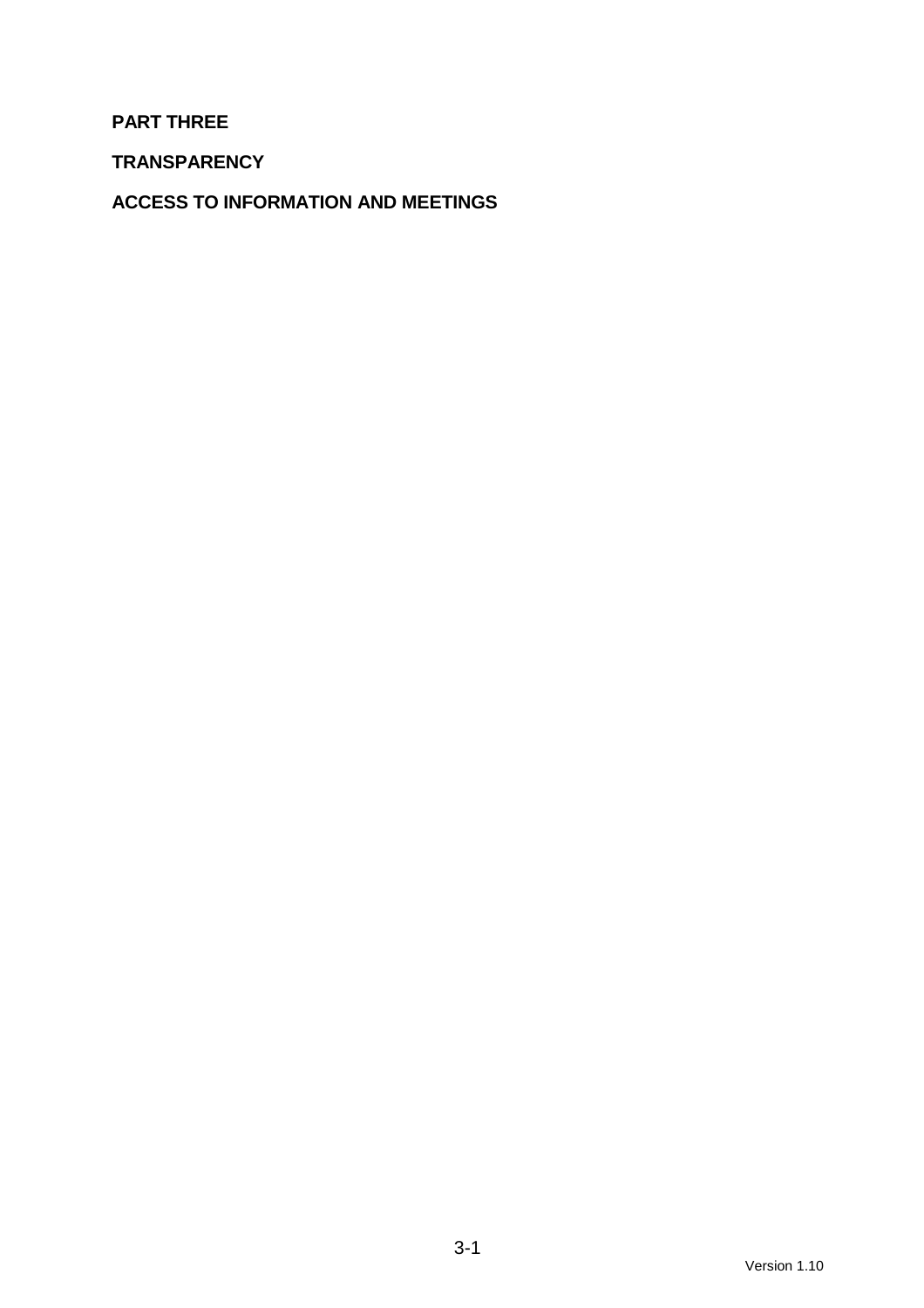# PART THREE

## TRANSPARENCY

## ACCESS TO INFORMATION AND MEETINGS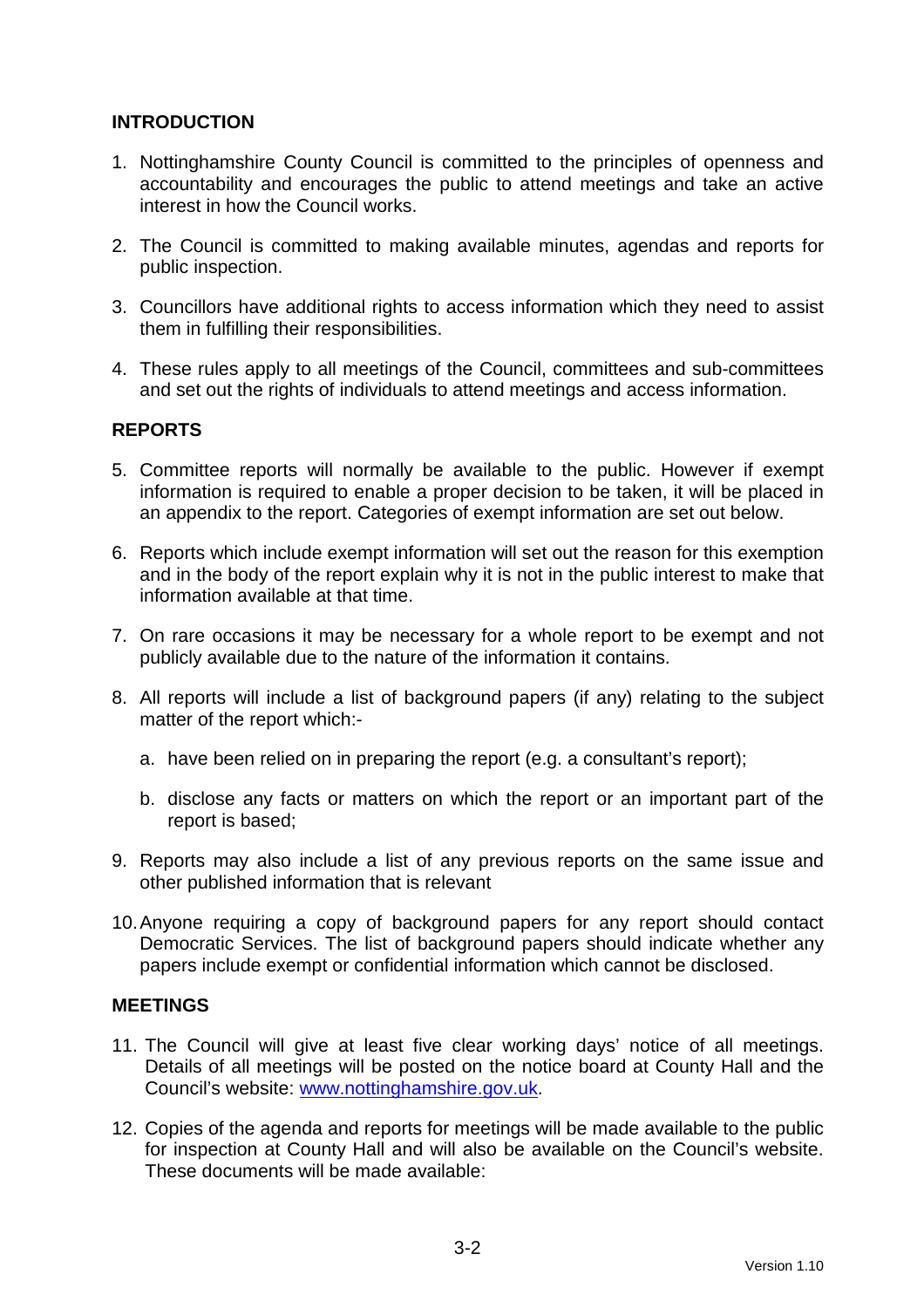## INTRODUCTION

1. Nottinghamshire County Council is committed to the principles of openness and accountability and encourages the public to attend meetings and take an active interest in how the Council works.

2. The Council is committed to making available minutes, agendas and reports for public inspection.

3. Councillors have additional rights to access information which they need to assist them in fulfilling their responsibilities.

4. These rules apply to all meetings of the Council, committees and sub-committees and set out the rights of individuals to attend meetings and access information.

## REPORTS

5. Committee reports will normally be available to the public. However if exempt information is required to enable a proper decision to be taken, it will be placed in an appendix to the report. Categories of exempt information are set out below.

6. Reports which include exempt information will set out the reason for this exemption and in the body of the report explain why it is not in the public interest to make that information available at that time.

7. On rare occasions it may be necessary for a whole report to be exempt and not publicly available due to the nature of the information it contains.

8. All reports will include a list of background papers (if any) relating to the subject matter of the report which:-

    a. have been relied on in preparing the report (e.g. a consultant's report);

    b. disclose any facts or matters on which the report or an important part of the report is based;

9. Reports may also include a list of any previous reports on the same issue and other published information that is relevant

10. Anyone requiring a copy of background papers for any report should contact Democratic Services. The list of background papers should indicate whether any papers include exempt or confidential information which cannot be disclosed.

## MEETINGS

11. The Council will give at least five clear working days' notice of all meetings. Details of all meetings will be posted on the notice board at County Hall and the Council's website: www.nottinghamshire.gov.uk.

12. Copies of the agenda and reports for meetings will be made available to the public for inspection at County Hall and will also be available on the Council's website. These documents will be made available: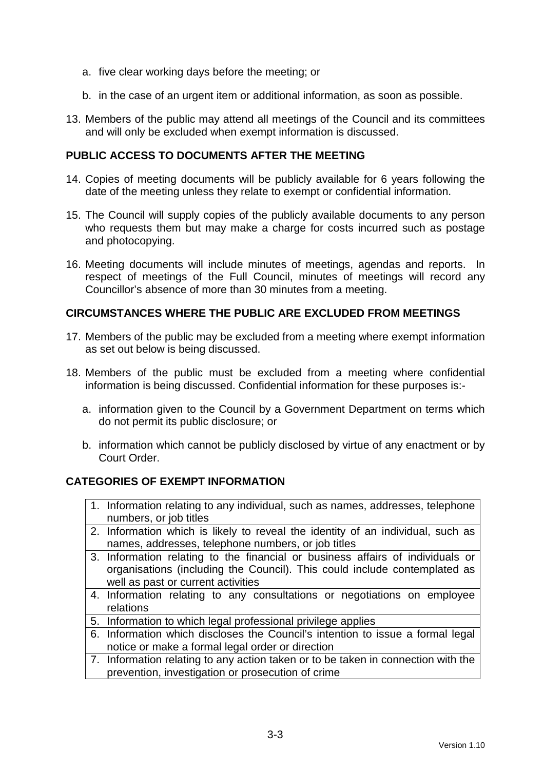a. five clear working days before the meeting; or

b. in the case of an urgent item or additional information, as soon as possible.

13. Members of the public may attend all meetings of the Council and its committees and will only be excluded when exempt information is discussed.

## PUBLIC ACCESS TO DOCUMENTS AFTER THE MEETING

14. Copies of meeting documents will be publicly available for 6 years following the date of the meeting unless they relate to exempt or confidential information.

15. The Council will supply copies of the publicly available documents to any person who requests them but may make a charge for costs incurred such as postage and photocopying.

16. Meeting documents will include minutes of meetings, agendas and reports. In respect of meetings of the Full Council, minutes of meetings will record any Councillor's absence of more than 30 minutes from a meeting.

## CIRCUMSTANCES WHERE THE PUBLIC ARE EXCLUDED FROM MEETINGS

17. Members of the public may be excluded from a meeting where exempt information as set out below is being discussed.

18. Members of the public must be excluded from a meeting where confidential information is being discussed. Confidential information for these purposes is:-

    a. information given to the Council by a Government Department on terms which do not permit its public disclosure; or

    b. information which cannot be publicly disclosed by virtue of any enactment or by Court Order.

## CATEGORIES OF EXEMPT INFORMATION

| |
|---|
| 1. Information relating to any individual, such as names, addresses, telephone numbers, or job titles |
| 2. Information which is likely to reveal the identity of an individual, such as names, addresses, telephone numbers, or job titles |
| 3. Information relating to the financial or business affairs of individuals or organisations (including the Council). This could include contemplated as well as past or current activities |
| 4. Information relating to any consultations or negotiations on employee relations |
| 5. Information to which legal professional privilege applies |
| 6. Information which discloses the Council's intention to issue a formal legal notice or make a formal legal order or direction |
| 7. Information relating to any action taken or to be taken in connection with the prevention, investigation or prosecution of crime |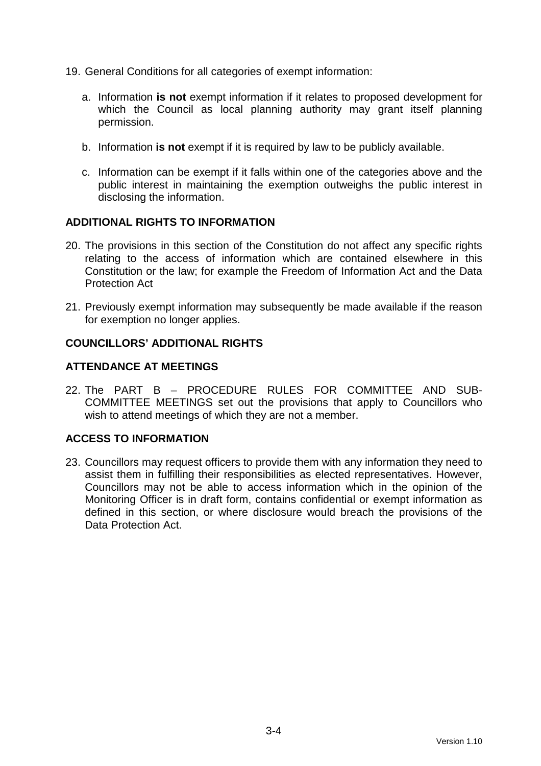19. General Conditions for all categories of exempt information:

    a. Information **is not** exempt information if it relates to proposed development for which the Council as local planning authority may grant itself planning permission.

    b. Information **is not** exempt if it is required by law to be publicly available.

    c. Information can be exempt if it falls within one of the categories above and the public interest in maintaining the exemption outweighs the public interest in disclosing the information.

## ADDITIONAL RIGHTS TO INFORMATION

20. The provisions in this section of the Constitution do not affect any specific rights relating to the access of information which are contained elsewhere in this Constitution or the law; for example the Freedom of Information Act and the Data Protection Act

21. Previously exempt information may subsequently be made available if the reason for exemption no longer applies.

## COUNCILLORS' ADDITIONAL RIGHTS

## ATTENDANCE AT MEETINGS

22. The PART B – PROCEDURE RULES FOR COMMITTEE AND SUB-COMMITTEE MEETINGS set out the provisions that apply to Councillors who wish to attend meetings of which they are not a member.

## ACCESS TO INFORMATION

23. Councillors may request officers to provide them with any information they need to assist them in fulfilling their responsibilities as elected representatives. However, Councillors may not be able to access information which in the opinion of the Monitoring Officer is in draft form, contains confidential or exempt information as defined in this section, or where disclosure would breach the provisions of the Data Protection Act.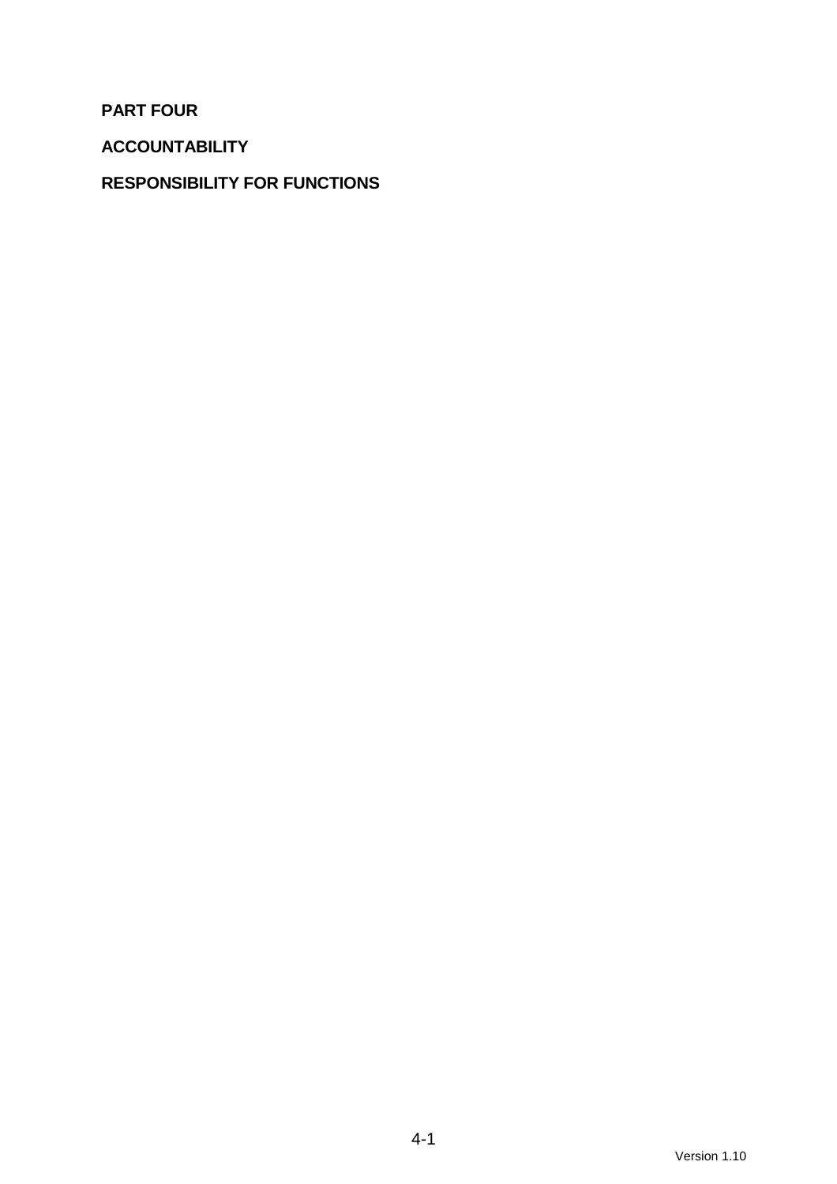# PART FOUR

## ACCOUNTABILITY

## RESPONSIBILITY FOR FUNCTIONS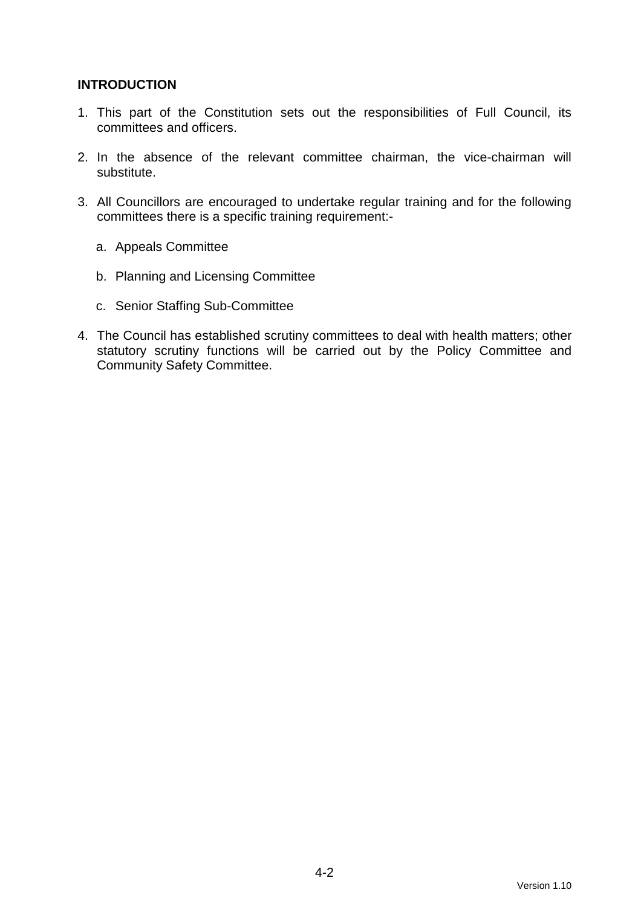## INTRODUCTION

1. This part of the Constitution sets out the responsibilities of Full Council, its committees and officers.

2. In the absence of the relevant committee chairman, the vice-chairman will substitute.

3. All Councillors are encouraged to undertake regular training and for the following committees there is a specific training requirement:-

   a. Appeals Committee

   b. Planning and Licensing Committee

   c. Senior Staffing Sub-Committee

4. The Council has established scrutiny committees to deal with health matters; other statutory scrutiny functions will be carried out by the Policy Committee and Community Safety Committee.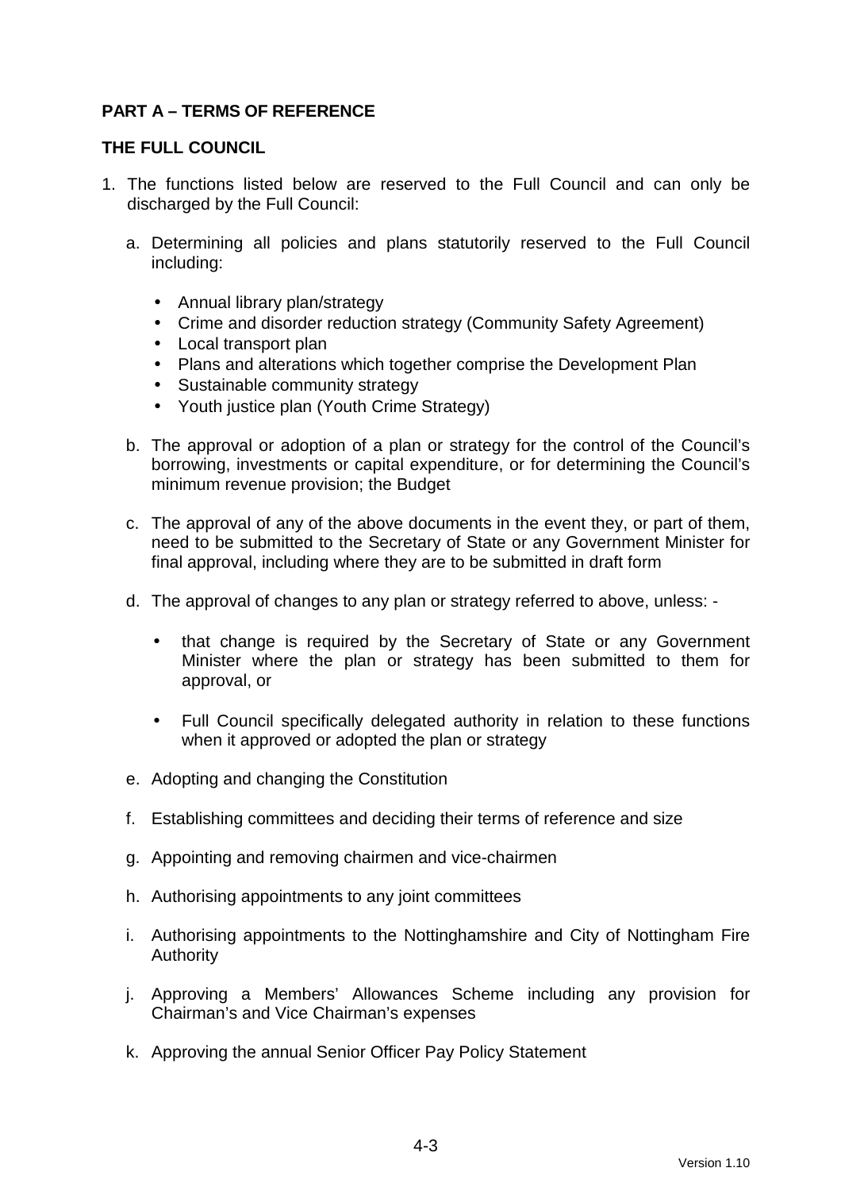## PART A – TERMS OF REFERENCE

### THE FULL COUNCIL

1. The functions listed below are reserved to the Full Council and can only be discharged by the Full Council:

   a. Determining all policies and plans statutorily reserved to the Full Council including:

      - Annual library plan/strategy
      - Crime and disorder reduction strategy (Community Safety Agreement)
      - Local transport plan
      - Plans and alterations which together comprise the Development Plan
      - Sustainable community strategy
      - Youth justice plan (Youth Crime Strategy)

   b. The approval or adoption of a plan or strategy for the control of the Council's borrowing, investments or capital expenditure, or for determining the Council's minimum revenue provision; the Budget

   c. The approval of any of the above documents in the event they, or part of them, need to be submitted to the Secretary of State or any Government Minister for final approval, including where they are to be submitted in draft form

   d. The approval of changes to any plan or strategy referred to above, unless: -

      - that change is required by the Secretary of State or any Government Minister where the plan or strategy has been submitted to them for approval, or

      - Full Council specifically delegated authority in relation to these functions when it approved or adopted the plan or strategy

   e. Adopting and changing the Constitution

   f. Establishing committees and deciding their terms of reference and size

   g. Appointing and removing chairmen and vice-chairmen

   h. Authorising appointments to any joint committees

   i. Authorising appointments to the Nottinghamshire and City of Nottingham Fire Authority

   j. Approving a Members' Allowances Scheme including any provision for Chairman's and Vice Chairman's expenses

   k. Approving the annual Senior Officer Pay Policy Statement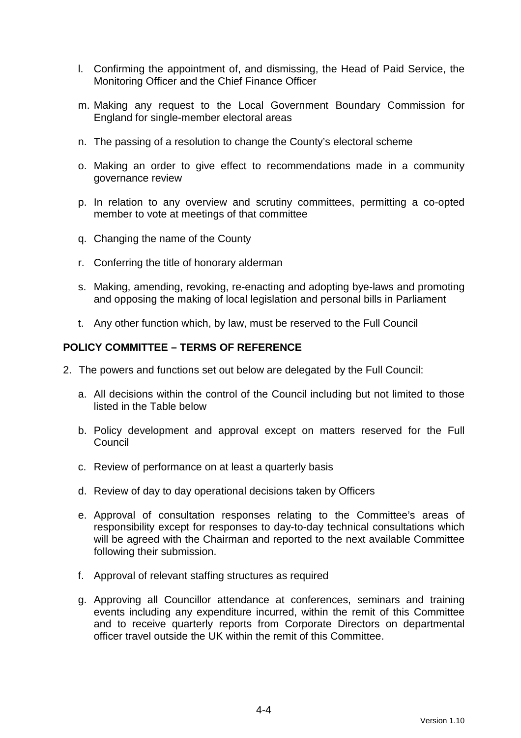l. Confirming the appointment of, and dismissing, the Head of Paid Service, the Monitoring Officer and the Chief Finance Officer

m. Making any request to the Local Government Boundary Commission for England for single-member electoral areas

n. The passing of a resolution to change the County's electoral scheme

o. Making an order to give effect to recommendations made in a community governance review

p. In relation to any overview and scrutiny committees, permitting a co-opted member to vote at meetings of that committee

q. Changing the name of the County

r. Conferring the title of honorary alderman

s. Making, amending, revoking, re-enacting and adopting bye-laws and promoting and opposing the making of local legislation and personal bills in Parliament

t. Any other function which, by law, must be reserved to the Full Council

## POLICY COMMITTEE – TERMS OF REFERENCE

2. The powers and functions set out below are delegated by the Full Council:

   a. All decisions within the control of the Council including but not limited to those listed in the Table below

   b. Policy development and approval except on matters reserved for the Full Council

   c. Review of performance on at least a quarterly basis

   d. Review of day to day operational decisions taken by Officers

   e. Approval of consultation responses relating to the Committee's areas of responsibility except for responses to day-to-day technical consultations which will be agreed with the Chairman and reported to the next available Committee following their submission.

   f. Approval of relevant staffing structures as required

   g. Approving all Councillor attendance at conferences, seminars and training events including any expenditure incurred, within the remit of this Committee and to receive quarterly reports from Corporate Directors on departmental officer travel outside the UK within the remit of this Committee.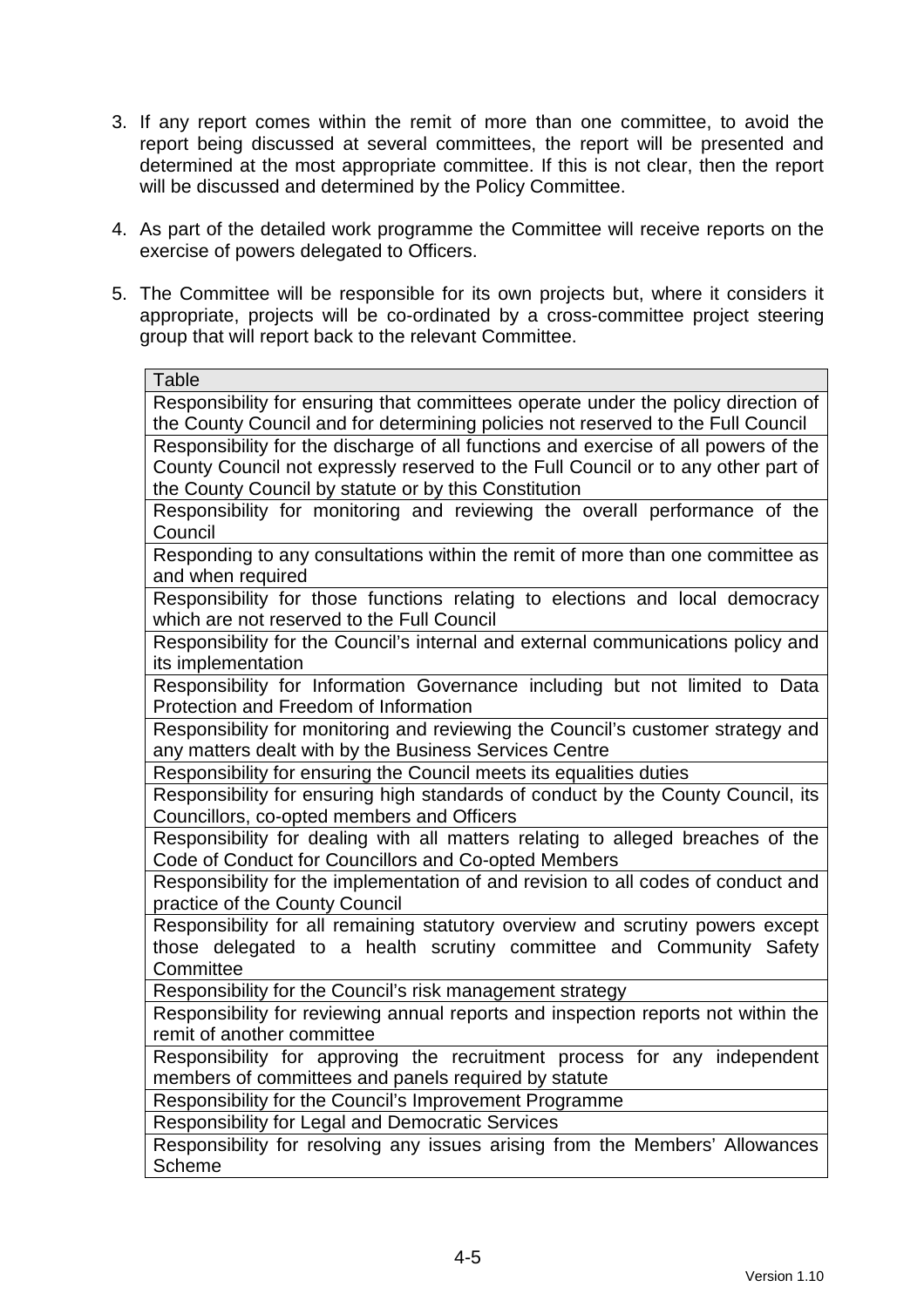3. If any report comes within the remit of more than one committee, to avoid the report being discussed at several committees, the report will be presented and determined at the most appropriate committee. If this is not clear, then the report will be discussed and determined by the Policy Committee.

4. As part of the detailed work programme the Committee will receive reports on the exercise of powers delegated to Officers.

5. The Committee will be responsible for its own projects but, where it considers it appropriate, projects will be co-ordinated by a cross-committee project steering group that will report back to the relevant Committee.

| Table |
|---|
| Responsibility for ensuring that committees operate under the policy direction of the County Council and for determining policies not reserved to the Full Council |
| Responsibility for the discharge of all functions and exercise of all powers of the County Council not expressly reserved to the Full Council or to any other part of the County Council by statute or by this Constitution |
| Responsibility for monitoring and reviewing the overall performance of the Council |
| Responding to any consultations within the remit of more than one committee as and when required |
| Responsibility for those functions relating to elections and local democracy which are not reserved to the Full Council |
| Responsibility for the Council's internal and external communications policy and its implementation |
| Responsibility for Information Governance including but not limited to Data Protection and Freedom of Information |
| Responsibility for monitoring and reviewing the Council's customer strategy and any matters dealt with by the Business Services Centre |
| Responsibility for ensuring the Council meets its equalities duties |
| Responsibility for ensuring high standards of conduct by the County Council, its Councillors, co-opted members and Officers |
| Responsibility for dealing with all matters relating to alleged breaches of the Code of Conduct for Councillors and Co-opted Members |
| Responsibility for the implementation of and revision to all codes of conduct and practice of the County Council |
| Responsibility for all remaining statutory overview and scrutiny powers except those delegated to a health scrutiny committee and Community Safety Committee |
| Responsibility for the Council's risk management strategy |
| Responsibility for reviewing annual reports and inspection reports not within the remit of another committee |
| Responsibility for approving the recruitment process for any independent members of committees and panels required by statute |
| Responsibility for the Council's Improvement Programme |
| Responsibility for Legal and Democratic Services |
| Responsibility for resolving any issues arising from the Members' Allowances Scheme |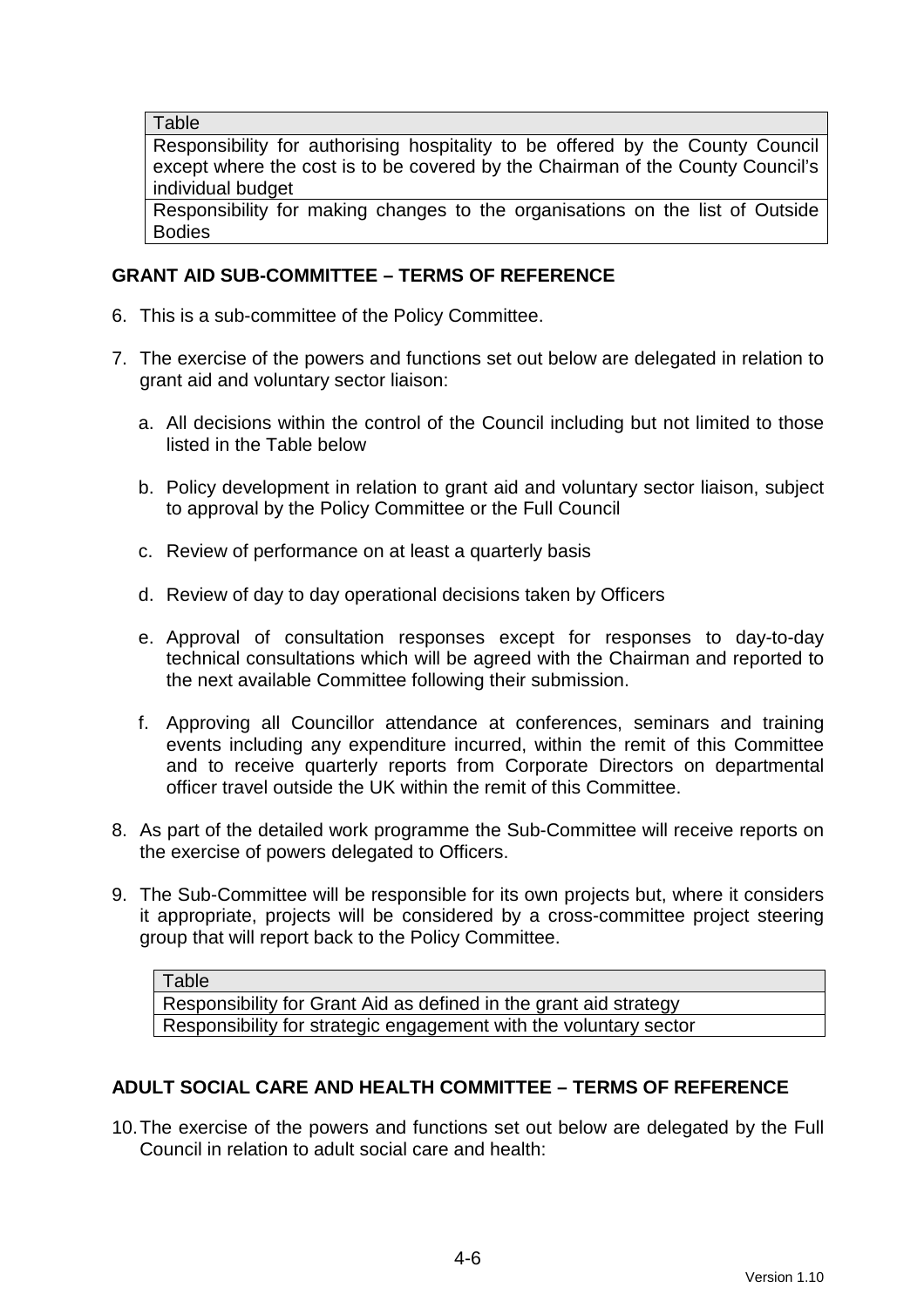| Table |
| --- |
| Responsibility for authorising hospitality to be offered by the County Council except where the cost is to be covered by the Chairman of the County Council's individual budget |
| Responsibility for making changes to the organisations on the list of Outside Bodies |

## GRANT AID SUB-COMMITTEE – TERMS OF REFERENCE

6. This is a sub-committee of the Policy Committee.

7. The exercise of the powers and functions set out below are delegated in relation to grant aid and voluntary sector liaison:

   a. All decisions within the control of the Council including but not limited to those listed in the Table below

   b. Policy development in relation to grant aid and voluntary sector liaison, subject to approval by the Policy Committee or the Full Council

   c. Review of performance on at least a quarterly basis

   d. Review of day to day operational decisions taken by Officers

   e. Approval of consultation responses except for responses to day-to-day technical consultations which will be agreed with the Chairman and reported to the next available Committee following their submission.

   f. Approving all Councillor attendance at conferences, seminars and training events including any expenditure incurred, within the remit of this Committee and to receive quarterly reports from Corporate Directors on departmental officer travel outside the UK within the remit of this Committee.

8. As part of the detailed work programme the Sub-Committee will receive reports on the exercise of powers delegated to Officers.

9. The Sub-Committee will be responsible for its own projects but, where it considers it appropriate, projects will be considered by a cross-committee project steering group that will report back to the Policy Committee.

| Table |
| --- |
| Responsibility for Grant Aid as defined in the grant aid strategy |
| Responsibility for strategic engagement with the voluntary sector |

## ADULT SOCIAL CARE AND HEALTH COMMITTEE – TERMS OF REFERENCE

10. The exercise of the powers and functions set out below are delegated by the Full Council in relation to adult social care and health: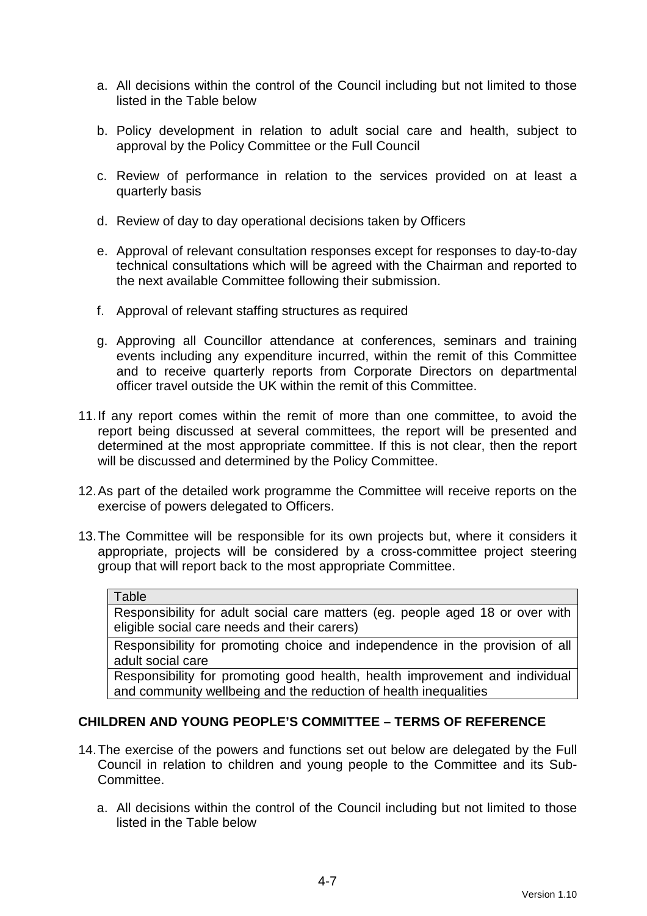a. All decisions within the control of the Council including but not limited to those listed in the Table below

b. Policy development in relation to adult social care and health, subject to approval by the Policy Committee or the Full Council

c. Review of performance in relation to the services provided on at least a quarterly basis

d. Review of day to day operational decisions taken by Officers

e. Approval of relevant consultation responses except for responses to day-to-day technical consultations which will be agreed with the Chairman and reported to the next available Committee following their submission.

f. Approval of relevant staffing structures as required

g. Approving all Councillor attendance at conferences, seminars and training events including any expenditure incurred, within the remit of this Committee and to receive quarterly reports from Corporate Directors on departmental officer travel outside the UK within the remit of this Committee.

11. If any report comes within the remit of more than one committee, to avoid the report being discussed at several committees, the report will be presented and determined at the most appropriate committee. If this is not clear, then the report will be discussed and determined by the Policy Committee.

12. As part of the detailed work programme the Committee will receive reports on the exercise of powers delegated to Officers.

13. The Committee will be responsible for its own projects but, where it considers it appropriate, projects will be considered by a cross-committee project steering group that will report back to the most appropriate Committee.

| Table |
| --- |
| Responsibility for adult social care matters (eg. people aged 18 or over with eligible social care needs and their carers) |
| Responsibility for promoting choice and independence in the provision of all adult social care |
| Responsibility for promoting good health, health improvement and individual and community wellbeing and the reduction of health inequalities |

## CHILDREN AND YOUNG PEOPLE'S COMMITTEE – TERMS OF REFERENCE

14. The exercise of the powers and functions set out below are delegated by the Full Council in relation to children and young people to the Committee and its Sub-Committee.

a. All decisions within the control of the Council including but not limited to those listed in the Table below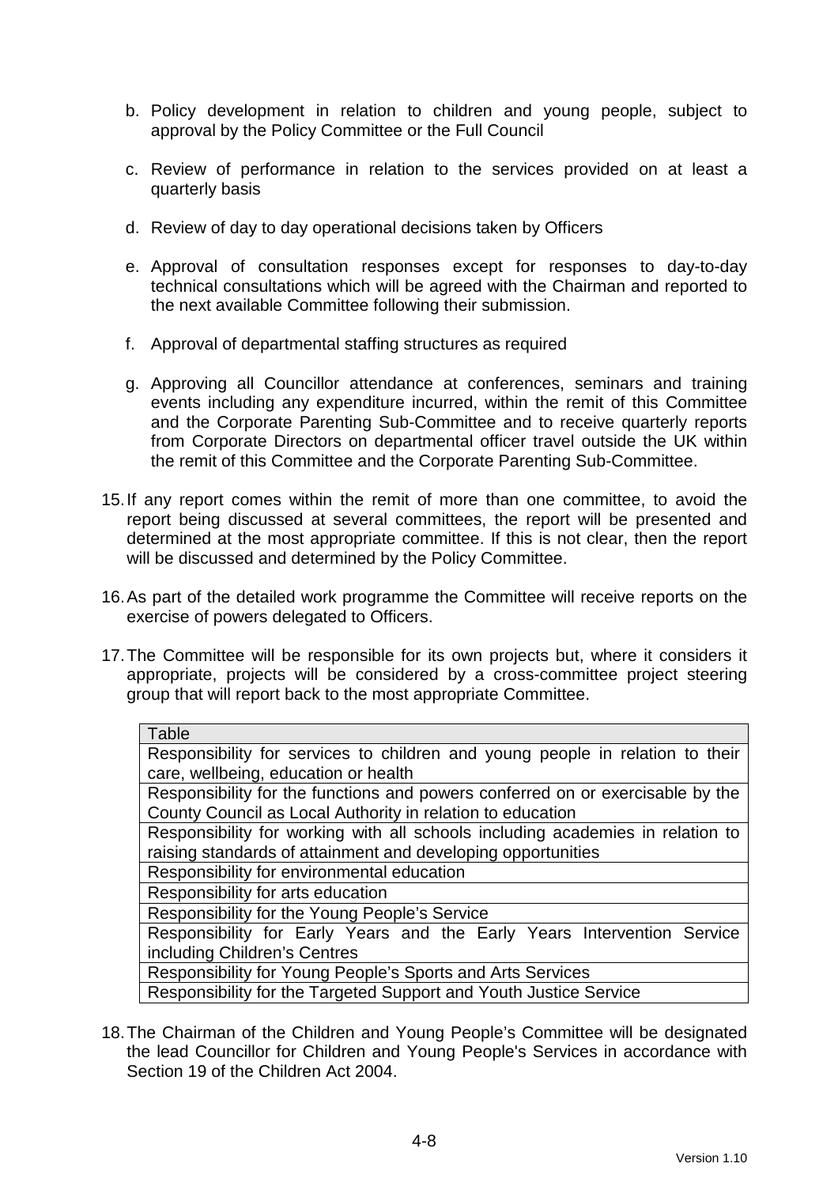b. Policy development in relation to children and young people, subject to approval by the Policy Committee or the Full Council

c. Review of performance in relation to the services provided on at least a quarterly basis

d. Review of day to day operational decisions taken by Officers

e. Approval of consultation responses except for responses to day-to-day technical consultations which will be agreed with the Chairman and reported to the next available Committee following their submission.

f. Approval of departmental staffing structures as required

g. Approving all Councillor attendance at conferences, seminars and training events including any expenditure incurred, within the remit of this Committee and the Corporate Parenting Sub-Committee and to receive quarterly reports from Corporate Directors on departmental officer travel outside the UK within the remit of this Committee and the Corporate Parenting Sub-Committee.

15. If any report comes within the remit of more than one committee, to avoid the report being discussed at several committees, the report will be presented and determined at the most appropriate committee. If this is not clear, then the report will be discussed and determined by the Policy Committee.

16. As part of the detailed work programme the Committee will receive reports on the exercise of powers delegated to Officers.

17. The Committee will be responsible for its own projects but, where it considers it appropriate, projects will be considered by a cross-committee project steering group that will report back to the most appropriate Committee.

| Table |
|---|
| Responsibility for services to children and young people in relation to their care, wellbeing, education or health |
| Responsibility for the functions and powers conferred on or exercisable by the County Council as Local Authority in relation to education |
| Responsibility for working with all schools including academies in relation to raising standards of attainment and developing opportunities |
| Responsibility for environmental education |
| Responsibility for arts education |
| Responsibility for the Young People's Service |
| Responsibility for Early Years and the Early Years Intervention Service including Children's Centres |
| Responsibility for Young People's Sports and Arts Services |
| Responsibility for the Targeted Support and Youth Justice Service |

18. The Chairman of the Children and Young People's Committee will be designated the lead Councillor for Children and Young People's Services in accordance with Section 19 of the Children Act 2004.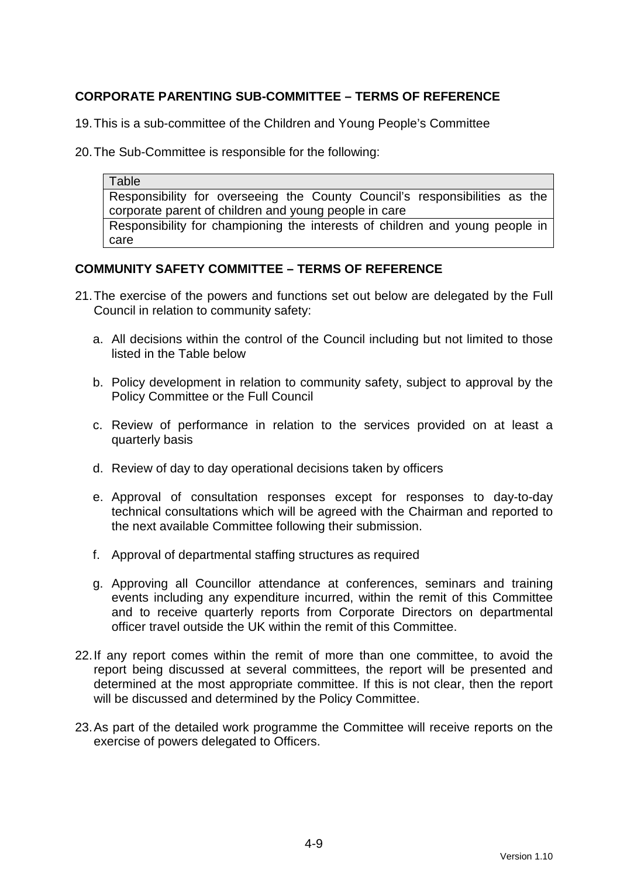## CORPORATE PARENTING SUB-COMMITTEE – TERMS OF REFERENCE

19. This is a sub-committee of the Children and Young People's Committee

20. The Sub-Committee is responsible for the following:

| Table |
| --- |
| Responsibility for overseeing the County Council's responsibilities as the corporate parent of children and young people in care |
| Responsibility for championing the interests of children and young people in care |

## COMMUNITY SAFETY COMMITTEE – TERMS OF REFERENCE

21. The exercise of the powers and functions set out below are delegated by the Full Council in relation to community safety:

    a. All decisions within the control of the Council including but not limited to those listed in the Table below

    b. Policy development in relation to community safety, subject to approval by the Policy Committee or the Full Council

    c. Review of performance in relation to the services provided on at least a quarterly basis

    d. Review of day to day operational decisions taken by officers

    e. Approval of consultation responses except for responses to day-to-day technical consultations which will be agreed with the Chairman and reported to the next available Committee following their submission.

    f. Approval of departmental staffing structures as required

    g. Approving all Councillor attendance at conferences, seminars and training events including any expenditure incurred, within the remit of this Committee and to receive quarterly reports from Corporate Directors on departmental officer travel outside the UK within the remit of this Committee.

22. If any report comes within the remit of more than one committee, to avoid the report being discussed at several committees, the report will be presented and determined at the most appropriate committee. If this is not clear, then the report will be discussed and determined by the Policy Committee.

23. As part of the detailed work programme the Committee will receive reports on the exercise of powers delegated to Officers.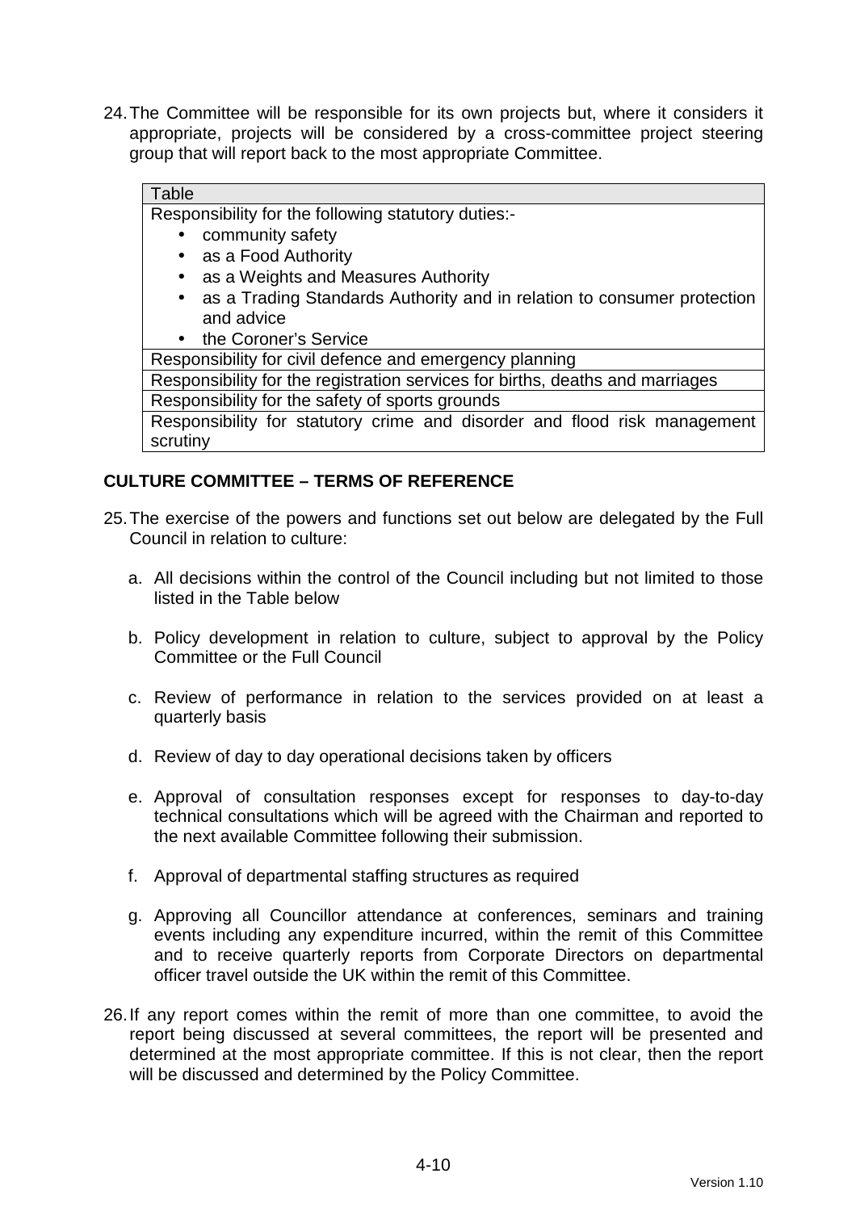24. The Committee will be responsible for its own projects but, where it considers it appropriate, projects will be considered by a cross-committee project steering group that will report back to the most appropriate Committee.

| Table |
| --- |
| Responsibility for the following statutory duties:-<br>• community safety<br>• as a Food Authority<br>• as a Weights and Measures Authority<br>• as a Trading Standards Authority and in relation to consumer protection and advice<br>• the Coroner's Service |
| Responsibility for civil defence and emergency planning |
| Responsibility for the registration services for births, deaths and marriages |
| Responsibility for the safety of sports grounds |
| Responsibility for statutory crime and disorder and flood risk management scrutiny |

## CULTURE COMMITTEE – TERMS OF REFERENCE

25. The exercise of the powers and functions set out below are delegated by the Full Council in relation to culture:

    a. All decisions within the control of the Council including but not limited to those listed in the Table below

    b. Policy development in relation to culture, subject to approval by the Policy Committee or the Full Council

    c. Review of performance in relation to the services provided on at least a quarterly basis

    d. Review of day to day operational decisions taken by officers

    e. Approval of consultation responses except for responses to day-to-day technical consultations which will be agreed with the Chairman and reported to the next available Committee following their submission.

    f. Approval of departmental staffing structures as required

    g. Approving all Councillor attendance at conferences, seminars and training events including any expenditure incurred, within the remit of this Committee and to receive quarterly reports from Corporate Directors on departmental officer travel outside the UK within the remit of this Committee.

26. If any report comes within the remit of more than one committee, to avoid the report being discussed at several committees, the report will be presented and determined at the most appropriate committee. If this is not clear, then the report will be discussed and determined by the Policy Committee.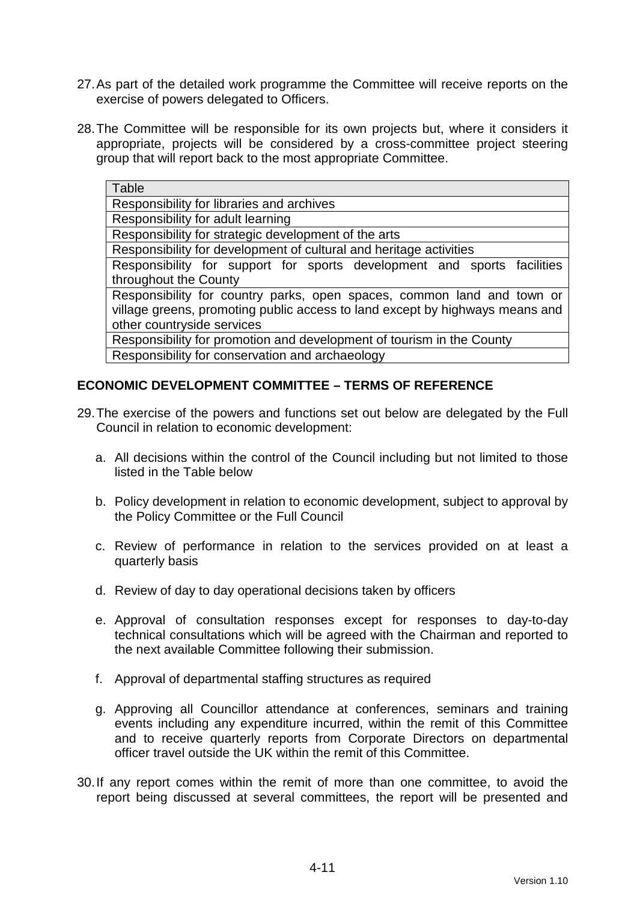27. As part of the detailed work programme the Committee will receive reports on the exercise of powers delegated to Officers.

28. The Committee will be responsible for its own projects but, where it considers it appropriate, projects will be considered by a cross-committee project steering group that will report back to the most appropriate Committee.

| Table |
|---|
| Responsibility for libraries and archives |
| Responsibility for adult learning |
| Responsibility for strategic development of the arts |
| Responsibility for development of cultural and heritage activities |
| Responsibility for support for sports development and sports facilities throughout the County |
| Responsibility for country parks, open spaces, common land and town or village greens, promoting public access to land except by highways means and other countryside services |
| Responsibility for promotion and development of tourism in the County |
| Responsibility for conservation and archaeology |

## ECONOMIC DEVELOPMENT COMMITTEE – TERMS OF REFERENCE

29. The exercise of the powers and functions set out below are delegated by the Full Council in relation to economic development:

    a. All decisions within the control of the Council including but not limited to those listed in the Table below

    b. Policy development in relation to economic development, subject to approval by the Policy Committee or the Full Council

    c. Review of performance in relation to the services provided on at least a quarterly basis

    d. Review of day to day operational decisions taken by officers

    e. Approval of consultation responses except for responses to day-to-day technical consultations which will be agreed with the Chairman and reported to the next available Committee following their submission.

    f. Approval of departmental staffing structures as required

    g. Approving all Councillor attendance at conferences, seminars and training events including any expenditure incurred, within the remit of this Committee and to receive quarterly reports from Corporate Directors on departmental officer travel outside the UK within the remit of this Committee.

30. If any report comes within the remit of more than one committee, to avoid the report being discussed at several committees, the report will be presented and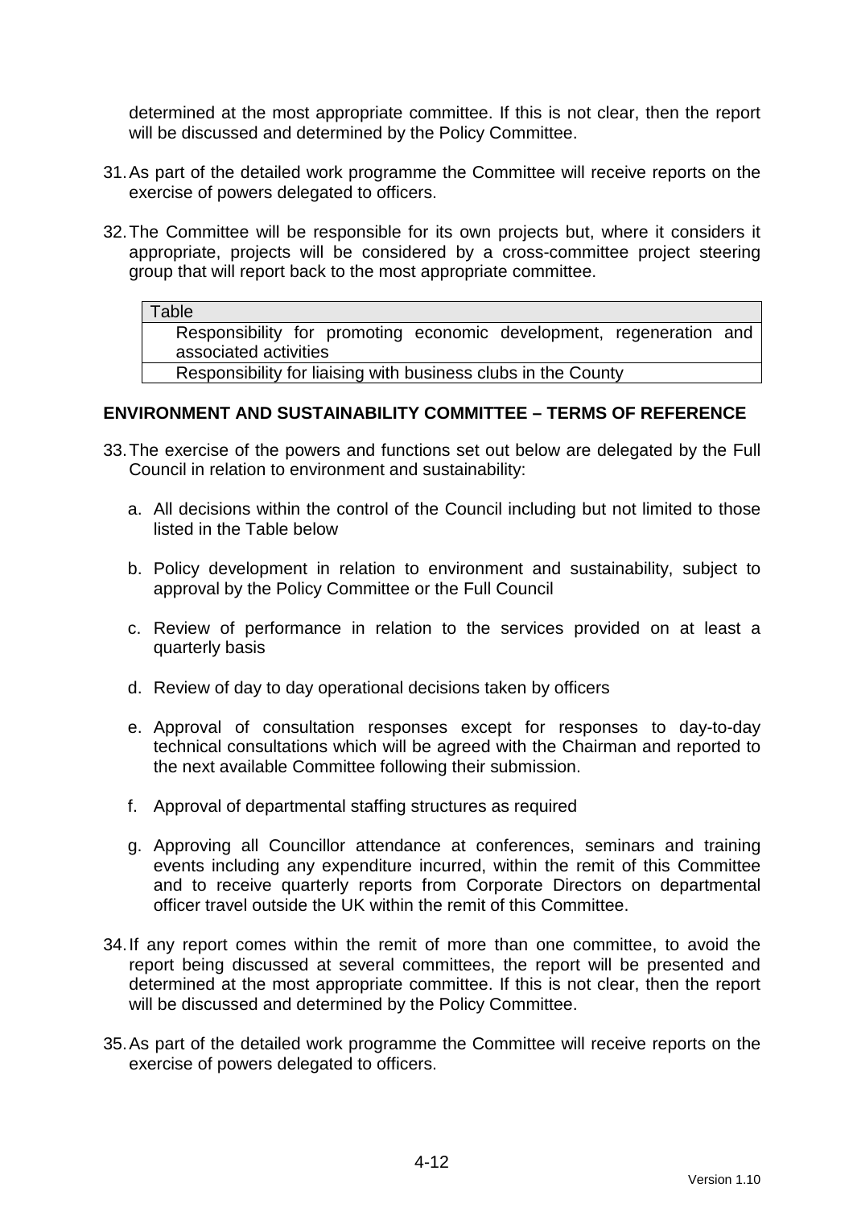determined at the most appropriate committee. If this is not clear, then the report will be discussed and determined by the Policy Committee.

31. As part of the detailed work programme the Committee will receive reports on the exercise of powers delegated to officers.

32. The Committee will be responsible for its own projects but, where it considers it appropriate, projects will be considered by a cross-committee project steering group that will report back to the most appropriate committee.

| Table |
| --- |
| Responsibility for promoting economic development, regeneration and associated activities |
| Responsibility for liaising with business clubs in the County |

## ENVIRONMENT AND SUSTAINABILITY COMMITTEE – TERMS OF REFERENCE

33. The exercise of the powers and functions set out below are delegated by the Full Council in relation to environment and sustainability:

    a. All decisions within the control of the Council including but not limited to those listed in the Table below

    b. Policy development in relation to environment and sustainability, subject to approval by the Policy Committee or the Full Council

    c. Review of performance in relation to the services provided on at least a quarterly basis

    d. Review of day to day operational decisions taken by officers

    e. Approval of consultation responses except for responses to day-to-day technical consultations which will be agreed with the Chairman and reported to the next available Committee following their submission.

    f. Approval of departmental staffing structures as required

    g. Approving all Councillor attendance at conferences, seminars and training events including any expenditure incurred, within the remit of this Committee and to receive quarterly reports from Corporate Directors on departmental officer travel outside the UK within the remit of this Committee.

34. If any report comes within the remit of more than one committee, to avoid the report being discussed at several committees, the report will be presented and determined at the most appropriate committee. If this is not clear, then the report will be discussed and determined by the Policy Committee.

35. As part of the detailed work programme the Committee will receive reports on the exercise of powers delegated to officers.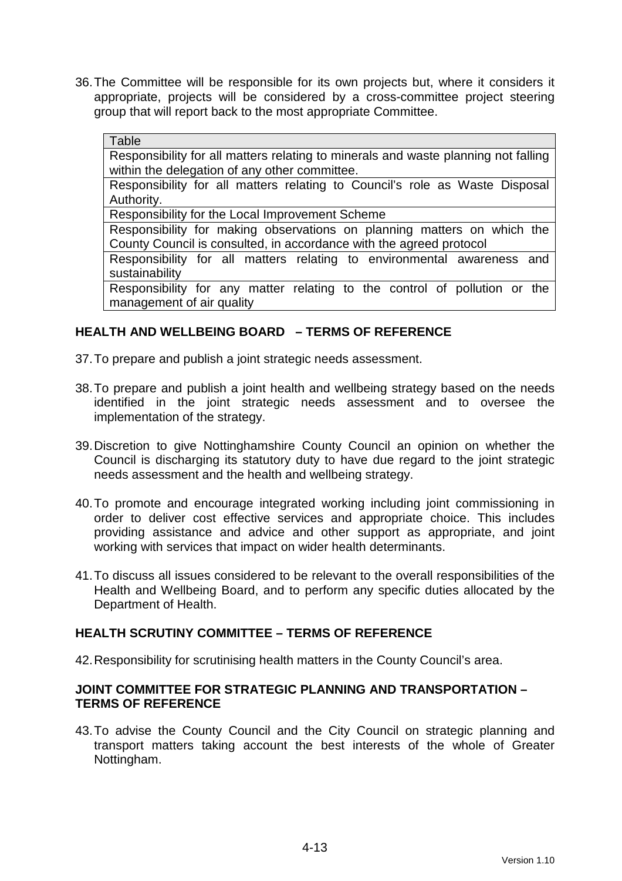36. The Committee will be responsible for its own projects but, where it considers it appropriate, projects will be considered by a cross-committee project steering group that will report back to the most appropriate Committee.

| Table |
|---|
| Responsibility for all matters relating to minerals and waste planning not falling within the delegation of any other committee. |
| Responsibility for all matters relating to Council's role as Waste Disposal Authority. |
| Responsibility for the Local Improvement Scheme |
| Responsibility for making observations on planning matters on which the County Council is consulted, in accordance with the agreed protocol |
| Responsibility for all matters relating to environmental awareness and sustainability |
| Responsibility for any matter relating to the control of pollution or the management of air quality |

## HEALTH AND WELLBEING BOARD – TERMS OF REFERENCE

37. To prepare and publish a joint strategic needs assessment.

38. To prepare and publish a joint health and wellbeing strategy based on the needs identified in the joint strategic needs assessment and to oversee the implementation of the strategy.

39. Discretion to give Nottinghamshire County Council an opinion on whether the Council is discharging its statutory duty to have due regard to the joint strategic needs assessment and the health and wellbeing strategy.

40. To promote and encourage integrated working including joint commissioning in order to deliver cost effective services and appropriate choice. This includes providing assistance and advice and other support as appropriate, and joint working with services that impact on wider health determinants.

41. To discuss all issues considered to be relevant to the overall responsibilities of the Health and Wellbeing Board, and to perform any specific duties allocated by the Department of Health.

## HEALTH SCRUTINY COMMITTEE – TERMS OF REFERENCE

42. Responsibility for scrutinising health matters in the County Council's area.

## JOINT COMMITTEE FOR STRATEGIC PLANNING AND TRANSPORTATION – TERMS OF REFERENCE

43. To advise the County Council and the City Council on strategic planning and transport matters taking account the best interests of the whole of Greater Nottingham.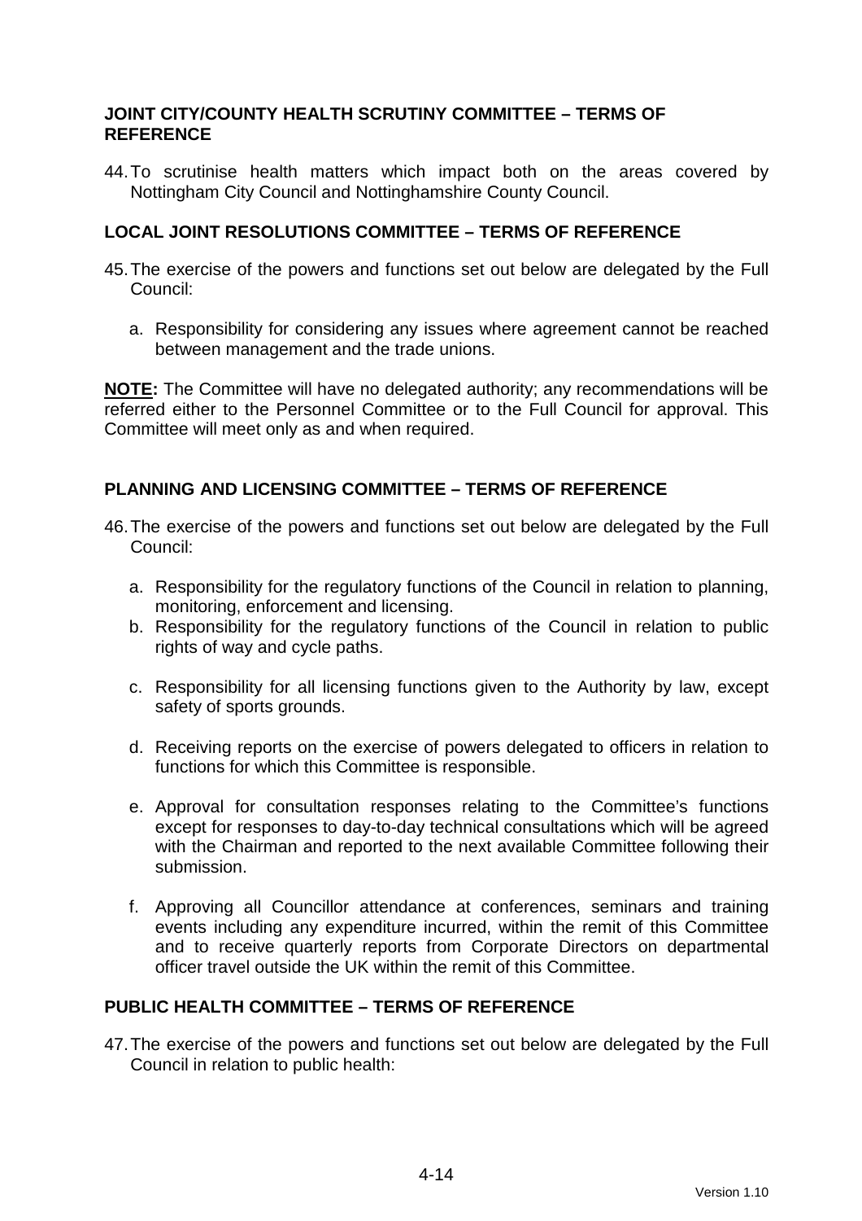**JOINT CITY/COUNTY HEALTH SCRUTINY COMMITTEE – TERMS OF REFERENCE**

44. To scrutinise health matters which impact both on the areas covered by Nottingham City Council and Nottinghamshire County Council.

**LOCAL JOINT RESOLUTIONS COMMITTEE – TERMS OF REFERENCE**

45. The exercise of the powers and functions set out below are delegated by the Full Council:

    a. Responsibility for considering any issues where agreement cannot be reached between management and the trade unions.

**NOTE:** The Committee will have no delegated authority; any recommendations will be referred either to the Personnel Committee or to the Full Council for approval. This Committee will meet only as and when required.

**PLANNING AND LICENSING COMMITTEE – TERMS OF REFERENCE**

46. The exercise of the powers and functions set out below are delegated by the Full Council:

    a. Responsibility for the regulatory functions of the Council in relation to planning, monitoring, enforcement and licensing.
    b. Responsibility for the regulatory functions of the Council in relation to public rights of way and cycle paths.
    c. Responsibility for all licensing functions given to the Authority by law, except safety of sports grounds.
    d. Receiving reports on the exercise of powers delegated to officers in relation to functions for which this Committee is responsible.
    e. Approval for consultation responses relating to the Committee's functions except for responses to day-to-day technical consultations which will be agreed with the Chairman and reported to the next available Committee following their submission.
    f. Approving all Councillor attendance at conferences, seminars and training events including any expenditure incurred, within the remit of this Committee and to receive quarterly reports from Corporate Directors on departmental officer travel outside the UK within the remit of this Committee.

**PUBLIC HEALTH COMMITTEE – TERMS OF REFERENCE**

47. The exercise of the powers and functions set out below are delegated by the Full Council in relation to public health: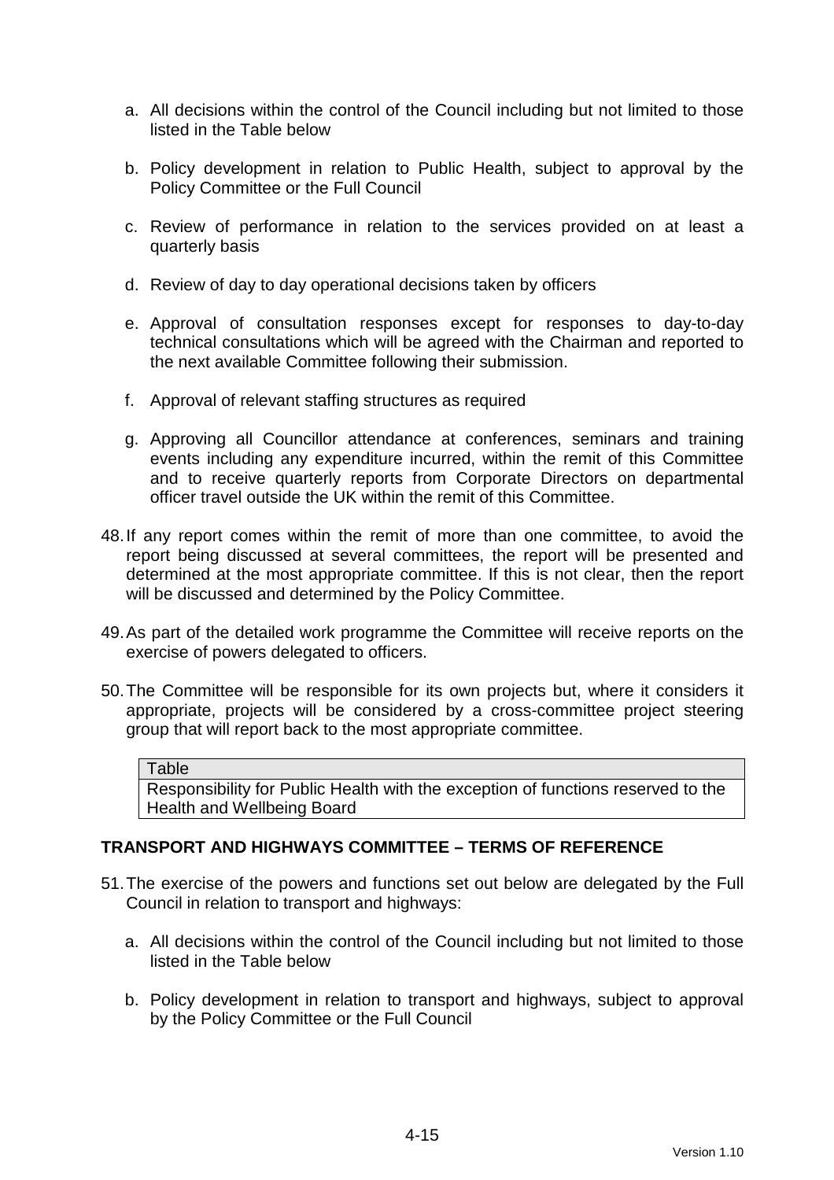a. All decisions within the control of the Council including but not limited to those listed in the Table below

b. Policy development in relation to Public Health, subject to approval by the Policy Committee or the Full Council

c. Review of performance in relation to the services provided on at least a quarterly basis

d. Review of day to day operational decisions taken by officers

e. Approval of consultation responses except for responses to day-to-day technical consultations which will be agreed with the Chairman and reported to the next available Committee following their submission.

f. Approval of relevant staffing structures as required

g. Approving all Councillor attendance at conferences, seminars and training events including any expenditure incurred, within the remit of this Committee and to receive quarterly reports from Corporate Directors on departmental officer travel outside the UK within the remit of this Committee.

48. If any report comes within the remit of more than one committee, to avoid the report being discussed at several committees, the report will be presented and determined at the most appropriate committee. If this is not clear, then the report will be discussed and determined by the Policy Committee.

49. As part of the detailed work programme the Committee will receive reports on the exercise of powers delegated to officers.

50. The Committee will be responsible for its own projects but, where it considers it appropriate, projects will be considered by a cross-committee project steering group that will report back to the most appropriate committee.

| Table |
| --- |
| Responsibility for Public Health with the exception of functions reserved to the Health and Wellbeing Board |

## TRANSPORT AND HIGHWAYS COMMITTEE – TERMS OF REFERENCE

51. The exercise of the powers and functions set out below are delegated by the Full Council in relation to transport and highways:

a. All decisions within the control of the Council including but not limited to those listed in the Table below

b. Policy development in relation to transport and highways, subject to approval by the Policy Committee or the Full Council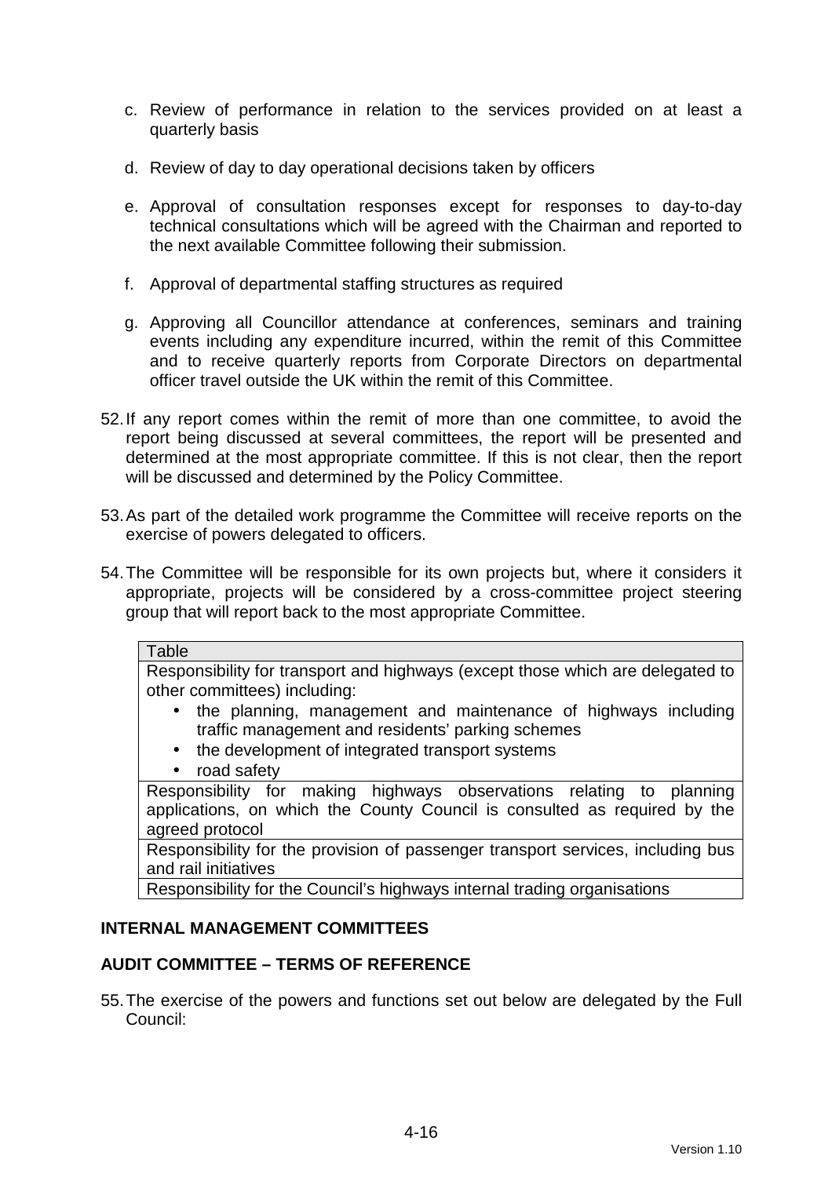c. Review of performance in relation to the services provided on at least a quarterly basis

d. Review of day to day operational decisions taken by officers

e. Approval of consultation responses except for responses to day-to-day technical consultations which will be agreed with the Chairman and reported to the next available Committee following their submission.

f. Approval of departmental staffing structures as required

g. Approving all Councillor attendance at conferences, seminars and training events including any expenditure incurred, within the remit of this Committee and to receive quarterly reports from Corporate Directors on departmental officer travel outside the UK within the remit of this Committee.

52. If any report comes within the remit of more than one committee, to avoid the report being discussed at several committees, the report will be presented and determined at the most appropriate committee. If this is not clear, then the report will be discussed and determined by the Policy Committee.

53. As part of the detailed work programme the Committee will receive reports on the exercise of powers delegated to officers.

54. The Committee will be responsible for its own projects but, where it considers it appropriate, projects will be considered by a cross-committee project steering group that will report back to the most appropriate Committee.

| Table |
|---|
| Responsibility for transport and highways (except those which are delegated to other committees) including:<br>• the planning, management and maintenance of highways including traffic management and residents' parking schemes<br>• the development of integrated transport systems<br>• road safety |
| Responsibility for making highways observations relating to planning applications, on which the County Council is consulted as required by the agreed protocol |
| Responsibility for the provision of passenger transport services, including bus and rail initiatives |
| Responsibility for the Council's highways internal trading organisations |

## INTERNAL MANAGEMENT COMMITTEES

## AUDIT COMMITTEE – TERMS OF REFERENCE

55. The exercise of the powers and functions set out below are delegated by the Full Council: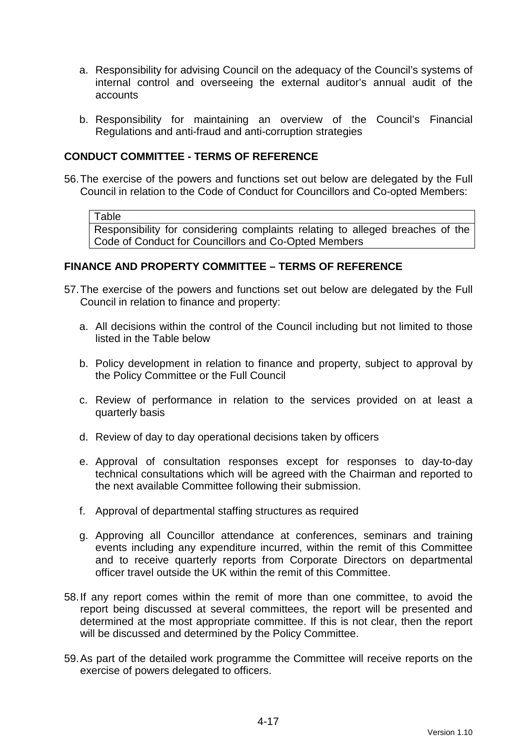a. Responsibility for advising Council on the adequacy of the Council's systems of internal control and overseeing the external auditor's annual audit of the accounts

b. Responsibility for maintaining an overview of the Council's Financial Regulations and anti-fraud and anti-corruption strategies

**CONDUCT COMMITTEE - TERMS OF REFERENCE**

56. The exercise of the powers and functions set out below are delegated by the Full Council in relation to the Code of Conduct for Councillors and Co-opted Members:

| Table |
| --- |
| Responsibility for considering complaints relating to alleged breaches of the Code of Conduct for Councillors and Co-Opted Members |

**FINANCE AND PROPERTY COMMITTEE – TERMS OF REFERENCE**

57. The exercise of the powers and functions set out below are delegated by the Full Council in relation to finance and property:

a. All decisions within the control of the Council including but not limited to those listed in the Table below

b. Policy development in relation to finance and property, subject to approval by the Policy Committee or the Full Council

c. Review of performance in relation to the services provided on at least a quarterly basis

d. Review of day to day operational decisions taken by officers

e. Approval of consultation responses except for responses to day-to-day technical consultations which will be agreed with the Chairman and reported to the next available Committee following their submission.

f. Approval of departmental staffing structures as required

g. Approving all Councillor attendance at conferences, seminars and training events including any expenditure incurred, within the remit of this Committee and to receive quarterly reports from Corporate Directors on departmental officer travel outside the UK within the remit of this Committee.

58. If any report comes within the remit of more than one committee, to avoid the report being discussed at several committees, the report will be presented and determined at the most appropriate committee. If this is not clear, then the report will be discussed and determined by the Policy Committee.

59. As part of the detailed work programme the Committee will receive reports on the exercise of powers delegated to officers.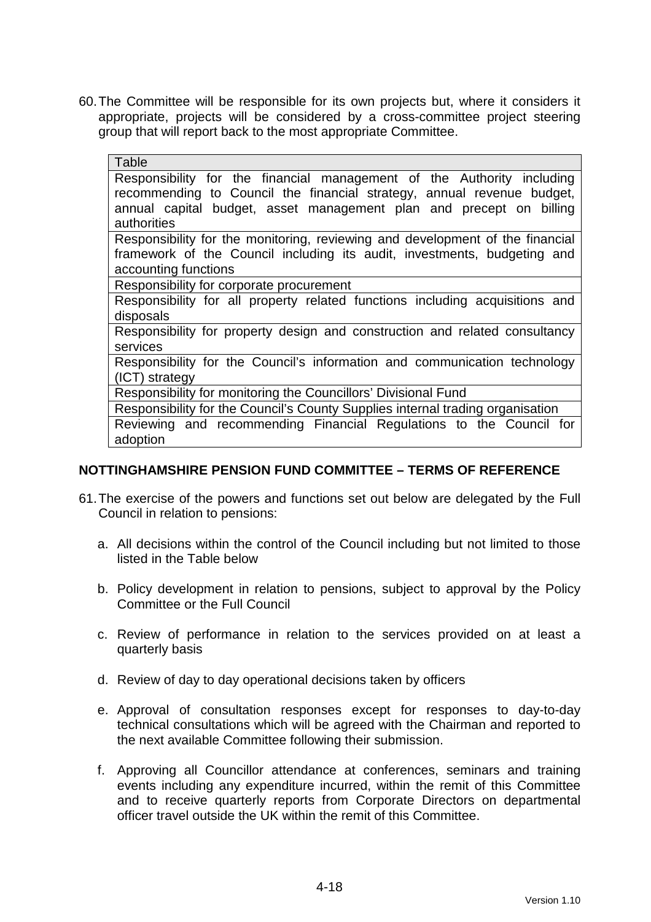60. The Committee will be responsible for its own projects but, where it considers it appropriate, projects will be considered by a cross-committee project steering group that will report back to the most appropriate Committee.

| Table |
| --- |
| Responsibility for the financial management of the Authority including recommending to Council the financial strategy, annual revenue budget, annual capital budget, asset management plan and precept on billing authorities |
| Responsibility for the monitoring, reviewing and development of the financial framework of the Council including its audit, investments, budgeting and accounting functions |
| Responsibility for corporate procurement |
| Responsibility for all property related functions including acquisitions and disposals |
| Responsibility for property design and construction and related consultancy services |
| Responsibility for the Council's information and communication technology (ICT) strategy |
| Responsibility for monitoring the Councillors' Divisional Fund |
| Responsibility for the Council's County Supplies internal trading organisation |
| Reviewing and recommending Financial Regulations to the Council for adoption |

## NOTTINGHAMSHIRE PENSION FUND COMMITTEE – TERMS OF REFERENCE

61. The exercise of the powers and functions set out below are delegated by the Full Council in relation to pensions:

    a. All decisions within the control of the Council including but not limited to those listed in the Table below

    b. Policy development in relation to pensions, subject to approval by the Policy Committee or the Full Council

    c. Review of performance in relation to the services provided on at least a quarterly basis

    d. Review of day to day operational decisions taken by officers

    e. Approval of consultation responses except for responses to day-to-day technical consultations which will be agreed with the Chairman and reported to the next available Committee following their submission.

    f. Approving all Councillor attendance at conferences, seminars and training events including any expenditure incurred, within the remit of this Committee and to receive quarterly reports from Corporate Directors on departmental officer travel outside the UK within the remit of this Committee.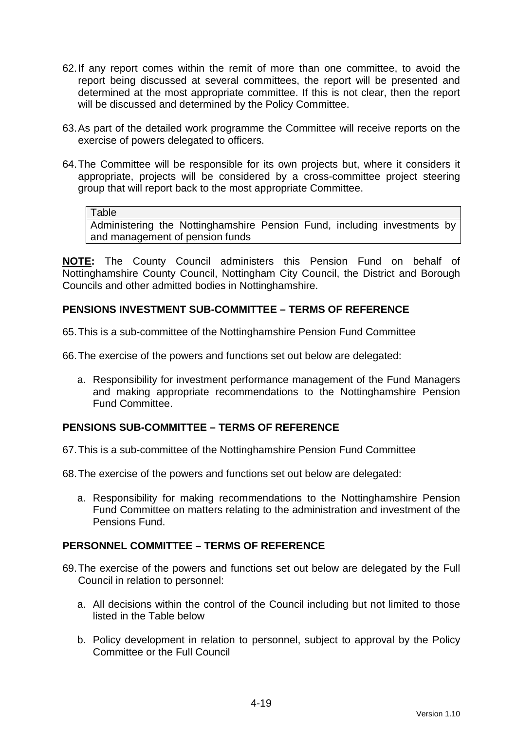62. If any report comes within the remit of more than one committee, to avoid the report being discussed at several committees, the report will be presented and determined at the most appropriate committee. If this is not clear, then the report will be discussed and determined by the Policy Committee.

63. As part of the detailed work programme the Committee will receive reports on the exercise of powers delegated to officers.

64. The Committee will be responsible for its own projects but, where it considers it appropriate, projects will be considered by a cross-committee project steering group that will report back to the most appropriate Committee.

| Table |
|---|
| Administering the Nottinghamshire Pension Fund, including investments by and management of pension funds |

**NOTE:** The County Council administers this Pension Fund on behalf of Nottinghamshire County Council, Nottingham City Council, the District and Borough Councils and other admitted bodies in Nottinghamshire.

## PENSIONS INVESTMENT SUB-COMMITTEE – TERMS OF REFERENCE

65. This is a sub-committee of the Nottinghamshire Pension Fund Committee

66. The exercise of the powers and functions set out below are delegated:

    a. Responsibility for investment performance management of the Fund Managers and making appropriate recommendations to the Nottinghamshire Pension Fund Committee.

## PENSIONS SUB-COMMITTEE – TERMS OF REFERENCE

67. This is a sub-committee of the Nottinghamshire Pension Fund Committee

68. The exercise of the powers and functions set out below are delegated:

    a. Responsibility for making recommendations to the Nottinghamshire Pension Fund Committee on matters relating to the administration and investment of the Pensions Fund.

## PERSONNEL COMMITTEE – TERMS OF REFERENCE

69. The exercise of the powers and functions set out below are delegated by the Full Council in relation to personnel:

    a. All decisions within the control of the Council including but not limited to those listed in the Table below

    b. Policy development in relation to personnel, subject to approval by the Policy Committee or the Full Council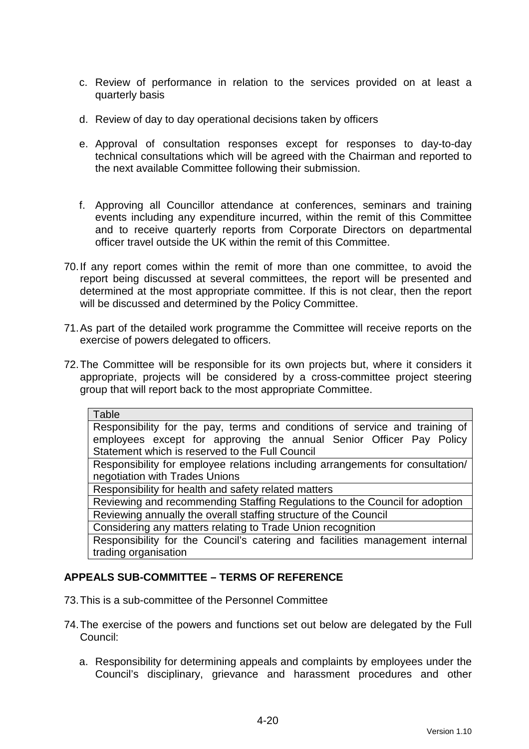c. Review of performance in relation to the services provided on at least a quarterly basis

d. Review of day to day operational decisions taken by officers

e. Approval of consultation responses except for responses to day-to-day technical consultations which will be agreed with the Chairman and reported to the next available Committee following their submission.

f. Approving all Councillor attendance at conferences, seminars and training events including any expenditure incurred, within the remit of this Committee and to receive quarterly reports from Corporate Directors on departmental officer travel outside the UK within the remit of this Committee.

70. If any report comes within the remit of more than one committee, to avoid the report being discussed at several committees, the report will be presented and determined at the most appropriate committee. If this is not clear, then the report will be discussed and determined by the Policy Committee.

71. As part of the detailed work programme the Committee will receive reports on the exercise of powers delegated to officers.

72. The Committee will be responsible for its own projects but, where it considers it appropriate, projects will be considered by a cross-committee project steering group that will report back to the most appropriate Committee.

| Table |
|---|
| Responsibility for the pay, terms and conditions of service and training of employees except for approving the annual Senior Officer Pay Policy Statement which is reserved to the Full Council |
| Responsibility for employee relations including arrangements for consultation/ negotiation with Trades Unions |
| Responsibility for health and safety related matters |
| Reviewing and recommending Staffing Regulations to the Council for adoption |
| Reviewing annually the overall staffing structure of the Council |
| Considering any matters relating to Trade Union recognition |
| Responsibility for the Council's catering and facilities management internal trading organisation |

## APPEALS SUB-COMMITTEE – TERMS OF REFERENCE

73. This is a sub-committee of the Personnel Committee

74. The exercise of the powers and functions set out below are delegated by the Full Council:

a. Responsibility for determining appeals and complaints by employees under the Council's disciplinary, grievance and harassment procedures and other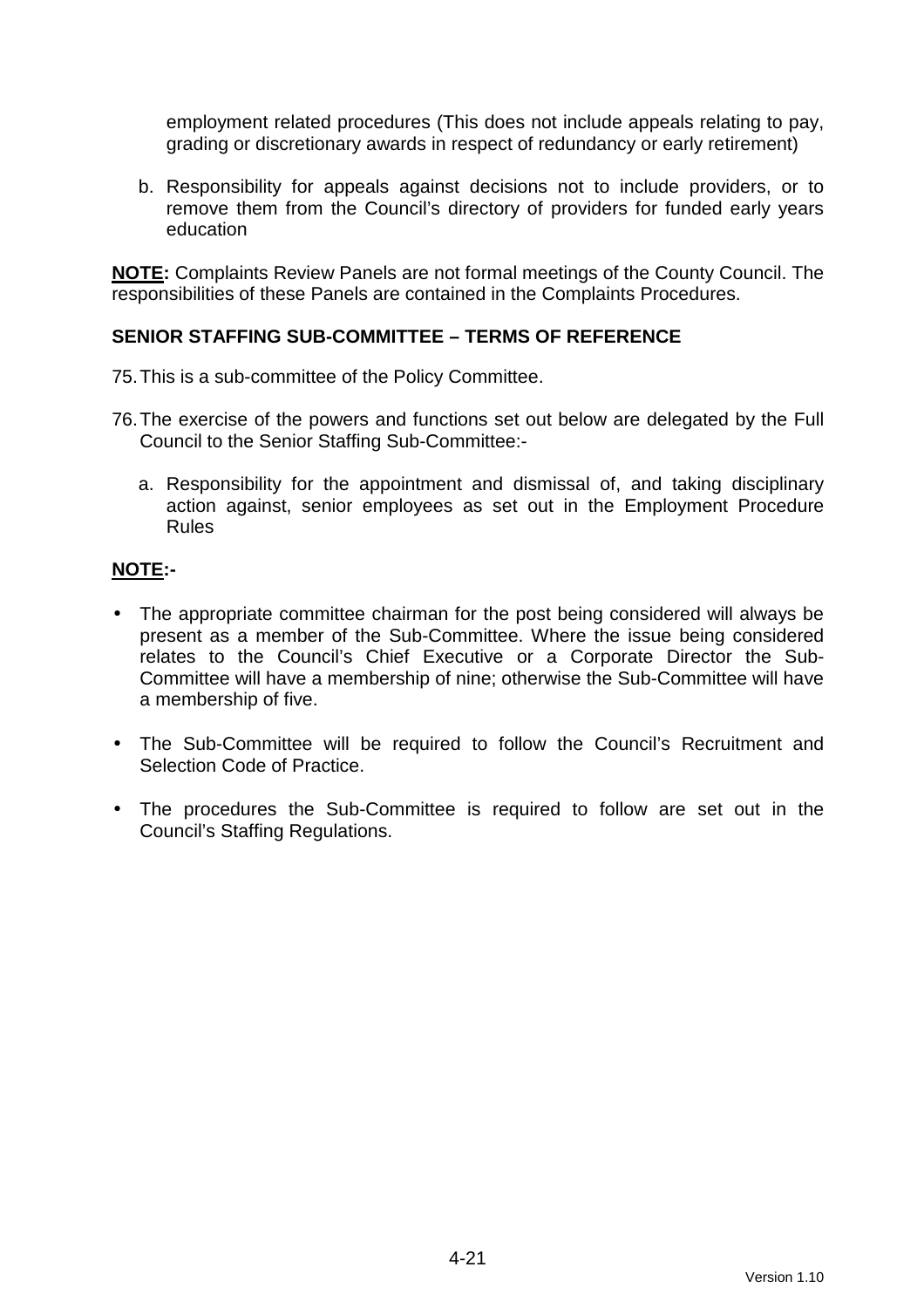employment related procedures (This does not include appeals relating to pay, grading or discretionary awards in respect of redundancy or early retirement)

b. Responsibility for appeals against decisions not to include providers, or to remove them from the Council's directory of providers for funded early years education

**NOTE:** Complaints Review Panels are not formal meetings of the County Council. The responsibilities of these Panels are contained in the Complaints Procedures.

## SENIOR STAFFING SUB-COMMITTEE – TERMS OF REFERENCE

75. This is a sub-committee of the Policy Committee.

76. The exercise of the powers and functions set out below are delegated by the Full Council to the Senior Staffing Sub-Committee:-

    a. Responsibility for the appointment and dismissal of, and taking disciplinary action against, senior employees as set out in the Employment Procedure Rules

**NOTE:-**

- The appropriate committee chairman for the post being considered will always be present as a member of the Sub-Committee. Where the issue being considered relates to the Council's Chief Executive or a Corporate Director the Sub-Committee will have a membership of nine; otherwise the Sub-Committee will have a membership of five.
- The Sub-Committee will be required to follow the Council's Recruitment and Selection Code of Practice.
- The procedures the Sub-Committee is required to follow are set out in the Council's Staffing Regulations.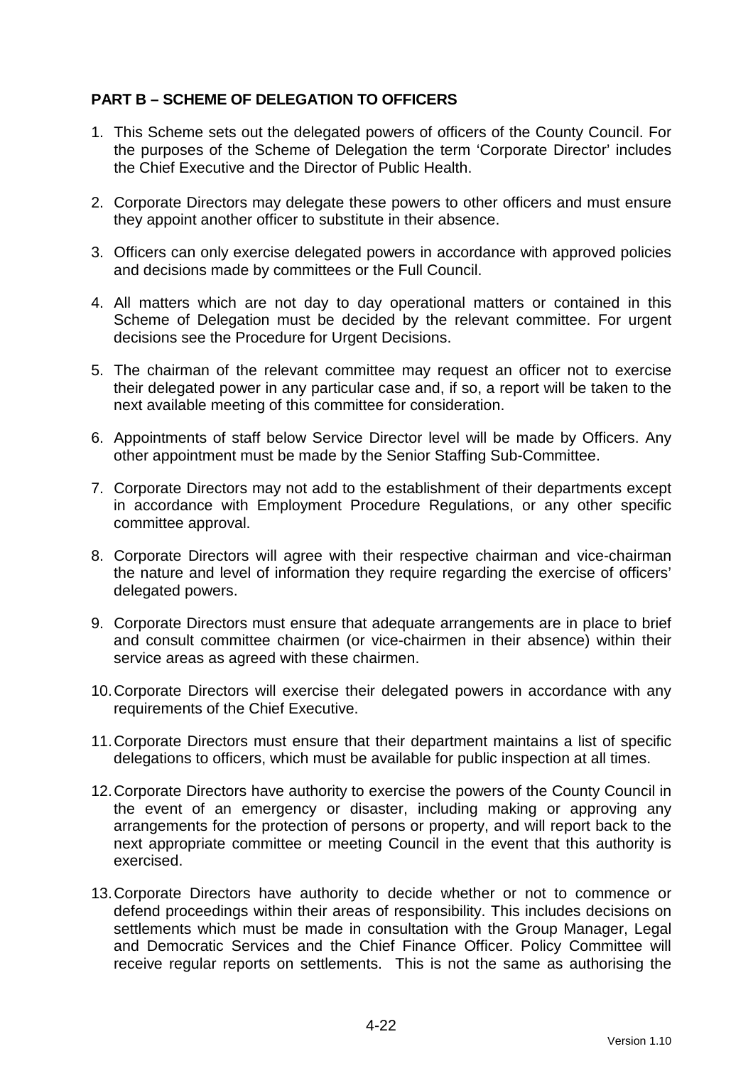**PART B – SCHEME OF DELEGATION TO OFFICERS**

1. This Scheme sets out the delegated powers of officers of the County Council. For the purposes of the Scheme of Delegation the term 'Corporate Director' includes the Chief Executive and the Director of Public Health.

2. Corporate Directors may delegate these powers to other officers and must ensure they appoint another officer to substitute in their absence.

3. Officers can only exercise delegated powers in accordance with approved policies and decisions made by committees or the Full Council.

4. All matters which are not day to day operational matters or contained in this Scheme of Delegation must be decided by the relevant committee. For urgent decisions see the Procedure for Urgent Decisions.

5. The chairman of the relevant committee may request an officer not to exercise their delegated power in any particular case and, if so, a report will be taken to the next available meeting of this committee for consideration.

6. Appointments of staff below Service Director level will be made by Officers. Any other appointment must be made by the Senior Staffing Sub-Committee.

7. Corporate Directors may not add to the establishment of their departments except in accordance with Employment Procedure Regulations, or any other specific committee approval.

8. Corporate Directors will agree with their respective chairman and vice-chairman the nature and level of information they require regarding the exercise of officers' delegated powers.

9. Corporate Directors must ensure that adequate arrangements are in place to brief and consult committee chairmen (or vice-chairmen in their absence) within their service areas as agreed with these chairmen.

10. Corporate Directors will exercise their delegated powers in accordance with any requirements of the Chief Executive.

11. Corporate Directors must ensure that their department maintains a list of specific delegations to officers, which must be available for public inspection at all times.

12. Corporate Directors have authority to exercise the powers of the County Council in the event of an emergency or disaster, including making or approving any arrangements for the protection of persons or property, and will report back to the next appropriate committee or meeting Council in the event that this authority is exercised.

13. Corporate Directors have authority to decide whether or not to commence or defend proceedings within their areas of responsibility. This includes decisions on settlements which must be made in consultation with the Group Manager, Legal and Democratic Services and the Chief Finance Officer. Policy Committee will receive regular reports on settlements. This is not the same as authorising the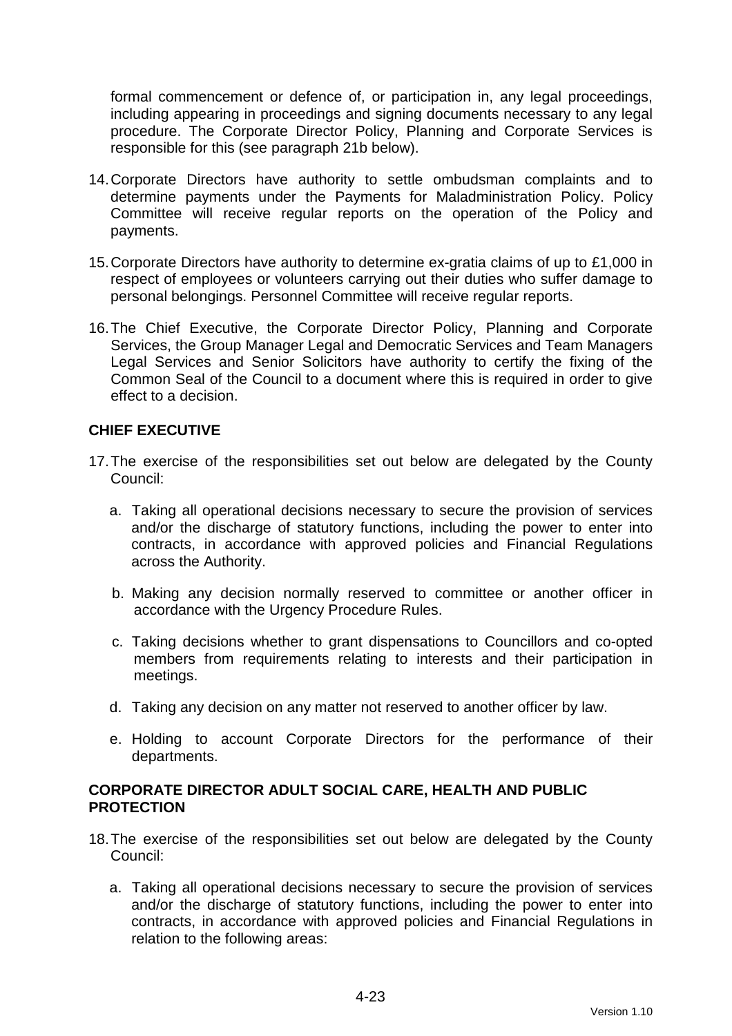formal commencement or defence of, or participation in, any legal proceedings, including appearing in proceedings and signing documents necessary to any legal procedure. The Corporate Director Policy, Planning and Corporate Services is responsible for this (see paragraph 21b below).

14. Corporate Directors have authority to settle ombudsman complaints and to determine payments under the Payments for Maladministration Policy. Policy Committee will receive regular reports on the operation of the Policy and payments.

15. Corporate Directors have authority to determine ex-gratia claims of up to £1,000 in respect of employees or volunteers carrying out their duties who suffer damage to personal belongings. Personnel Committee will receive regular reports.

16. The Chief Executive, the Corporate Director Policy, Planning and Corporate Services, the Group Manager Legal and Democratic Services and Team Managers Legal Services and Senior Solicitors have authority to certify the fixing of the Common Seal of the Council to a document where this is required in order to give effect to a decision.

**CHIEF EXECUTIVE**

17. The exercise of the responsibilities set out below are delegated by the County Council:

    a. Taking all operational decisions necessary to secure the provision of services and/or the discharge of statutory functions, including the power to enter into contracts, in accordance with approved policies and Financial Regulations across the Authority.

    b. Making any decision normally reserved to committee or another officer in accordance with the Urgency Procedure Rules.

    c. Taking decisions whether to grant dispensations to Councillors and co-opted members from requirements relating to interests and their participation in meetings.

    d. Taking any decision on any matter not reserved to another officer by law.

    e. Holding to account Corporate Directors for the performance of their departments.

**CORPORATE DIRECTOR ADULT SOCIAL CARE, HEALTH AND PUBLIC PROTECTION**

18. The exercise of the responsibilities set out below are delegated by the County Council:

    a. Taking all operational decisions necessary to secure the provision of services and/or the discharge of statutory functions, including the power to enter into contracts, in accordance with approved policies and Financial Regulations in relation to the following areas: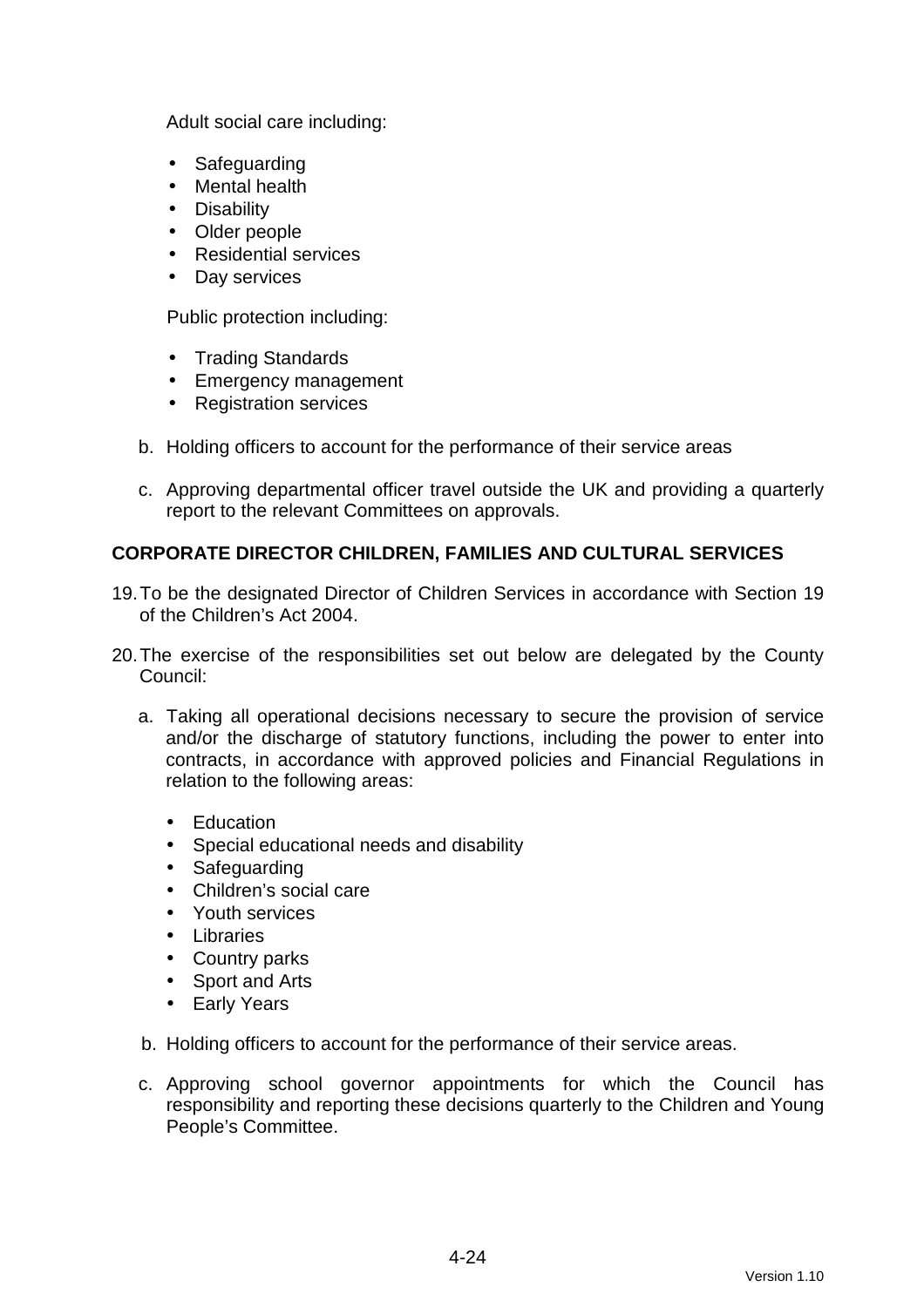Adult social care including:

- Safeguarding
- Mental health
- Disability
- Older people
- Residential services
- Day services

Public protection including:

- Trading Standards
- Emergency management
- Registration services

b. Holding officers to account for the performance of their service areas

c. Approving departmental officer travel outside the UK and providing a quarterly report to the relevant Committees on approvals.

**CORPORATE DIRECTOR CHILDREN, FAMILIES AND CULTURAL SERVICES**

19. To be the designated Director of Children Services in accordance with Section 19 of the Children's Act 2004.

20. The exercise of the responsibilities set out below are delegated by the County Council:

    a. Taking all operational decisions necessary to secure the provision of service and/or the discharge of statutory functions, including the power to enter into contracts, in accordance with approved policies and Financial Regulations in relation to the following areas:

    - Education
    - Special educational needs and disability
    - Safeguarding
    - Children's social care
    - Youth services
    - Libraries
    - Country parks
    - Sport and Arts
    - Early Years

    b. Holding officers to account for the performance of their service areas.

    c. Approving school governor appointments for which the Council has responsibility and reporting these decisions quarterly to the Children and Young People's Committee.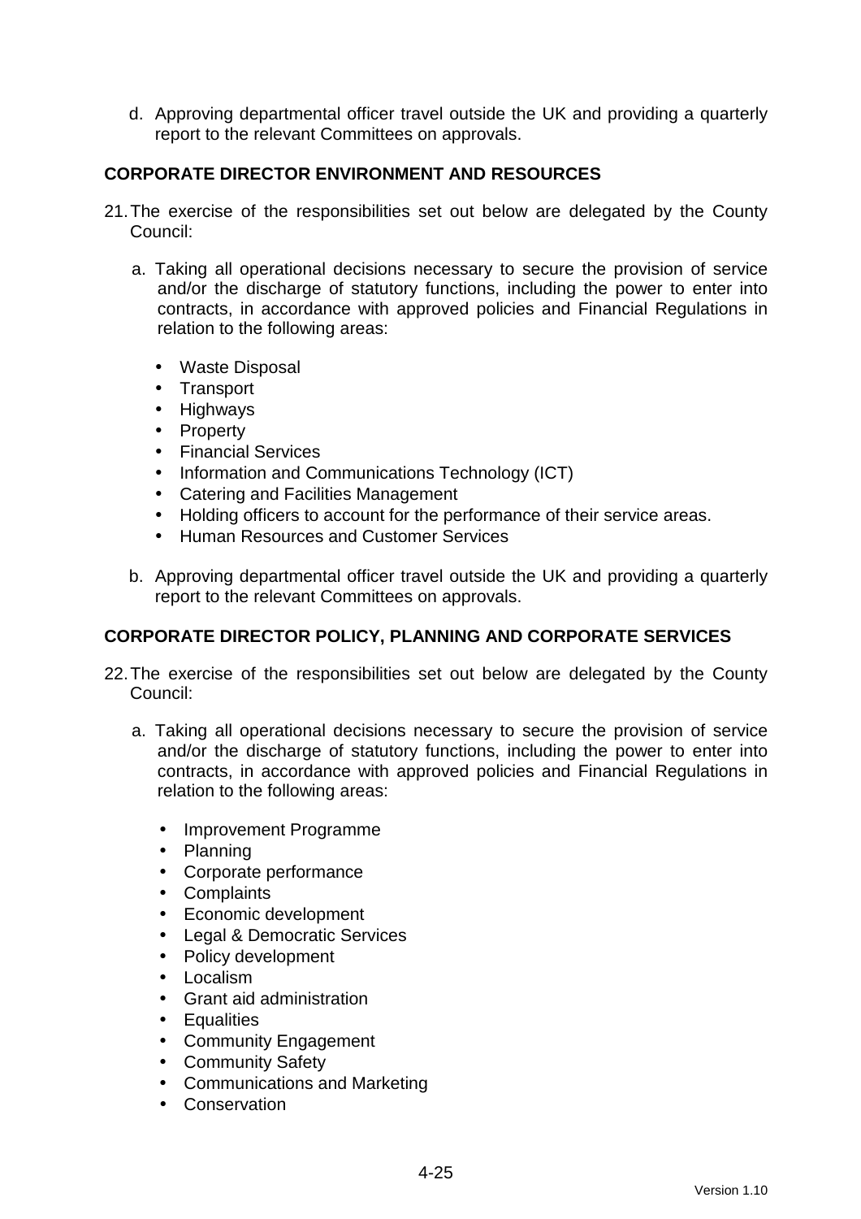d. Approving departmental officer travel outside the UK and providing a quarterly report to the relevant Committees on approvals.

**CORPORATE DIRECTOR ENVIRONMENT AND RESOURCES**

21. The exercise of the responsibilities set out below are delegated by the County Council:

   a. Taking all operational decisions necessary to secure the provision of service and/or the discharge of statutory functions, including the power to enter into contracts, in accordance with approved policies and Financial Regulations in relation to the following areas:

      - Waste Disposal
      - Transport
      - Highways
      - Property
      - Financial Services
      - Information and Communications Technology (ICT)
      - Catering and Facilities Management
      - Holding officers to account for the performance of their service areas.
      - Human Resources and Customer Services

   b. Approving departmental officer travel outside the UK and providing a quarterly report to the relevant Committees on approvals.

**CORPORATE DIRECTOR POLICY, PLANNING AND CORPORATE SERVICES**

22. The exercise of the responsibilities set out below are delegated by the County Council:

   a. Taking all operational decisions necessary to secure the provision of service and/or the discharge of statutory functions, including the power to enter into contracts, in accordance with approved policies and Financial Regulations in relation to the following areas:

      - Improvement Programme
      - Planning
      - Corporate performance
      - Complaints
      - Economic development
      - Legal & Democratic Services
      - Policy development
      - Localism
      - Grant aid administration
      - Equalities
      - Community Engagement
      - Community Safety
      - Communications and Marketing
      - Conservation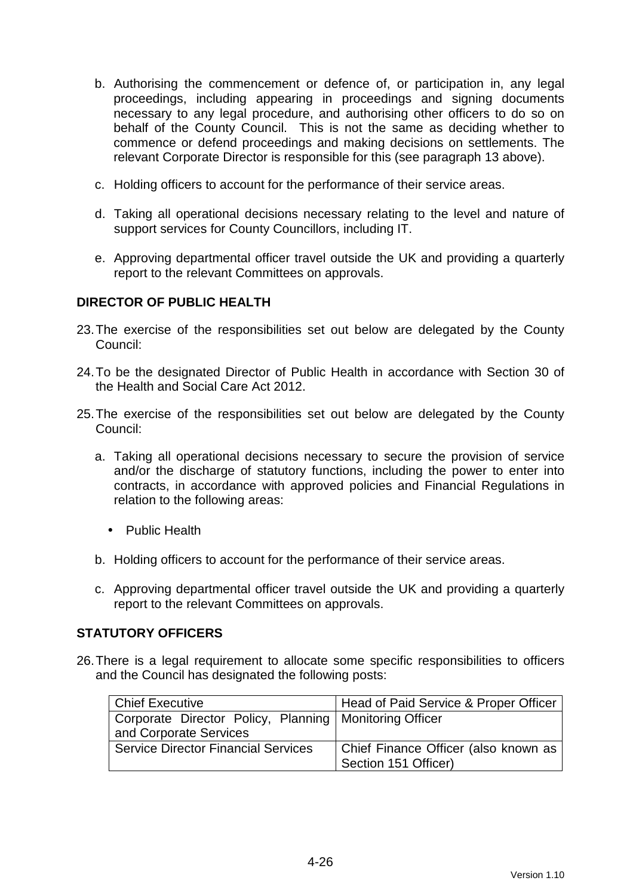b. Authorising the commencement or defence of, or participation in, any legal proceedings, including appearing in proceedings and signing documents necessary to any legal procedure, and authorising other officers to do so on behalf of the County Council. This is not the same as deciding whether to commence or defend proceedings and making decisions on settlements. The relevant Corporate Director is responsible for this (see paragraph 13 above).

c. Holding officers to account for the performance of their service areas.

d. Taking all operational decisions necessary relating to the level and nature of support services for County Councillors, including IT.

e. Approving departmental officer travel outside the UK and providing a quarterly report to the relevant Committees on approvals.

**DIRECTOR OF PUBLIC HEALTH**

23. The exercise of the responsibilities set out below are delegated by the County Council:

24. To be the designated Director of Public Health in accordance with Section 30 of the Health and Social Care Act 2012.

25. The exercise of the responsibilities set out below are delegated by the County Council:

   a. Taking all operational decisions necessary to secure the provision of service and/or the discharge of statutory functions, including the power to enter into contracts, in accordance with approved policies and Financial Regulations in relation to the following areas:

      - Public Health

   b. Holding officers to account for the performance of their service areas.

   c. Approving departmental officer travel outside the UK and providing a quarterly report to the relevant Committees on approvals.

**STATUTORY OFFICERS**

26. There is a legal requirement to allocate some specific responsibilities to officers and the Council has designated the following posts:

| Chief Executive | Head of Paid Service & Proper Officer |
|---|---|
| Corporate Director Policy, Planning and Corporate Services | Monitoring Officer |
| Service Director Financial Services | Chief Finance Officer (also known as Section 151 Officer) |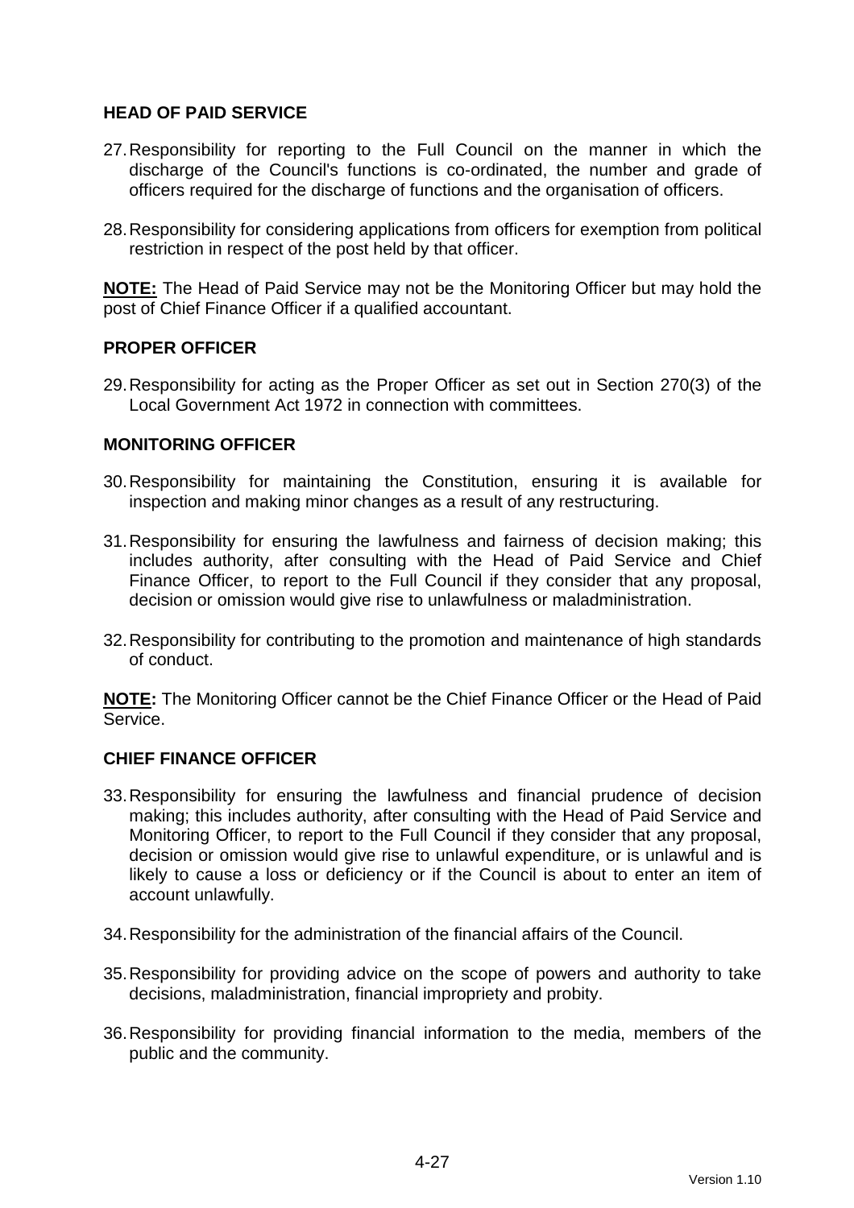### HEAD OF PAID SERVICE

27. Responsibility for reporting to the Full Council on the manner in which the discharge of the Council's functions is co-ordinated, the number and grade of officers required for the discharge of functions and the organisation of officers.

28. Responsibility for considering applications from officers for exemption from political restriction in respect of the post held by that officer.

**NOTE:** The Head of Paid Service may not be the Monitoring Officer but may hold the post of Chief Finance Officer if a qualified accountant.

### PROPER OFFICER

29. Responsibility for acting as the Proper Officer as set out in Section 270(3) of the Local Government Act 1972 in connection with committees.

### MONITORING OFFICER

30. Responsibility for maintaining the Constitution, ensuring it is available for inspection and making minor changes as a result of any restructuring.

31. Responsibility for ensuring the lawfulness and fairness of decision making; this includes authority, after consulting with the Head of Paid Service and Chief Finance Officer, to report to the Full Council if they consider that any proposal, decision or omission would give rise to unlawfulness or maladministration.

32. Responsibility for contributing to the promotion and maintenance of high standards of conduct.

**NOTE:** The Monitoring Officer cannot be the Chief Finance Officer or the Head of Paid Service.

### CHIEF FINANCE OFFICER

33. Responsibility for ensuring the lawfulness and financial prudence of decision making; this includes authority, after consulting with the Head of Paid Service and Monitoring Officer, to report to the Full Council if they consider that any proposal, decision or omission would give rise to unlawful expenditure, or is unlawful and is likely to cause a loss or deficiency or if the Council is about to enter an item of account unlawfully.

34. Responsibility for the administration of the financial affairs of the Council.

35. Responsibility for providing advice on the scope of powers and authority to take decisions, maladministration, financial impropriety and probity.

36. Responsibility for providing financial information to the media, members of the public and the community.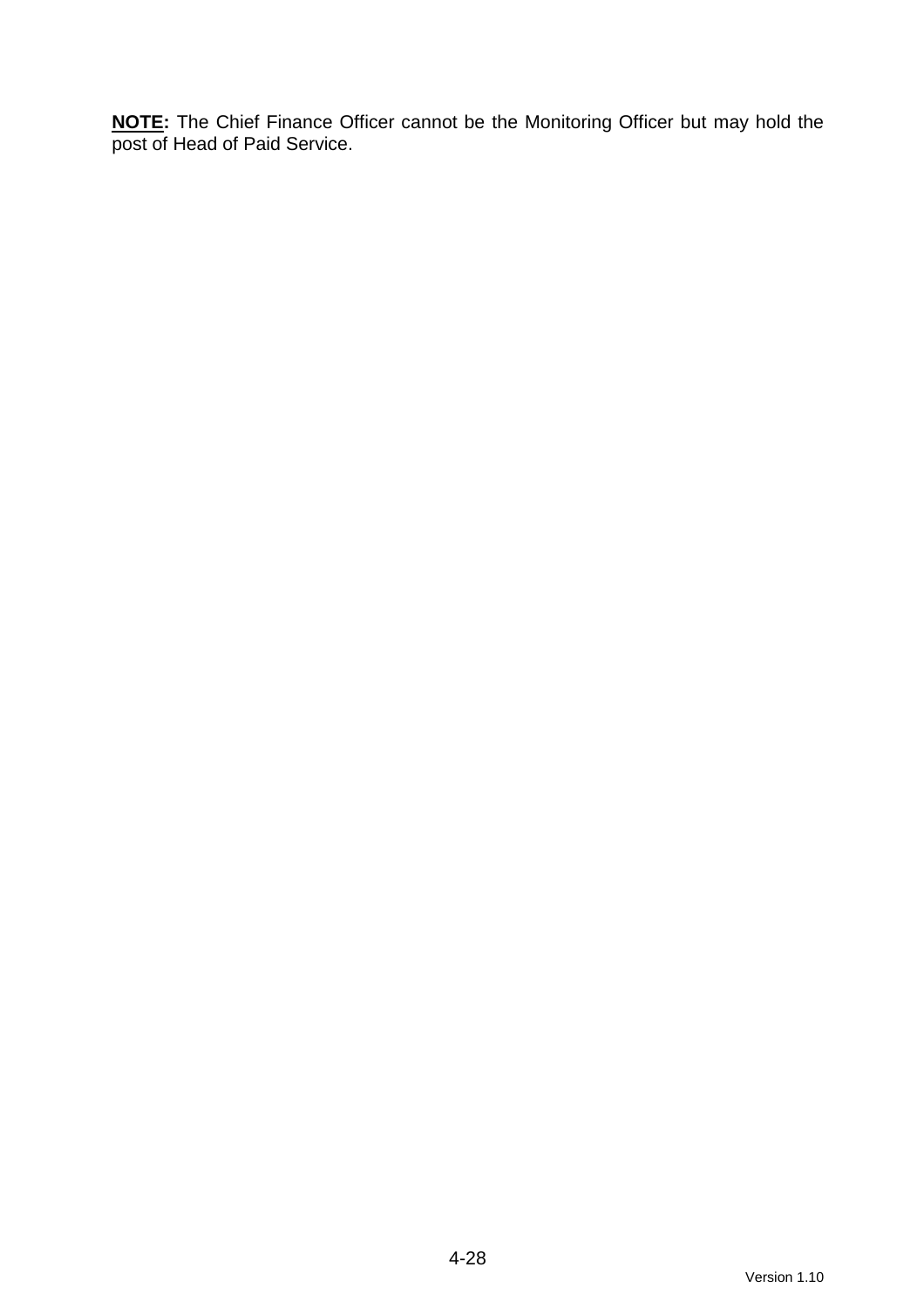<u>**NOTE:**</u> The Chief Finance Officer cannot be the Monitoring Officer but may hold the post of Head of Paid Service.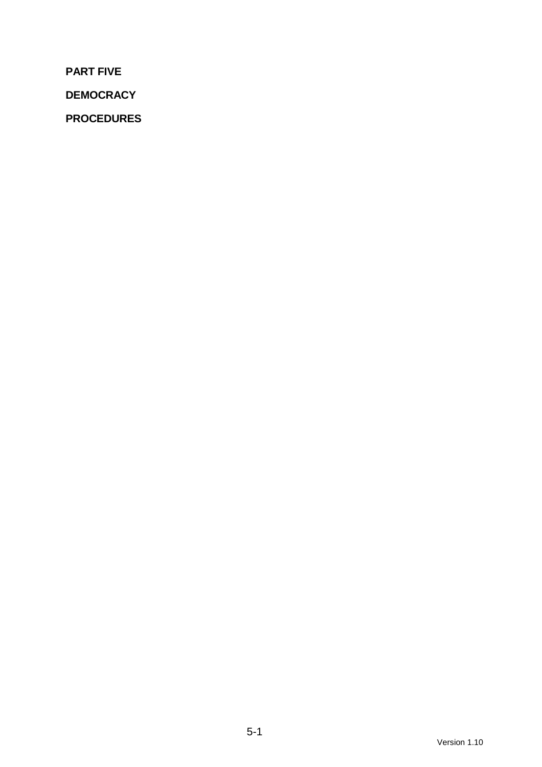**PART FIVE**

**DEMOCRACY**

**PROCEDURES**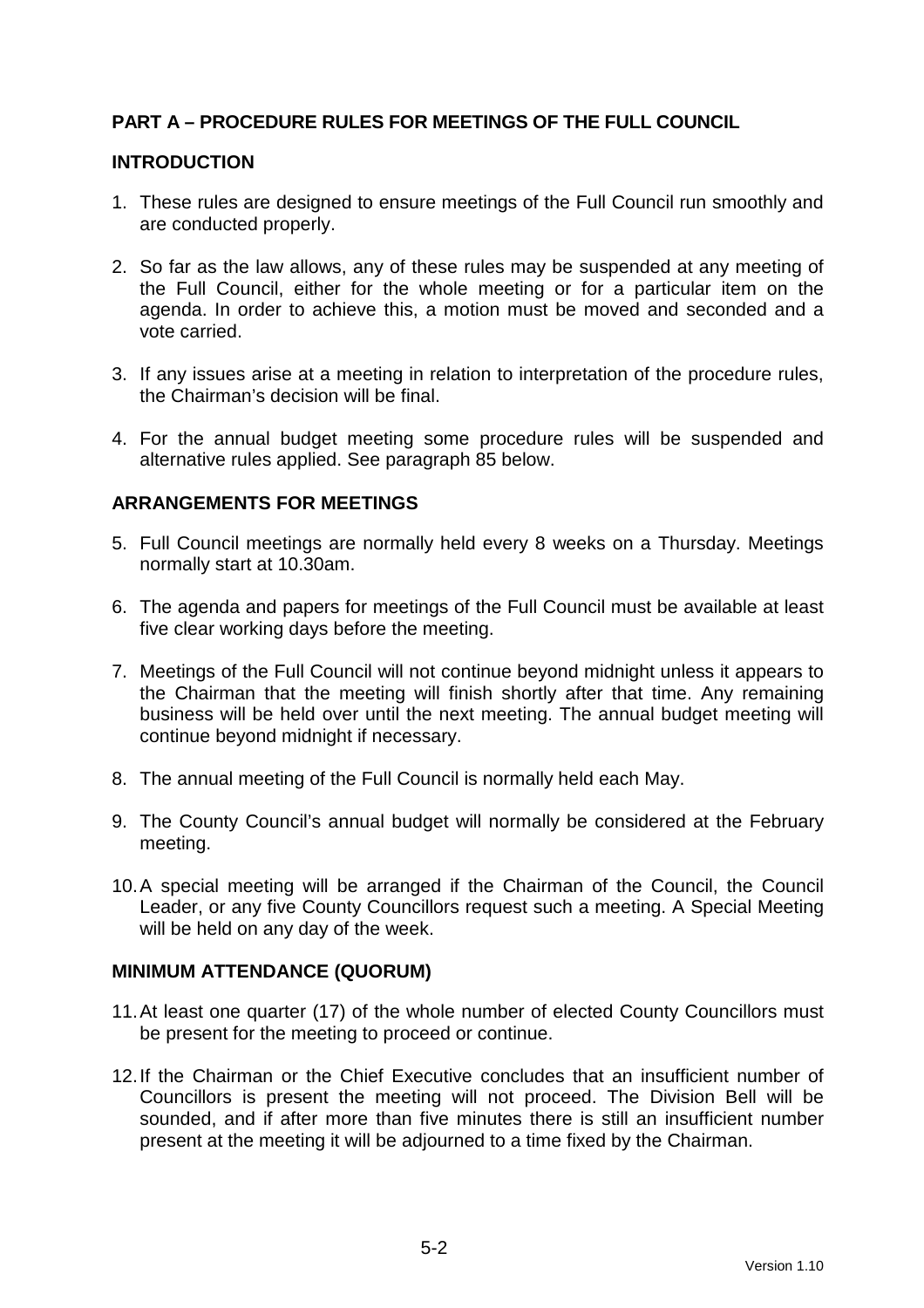## PART A – PROCEDURE RULES FOR MEETINGS OF THE FULL COUNCIL

### INTRODUCTION

1. These rules are designed to ensure meetings of the Full Council run smoothly and are conducted properly.

2. So far as the law allows, any of these rules may be suspended at any meeting of the Full Council, either for the whole meeting or for a particular item on the agenda. In order to achieve this, a motion must be moved and seconded and a vote carried.

3. If any issues arise at a meeting in relation to interpretation of the procedure rules, the Chairman's decision will be final.

4. For the annual budget meeting some procedure rules will be suspended and alternative rules applied. See paragraph 85 below.

### ARRANGEMENTS FOR MEETINGS

5. Full Council meetings are normally held every 8 weeks on a Thursday. Meetings normally start at 10.30am.

6. The agenda and papers for meetings of the Full Council must be available at least five clear working days before the meeting.

7. Meetings of the Full Council will not continue beyond midnight unless it appears to the Chairman that the meeting will finish shortly after that time. Any remaining business will be held over until the next meeting. The annual budget meeting will continue beyond midnight if necessary.

8. The annual meeting of the Full Council is normally held each May.

9. The County Council's annual budget will normally be considered at the February meeting.

10. A special meeting will be arranged if the Chairman of the Council, the Council Leader, or any five County Councillors request such a meeting. A Special Meeting will be held on any day of the week.

### MINIMUM ATTENDANCE (QUORUM)

11. At least one quarter (17) of the whole number of elected County Councillors must be present for the meeting to proceed or continue.

12. If the Chairman or the Chief Executive concludes that an insufficient number of Councillors is present the meeting will not proceed. The Division Bell will be sounded, and if after more than five minutes there is still an insufficient number present at the meeting it will be adjourned to a time fixed by the Chairman.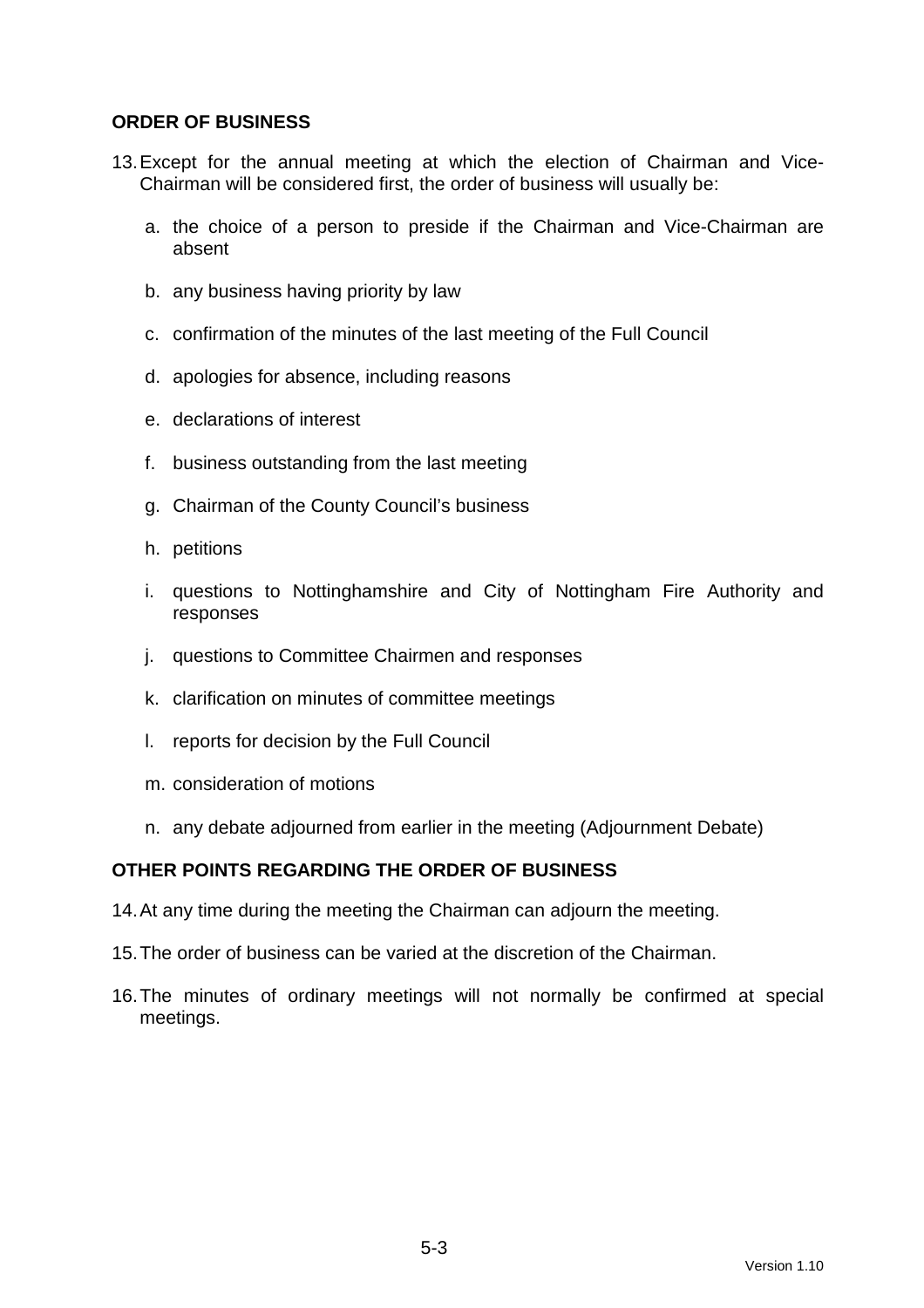## ORDER OF BUSINESS

13. Except for the annual meeting at which the election of Chairman and Vice-Chairman will be considered first, the order of business will usually be:

    a. the choice of a person to preside if the Chairman and Vice-Chairman are absent

    b. any business having priority by law

    c. confirmation of the minutes of the last meeting of the Full Council

    d. apologies for absence, including reasons

    e. declarations of interest

    f. business outstanding from the last meeting

    g. Chairman of the County Council's business

    h. petitions

    i. questions to Nottinghamshire and City of Nottingham Fire Authority and responses

    j. questions to Committee Chairmen and responses

    k. clarification on minutes of committee meetings

    l. reports for decision by the Full Council

    m. consideration of motions

    n. any debate adjourned from earlier in the meeting (Adjournment Debate)

## OTHER POINTS REGARDING THE ORDER OF BUSINESS

14. At any time during the meeting the Chairman can adjourn the meeting.

15. The order of business can be varied at the discretion of the Chairman.

16. The minutes of ordinary meetings will not normally be confirmed at special meetings.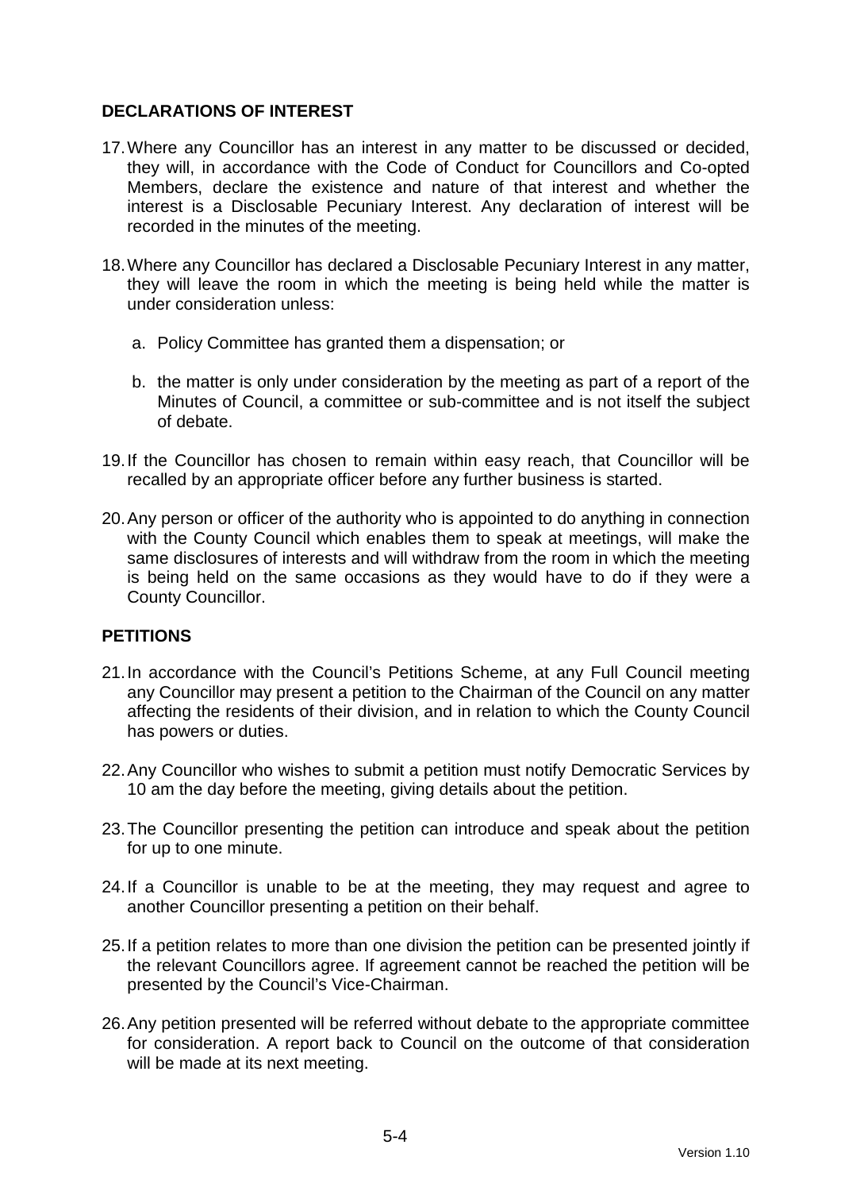## DECLARATIONS OF INTEREST

17. Where any Councillor has an interest in any matter to be discussed or decided, they will, in accordance with the Code of Conduct for Councillors and Co-opted Members, declare the existence and nature of that interest and whether the interest is a Disclosable Pecuniary Interest. Any declaration of interest will be recorded in the minutes of the meeting.

18. Where any Councillor has declared a Disclosable Pecuniary Interest in any matter, they will leave the room in which the meeting is being held while the matter is under consideration unless:

    a. Policy Committee has granted them a dispensation; or

    b. the matter is only under consideration by the meeting as part of a report of the Minutes of Council, a committee or sub-committee and is not itself the subject of debate.

19. If the Councillor has chosen to remain within easy reach, that Councillor will be recalled by an appropriate officer before any further business is started.

20. Any person or officer of the authority who is appointed to do anything in connection with the County Council which enables them to speak at meetings, will make the same disclosures of interests and will withdraw from the room in which the meeting is being held on the same occasions as they would have to do if they were a County Councillor.

## PETITIONS

21. In accordance with the Council's Petitions Scheme, at any Full Council meeting any Councillor may present a petition to the Chairman of the Council on any matter affecting the residents of their division, and in relation to which the County Council has powers or duties.

22. Any Councillor who wishes to submit a petition must notify Democratic Services by 10 am the day before the meeting, giving details about the petition.

23. The Councillor presenting the petition can introduce and speak about the petition for up to one minute.

24. If a Councillor is unable to be at the meeting, they may request and agree to another Councillor presenting a petition on their behalf.

25. If a petition relates to more than one division the petition can be presented jointly if the relevant Councillors agree. If agreement cannot be reached the petition will be presented by the Council's Vice-Chairman.

26. Any petition presented will be referred without debate to the appropriate committee for consideration. A report back to Council on the outcome of that consideration will be made at its next meeting.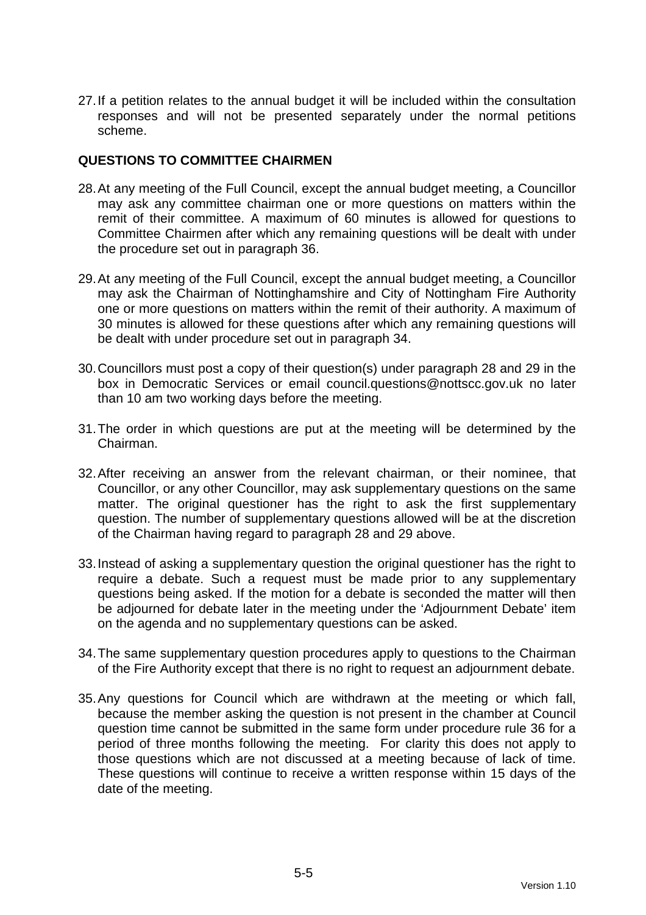27. If a petition relates to the annual budget it will be included within the consultation responses and will not be presented separately under the normal petitions scheme.

## QUESTIONS TO COMMITTEE CHAIRMEN

28. At any meeting of the Full Council, except the annual budget meeting, a Councillor may ask any committee chairman one or more questions on matters within the remit of their committee. A maximum of 60 minutes is allowed for questions to Committee Chairmen after which any remaining questions will be dealt with under the procedure set out in paragraph 36.

29. At any meeting of the Full Council, except the annual budget meeting, a Councillor may ask the Chairman of Nottinghamshire and City of Nottingham Fire Authority one or more questions on matters within the remit of their authority. A maximum of 30 minutes is allowed for these questions after which any remaining questions will be dealt with under procedure set out in paragraph 34.

30. Councillors must post a copy of their question(s) under paragraph 28 and 29 in the box in Democratic Services or email council.questions@nottscc.gov.uk no later than 10 am two working days before the meeting.

31. The order in which questions are put at the meeting will be determined by the Chairman.

32. After receiving an answer from the relevant chairman, or their nominee, that Councillor, or any other Councillor, may ask supplementary questions on the same matter. The original questioner has the right to ask the first supplementary question. The number of supplementary questions allowed will be at the discretion of the Chairman having regard to paragraph 28 and 29 above.

33. Instead of asking a supplementary question the original questioner has the right to require a debate. Such a request must be made prior to any supplementary questions being asked. If the motion for a debate is seconded the matter will then be adjourned for debate later in the meeting under the 'Adjournment Debate' item on the agenda and no supplementary questions can be asked.

34. The same supplementary question procedures apply to questions to the Chairman of the Fire Authority except that there is no right to request an adjournment debate.

35. Any questions for Council which are withdrawn at the meeting or which fall, because the member asking the question is not present in the chamber at Council question time cannot be submitted in the same form under procedure rule 36 for a period of three months following the meeting. For clarity this does not apply to those questions which are not discussed at a meeting because of lack of time. These questions will continue to receive a written response within 15 days of the date of the meeting.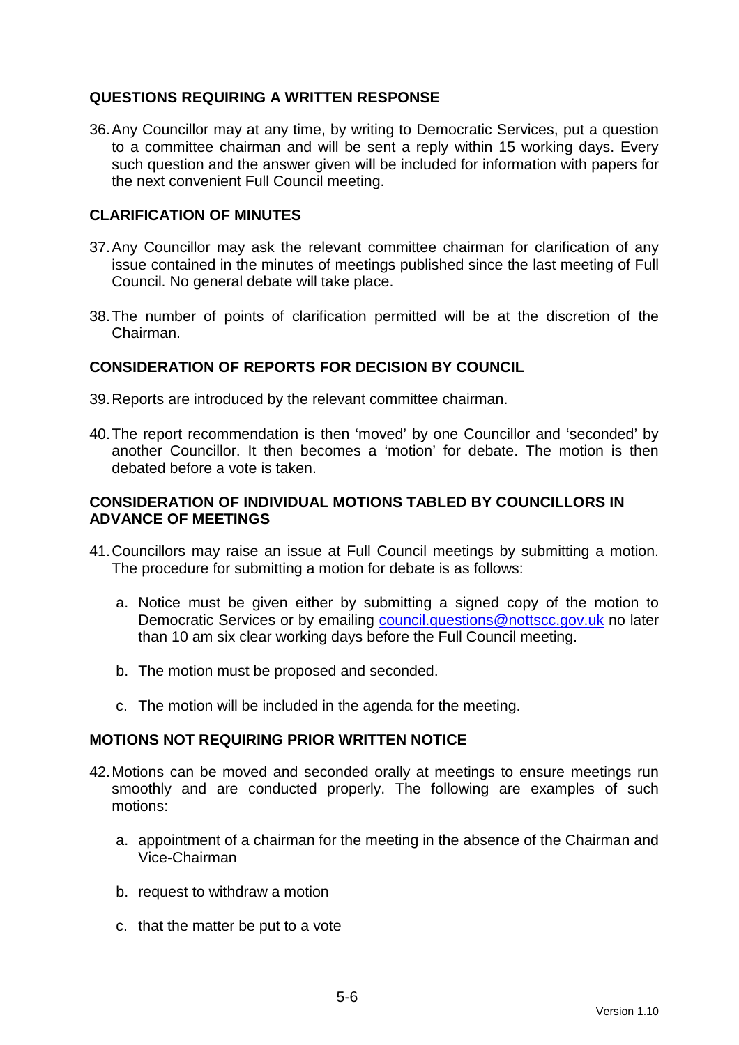## QUESTIONS REQUIRING A WRITTEN RESPONSE

36. Any Councillor may at any time, by writing to Democratic Services, put a question to a committee chairman and will be sent a reply within 15 working days. Every such question and the answer given will be included for information with papers for the next convenient Full Council meeting.

## CLARIFICATION OF MINUTES

37. Any Councillor may ask the relevant committee chairman for clarification of any issue contained in the minutes of meetings published since the last meeting of Full Council. No general debate will take place.

38. The number of points of clarification permitted will be at the discretion of the Chairman.

## CONSIDERATION OF REPORTS FOR DECISION BY COUNCIL

39. Reports are introduced by the relevant committee chairman.

40. The report recommendation is then 'moved' by one Councillor and 'seconded' by another Councillor. It then becomes a 'motion' for debate. The motion is then debated before a vote is taken.

## CONSIDERATION OF INDIVIDUAL MOTIONS TABLED BY COUNCILLORS IN ADVANCE OF MEETINGS

41. Councillors may raise an issue at Full Council meetings by submitting a motion. The procedure for submitting a motion for debate is as follows:

    a. Notice must be given either by submitting a signed copy of the motion to Democratic Services or by emailing council.questions@nottscc.gov.uk no later than 10 am six clear working days before the Full Council meeting.

    b. The motion must be proposed and seconded.

    c. The motion will be included in the agenda for the meeting.

## MOTIONS NOT REQUIRING PRIOR WRITTEN NOTICE

42. Motions can be moved and seconded orally at meetings to ensure meetings run smoothly and are conducted properly. The following are examples of such motions:

    a. appointment of a chairman for the meeting in the absence of the Chairman and Vice-Chairman

    b. request to withdraw a motion

    c. that the matter be put to a vote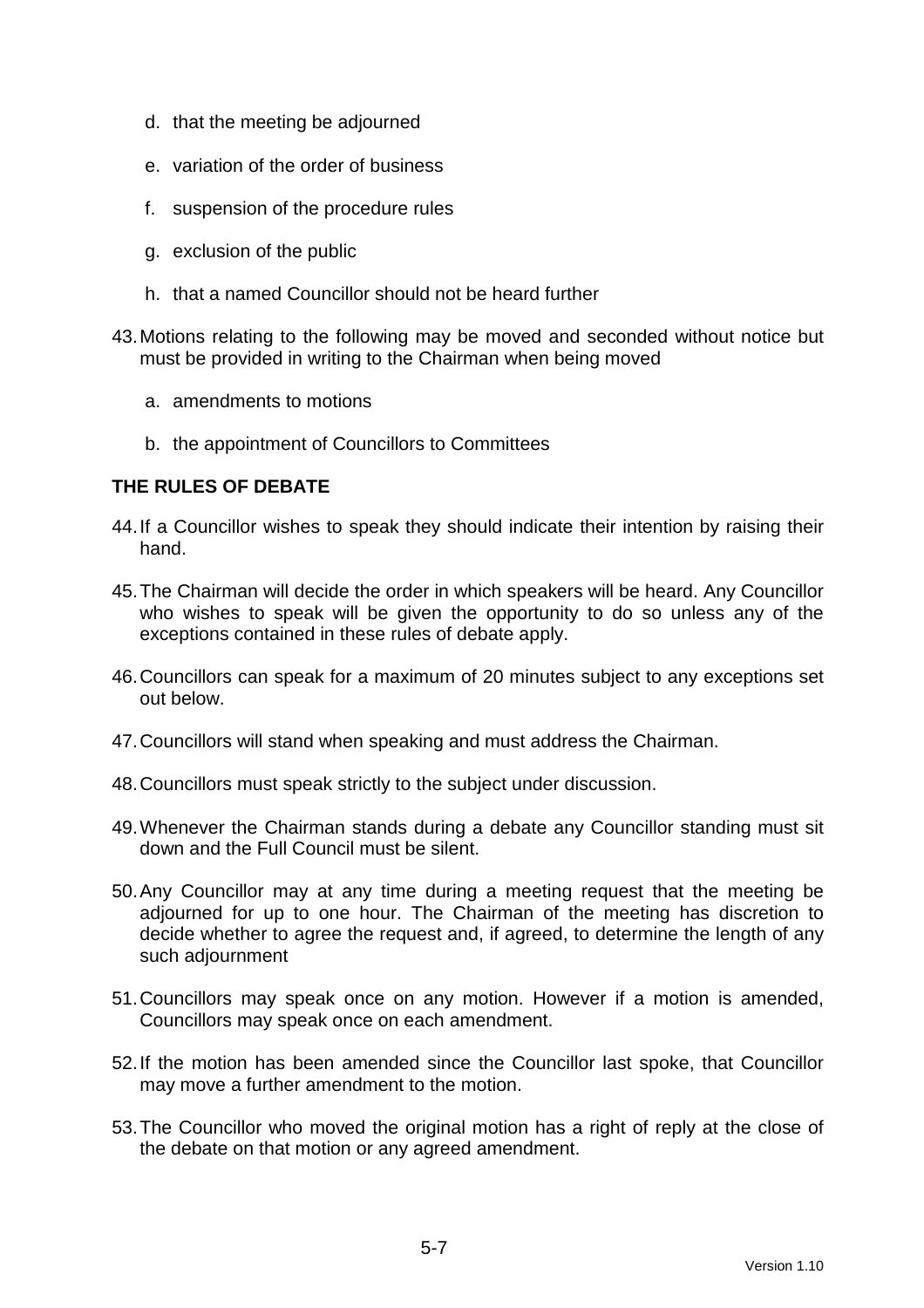d. that the meeting be adjourned

e. variation of the order of business

f. suspension of the procedure rules

g. exclusion of the public

h. that a named Councillor should not be heard further

43. Motions relating to the following may be moved and seconded without notice but must be provided in writing to the Chairman when being moved

    a. amendments to motions

    b. the appointment of Councillors to Committees

**THE RULES OF DEBATE**

44. If a Councillor wishes to speak they should indicate their intention by raising their hand.

45. The Chairman will decide the order in which speakers will be heard. Any Councillor who wishes to speak will be given the opportunity to do so unless any of the exceptions contained in these rules of debate apply.

46. Councillors can speak for a maximum of 20 minutes subject to any exceptions set out below.

47. Councillors will stand when speaking and must address the Chairman.

48. Councillors must speak strictly to the subject under discussion.

49. Whenever the Chairman stands during a debate any Councillor standing must sit down and the Full Council must be silent.

50. Any Councillor may at any time during a meeting request that the meeting be adjourned for up to one hour. The Chairman of the meeting has discretion to decide whether to agree the request and, if agreed, to determine the length of any such adjournment

51. Councillors may speak once on any motion. However if a motion is amended, Councillors may speak once on each amendment.

52. If the motion has been amended since the Councillor last spoke, that Councillor may move a further amendment to the motion.

53. The Councillor who moved the original motion has a right of reply at the close of the debate on that motion or any agreed amendment.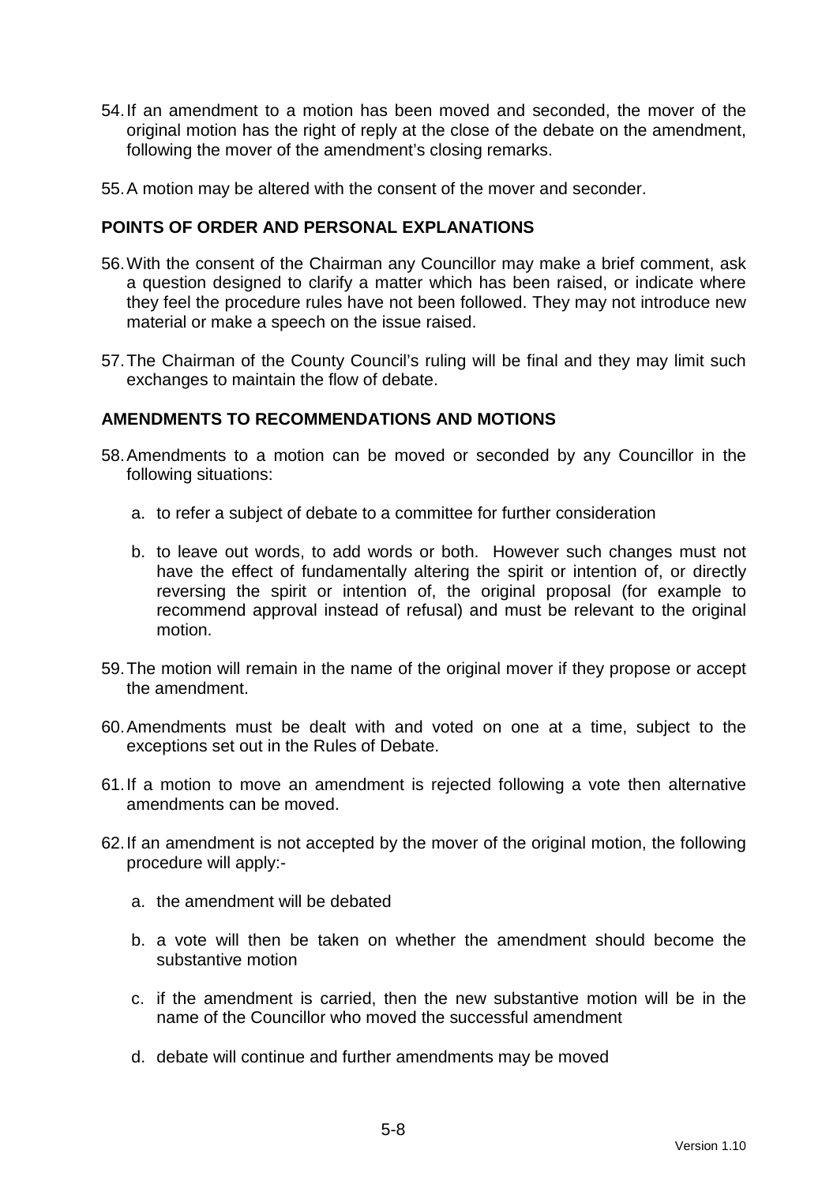54. If an amendment to a motion has been moved and seconded, the mover of the original motion has the right of reply at the close of the debate on the amendment, following the mover of the amendment's closing remarks.

55. A motion may be altered with the consent of the mover and seconder.

## POINTS OF ORDER AND PERSONAL EXPLANATIONS

56. With the consent of the Chairman any Councillor may make a brief comment, ask a question designed to clarify a matter which has been raised, or indicate where they feel the procedure rules have not been followed. They may not introduce new material or make a speech on the issue raised.

57. The Chairman of the County Council's ruling will be final and they may limit such exchanges to maintain the flow of debate.

## AMENDMENTS TO RECOMMENDATIONS AND MOTIONS

58. Amendments to a motion can be moved or seconded by any Councillor in the following situations:

    a. to refer a subject of debate to a committee for further consideration

    b. to leave out words, to add words or both. However such changes must not have the effect of fundamentally altering the spirit or intention of, or directly reversing the spirit or intention of, the original proposal (for example to recommend approval instead of refusal) and must be relevant to the original motion.

59. The motion will remain in the name of the original mover if they propose or accept the amendment.

60. Amendments must be dealt with and voted on one at a time, subject to the exceptions set out in the Rules of Debate.

61. If a motion to move an amendment is rejected following a vote then alternative amendments can be moved.

62. If an amendment is not accepted by the mover of the original motion, the following procedure will apply:-

    a. the amendment will be debated

    b. a vote will then be taken on whether the amendment should become the substantive motion

    c. if the amendment is carried, then the new substantive motion will be in the name of the Councillor who moved the successful amendment

    d. debate will continue and further amendments may be moved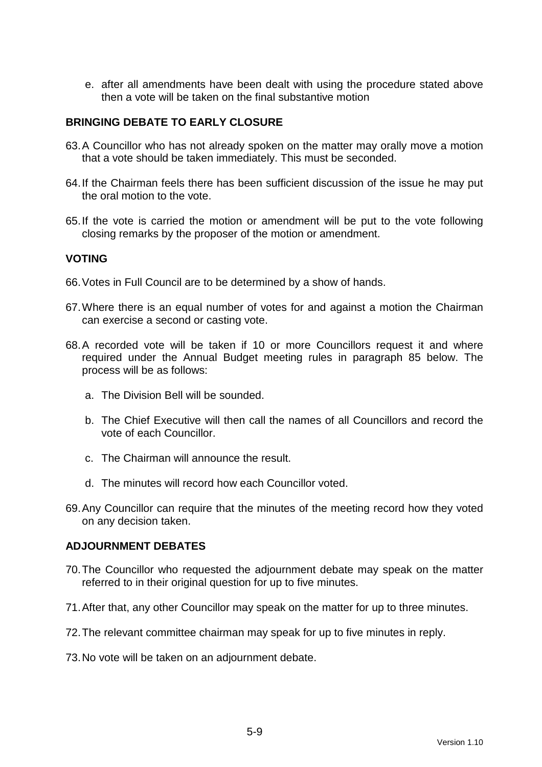e. after all amendments have been dealt with using the procedure stated above then a vote will be taken on the final substantive motion

## BRINGING DEBATE TO EARLY CLOSURE

63. A Councillor who has not already spoken on the matter may orally move a motion that a vote should be taken immediately. This must be seconded.

64. If the Chairman feels there has been sufficient discussion of the issue he may put the oral motion to the vote.

65. If the vote is carried the motion or amendment will be put to the vote following closing remarks by the proposer of the motion or amendment.

## VOTING

66. Votes in Full Council are to be determined by a show of hands.

67. Where there is an equal number of votes for and against a motion the Chairman can exercise a second or casting vote.

68. A recorded vote will be taken if 10 or more Councillors request it and where required under the Annual Budget meeting rules in paragraph 85 below. The process will be as follows:

    a. The Division Bell will be sounded.

    b. The Chief Executive will then call the names of all Councillors and record the vote of each Councillor.

    c. The Chairman will announce the result.

    d. The minutes will record how each Councillor voted.

69. Any Councillor can require that the minutes of the meeting record how they voted on any decision taken.

## ADJOURNMENT DEBATES

70. The Councillor who requested the adjournment debate may speak on the matter referred to in their original question for up to five minutes.

71. After that, any other Councillor may speak on the matter for up to three minutes.

72. The relevant committee chairman may speak for up to five minutes in reply.

73. No vote will be taken on an adjournment debate.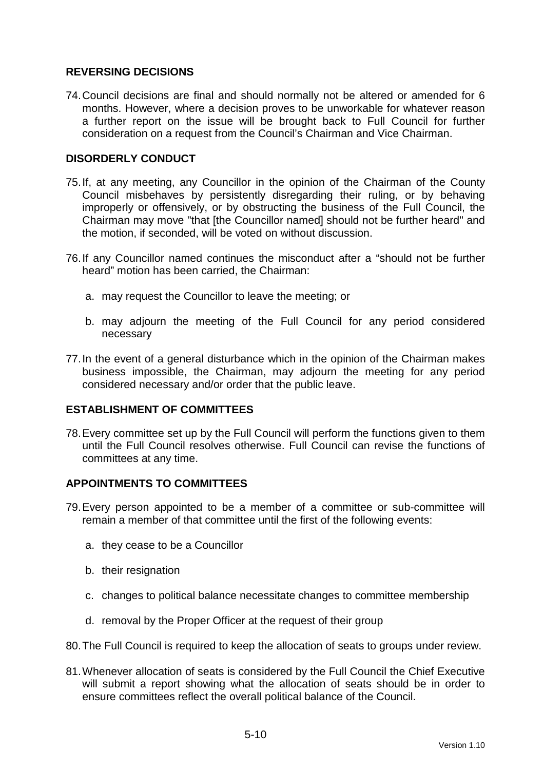## REVERSING DECISIONS

74. Council decisions are final and should normally not be altered or amended for 6 months. However, where a decision proves to be unworkable for whatever reason a further report on the issue will be brought back to Full Council for further consideration on a request from the Council's Chairman and Vice Chairman.

## DISORDERLY CONDUCT

75. If, at any meeting, any Councillor in the opinion of the Chairman of the County Council misbehaves by persistently disregarding their ruling, or by behaving improperly or offensively, or by obstructing the business of the Full Council, the Chairman may move "that [the Councillor named] should not be further heard" and the motion, if seconded, will be voted on without discussion.

76. If any Councillor named continues the misconduct after a "should not be further heard" motion has been carried, the Chairman:

    a. may request the Councillor to leave the meeting; or

    b. may adjourn the meeting of the Full Council for any period considered necessary

77. In the event of a general disturbance which in the opinion of the Chairman makes business impossible, the Chairman, may adjourn the meeting for any period considered necessary and/or order that the public leave.

## ESTABLISHMENT OF COMMITTEES

78. Every committee set up by the Full Council will perform the functions given to them until the Full Council resolves otherwise. Full Council can revise the functions of committees at any time.

## APPOINTMENTS TO COMMITTEES

79. Every person appointed to be a member of a committee or sub-committee will remain a member of that committee until the first of the following events:

    a. they cease to be a Councillor

    b. their resignation

    c. changes to political balance necessitate changes to committee membership

    d. removal by the Proper Officer at the request of their group

80. The Full Council is required to keep the allocation of seats to groups under review.

81. Whenever allocation of seats is considered by the Full Council the Chief Executive will submit a report showing what the allocation of seats should be in order to ensure committees reflect the overall political balance of the Council.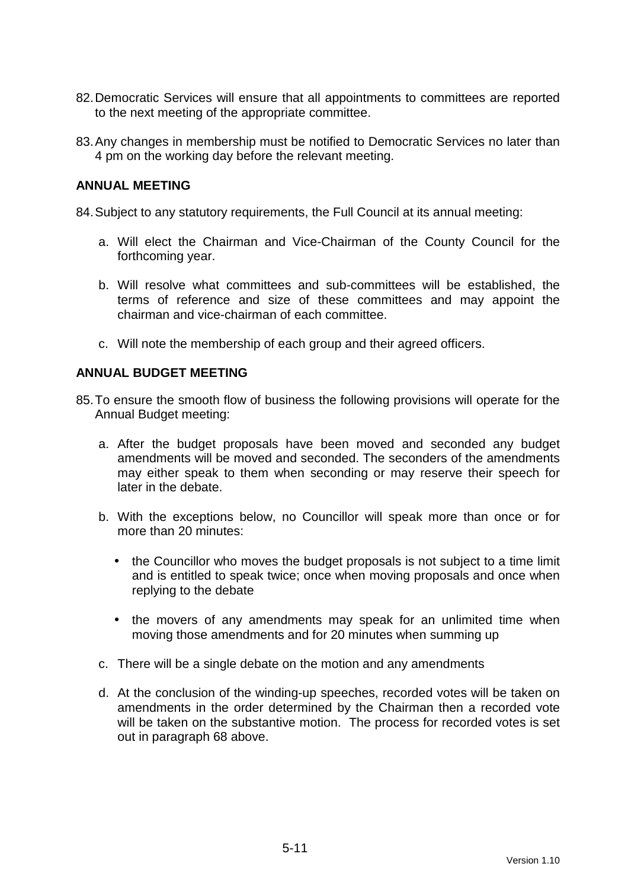82. Democratic Services will ensure that all appointments to committees are reported to the next meeting of the appropriate committee.

83. Any changes in membership must be notified to Democratic Services no later than 4 pm on the working day before the relevant meeting.

**ANNUAL MEETING**

84. Subject to any statutory requirements, the Full Council at its annual meeting:

    a. Will elect the Chairman and Vice-Chairman of the County Council for the forthcoming year.

    b. Will resolve what committees and sub-committees will be established, the terms of reference and size of these committees and may appoint the chairman and vice-chairman of each committee.

    c. Will note the membership of each group and their agreed officers.

**ANNUAL BUDGET MEETING**

85. To ensure the smooth flow of business the following provisions will operate for the Annual Budget meeting:

    a. After the budget proposals have been moved and seconded any budget amendments will be moved and seconded. The seconders of the amendments may either speak to them when seconding or may reserve their speech for later in the debate.

    b. With the exceptions below, no Councillor will speak more than once or for more than 20 minutes:

        - the Councillor who moves the budget proposals is not subject to a time limit and is entitled to speak twice; once when moving proposals and once when replying to the debate

        - the movers of any amendments may speak for an unlimited time when moving those amendments and for 20 minutes when summing up

    c. There will be a single debate on the motion and any amendments

    d. At the conclusion of the winding-up speeches, recorded votes will be taken on amendments in the order determined by the Chairman then a recorded vote will be taken on the substantive motion. The process for recorded votes is set out in paragraph 68 above.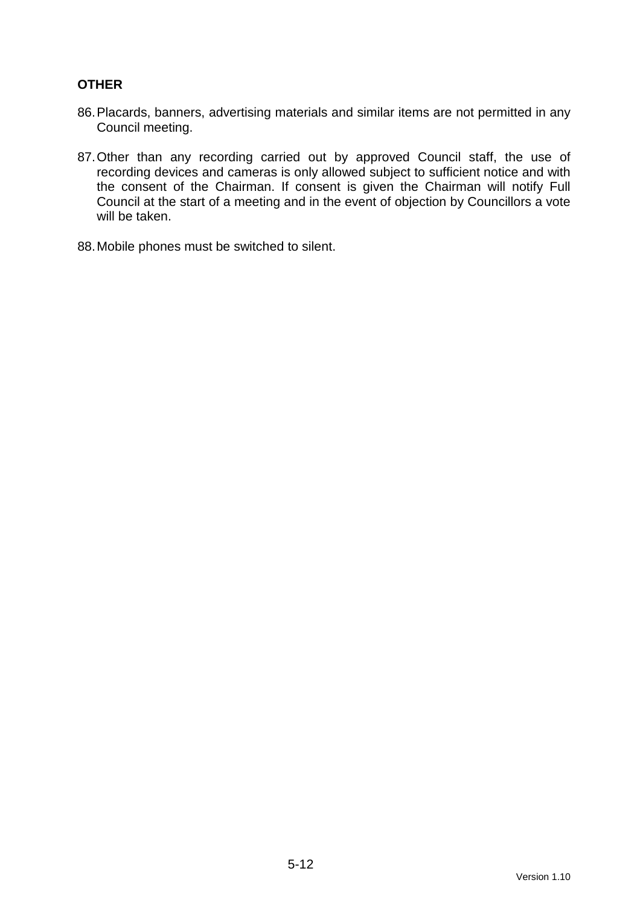**OTHER**

86. Placards, banners, advertising materials and similar items are not permitted in any Council meeting.

87. Other than any recording carried out by approved Council staff, the use of recording devices and cameras is only allowed subject to sufficient notice and with the consent of the Chairman. If consent is given the Chairman will notify Full Council at the start of a meeting and in the event of objection by Councillors a vote will be taken.

88. Mobile phones must be switched to silent.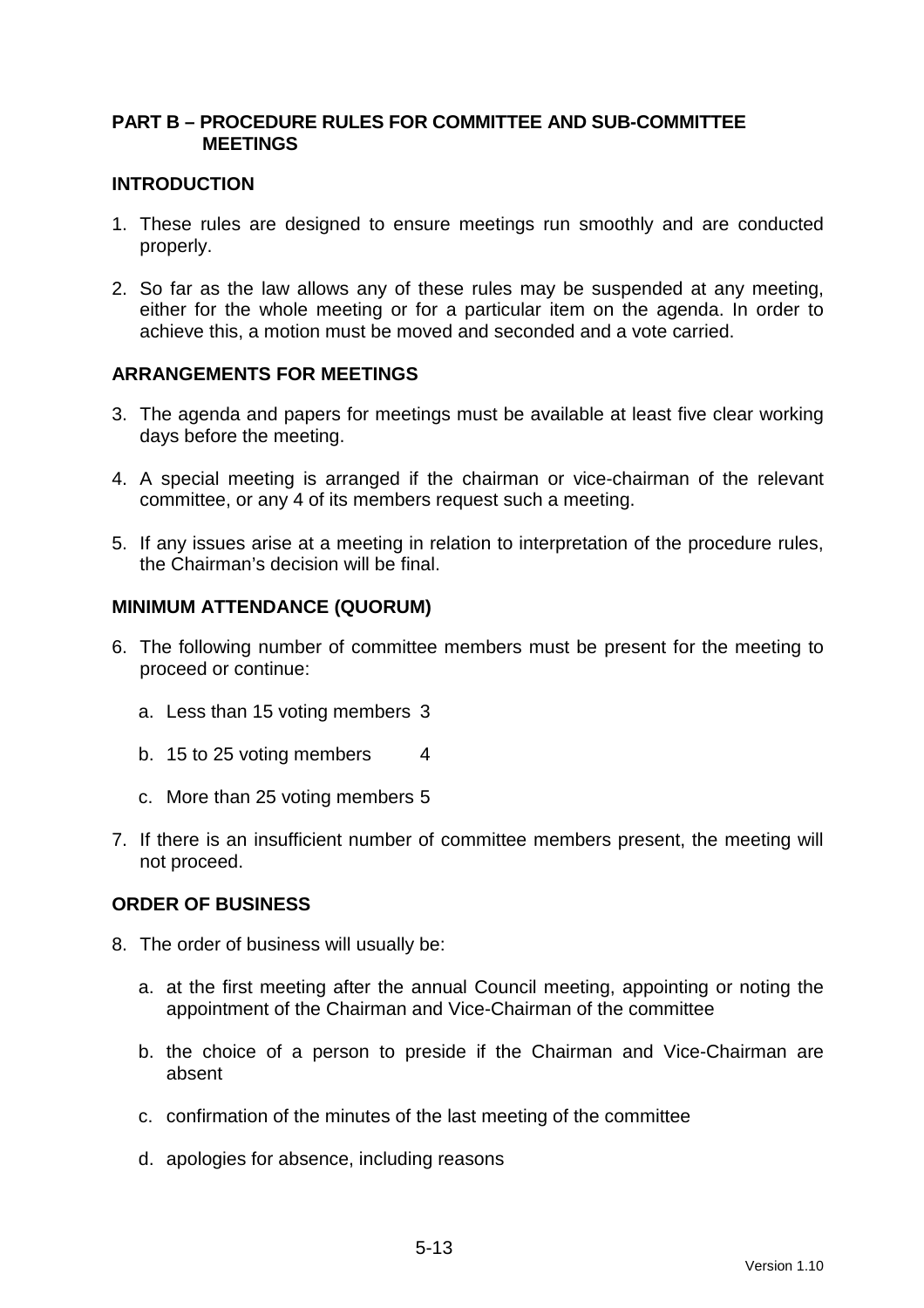## PART B – PROCEDURE RULES FOR COMMITTEE AND SUB-COMMITTEE MEETINGS

### INTRODUCTION

1. These rules are designed to ensure meetings run smoothly and are conducted properly.

2. So far as the law allows any of these rules may be suspended at any meeting, either for the whole meeting or for a particular item on the agenda. In order to achieve this, a motion must be moved and seconded and a vote carried.

### ARRANGEMENTS FOR MEETINGS

3. The agenda and papers for meetings must be available at least five clear working days before the meeting.

4. A special meeting is arranged if the chairman or vice-chairman of the relevant committee, or any 4 of its members request such a meeting.

5. If any issues arise at a meeting in relation to interpretation of the procedure rules, the Chairman's decision will be final.

### MINIMUM ATTENDANCE (QUORUM)

6. The following number of committee members must be present for the meeting to proceed or continue:

   a. Less than 15 voting members 3

   b. 15 to 25 voting members 4

   c. More than 25 voting members 5

7. If there is an insufficient number of committee members present, the meeting will not proceed.

### ORDER OF BUSINESS

8. The order of business will usually be:

   a. at the first meeting after the annual Council meeting, appointing or noting the appointment of the Chairman and Vice-Chairman of the committee

   b. the choice of a person to preside if the Chairman and Vice-Chairman are absent

   c. confirmation of the minutes of the last meeting of the committee

   d. apologies for absence, including reasons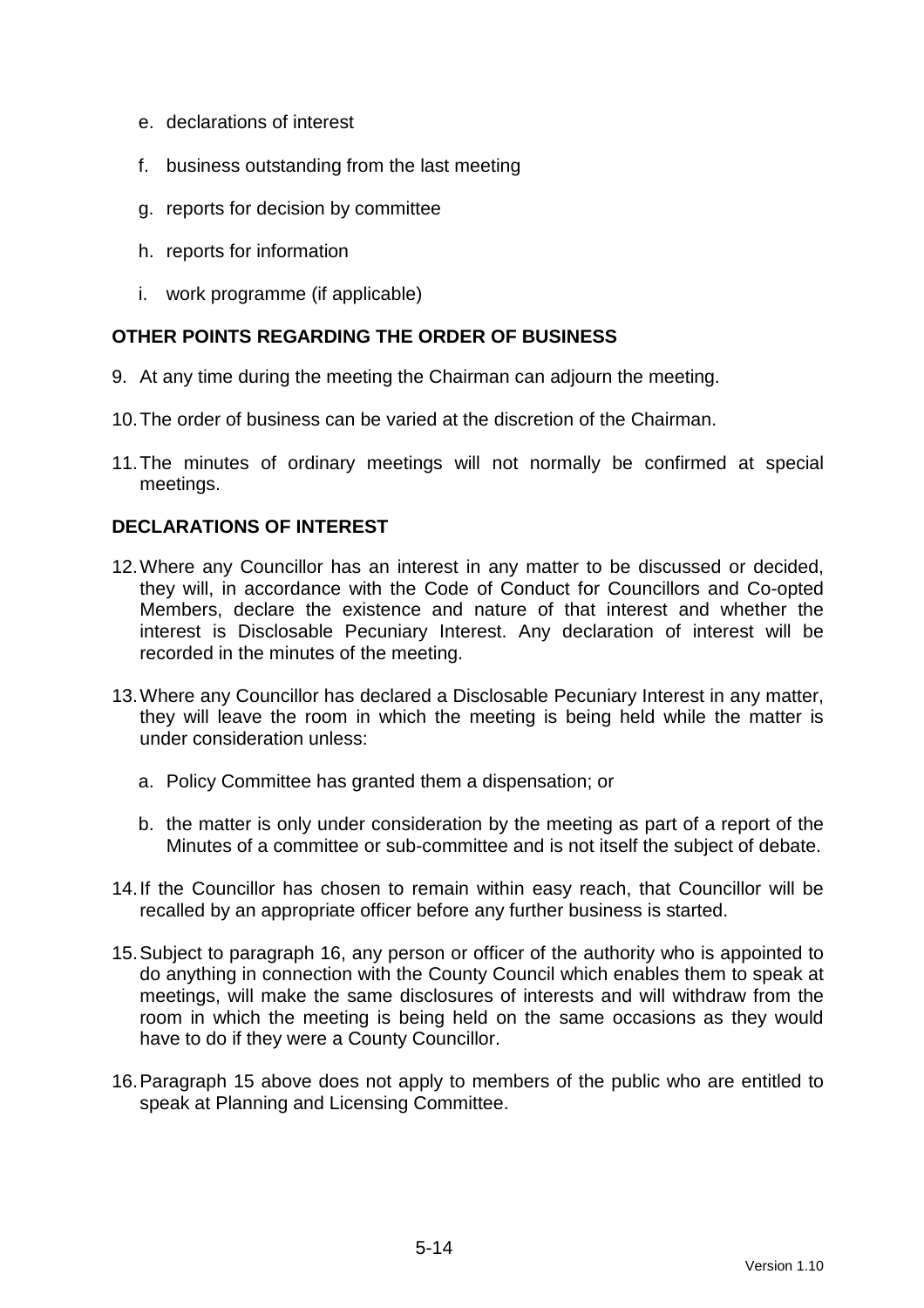e. declarations of interest

f. business outstanding from the last meeting

g. reports for decision by committee

h. reports for information

i. work programme (if applicable)

**OTHER POINTS REGARDING THE ORDER OF BUSINESS**

9. At any time during the meeting the Chairman can adjourn the meeting.

10. The order of business can be varied at the discretion of the Chairman.

11. The minutes of ordinary meetings will not normally be confirmed at special meetings.

**DECLARATIONS OF INTEREST**

12. Where any Councillor has an interest in any matter to be discussed or decided, they will, in accordance with the Code of Conduct for Councillors and Co-opted Members, declare the existence and nature of that interest and whether the interest is Disclosable Pecuniary Interest. Any declaration of interest will be recorded in the minutes of the meeting.

13. Where any Councillor has declared a Disclosable Pecuniary Interest in any matter, they will leave the room in which the meeting is being held while the matter is under consideration unless:

    a. Policy Committee has granted them a dispensation; or

    b. the matter is only under consideration by the meeting as part of a report of the Minutes of a committee or sub-committee and is not itself the subject of debate.

14. If the Councillor has chosen to remain within easy reach, that Councillor will be recalled by an appropriate officer before any further business is started.

15. Subject to paragraph 16, any person or officer of the authority who is appointed to do anything in connection with the County Council which enables them to speak at meetings, will make the same disclosures of interests and will withdraw from the room in which the meeting is being held on the same occasions as they would have to do if they were a County Councillor.

16. Paragraph 15 above does not apply to members of the public who are entitled to speak at Planning and Licensing Committee.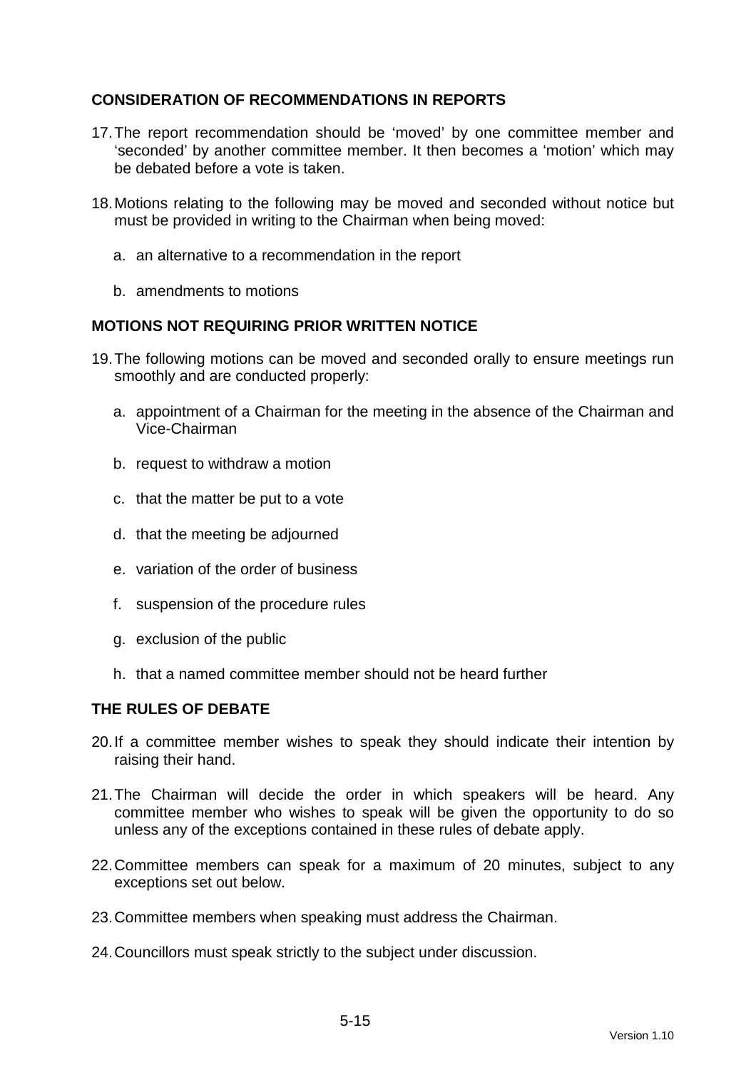## CONSIDERATION OF RECOMMENDATIONS IN REPORTS

17. The report recommendation should be 'moved' by one committee member and 'seconded' by another committee member. It then becomes a 'motion' which may be debated before a vote is taken.

18. Motions relating to the following may be moved and seconded without notice but must be provided in writing to the Chairman when being moved:

    a. an alternative to a recommendation in the report

    b. amendments to motions

## MOTIONS NOT REQUIRING PRIOR WRITTEN NOTICE

19. The following motions can be moved and seconded orally to ensure meetings run smoothly and are conducted properly:

    a. appointment of a Chairman for the meeting in the absence of the Chairman and Vice-Chairman

    b. request to withdraw a motion

    c. that the matter be put to a vote

    d. that the meeting be adjourned

    e. variation of the order of business

    f. suspension of the procedure rules

    g. exclusion of the public

    h. that a named committee member should not be heard further

## THE RULES OF DEBATE

20. If a committee member wishes to speak they should indicate their intention by raising their hand.

21. The Chairman will decide the order in which speakers will be heard. Any committee member who wishes to speak will be given the opportunity to do so unless any of the exceptions contained in these rules of debate apply.

22. Committee members can speak for a maximum of 20 minutes, subject to any exceptions set out below.

23. Committee members when speaking must address the Chairman.

24. Councillors must speak strictly to the subject under discussion.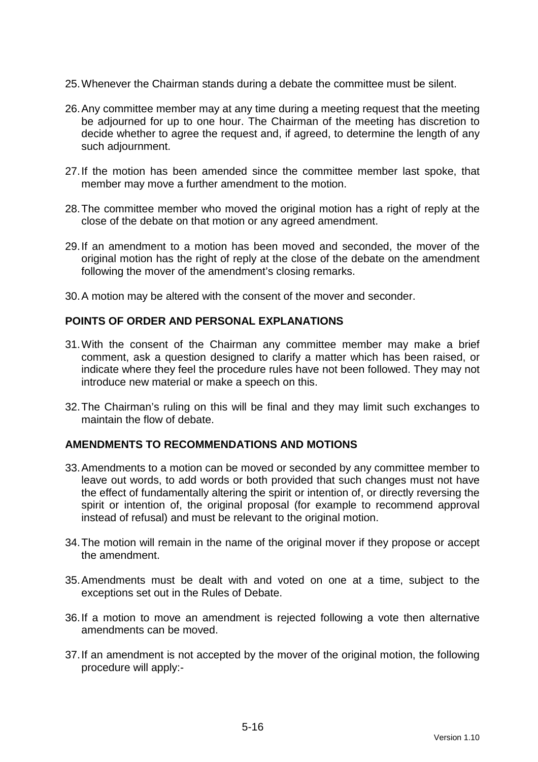25. Whenever the Chairman stands during a debate the committee must be silent.

26. Any committee member may at any time during a meeting request that the meeting be adjourned for up to one hour. The Chairman of the meeting has discretion to decide whether to agree the request and, if agreed, to determine the length of any such adjournment.

27. If the motion has been amended since the committee member last spoke, that member may move a further amendment to the motion.

28. The committee member who moved the original motion has a right of reply at the close of the debate on that motion or any agreed amendment.

29. If an amendment to a motion has been moved and seconded, the mover of the original motion has the right of reply at the close of the debate on the amendment following the mover of the amendment's closing remarks.

30. A motion may be altered with the consent of the mover and seconder.

**POINTS OF ORDER AND PERSONAL EXPLANATIONS**

31. With the consent of the Chairman any committee member may make a brief comment, ask a question designed to clarify a matter which has been raised, or indicate where they feel the procedure rules have not been followed. They may not introduce new material or make a speech on this.

32. The Chairman's ruling on this will be final and they may limit such exchanges to maintain the flow of debate.

**AMENDMENTS TO RECOMMENDATIONS AND MOTIONS**

33. Amendments to a motion can be moved or seconded by any committee member to leave out words, to add words or both provided that such changes must not have the effect of fundamentally altering the spirit or intention of, or directly reversing the spirit or intention of, the original proposal (for example to recommend approval instead of refusal) and must be relevant to the original motion.

34. The motion will remain in the name of the original mover if they propose or accept the amendment.

35. Amendments must be dealt with and voted on one at a time, subject to the exceptions set out in the Rules of Debate.

36. If a motion to move an amendment is rejected following a vote then alternative amendments can be moved.

37. If an amendment is not accepted by the mover of the original motion, the following procedure will apply:-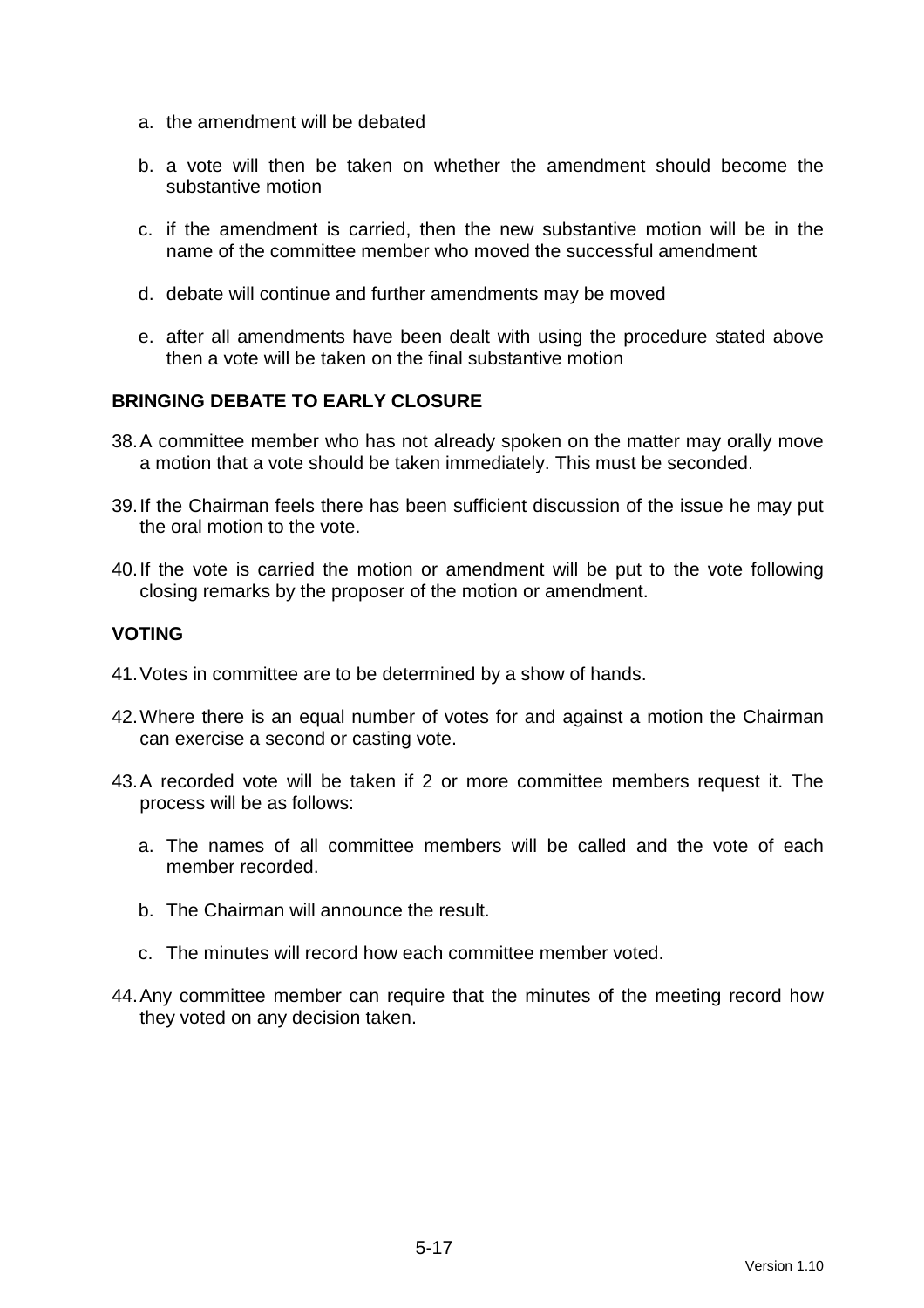a. the amendment will be debated

b. a vote will then be taken on whether the amendment should become the substantive motion

c. if the amendment is carried, then the new substantive motion will be in the name of the committee member who moved the successful amendment

d. debate will continue and further amendments may be moved

e. after all amendments have been dealt with using the procedure stated above then a vote will be taken on the final substantive motion

**BRINGING DEBATE TO EARLY CLOSURE**

38. A committee member who has not already spoken on the matter may orally move a motion that a vote should be taken immediately. This must be seconded.

39. If the Chairman feels there has been sufficient discussion of the issue he may put the oral motion to the vote.

40. If the vote is carried the motion or amendment will be put to the vote following closing remarks by the proposer of the motion or amendment.

**VOTING**

41. Votes in committee are to be determined by a show of hands.

42. Where there is an equal number of votes for and against a motion the Chairman can exercise a second or casting vote.

43. A recorded vote will be taken if 2 or more committee members request it. The process will be as follows:

    a. The names of all committee members will be called and the vote of each member recorded.

    b. The Chairman will announce the result.

    c. The minutes will record how each committee member voted.

44. Any committee member can require that the minutes of the meeting record how they voted on any decision taken.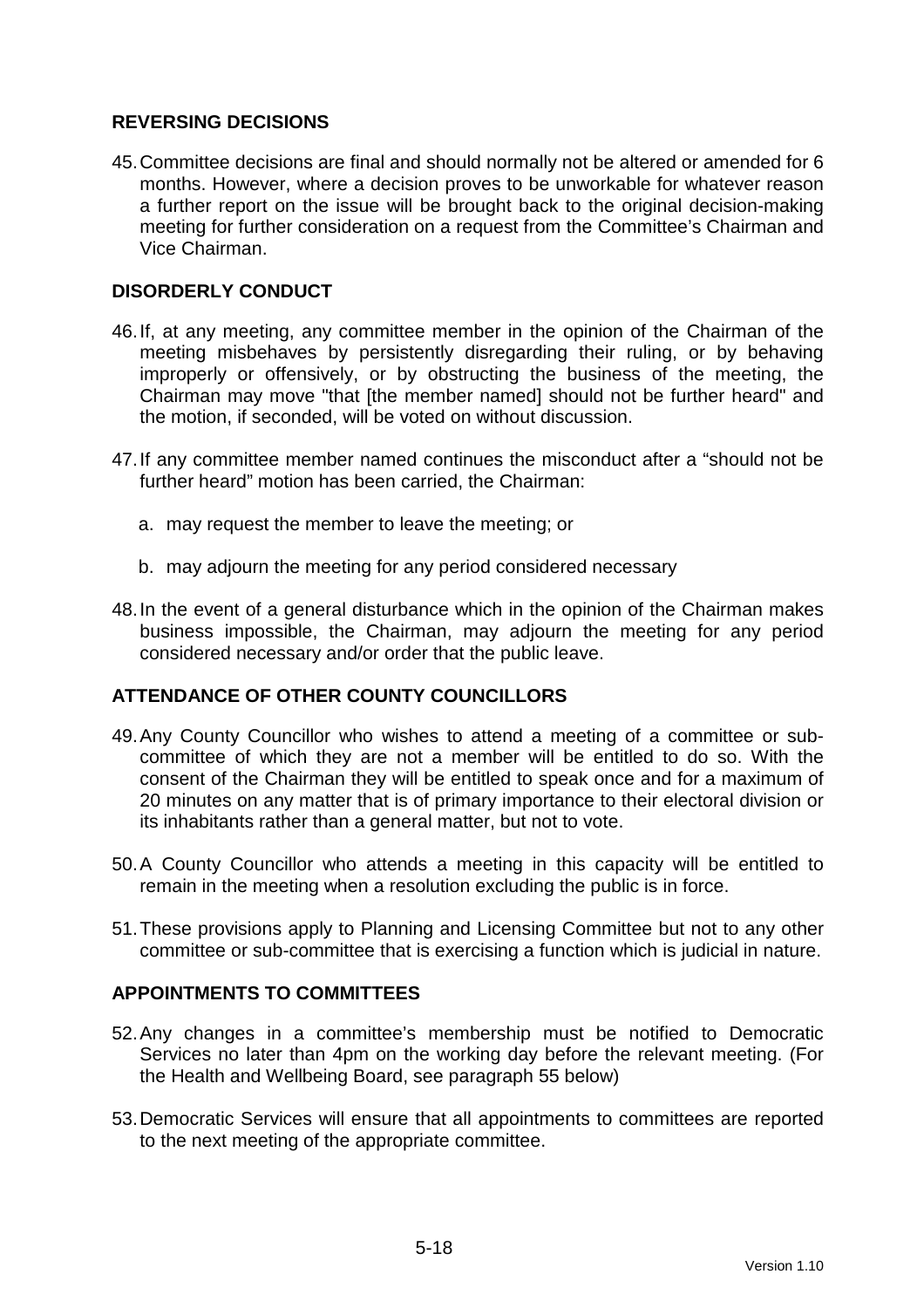## REVERSING DECISIONS

45. Committee decisions are final and should normally not be altered or amended for 6 months. However, where a decision proves to be unworkable for whatever reason a further report on the issue will be brought back to the original decision-making meeting for further consideration on a request from the Committee's Chairman and Vice Chairman.

## DISORDERLY CONDUCT

46. If, at any meeting, any committee member in the opinion of the Chairman of the meeting misbehaves by persistently disregarding their ruling, or by behaving improperly or offensively, or by obstructing the business of the meeting, the Chairman may move "that [the member named] should not be further heard" and the motion, if seconded, will be voted on without discussion.

47. If any committee member named continues the misconduct after a "should not be further heard" motion has been carried, the Chairman:

    a. may request the member to leave the meeting; or

    b. may adjourn the meeting for any period considered necessary

48. In the event of a general disturbance which in the opinion of the Chairman makes business impossible, the Chairman, may adjourn the meeting for any period considered necessary and/or order that the public leave.

## ATTENDANCE OF OTHER COUNTY COUNCILLORS

49. Any County Councillor who wishes to attend a meeting of a committee or sub-committee of which they are not a member will be entitled to do so. With the consent of the Chairman they will be entitled to speak once and for a maximum of 20 minutes on any matter that is of primary importance to their electoral division or its inhabitants rather than a general matter, but not to vote.

50. A County Councillor who attends a meeting in this capacity will be entitled to remain in the meeting when a resolution excluding the public is in force.

51. These provisions apply to Planning and Licensing Committee but not to any other committee or sub-committee that is exercising a function which is judicial in nature.

## APPOINTMENTS TO COMMITTEES

52. Any changes in a committee's membership must be notified to Democratic Services no later than 4pm on the working day before the relevant meeting. (For the Health and Wellbeing Board, see paragraph 55 below)

53. Democratic Services will ensure that all appointments to committees are reported to the next meeting of the appropriate committee.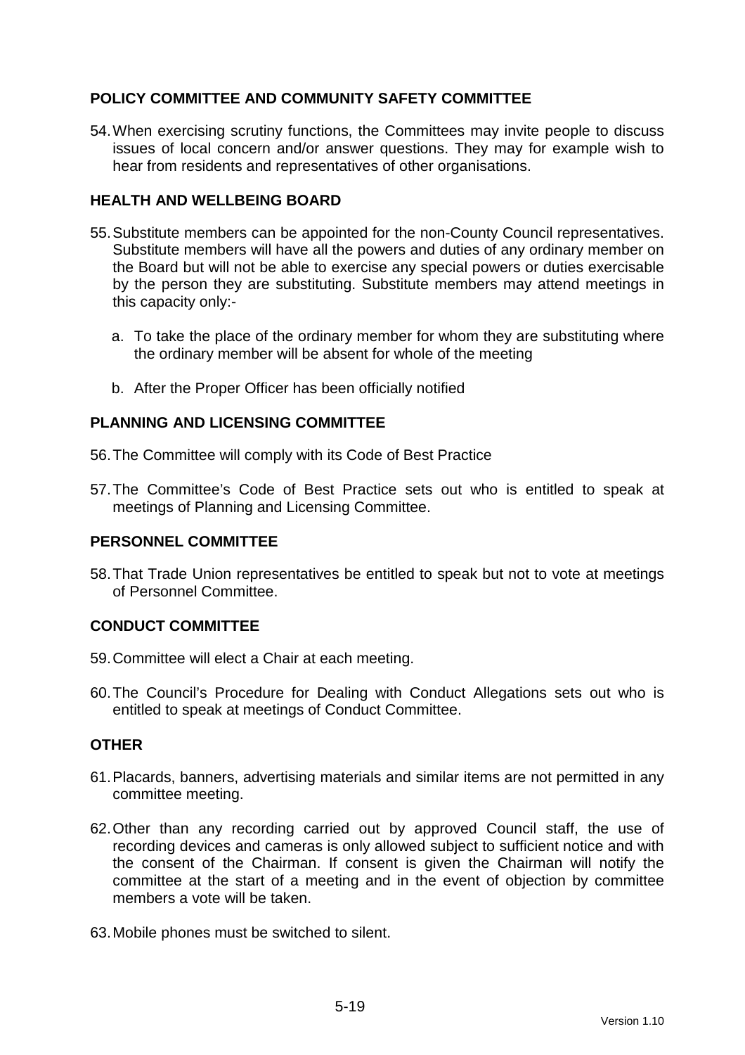## POLICY COMMITTEE AND COMMUNITY SAFETY COMMITTEE

54. When exercising scrutiny functions, the Committees may invite people to discuss issues of local concern and/or answer questions. They may for example wish to hear from residents and representatives of other organisations.

## HEALTH AND WELLBEING BOARD

55. Substitute members can be appointed for the non-County Council representatives. Substitute members will have all the powers and duties of any ordinary member on the Board but will not be able to exercise any special powers or duties exercisable by the person they are substituting. Substitute members may attend meetings in this capacity only:-

    a. To take the place of the ordinary member for whom they are substituting where the ordinary member will be absent for whole of the meeting

    b. After the Proper Officer has been officially notified

## PLANNING AND LICENSING COMMITTEE

56. The Committee will comply with its Code of Best Practice

57. The Committee's Code of Best Practice sets out who is entitled to speak at meetings of Planning and Licensing Committee.

## PERSONNEL COMMITTEE

58. That Trade Union representatives be entitled to speak but not to vote at meetings of Personnel Committee.

## CONDUCT COMMITTEE

59. Committee will elect a Chair at each meeting.

60. The Council's Procedure for Dealing with Conduct Allegations sets out who is entitled to speak at meetings of Conduct Committee.

## OTHER

61. Placards, banners, advertising materials and similar items are not permitted in any committee meeting.

62. Other than any recording carried out by approved Council staff, the use of recording devices and cameras is only allowed subject to sufficient notice and with the consent of the Chairman. If consent is given the Chairman will notify the committee at the start of a meeting and in the event of objection by committee members a vote will be taken.

63. Mobile phones must be switched to silent.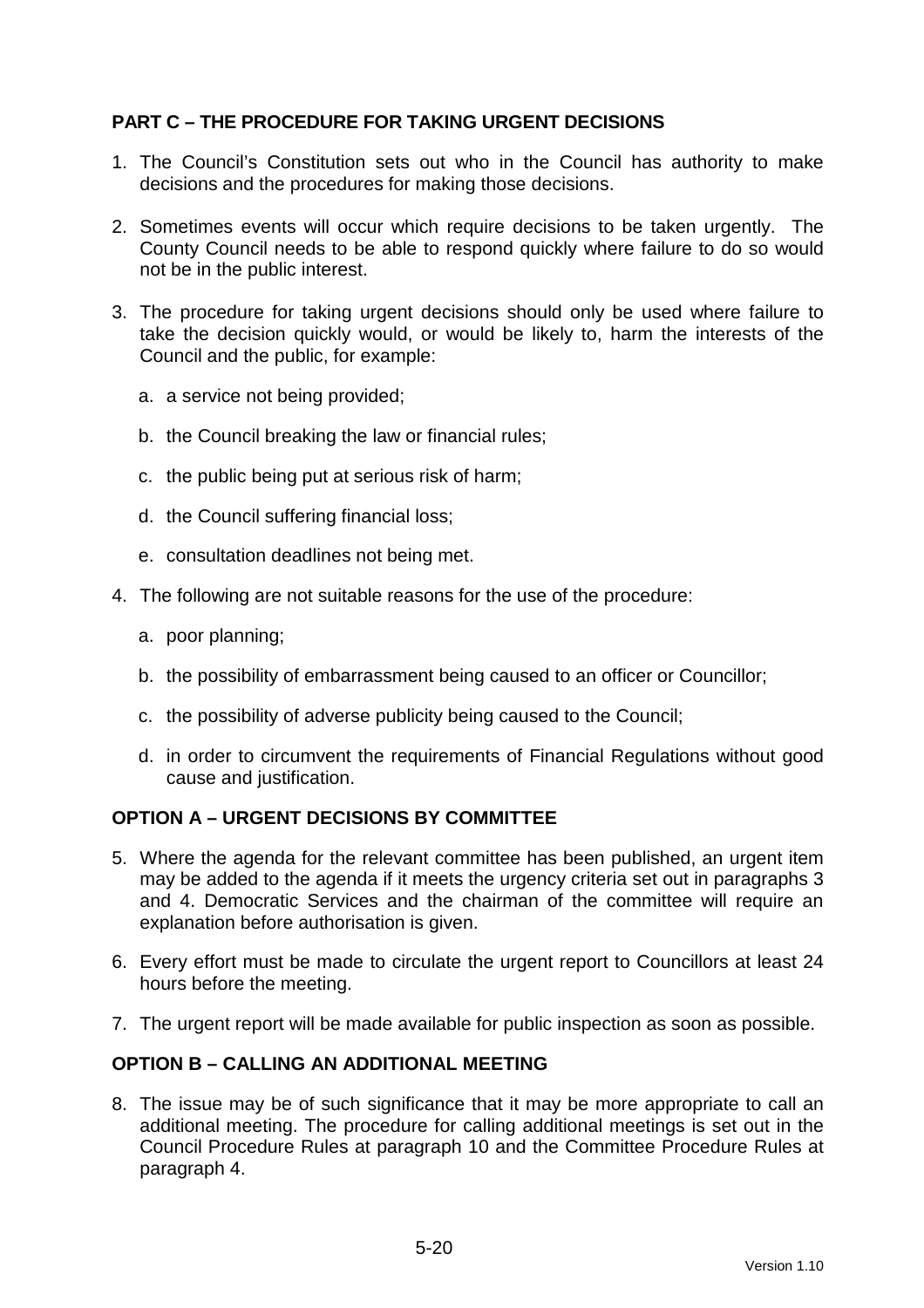## PART C – THE PROCEDURE FOR TAKING URGENT DECISIONS

1. The Council's Constitution sets out who in the Council has authority to make decisions and the procedures for making those decisions.

2. Sometimes events will occur which require decisions to be taken urgently. The County Council needs to be able to respond quickly where failure to do so would not be in the public interest.

3. The procedure for taking urgent decisions should only be used where failure to take the decision quickly would, or would be likely to, harm the interests of the Council and the public, for example:

   a. a service not being provided;

   b. the Council breaking the law or financial rules;

   c. the public being put at serious risk of harm;

   d. the Council suffering financial loss;

   e. consultation deadlines not being met.

4. The following are not suitable reasons for the use of the procedure:

   a. poor planning;

   b. the possibility of embarrassment being caused to an officer or Councillor;

   c. the possibility of adverse publicity being caused to the Council;

   d. in order to circumvent the requirements of Financial Regulations without good cause and justification.

## OPTION A – URGENT DECISIONS BY COMMITTEE

5. Where the agenda for the relevant committee has been published, an urgent item may be added to the agenda if it meets the urgency criteria set out in paragraphs 3 and 4. Democratic Services and the chairman of the committee will require an explanation before authorisation is given.

6. Every effort must be made to circulate the urgent report to Councillors at least 24 hours before the meeting.

7. The urgent report will be made available for public inspection as soon as possible.

## OPTION B – CALLING AN ADDITIONAL MEETING

8. The issue may be of such significance that it may be more appropriate to call an additional meeting. The procedure for calling additional meetings is set out in the Council Procedure Rules at paragraph 10 and the Committee Procedure Rules at paragraph 4.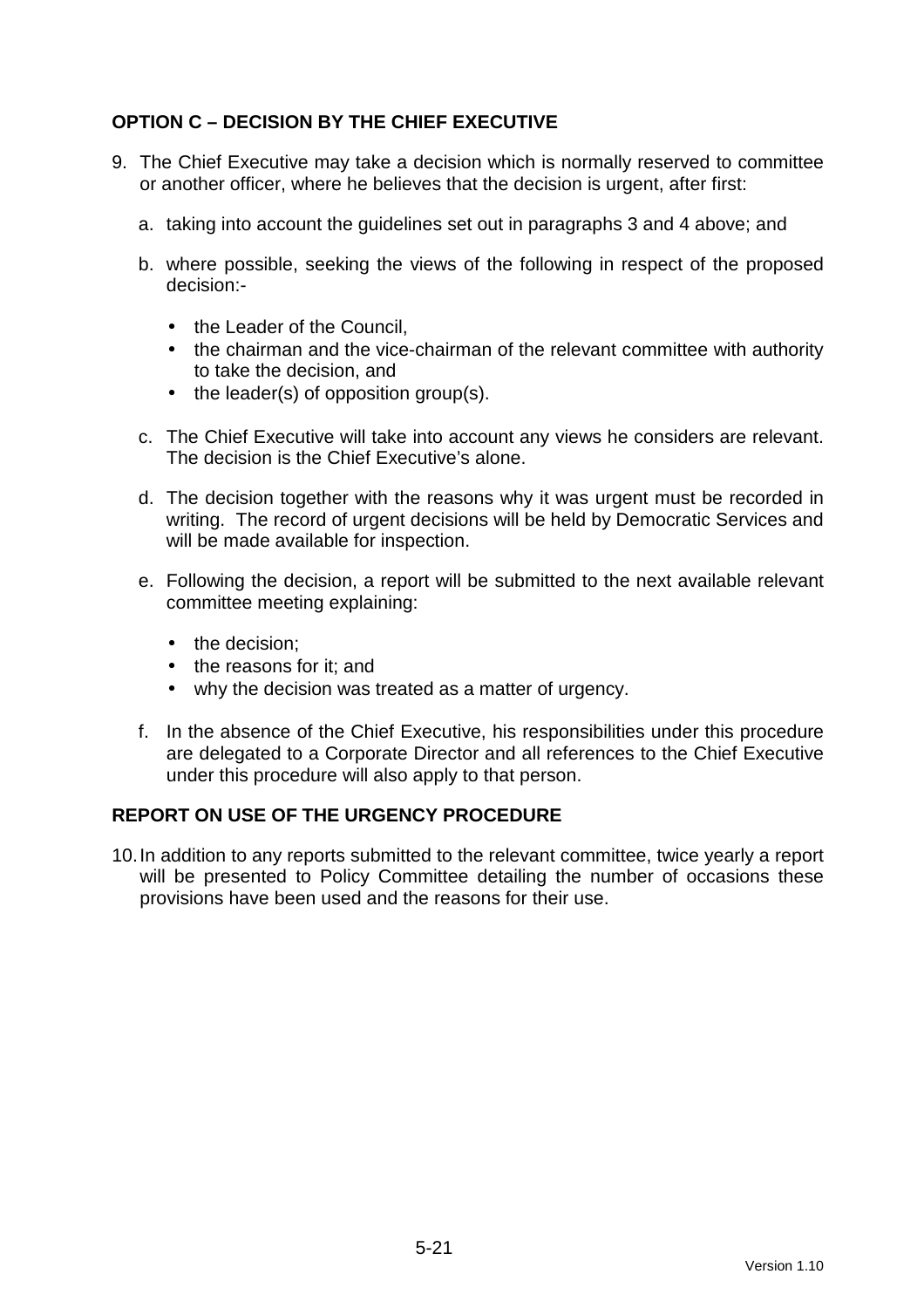### OPTION C – DECISION BY THE CHIEF EXECUTIVE

9. The Chief Executive may take a decision which is normally reserved to committee or another officer, where he believes that the decision is urgent, after first:

   a. taking into account the guidelines set out in paragraphs 3 and 4 above; and

   b. where possible, seeking the views of the following in respect of the proposed decision:-

      - the Leader of the Council,
      - the chairman and the vice-chairman of the relevant committee with authority to take the decision, and
      - the leader(s) of opposition group(s).

   c. The Chief Executive will take into account any views he considers are relevant. The decision is the Chief Executive's alone.

   d. The decision together with the reasons why it was urgent must be recorded in writing. The record of urgent decisions will be held by Democratic Services and will be made available for inspection.

   e. Following the decision, a report will be submitted to the next available relevant committee meeting explaining:

      - the decision;
      - the reasons for it; and
      - why the decision was treated as a matter of urgency.

   f. In the absence of the Chief Executive, his responsibilities under this procedure are delegated to a Corporate Director and all references to the Chief Executive under this procedure will also apply to that person.

### REPORT ON USE OF THE URGENCY PROCEDURE

10. In addition to any reports submitted to the relevant committee, twice yearly a report will be presented to Policy Committee detailing the number of occasions these provisions have been used and the reasons for their use.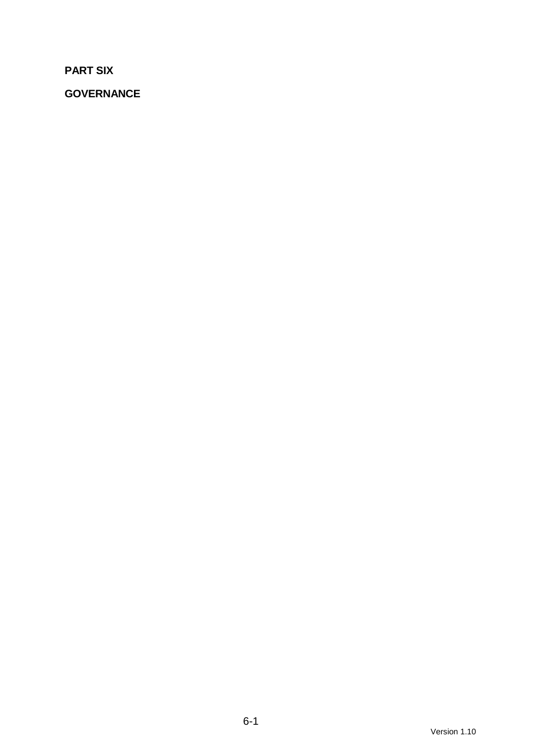**PART SIX**

**GOVERNANCE**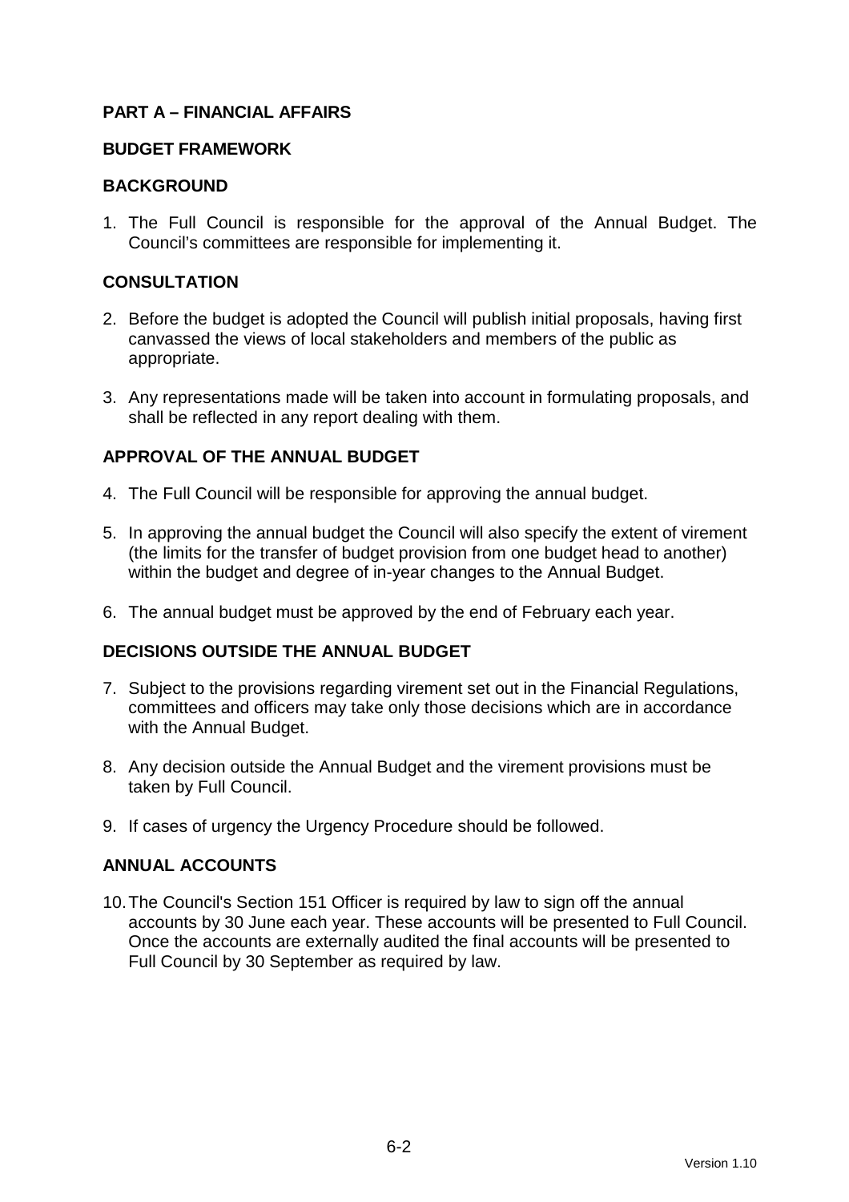## PART A – FINANCIAL AFFAIRS

### BUDGET FRAMEWORK

### BACKGROUND

1. The Full Council is responsible for the approval of the Annual Budget. The Council's committees are responsible for implementing it.

### CONSULTATION

2. Before the budget is adopted the Council will publish initial proposals, having first canvassed the views of local stakeholders and members of the public as appropriate.

3. Any representations made will be taken into account in formulating proposals, and shall be reflected in any report dealing with them.

### APPROVAL OF THE ANNUAL BUDGET

4. The Full Council will be responsible for approving the annual budget.

5. In approving the annual budget the Council will also specify the extent of virement (the limits for the transfer of budget provision from one budget head to another) within the budget and degree of in-year changes to the Annual Budget.

6. The annual budget must be approved by the end of February each year.

### DECISIONS OUTSIDE THE ANNUAL BUDGET

7. Subject to the provisions regarding virement set out in the Financial Regulations, committees and officers may take only those decisions which are in accordance with the Annual Budget.

8. Any decision outside the Annual Budget and the virement provisions must be taken by Full Council.

9. If cases of urgency the Urgency Procedure should be followed.

### ANNUAL ACCOUNTS

10. The Council's Section 151 Officer is required by law to sign off the annual accounts by 30 June each year. These accounts will be presented to Full Council. Once the accounts are externally audited the final accounts will be presented to Full Council by 30 September as required by law.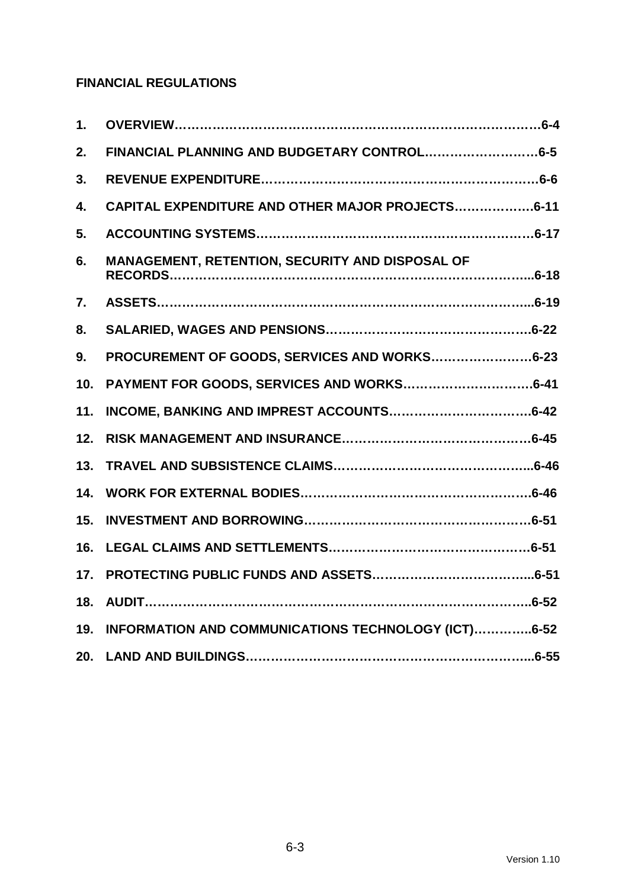# FINANCIAL REGULATIONS

1. **OVERVIEW……………………………………………………………………….6-4**
2. **FINANCIAL PLANNING AND BUDGETARY CONTROL………………………6-5**
3. **REVENUE EXPENDITURE………………………………………………………6-6**
4. **CAPITAL EXPENDITURE AND OTHER MAJOR PROJECTS……………….6-11**
5. **ACCOUNTING SYSTEMS………………………………………………………6-17**
6. **MANAGEMENT, RETENTION, SECURITY AND DISPOSAL OF RECORDS……………………………………………………………………………..6-18**
7. **ASSETS……………………………………………………………………………..6-19**
8. **SALARIED, WAGES AND PENSIONS……………………………………….6-22**
9. **PROCUREMENT OF GOODS, SERVICES AND WORKS……………………6-23**
10. **PAYMENT FOR GOODS, SERVICES AND WORKS………………………….6-41**
11. **INCOME, BANKING AND IMPREST ACCOUNTS…………………………….6-42**
12. **RISK MANAGEMENT AND INSURANCE……………………………………6-45**
13. **TRAVEL AND SUBSISTENCE CLAIMS………………………………………..6-46**
14. **WORK FOR EXTERNAL BODIES…………………………………………….6-46**
15. **INVESTMENT AND BORROWING……………………………………………6-51**
16. **LEGAL CLAIMS AND SETTLEMENTS………………………………………6-51**
17. **PROTECTING PUBLIC FUNDS AND ASSETS………………………………...6-51**
18. **AUDIT……………………………………………………………………………..6-52**
19. **INFORMATION AND COMMUNICATIONS TECHNOLOGY (ICT)…………..6-52**
20. **LAND AND BUILDINGS…………………………………………………………..6-55**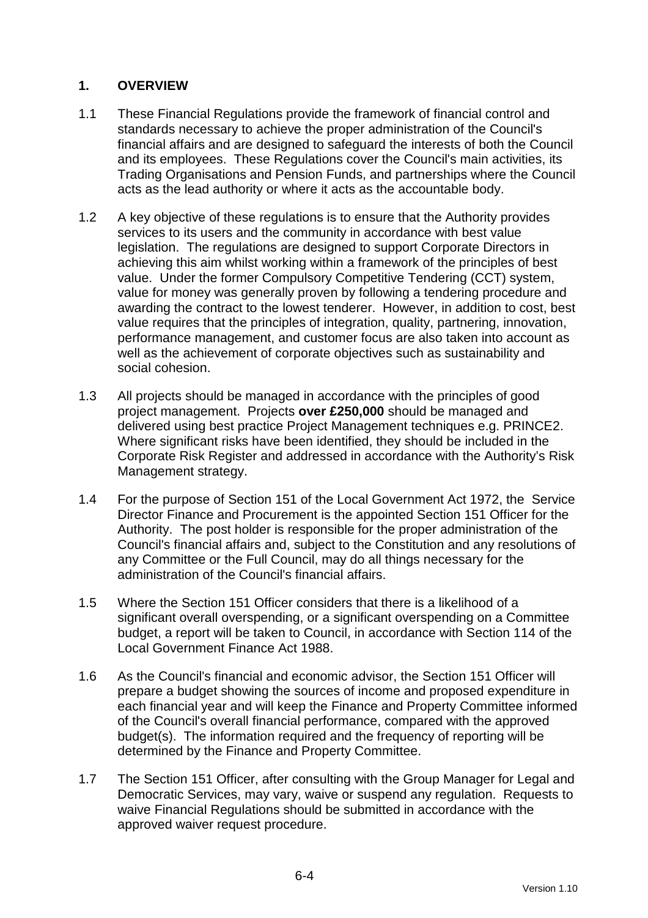## 1. OVERVIEW

1.1 These Financial Regulations provide the framework of financial control and standards necessary to achieve the proper administration of the Council's financial affairs and are designed to safeguard the interests of both the Council and its employees. These Regulations cover the Council's main activities, its Trading Organisations and Pension Funds, and partnerships where the Council acts as the lead authority or where it acts as the accountable body.

1.2 A key objective of these regulations is to ensure that the Authority provides services to its users and the community in accordance with best value legislation. The regulations are designed to support Corporate Directors in achieving this aim whilst working within a framework of the principles of best value. Under the former Compulsory Competitive Tendering (CCT) system, value for money was generally proven by following a tendering procedure and awarding the contract to the lowest tenderer. However, in addition to cost, best value requires that the principles of integration, quality, partnering, innovation, performance management, and customer focus are also taken into account as well as the achievement of corporate objectives such as sustainability and social cohesion.

1.3 All projects should be managed in accordance with the principles of good project management. Projects **over £250,000** should be managed and delivered using best practice Project Management techniques e.g. PRINCE2. Where significant risks have been identified, they should be included in the Corporate Risk Register and addressed in accordance with the Authority's Risk Management strategy.

1.4 For the purpose of Section 151 of the Local Government Act 1972, the Service Director Finance and Procurement is the appointed Section 151 Officer for the Authority. The post holder is responsible for the proper administration of the Council's financial affairs and, subject to the Constitution and any resolutions of any Committee or the Full Council, may do all things necessary for the administration of the Council's financial affairs.

1.5 Where the Section 151 Officer considers that there is a likelihood of a significant overall overspending, or a significant overspending on a Committee budget, a report will be taken to Council, in accordance with Section 114 of the Local Government Finance Act 1988.

1.6 As the Council's financial and economic advisor, the Section 151 Officer will prepare a budget showing the sources of income and proposed expenditure in each financial year and will keep the Finance and Property Committee informed of the Council's overall financial performance, compared with the approved budget(s). The information required and the frequency of reporting will be determined by the Finance and Property Committee.

1.7 The Section 151 Officer, after consulting with the Group Manager for Legal and Democratic Services, may vary, waive or suspend any regulation. Requests to waive Financial Regulations should be submitted in accordance with the approved waiver request procedure.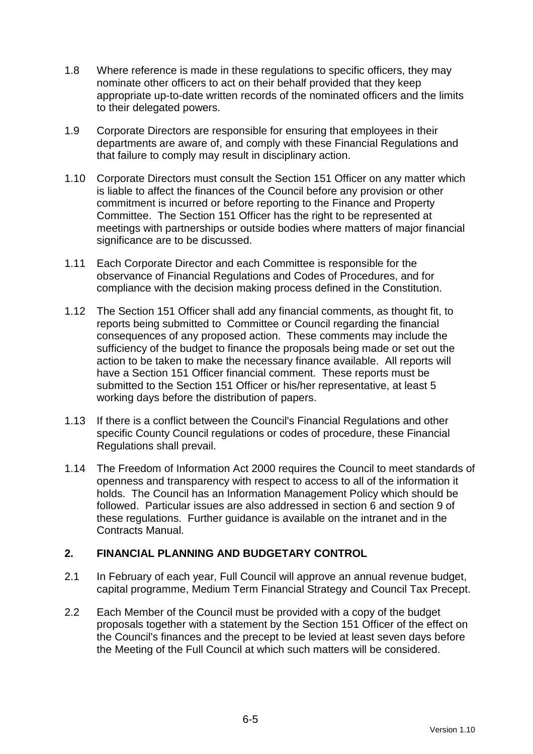1.8 Where reference is made in these regulations to specific officers, they may nominate other officers to act on their behalf provided that they keep appropriate up-to-date written records of the nominated officers and the limits to their delegated powers.

1.9 Corporate Directors are responsible for ensuring that employees in their departments are aware of, and comply with these Financial Regulations and that failure to comply may result in disciplinary action.

1.10 Corporate Directors must consult the Section 151 Officer on any matter which is liable to affect the finances of the Council before any provision or other commitment is incurred or before reporting to the Finance and Property Committee. The Section 151 Officer has the right to be represented at meetings with partnerships or outside bodies where matters of major financial significance are to be discussed.

1.11 Each Corporate Director and each Committee is responsible for the observance of Financial Regulations and Codes of Procedures, and for compliance with the decision making process defined in the Constitution.

1.12 The Section 151 Officer shall add any financial comments, as thought fit, to reports being submitted to Committee or Council regarding the financial consequences of any proposed action. These comments may include the sufficiency of the budget to finance the proposals being made or set out the action to be taken to make the necessary finance available. All reports will have a Section 151 Officer financial comment. These reports must be submitted to the Section 151 Officer or his/her representative, at least 5 working days before the distribution of papers.

1.13 If there is a conflict between the Council's Financial Regulations and other specific County Council regulations or codes of procedure, these Financial Regulations shall prevail.

1.14 The Freedom of Information Act 2000 requires the Council to meet standards of openness and transparency with respect to access to all of the information it holds. The Council has an Information Management Policy which should be followed. Particular issues are also addressed in section 6 and section 9 of these regulations. Further guidance is available on the intranet and in the Contracts Manual.

## 2. FINANCIAL PLANNING AND BUDGETARY CONTROL

2.1 In February of each year, Full Council will approve an annual revenue budget, capital programme, Medium Term Financial Strategy and Council Tax Precept.

2.2 Each Member of the Council must be provided with a copy of the budget proposals together with a statement by the Section 151 Officer of the effect on the Council's finances and the precept to be levied at least seven days before the Meeting of the Full Council at which such matters will be considered.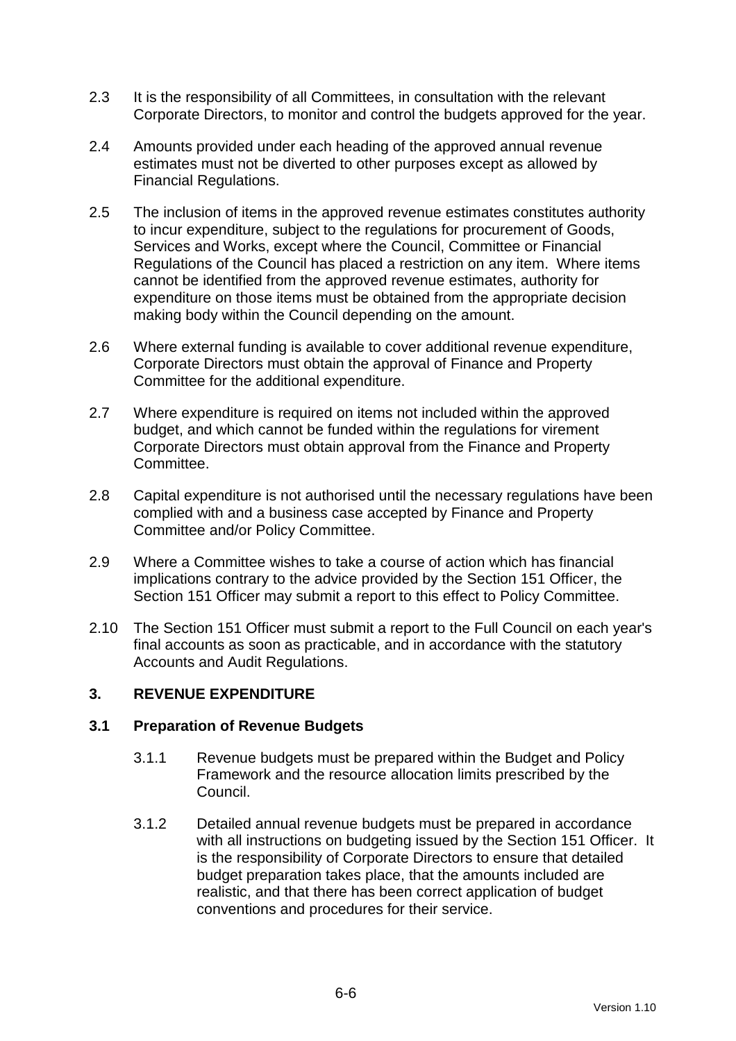2.3 It is the responsibility of all Committees, in consultation with the relevant Corporate Directors, to monitor and control the budgets approved for the year.

2.4 Amounts provided under each heading of the approved annual revenue estimates must not be diverted to other purposes except as allowed by Financial Regulations.

2.5 The inclusion of items in the approved revenue estimates constitutes authority to incur expenditure, subject to the regulations for procurement of Goods, Services and Works, except where the Council, Committee or Financial Regulations of the Council has placed a restriction on any item. Where items cannot be identified from the approved revenue estimates, authority for expenditure on those items must be obtained from the appropriate decision making body within the Council depending on the amount.

2.6 Where external funding is available to cover additional revenue expenditure, Corporate Directors must obtain the approval of Finance and Property Committee for the additional expenditure.

2.7 Where expenditure is required on items not included within the approved budget, and which cannot be funded within the regulations for virement Corporate Directors must obtain approval from the Finance and Property Committee.

2.8 Capital expenditure is not authorised until the necessary regulations have been complied with and a business case accepted by Finance and Property Committee and/or Policy Committee.

2.9 Where a Committee wishes to take a course of action which has financial implications contrary to the advice provided by the Section 151 Officer, the Section 151 Officer may submit a report to this effect to Policy Committee.

2.10 The Section 151 Officer must submit a report to the Full Council on each year's final accounts as soon as practicable, and in accordance with the statutory Accounts and Audit Regulations.

## 3. REVENUE EXPENDITURE

### 3.1 Preparation of Revenue Budgets

3.1.1 Revenue budgets must be prepared within the Budget and Policy Framework and the resource allocation limits prescribed by the Council.

3.1.2 Detailed annual revenue budgets must be prepared in accordance with all instructions on budgeting issued by the Section 151 Officer. It is the responsibility of Corporate Directors to ensure that detailed budget preparation takes place, that the amounts included are realistic, and that there has been correct application of budget conventions and procedures for their service.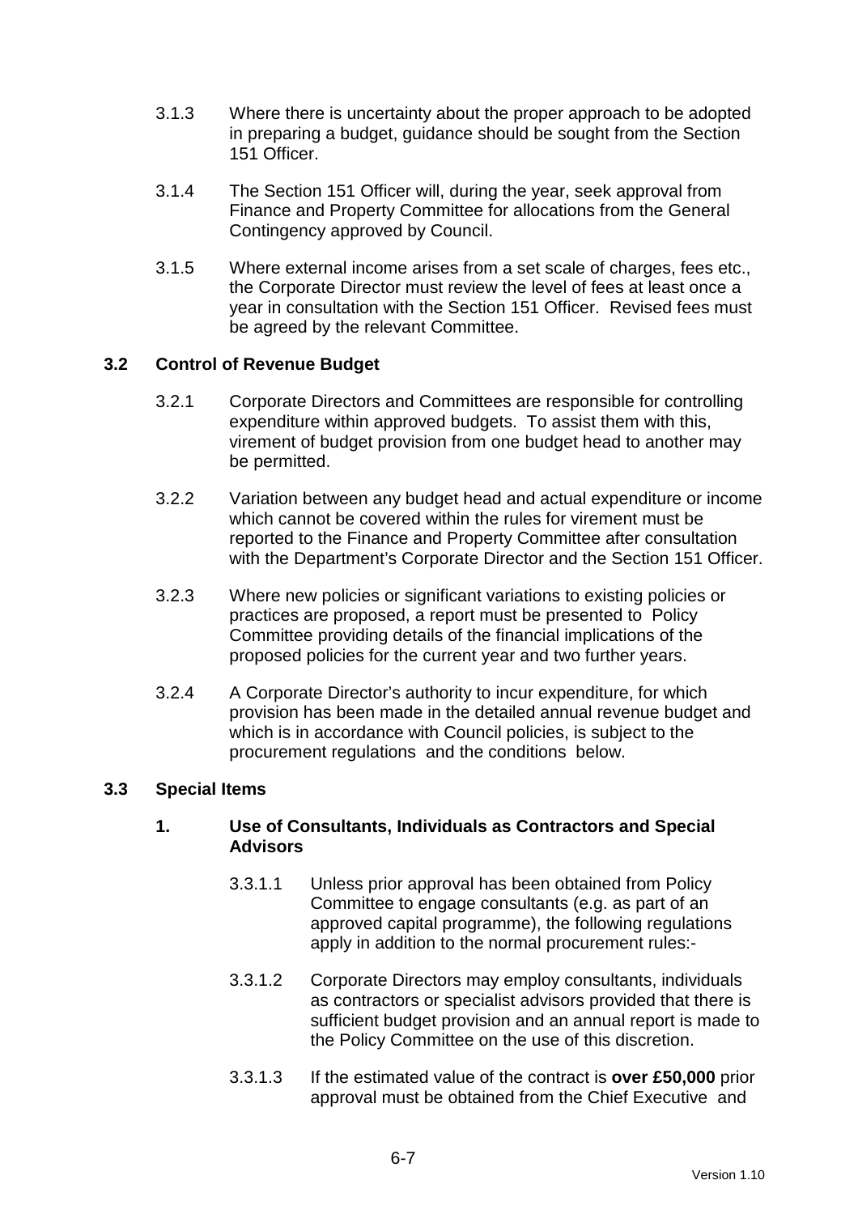3.1.3 Where there is uncertainty about the proper approach to be adopted in preparing a budget, guidance should be sought from the Section 151 Officer.

3.1.4 The Section 151 Officer will, during the year, seek approval from Finance and Property Committee for allocations from the General Contingency approved by Council.

3.1.5 Where external income arises from a set scale of charges, fees etc., the Corporate Director must review the level of fees at least once a year in consultation with the Section 151 Officer. Revised fees must be agreed by the relevant Committee.

### 3.2 Control of Revenue Budget

3.2.1 Corporate Directors and Committees are responsible for controlling expenditure within approved budgets. To assist them with this, virement of budget provision from one budget head to another may be permitted.

3.2.2 Variation between any budget head and actual expenditure or income which cannot be covered within the rules for virement must be reported to the Finance and Property Committee after consultation with the Department's Corporate Director and the Section 151 Officer.

3.2.3 Where new policies or significant variations to existing policies or practices are proposed, a report must be presented to Policy Committee providing details of the financial implications of the proposed policies for the current year and two further years.

3.2.4 A Corporate Director's authority to incur expenditure, for which provision has been made in the detailed annual revenue budget and which is in accordance with Council policies, is subject to the procurement regulations and the conditions below.

### 3.3 Special Items

#### 1. Use of Consultants, Individuals as Contractors and Special Advisors

3.3.1.1 Unless prior approval has been obtained from Policy Committee to engage consultants (e.g. as part of an approved capital programme), the following regulations apply in addition to the normal procurement rules:-

3.3.1.2 Corporate Directors may employ consultants, individuals as contractors or specialist advisors provided that there is sufficient budget provision and an annual report is made to the Policy Committee on the use of this discretion.

3.3.1.3 If the estimated value of the contract is **over £50,000** prior approval must be obtained from the Chief Executive and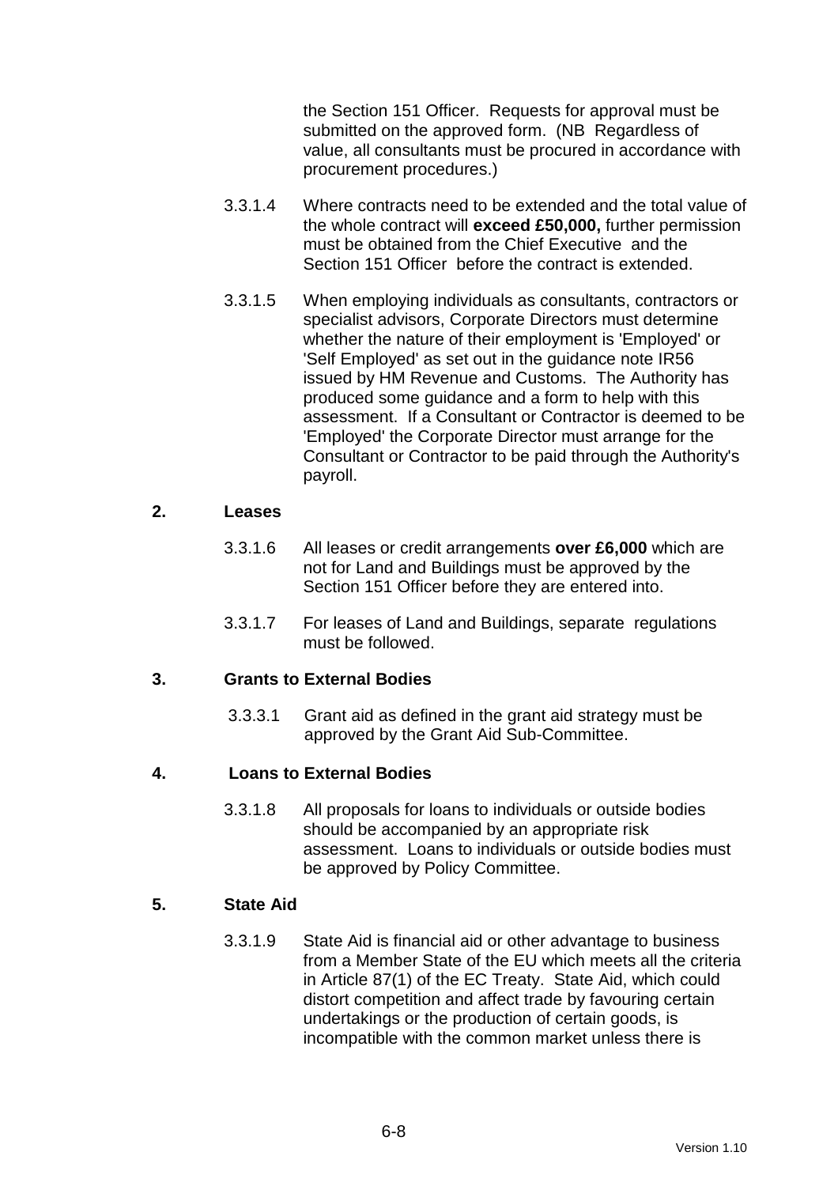the Section 151 Officer. Requests for approval must be submitted on the approved form. (NB Regardless of value, all consultants must be procured in accordance with procurement procedures.)

3.3.1.4 Where contracts need to be extended and the total value of the whole contract will **exceed £50,000,** further permission must be obtained from the Chief Executive and the Section 151 Officer before the contract is extended.

3.3.1.5 When employing individuals as consultants, contractors or specialist advisors, Corporate Directors must determine whether the nature of their employment is 'Employed' or 'Self Employed' as set out in the guidance note IR56 issued by HM Revenue and Customs. The Authority has produced some guidance and a form to help with this assessment. If a Consultant or Contractor is deemed to be 'Employed' the Corporate Director must arrange for the Consultant or Contractor to be paid through the Authority's payroll.

**2. Leases**

3.3.1.6 All leases or credit arrangements **over £6,000** which are not for Land and Buildings must be approved by the Section 151 Officer before they are entered into.

3.3.1.7 For leases of Land and Buildings, separate regulations must be followed.

**3. Grants to External Bodies**

3.3.3.1 Grant aid as defined in the grant aid strategy must be approved by the Grant Aid Sub-Committee.

**4. Loans to External Bodies**

3.3.1.8 All proposals for loans to individuals or outside bodies should be accompanied by an appropriate risk assessment. Loans to individuals or outside bodies must be approved by Policy Committee.

**5. State Aid**

3.3.1.9 State Aid is financial aid or other advantage to business from a Member State of the EU which meets all the criteria in Article 87(1) of the EC Treaty. State Aid, which could distort competition and affect trade by favouring certain undertakings or the production of certain goods, is incompatible with the common market unless there is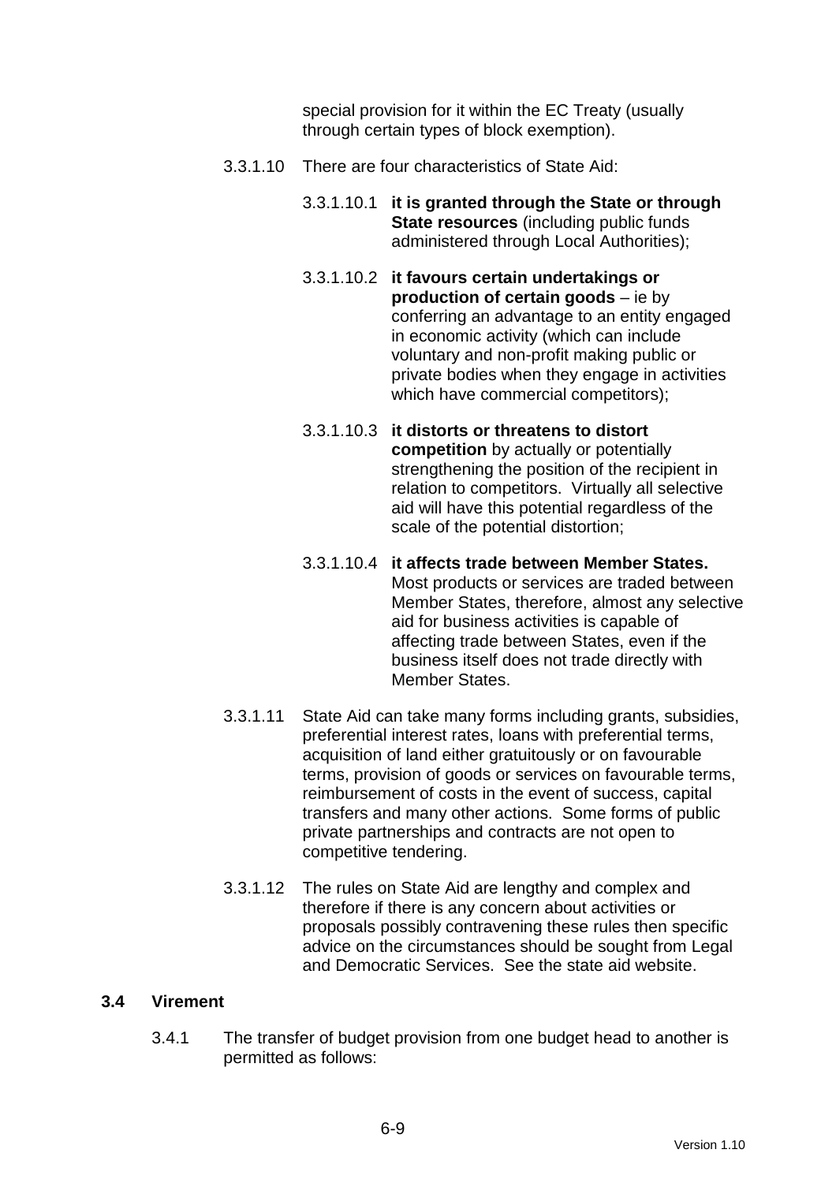special provision for it within the EC Treaty (usually through certain types of block exemption).

3.3.1.10 There are four characteristics of State Aid:

3.3.1.10.1 **it is granted through the State or through State resources** (including public funds administered through Local Authorities);

3.3.1.10.2 **it favours certain undertakings or production of certain goods** – ie by conferring an advantage to an entity engaged in economic activity (which can include voluntary and non-profit making public or private bodies when they engage in activities which have commercial competitors);

3.3.1.10.3 **it distorts or threatens to distort competition** by actually or potentially strengthening the position of the recipient in relation to competitors. Virtually all selective aid will have this potential regardless of the scale of the potential distortion;

3.3.1.10.4 **it affects trade between Member States.** Most products or services are traded between Member States, therefore, almost any selective aid for business activities is capable of affecting trade between States, even if the business itself does not trade directly with Member States.

3.3.1.11 State Aid can take many forms including grants, subsidies, preferential interest rates, loans with preferential terms, acquisition of land either gratuitously or on favourable terms, provision of goods or services on favourable terms, reimbursement of costs in the event of success, capital transfers and many other actions. Some forms of public private partnerships and contracts are not open to competitive tendering.

3.3.1.12 The rules on State Aid are lengthy and complex and therefore if there is any concern about activities or proposals possibly contravening these rules then specific advice on the circumstances should be sought from Legal and Democratic Services. See the state aid website.

## 3.4 Virement

3.4.1 The transfer of budget provision from one budget head to another is permitted as follows: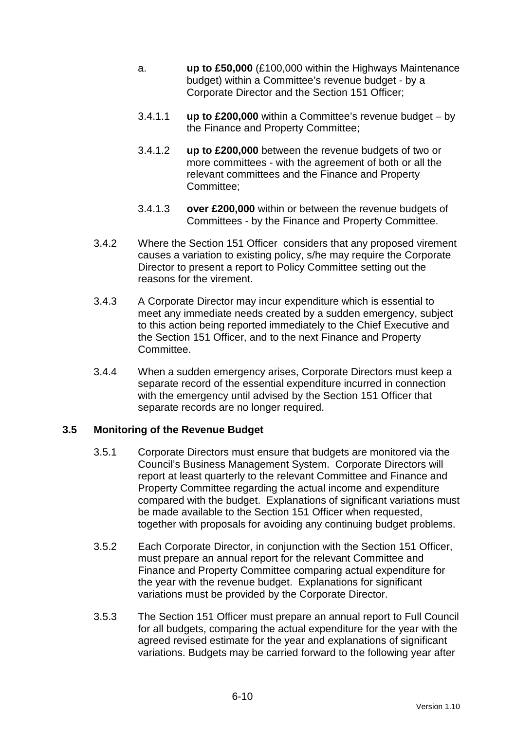a. **up to £50,000** (£100,000 within the Highways Maintenance budget) within a Committee's revenue budget - by a Corporate Director and the Section 151 Officer;

3.4.1.1 **up to £200,000** within a Committee's revenue budget – by the Finance and Property Committee;

3.4.1.2 **up to £200,000** between the revenue budgets of two or more committees - with the agreement of both or all the relevant committees and the Finance and Property Committee;

3.4.1.3 **over £200,000** within or between the revenue budgets of Committees - by the Finance and Property Committee.

3.4.2 Where the Section 151 Officer considers that any proposed virement causes a variation to existing policy, s/he may require the Corporate Director to present a report to Policy Committee setting out the reasons for the virement.

3.4.3 A Corporate Director may incur expenditure which is essential to meet any immediate needs created by a sudden emergency, subject to this action being reported immediately to the Chief Executive and the Section 151 Officer, and to the next Finance and Property Committee.

3.4.4 When a sudden emergency arises, Corporate Directors must keep a separate record of the essential expenditure incurred in connection with the emergency until advised by the Section 151 Officer that separate records are no longer required.

### 3.5 Monitoring of the Revenue Budget

3.5.1 Corporate Directors must ensure that budgets are monitored via the Council's Business Management System. Corporate Directors will report at least quarterly to the relevant Committee and Finance and Property Committee regarding the actual income and expenditure compared with the budget. Explanations of significant variations must be made available to the Section 151 Officer when requested, together with proposals for avoiding any continuing budget problems.

3.5.2 Each Corporate Director, in conjunction with the Section 151 Officer, must prepare an annual report for the relevant Committee and Finance and Property Committee comparing actual expenditure for the year with the revenue budget. Explanations for significant variations must be provided by the Corporate Director.

3.5.3 The Section 151 Officer must prepare an annual report to Full Council for all budgets, comparing the actual expenditure for the year with the agreed revised estimate for the year and explanations of significant variations. Budgets may be carried forward to the following year after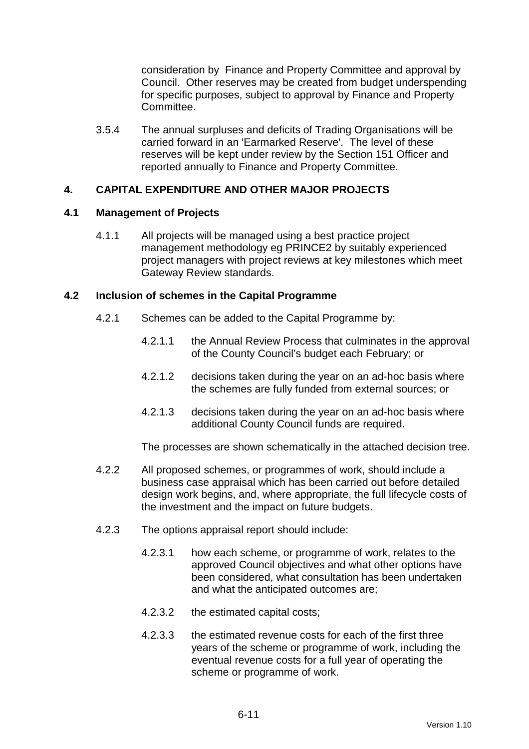consideration by Finance and Property Committee and approval by Council. Other reserves may be created from budget underspending for specific purposes, subject to approval by Finance and Property Committee.

3.5.4 The annual surpluses and deficits of Trading Organisations will be carried forward in an 'Earmarked Reserve'. The level of these reserves will be kept under review by the Section 151 Officer and reported annually to Finance and Property Committee.

## 4. CAPITAL EXPENDITURE AND OTHER MAJOR PROJECTS

### 4.1 Management of Projects

4.1.1 All projects will be managed using a best practice project management methodology eg PRINCE2 by suitably experienced project managers with project reviews at key milestones which meet Gateway Review standards.

### 4.2 Inclusion of schemes in the Capital Programme

4.2.1 Schemes can be added to the Capital Programme by:

4.2.1.1 the Annual Review Process that culminates in the approval of the County Council's budget each February; or

4.2.1.2 decisions taken during the year on an ad-hoc basis where the schemes are fully funded from external sources; or

4.2.1.3 decisions taken during the year on an ad-hoc basis where additional County Council funds are required.

The processes are shown schematically in the attached decision tree.

4.2.2 All proposed schemes, or programmes of work, should include a business case appraisal which has been carried out before detailed design work begins, and, where appropriate, the full lifecycle costs of the investment and the impact on future budgets.

4.2.3 The options appraisal report should include:

4.2.3.1 how each scheme, or programme of work, relates to the approved Council objectives and what other options have been considered, what consultation has been undertaken and what the anticipated outcomes are;

4.2.3.2 the estimated capital costs;

4.2.3.3 the estimated revenue costs for each of the first three years of the scheme or programme of work, including the eventual revenue costs for a full year of operating the scheme or programme of work.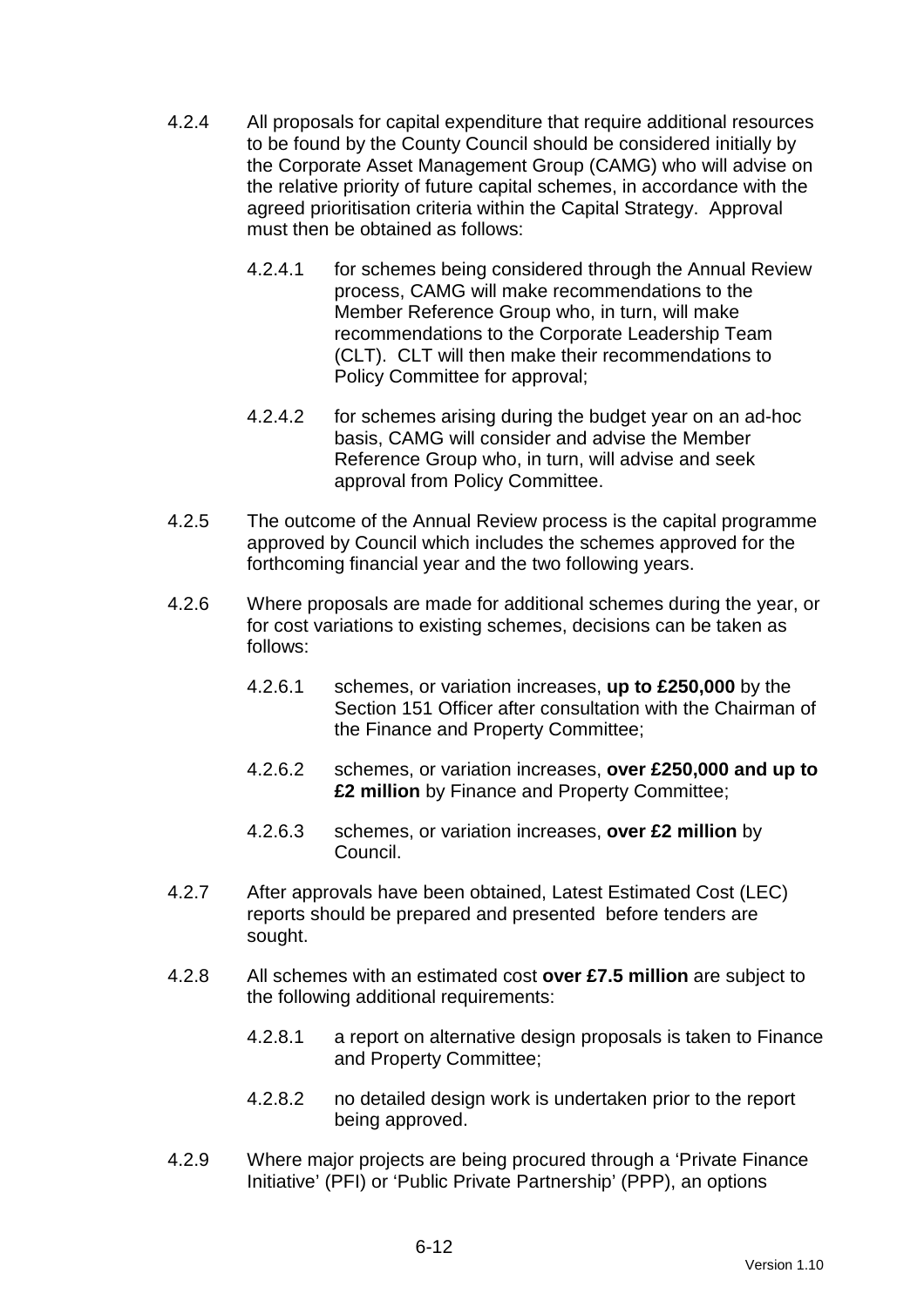4.2.4 All proposals for capital expenditure that require additional resources to be found by the County Council should be considered initially by the Corporate Asset Management Group (CAMG) who will advise on the relative priority of future capital schemes, in accordance with the agreed prioritisation criteria within the Capital Strategy. Approval must then be obtained as follows:

- 4.2.4.1 for schemes being considered through the Annual Review process, CAMG will make recommendations to the Member Reference Group who, in turn, will make recommendations to the Corporate Leadership Team (CLT). CLT will then make their recommendations to Policy Committee for approval;
- 4.2.4.2 for schemes arising during the budget year on an ad-hoc basis, CAMG will consider and advise the Member Reference Group who, in turn, will advise and seek approval from Policy Committee.

4.2.5 The outcome of the Annual Review process is the capital programme approved by Council which includes the schemes approved for the forthcoming financial year and the two following years.

4.2.6 Where proposals are made for additional schemes during the year, or for cost variations to existing schemes, decisions can be taken as follows:

- 4.2.6.1 schemes, or variation increases, **up to £250,000** by the Section 151 Officer after consultation with the Chairman of the Finance and Property Committee;
- 4.2.6.2 schemes, or variation increases, **over £250,000 and up to £2 million** by Finance and Property Committee;
- 4.2.6.3 schemes, or variation increases, **over £2 million** by Council.

4.2.7 After approvals have been obtained, Latest Estimated Cost (LEC) reports should be prepared and presented before tenders are sought.

4.2.8 All schemes with an estimated cost **over £7.5 million** are subject to the following additional requirements:

- 4.2.8.1 a report on alternative design proposals is taken to Finance and Property Committee;
- 4.2.8.2 no detailed design work is undertaken prior to the report being approved.

4.2.9 Where major projects are being procured through a 'Private Finance Initiative' (PFI) or 'Public Private Partnership' (PPP), an options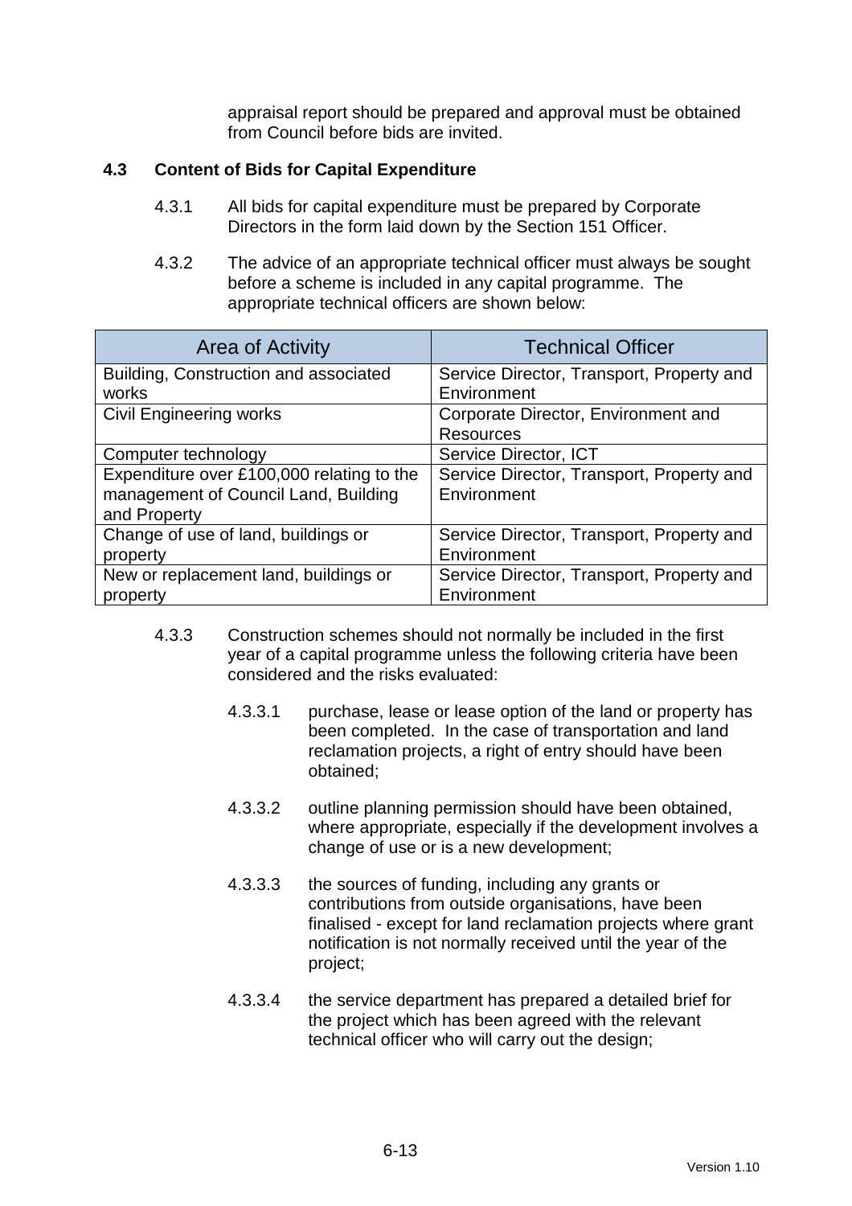appraisal report should be prepared and approval must be obtained from Council before bids are invited.

### 4.3 Content of Bids for Capital Expenditure

4.3.1 All bids for capital expenditure must be prepared by Corporate Directors in the form laid down by the Section 151 Officer.

4.3.2 The advice of an appropriate technical officer must always be sought before a scheme is included in any capital programme. The appropriate technical officers are shown below:

| Area of Activity | Technical Officer |
|---|---|
| Building, Construction and associated works | Service Director, Transport, Property and Environment |
| Civil Engineering works | Corporate Director, Environment and Resources |
| Computer technology | Service Director, ICT |
| Expenditure over £100,000 relating to the management of Council Land, Building and Property | Service Director, Transport, Property and Environment |
| Change of use of land, buildings or property | Service Director, Transport, Property and Environment |
| New or replacement land, buildings or property | Service Director, Transport, Property and Environment |

4.3.3 Construction schemes should not normally be included in the first year of a capital programme unless the following criteria have been considered and the risks evaluated:

4.3.3.1 purchase, lease or lease option of the land or property has been completed. In the case of transportation and land reclamation projects, a right of entry should have been obtained;

4.3.3.2 outline planning permission should have been obtained, where appropriate, especially if the development involves a change of use or is a new development;

4.3.3.3 the sources of funding, including any grants or contributions from outside organisations, have been finalised - except for land reclamation projects where grant notification is not normally received until the year of the project;

4.3.3.4 the service department has prepared a detailed brief for the project which has been agreed with the relevant technical officer who will carry out the design;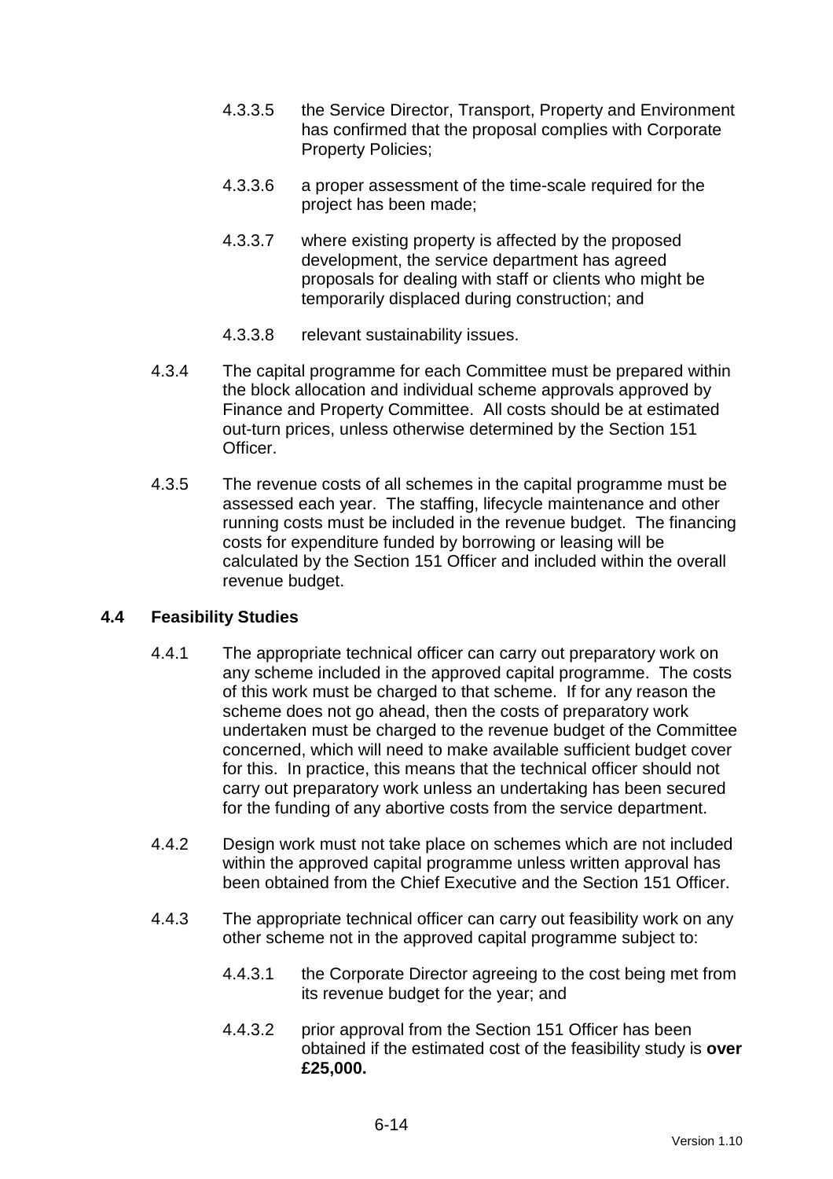4.3.3.5 the Service Director, Transport, Property and Environment has confirmed that the proposal complies with Corporate Property Policies;

4.3.3.6 a proper assessment of the time-scale required for the project has been made;

4.3.3.7 where existing property is affected by the proposed development, the service department has agreed proposals for dealing with staff or clients who might be temporarily displaced during construction; and

4.3.3.8 relevant sustainability issues.

4.3.4 The capital programme for each Committee must be prepared within the block allocation and individual scheme approvals approved by Finance and Property Committee. All costs should be at estimated out-turn prices, unless otherwise determined by the Section 151 Officer.

4.3.5 The revenue costs of all schemes in the capital programme must be assessed each year. The staffing, lifecycle maintenance and other running costs must be included in the revenue budget. The financing costs for expenditure funded by borrowing or leasing will be calculated by the Section 151 Officer and included within the overall revenue budget.

### 4.4 Feasibility Studies

4.4.1 The appropriate technical officer can carry out preparatory work on any scheme included in the approved capital programme. The costs of this work must be charged to that scheme. If for any reason the scheme does not go ahead, then the costs of preparatory work undertaken must be charged to the revenue budget of the Committee concerned, which will need to make available sufficient budget cover for this. In practice, this means that the technical officer should not carry out preparatory work unless an undertaking has been secured for the funding of any abortive costs from the service department.

4.4.2 Design work must not take place on schemes which are not included within the approved capital programme unless written approval has been obtained from the Chief Executive and the Section 151 Officer.

4.4.3 The appropriate technical officer can carry out feasibility work on any other scheme not in the approved capital programme subject to:

4.4.3.1 the Corporate Director agreeing to the cost being met from its revenue budget for the year; and

4.4.3.2 prior approval from the Section 151 Officer has been obtained if the estimated cost of the feasibility study is **over £25,000.**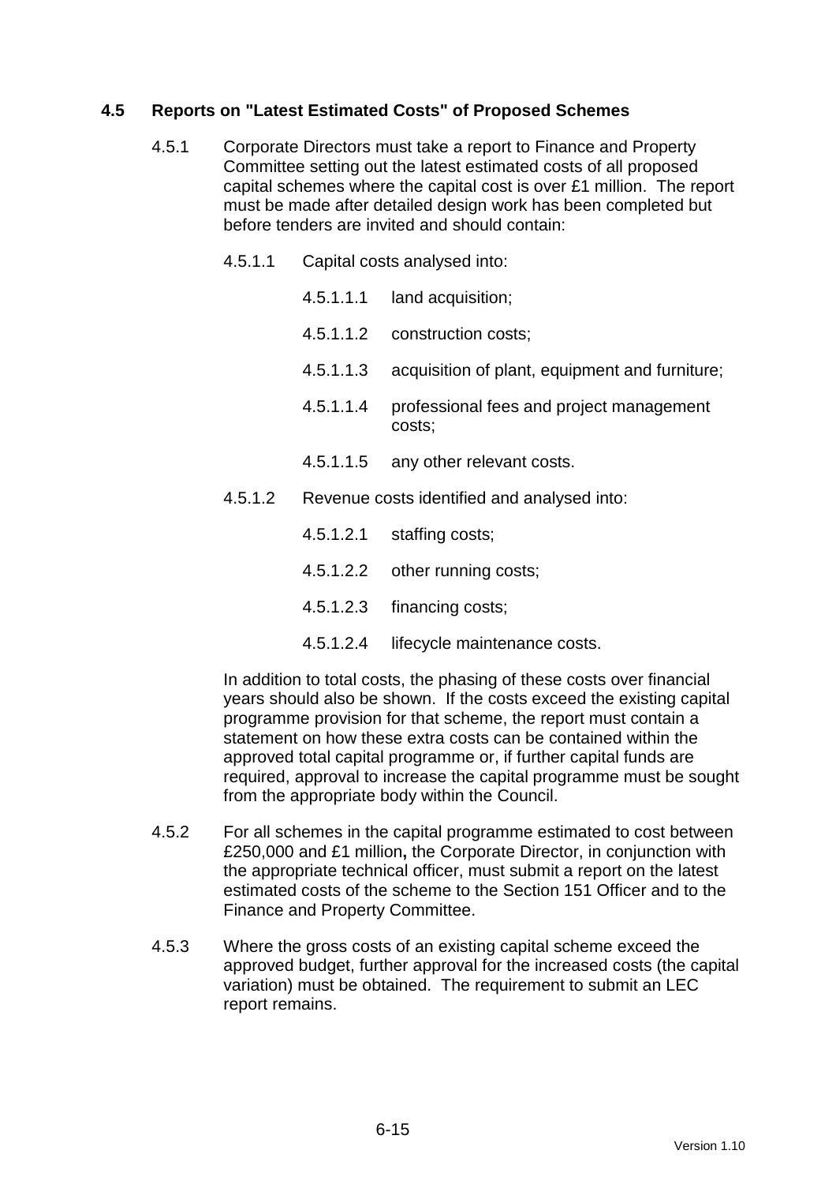### 4.5 Reports on "Latest Estimated Costs" of Proposed Schemes

4.5.1 Corporate Directors must take a report to Finance and Property Committee setting out the latest estimated costs of all proposed capital schemes where the capital cost is over £1 million. The report must be made after detailed design work has been completed but before tenders are invited and should contain:

4.5.1.1 Capital costs analysed into:

4.5.1.1.1 land acquisition;

4.5.1.1.2 construction costs;

4.5.1.1.3 acquisition of plant, equipment and furniture;

4.5.1.1.4 professional fees and project management costs;

4.5.1.1.5 any other relevant costs.

4.5.1.2 Revenue costs identified and analysed into:

4.5.1.2.1 staffing costs;

4.5.1.2.2 other running costs;

4.5.1.2.3 financing costs;

4.5.1.2.4 lifecycle maintenance costs.

In addition to total costs, the phasing of these costs over financial years should also be shown. If the costs exceed the existing capital programme provision for that scheme, the report must contain a statement on how these extra costs can be contained within the approved total capital programme or, if further capital funds are required, approval to increase the capital programme must be sought from the appropriate body within the Council.

4.5.2 For all schemes in the capital programme estimated to cost between £250,000 and £1 million**,** the Corporate Director, in conjunction with the appropriate technical officer, must submit a report on the latest estimated costs of the scheme to the Section 151 Officer and to the Finance and Property Committee.

4.5.3 Where the gross costs of an existing capital scheme exceed the approved budget, further approval for the increased costs (the capital variation) must be obtained. The requirement to submit an LEC report remains.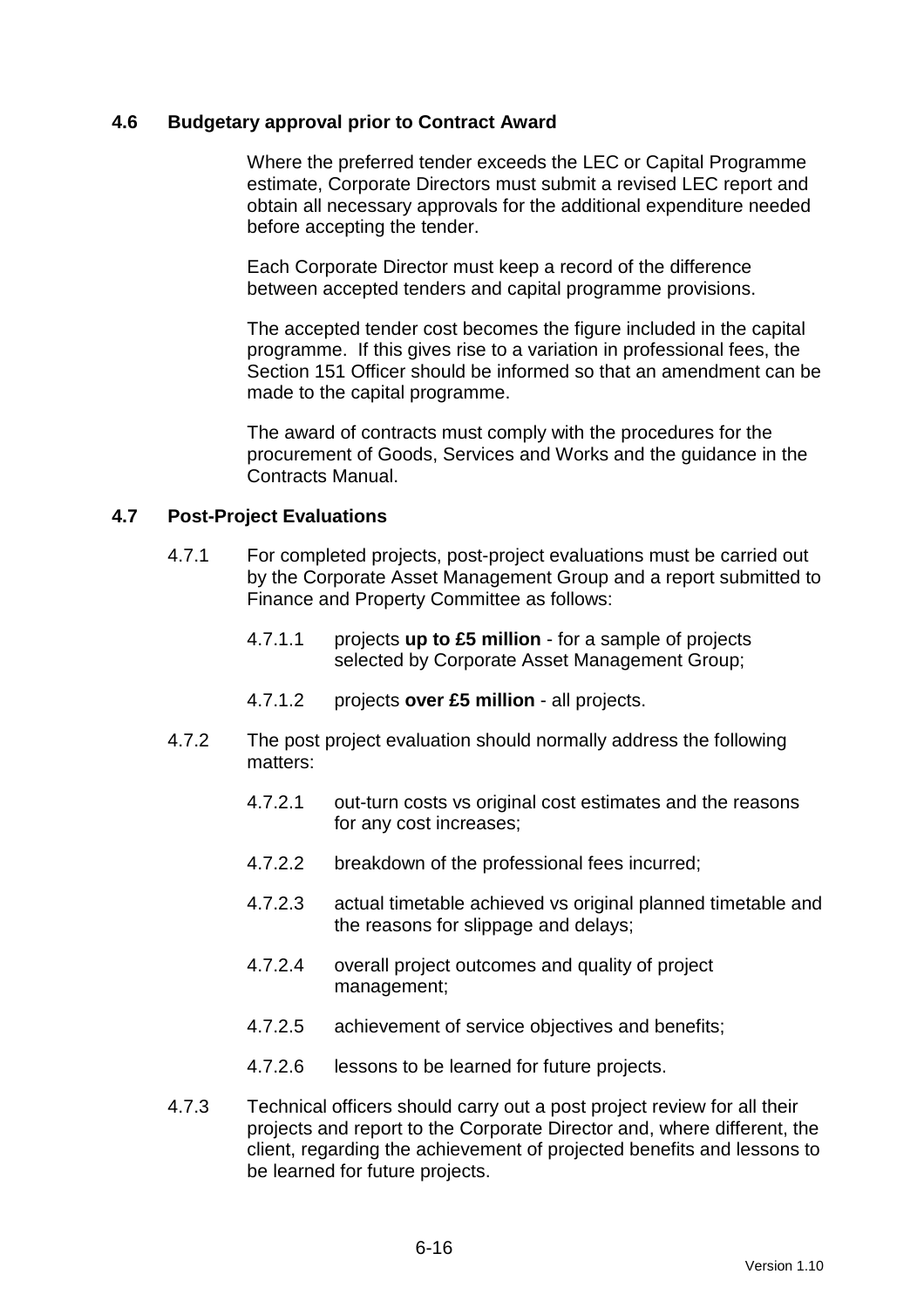## 4.6 Budgetary approval prior to Contract Award

Where the preferred tender exceeds the LEC or Capital Programme estimate, Corporate Directors must submit a revised LEC report and obtain all necessary approvals for the additional expenditure needed before accepting the tender.

Each Corporate Director must keep a record of the difference between accepted tenders and capital programme provisions.

The accepted tender cost becomes the figure included in the capital programme. If this gives rise to a variation in professional fees, the Section 151 Officer should be informed so that an amendment can be made to the capital programme.

The award of contracts must comply with the procedures for the procurement of Goods, Services and Works and the guidance in the Contracts Manual.

## 4.7 Post-Project Evaluations

4.7.1 For completed projects, post-project evaluations must be carried out by the Corporate Asset Management Group and a report submitted to Finance and Property Committee as follows:

- 4.7.1.1 projects **up to £5 million** - for a sample of projects selected by Corporate Asset Management Group;
- 4.7.1.2 projects **over £5 million** - all projects.

4.7.2 The post project evaluation should normally address the following matters:

- 4.7.2.1 out-turn costs vs original cost estimates and the reasons for any cost increases;
- 4.7.2.2 breakdown of the professional fees incurred;
- 4.7.2.3 actual timetable achieved vs original planned timetable and the reasons for slippage and delays;
- 4.7.2.4 overall project outcomes and quality of project management;
- 4.7.2.5 achievement of service objectives and benefits;
- 4.7.2.6 lessons to be learned for future projects.

4.7.3 Technical officers should carry out a post project review for all their projects and report to the Corporate Director and, where different, the client, regarding the achievement of projected benefits and lessons to be learned for future projects.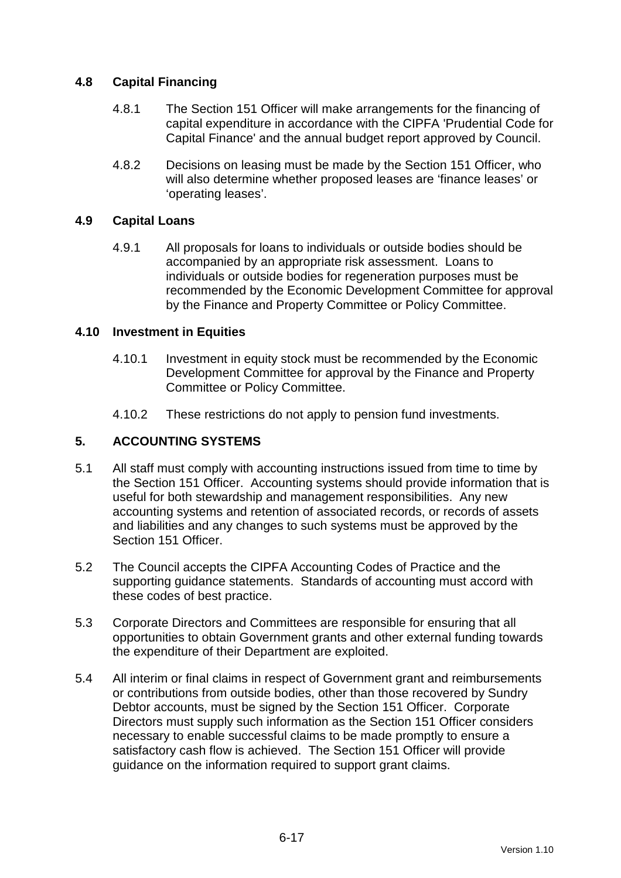### 4.8 Capital Financing

4.8.1 The Section 151 Officer will make arrangements for the financing of capital expenditure in accordance with the CIPFA 'Prudential Code for Capital Finance' and the annual budget report approved by Council.

4.8.2 Decisions on leasing must be made by the Section 151 Officer, who will also determine whether proposed leases are 'finance leases' or 'operating leases'.

### 4.9 Capital Loans

4.9.1 All proposals for loans to individuals or outside bodies should be accompanied by an appropriate risk assessment. Loans to individuals or outside bodies for regeneration purposes must be recommended by the Economic Development Committee for approval by the Finance and Property Committee or Policy Committee.

### 4.10 Investment in Equities

4.10.1 Investment in equity stock must be recommended by the Economic Development Committee for approval by the Finance and Property Committee or Policy Committee.

4.10.2 These restrictions do not apply to pension fund investments.

## 5. ACCOUNTING SYSTEMS

5.1 All staff must comply with accounting instructions issued from time to time by the Section 151 Officer. Accounting systems should provide information that is useful for both stewardship and management responsibilities. Any new accounting systems and retention of associated records, or records of assets and liabilities and any changes to such systems must be approved by the Section 151 Officer.

5.2 The Council accepts the CIPFA Accounting Codes of Practice and the supporting guidance statements. Standards of accounting must accord with these codes of best practice.

5.3 Corporate Directors and Committees are responsible for ensuring that all opportunities to obtain Government grants and other external funding towards the expenditure of their Department are exploited.

5.4 All interim or final claims in respect of Government grant and reimbursements or contributions from outside bodies, other than those recovered by Sundry Debtor accounts, must be signed by the Section 151 Officer. Corporate Directors must supply such information as the Section 151 Officer considers necessary to enable successful claims to be made promptly to ensure a satisfactory cash flow is achieved. The Section 151 Officer will provide guidance on the information required to support grant claims.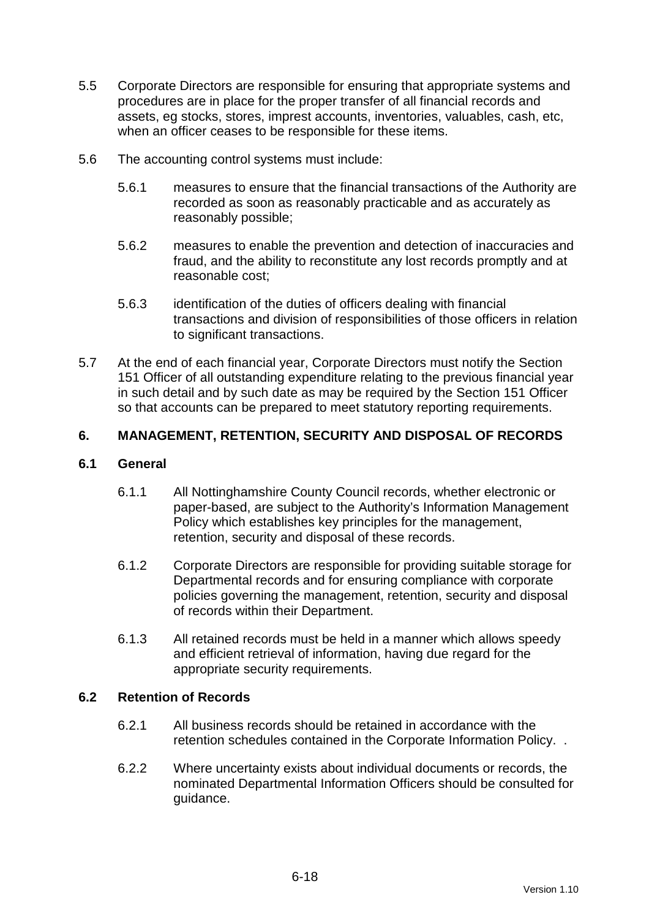5.5 Corporate Directors are responsible for ensuring that appropriate systems and procedures are in place for the proper transfer of all financial records and assets, eg stocks, stores, imprest accounts, inventories, valuables, cash, etc, when an officer ceases to be responsible for these items.

5.6 The accounting control systems must include:

5.6.1 measures to ensure that the financial transactions of the Authority are recorded as soon as reasonably practicable and as accurately as reasonably possible;

5.6.2 measures to enable the prevention and detection of inaccuracies and fraud, and the ability to reconstitute any lost records promptly and at reasonable cost;

5.6.3 identification of the duties of officers dealing with financial transactions and division of responsibilities of those officers in relation to significant transactions.

5.7 At the end of each financial year, Corporate Directors must notify the Section 151 Officer of all outstanding expenditure relating to the previous financial year in such detail and by such date as may be required by the Section 151 Officer so that accounts can be prepared to meet statutory reporting requirements.

## 6. MANAGEMENT, RETENTION, SECURITY AND DISPOSAL OF RECORDS

### 6.1 General

6.1.1 All Nottinghamshire County Council records, whether electronic or paper-based, are subject to the Authority's Information Management Policy which establishes key principles for the management, retention, security and disposal of these records.

6.1.2 Corporate Directors are responsible for providing suitable storage for Departmental records and for ensuring compliance with corporate policies governing the management, retention, security and disposal of records within their Department.

6.1.3 All retained records must be held in a manner which allows speedy and efficient retrieval of information, having due regard for the appropriate security requirements.

### 6.2 Retention of Records

6.2.1 All business records should be retained in accordance with the retention schedules contained in the Corporate Information Policy. .

6.2.2 Where uncertainty exists about individual documents or records, the nominated Departmental Information Officers should be consulted for guidance.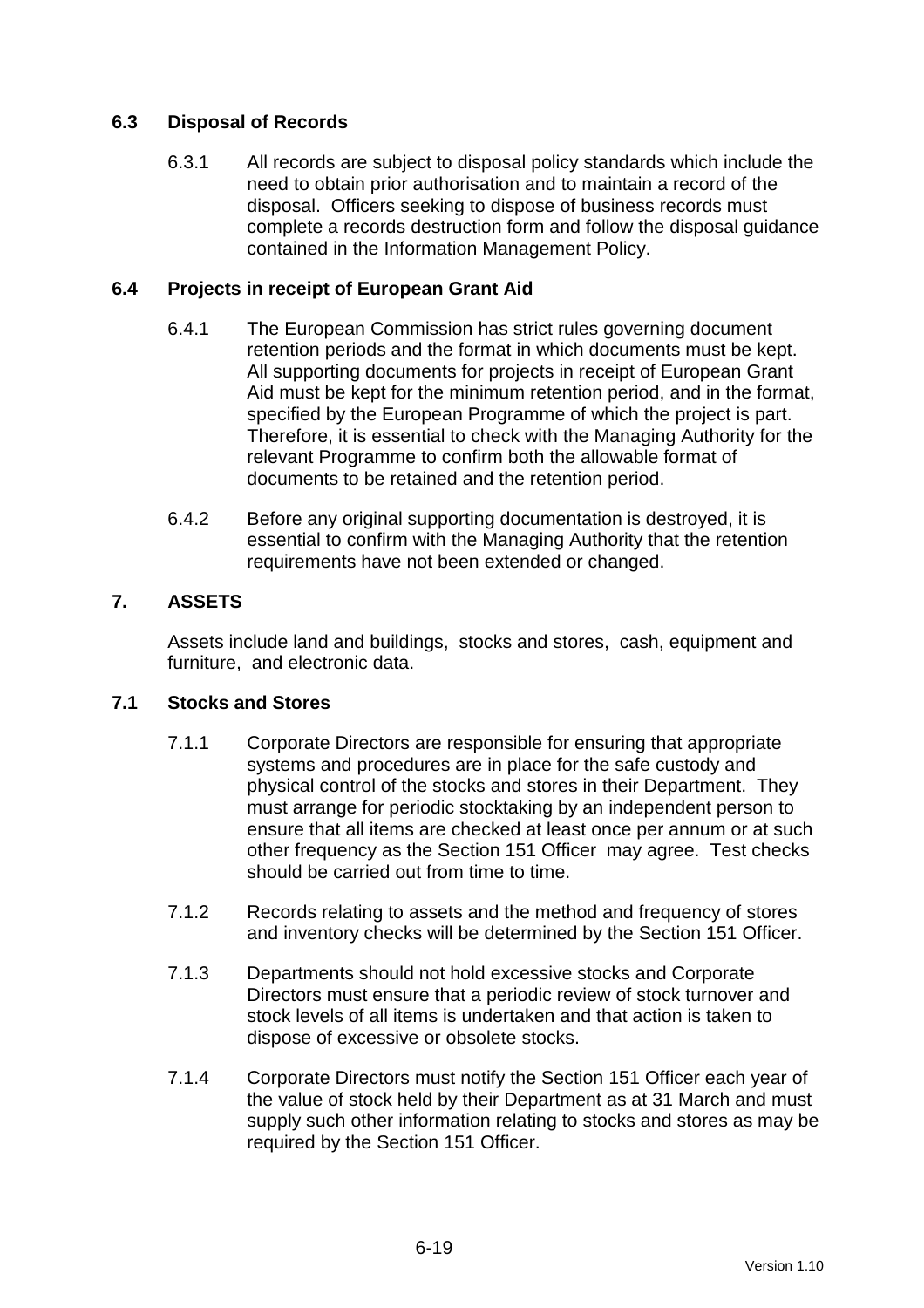### 6.3 Disposal of Records

6.3.1 All records are subject to disposal policy standards which include the need to obtain prior authorisation and to maintain a record of the disposal. Officers seeking to dispose of business records must complete a records destruction form and follow the disposal guidance contained in the Information Management Policy.

### 6.4 Projects in receipt of European Grant Aid

6.4.1 The European Commission has strict rules governing document retention periods and the format in which documents must be kept. All supporting documents for projects in receipt of European Grant Aid must be kept for the minimum retention period, and in the format, specified by the European Programme of which the project is part. Therefore, it is essential to check with the Managing Authority for the relevant Programme to confirm both the allowable format of documents to be retained and the retention period.

6.4.2 Before any original supporting documentation is destroyed, it is essential to confirm with the Managing Authority that the retention requirements have not been extended or changed.

## 7. ASSETS

Assets include land and buildings, stocks and stores, cash, equipment and furniture, and electronic data.

### 7.1 Stocks and Stores

7.1.1 Corporate Directors are responsible for ensuring that appropriate systems and procedures are in place for the safe custody and physical control of the stocks and stores in their Department. They must arrange for periodic stocktaking by an independent person to ensure that all items are checked at least once per annum or at such other frequency as the Section 151 Officer may agree. Test checks should be carried out from time to time.

7.1.2 Records relating to assets and the method and frequency of stores and inventory checks will be determined by the Section 151 Officer.

7.1.3 Departments should not hold excessive stocks and Corporate Directors must ensure that a periodic review of stock turnover and stock levels of all items is undertaken and that action is taken to dispose of excessive or obsolete stocks.

7.1.4 Corporate Directors must notify the Section 151 Officer each year of the value of stock held by their Department as at 31 March and must supply such other information relating to stocks and stores as may be required by the Section 151 Officer.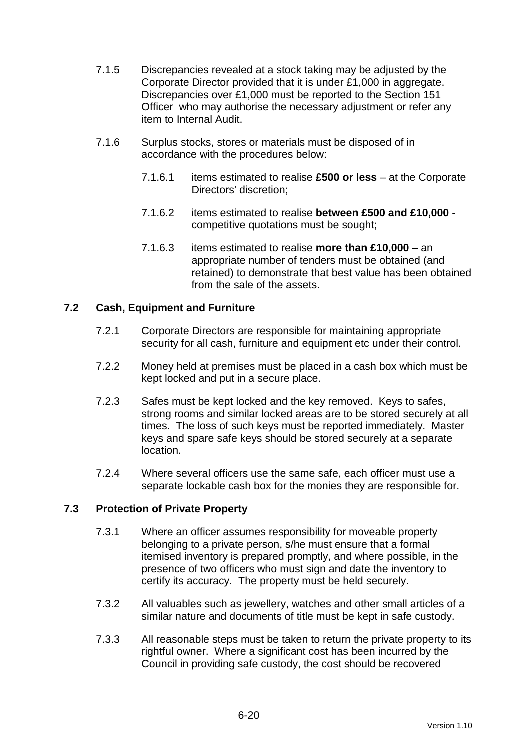7.1.5 Discrepancies revealed at a stock taking may be adjusted by the Corporate Director provided that it is under £1,000 in aggregate. Discrepancies over £1,000 must be reported to the Section 151 Officer who may authorise the necessary adjustment or refer any item to Internal Audit.

7.1.6 Surplus stocks, stores or materials must be disposed of in accordance with the procedures below:

7.1.6.1 items estimated to realise **£500 or less** – at the Corporate Directors' discretion;

7.1.6.2 items estimated to realise **between £500 and £10,000** - competitive quotations must be sought;

7.1.6.3 items estimated to realise **more than £10,000** – an appropriate number of tenders must be obtained (and retained) to demonstrate that best value has been obtained from the sale of the assets.

## 7.2 Cash, Equipment and Furniture

7.2.1 Corporate Directors are responsible for maintaining appropriate security for all cash, furniture and equipment etc under their control.

7.2.2 Money held at premises must be placed in a cash box which must be kept locked and put in a secure place.

7.2.3 Safes must be kept locked and the key removed. Keys to safes, strong rooms and similar locked areas are to be stored securely at all times. The loss of such keys must be reported immediately. Master keys and spare safe keys should be stored securely at a separate location.

7.2.4 Where several officers use the same safe, each officer must use a separate lockable cash box for the monies they are responsible for.

## 7.3 Protection of Private Property

7.3.1 Where an officer assumes responsibility for moveable property belonging to a private person, s/he must ensure that a formal itemised inventory is prepared promptly, and where possible, in the presence of two officers who must sign and date the inventory to certify its accuracy. The property must be held securely.

7.3.2 All valuables such as jewellery, watches and other small articles of a similar nature and documents of title must be kept in safe custody.

7.3.3 All reasonable steps must be taken to return the private property to its rightful owner. Where a significant cost has been incurred by the Council in providing safe custody, the cost should be recovered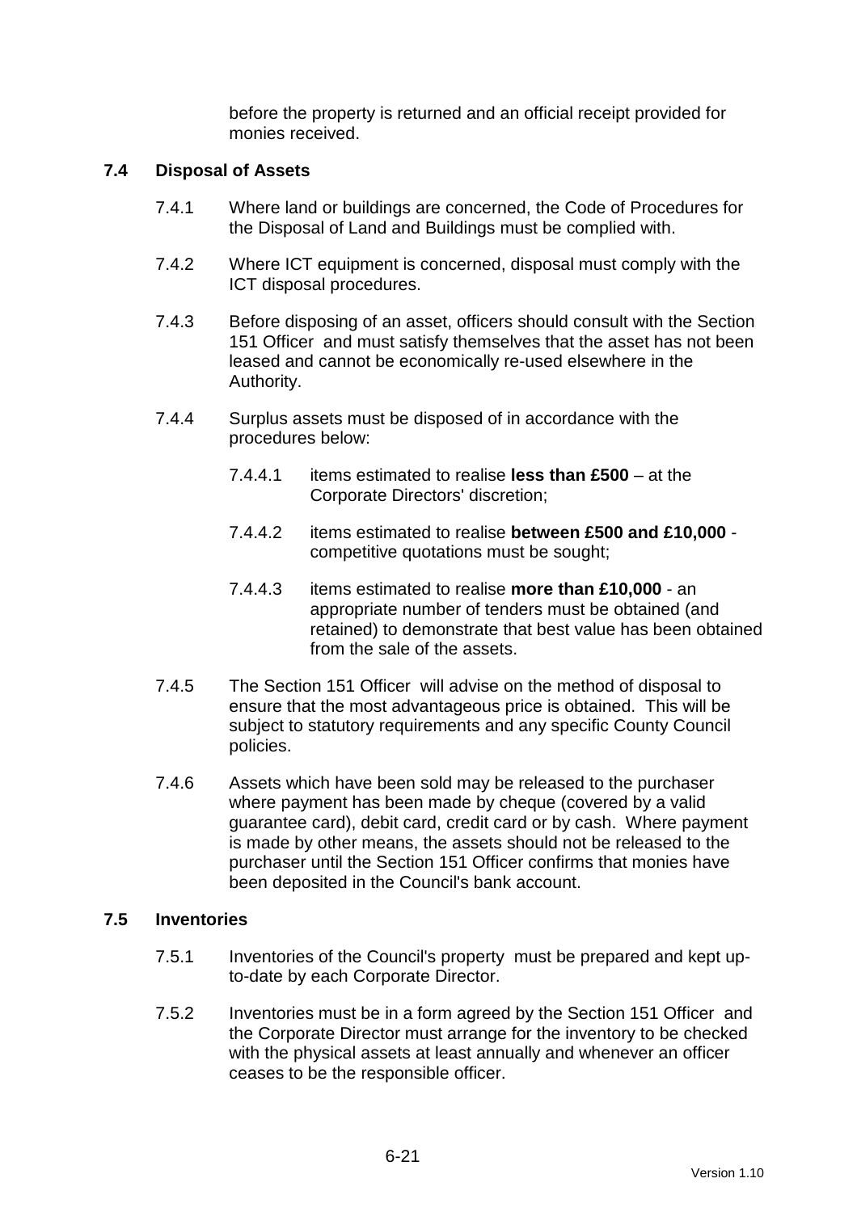before the property is returned and an official receipt provided for monies received.

### 7.4 Disposal of Assets

7.4.1 Where land or buildings are concerned, the Code of Procedures for the Disposal of Land and Buildings must be complied with.

7.4.2 Where ICT equipment is concerned, disposal must comply with the ICT disposal procedures.

7.4.3 Before disposing of an asset, officers should consult with the Section 151 Officer and must satisfy themselves that the asset has not been leased and cannot be economically re-used elsewhere in the Authority.

7.4.4 Surplus assets must be disposed of in accordance with the procedures below:

7.4.4.1 items estimated to realise **less than £500** – at the Corporate Directors' discretion;

7.4.4.2 items estimated to realise **between £500 and £10,000** - competitive quotations must be sought;

7.4.4.3 items estimated to realise **more than £10,000** - an appropriate number of tenders must be obtained (and retained) to demonstrate that best value has been obtained from the sale of the assets.

7.4.5 The Section 151 Officer will advise on the method of disposal to ensure that the most advantageous price is obtained. This will be subject to statutory requirements and any specific County Council policies.

7.4.6 Assets which have been sold may be released to the purchaser where payment has been made by cheque (covered by a valid guarantee card), debit card, credit card or by cash. Where payment is made by other means, the assets should not be released to the purchaser until the Section 151 Officer confirms that monies have been deposited in the Council's bank account.

### 7.5 Inventories

7.5.1 Inventories of the Council's property must be prepared and kept up-to-date by each Corporate Director.

7.5.2 Inventories must be in a form agreed by the Section 151 Officer and the Corporate Director must arrange for the inventory to be checked with the physical assets at least annually and whenever an officer ceases to be the responsible officer.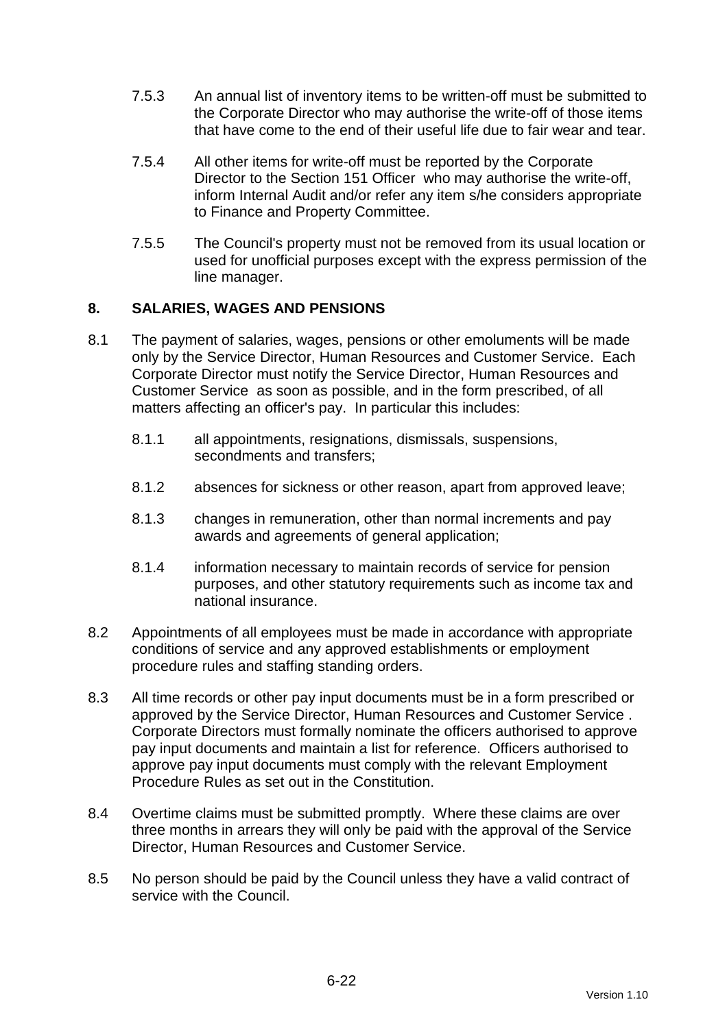7.5.3 An annual list of inventory items to be written-off must be submitted to the Corporate Director who may authorise the write-off of those items that have come to the end of their useful life due to fair wear and tear.

7.5.4 All other items for write-off must be reported by the Corporate Director to the Section 151 Officer who may authorise the write-off, inform Internal Audit and/or refer any item s/he considers appropriate to Finance and Property Committee.

7.5.5 The Council's property must not be removed from its usual location or used for unofficial purposes except with the express permission of the line manager.

## 8. SALARIES, WAGES AND PENSIONS

8.1 The payment of salaries, wages, pensions or other emoluments will be made only by the Service Director, Human Resources and Customer Service. Each Corporate Director must notify the Service Director, Human Resources and Customer Service as soon as possible, and in the form prescribed, of all matters affecting an officer's pay. In particular this includes:

8.1.1 all appointments, resignations, dismissals, suspensions, secondments and transfers;

8.1.2 absences for sickness or other reason, apart from approved leave;

8.1.3 changes in remuneration, other than normal increments and pay awards and agreements of general application;

8.1.4 information necessary to maintain records of service for pension purposes, and other statutory requirements such as income tax and national insurance.

8.2 Appointments of all employees must be made in accordance with appropriate conditions of service and any approved establishments or employment procedure rules and staffing standing orders.

8.3 All time records or other pay input documents must be in a form prescribed or approved by the Service Director, Human Resources and Customer Service . Corporate Directors must formally nominate the officers authorised to approve pay input documents and maintain a list for reference. Officers authorised to approve pay input documents must comply with the relevant Employment Procedure Rules as set out in the Constitution.

8.4 Overtime claims must be submitted promptly. Where these claims are over three months in arrears they will only be paid with the approval of the Service Director, Human Resources and Customer Service.

8.5 No person should be paid by the Council unless they have a valid contract of service with the Council.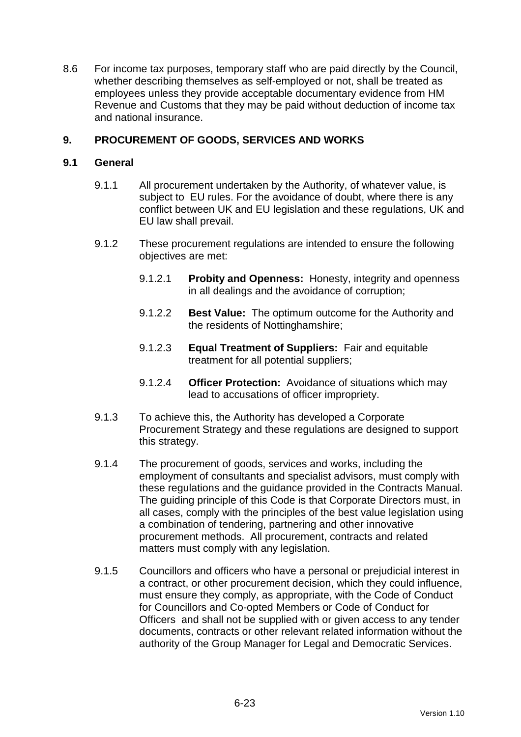8.6 For income tax purposes, temporary staff who are paid directly by the Council, whether describing themselves as self-employed or not, shall be treated as employees unless they provide acceptable documentary evidence from HM Revenue and Customs that they may be paid without deduction of income tax and national insurance.

## 9. PROCUREMENT OF GOODS, SERVICES AND WORKS

### 9.1 General

9.1.1 All procurement undertaken by the Authority, of whatever value, is subject to EU rules. For the avoidance of doubt, where there is any conflict between UK and EU legislation and these regulations, UK and EU law shall prevail.

9.1.2 These procurement regulations are intended to ensure the following objectives are met:

9.1.2.1 **Probity and Openness:** Honesty, integrity and openness in all dealings and the avoidance of corruption;

9.1.2.2 **Best Value:** The optimum outcome for the Authority and the residents of Nottinghamshire;

9.1.2.3 **Equal Treatment of Suppliers:** Fair and equitable treatment for all potential suppliers;

9.1.2.4 **Officer Protection:** Avoidance of situations which may lead to accusations of officer impropriety.

9.1.3 To achieve this, the Authority has developed a Corporate Procurement Strategy and these regulations are designed to support this strategy.

9.1.4 The procurement of goods, services and works, including the employment of consultants and specialist advisors, must comply with these regulations and the guidance provided in the Contracts Manual. The guiding principle of this Code is that Corporate Directors must, in all cases, comply with the principles of the best value legislation using a combination of tendering, partnering and other innovative procurement methods. All procurement, contracts and related matters must comply with any legislation.

9.1.5 Councillors and officers who have a personal or prejudicial interest in a contract, or other procurement decision, which they could influence, must ensure they comply, as appropriate, with the Code of Conduct for Councillors and Co-opted Members or Code of Conduct for Officers and shall not be supplied with or given access to any tender documents, contracts or other relevant related information without the authority of the Group Manager for Legal and Democratic Services.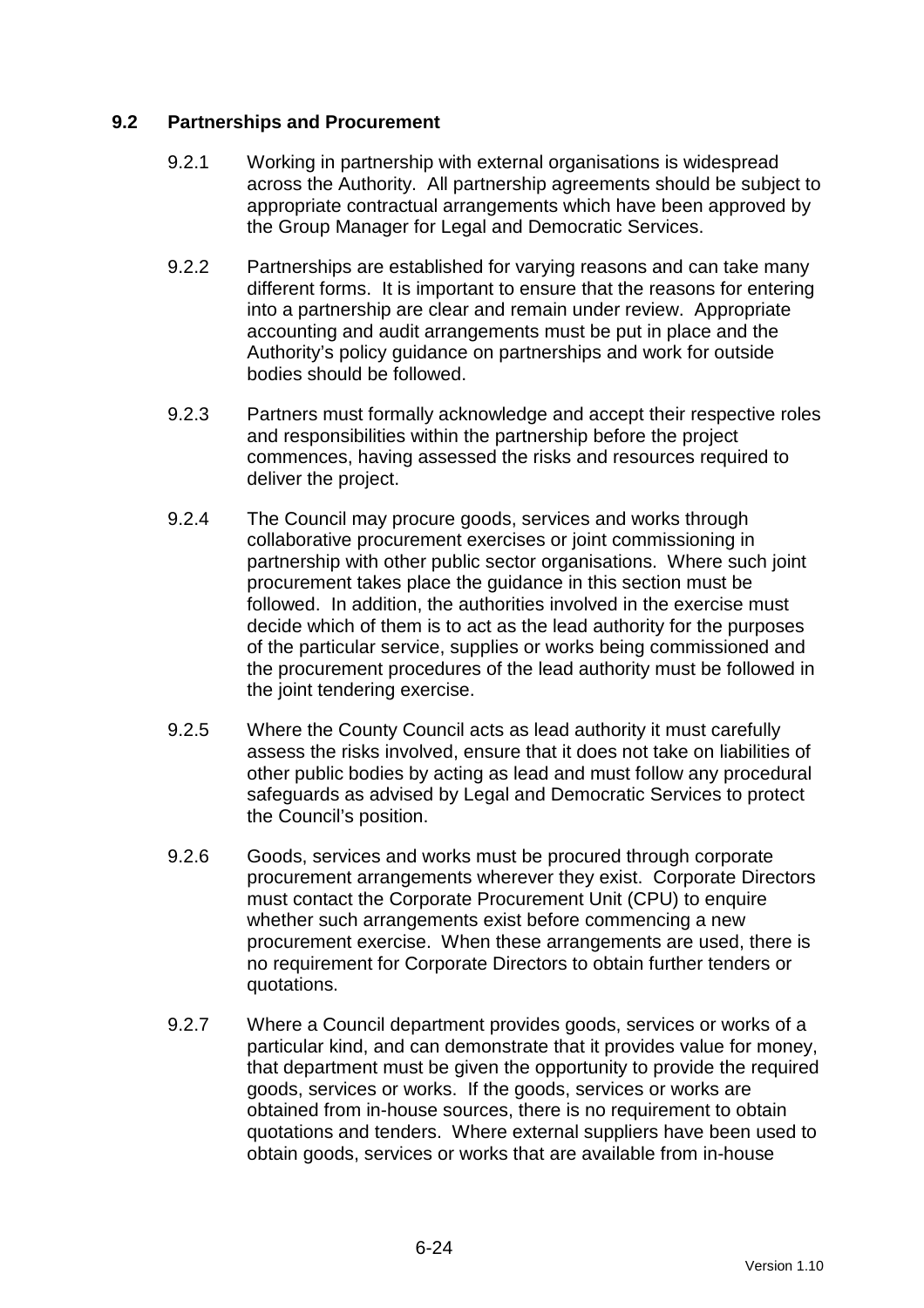### 9.2 Partnerships and Procurement

9.2.1 Working in partnership with external organisations is widespread across the Authority. All partnership agreements should be subject to appropriate contractual arrangements which have been approved by the Group Manager for Legal and Democratic Services.

9.2.2 Partnerships are established for varying reasons and can take many different forms. It is important to ensure that the reasons for entering into a partnership are clear and remain under review. Appropriate accounting and audit arrangements must be put in place and the Authority's policy guidance on partnerships and work for outside bodies should be followed.

9.2.3 Partners must formally acknowledge and accept their respective roles and responsibilities within the partnership before the project commences, having assessed the risks and resources required to deliver the project.

9.2.4 The Council may procure goods, services and works through collaborative procurement exercises or joint commissioning in partnership with other public sector organisations. Where such joint procurement takes place the guidance in this section must be followed. In addition, the authorities involved in the exercise must decide which of them is to act as the lead authority for the purposes of the particular service, supplies or works being commissioned and the procurement procedures of the lead authority must be followed in the joint tendering exercise.

9.2.5 Where the County Council acts as lead authority it must carefully assess the risks involved, ensure that it does not take on liabilities of other public bodies by acting as lead and must follow any procedural safeguards as advised by Legal and Democratic Services to protect the Council's position.

9.2.6 Goods, services and works must be procured through corporate procurement arrangements wherever they exist. Corporate Directors must contact the Corporate Procurement Unit (CPU) to enquire whether such arrangements exist before commencing a new procurement exercise. When these arrangements are used, there is no requirement for Corporate Directors to obtain further tenders or quotations.

9.2.7 Where a Council department provides goods, services or works of a particular kind, and can demonstrate that it provides value for money, that department must be given the opportunity to provide the required goods, services or works. If the goods, services or works are obtained from in-house sources, there is no requirement to obtain quotations and tenders. Where external suppliers have been used to obtain goods, services or works that are available from in-house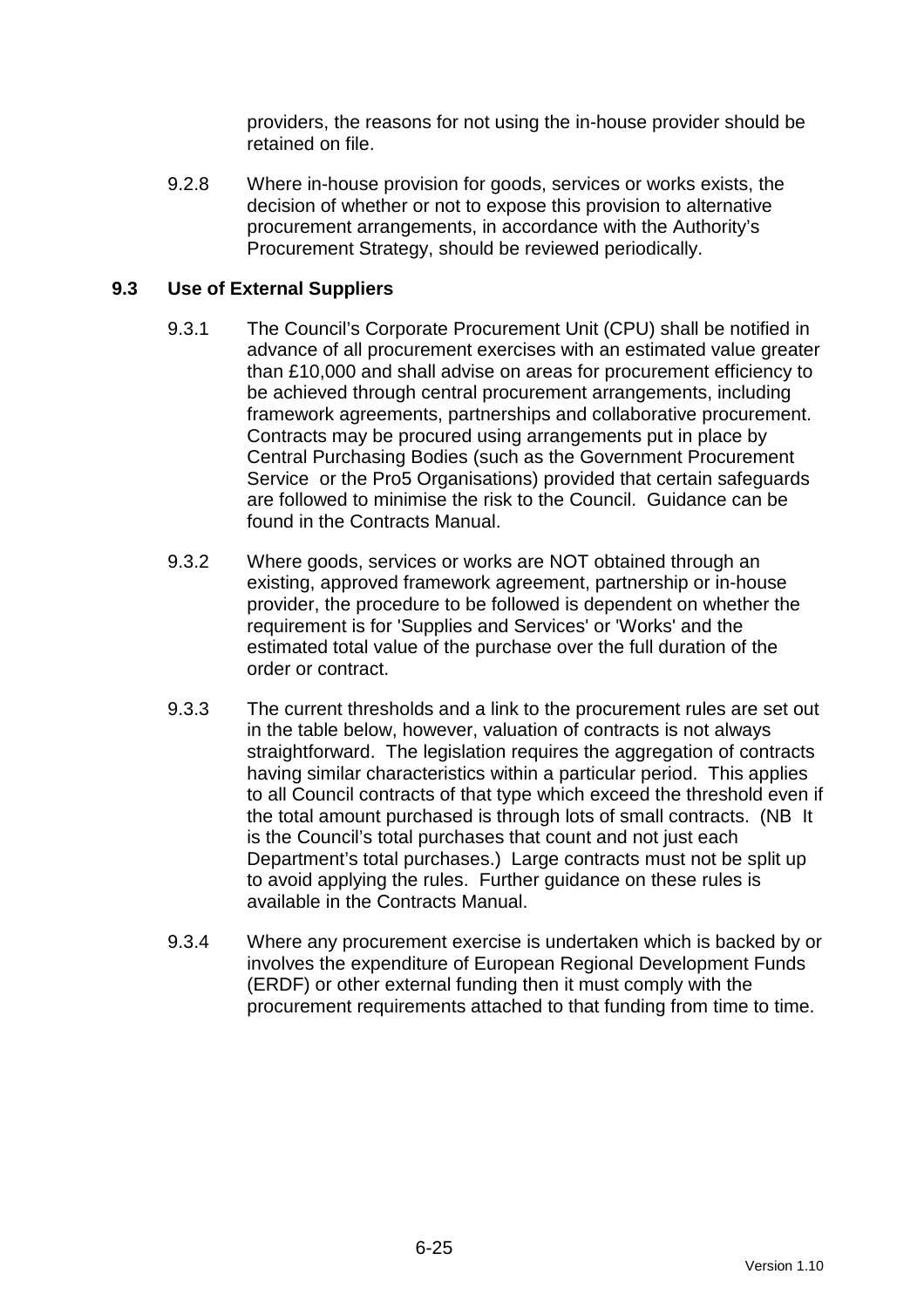providers, the reasons for not using the in-house provider should be retained on file.

9.2.8 Where in-house provision for goods, services or works exists, the decision of whether or not to expose this provision to alternative procurement arrangements, in accordance with the Authority's Procurement Strategy, should be reviewed periodically.

## 9.3 Use of External Suppliers

9.3.1 The Council's Corporate Procurement Unit (CPU) shall be notified in advance of all procurement exercises with an estimated value greater than £10,000 and shall advise on areas for procurement efficiency to be achieved through central procurement arrangements, including framework agreements, partnerships and collaborative procurement. Contracts may be procured using arrangements put in place by Central Purchasing Bodies (such as the Government Procurement Service or the Pro5 Organisations) provided that certain safeguards are followed to minimise the risk to the Council. Guidance can be found in the Contracts Manual.

9.3.2 Where goods, services or works are NOT obtained through an existing, approved framework agreement, partnership or in-house provider, the procedure to be followed is dependent on whether the requirement is for 'Supplies and Services' or 'Works' and the estimated total value of the purchase over the full duration of the order or contract.

9.3.3 The current thresholds and a link to the procurement rules are set out in the table below, however, valuation of contracts is not always straightforward. The legislation requires the aggregation of contracts having similar characteristics within a particular period. This applies to all Council contracts of that type which exceed the threshold even if the total amount purchased is through lots of small contracts. (NB It is the Council's total purchases that count and not just each Department's total purchases.) Large contracts must not be split up to avoid applying the rules. Further guidance on these rules is available in the Contracts Manual.

9.3.4 Where any procurement exercise is undertaken which is backed by or involves the expenditure of European Regional Development Funds (ERDF) or other external funding then it must comply with the procurement requirements attached to that funding from time to time.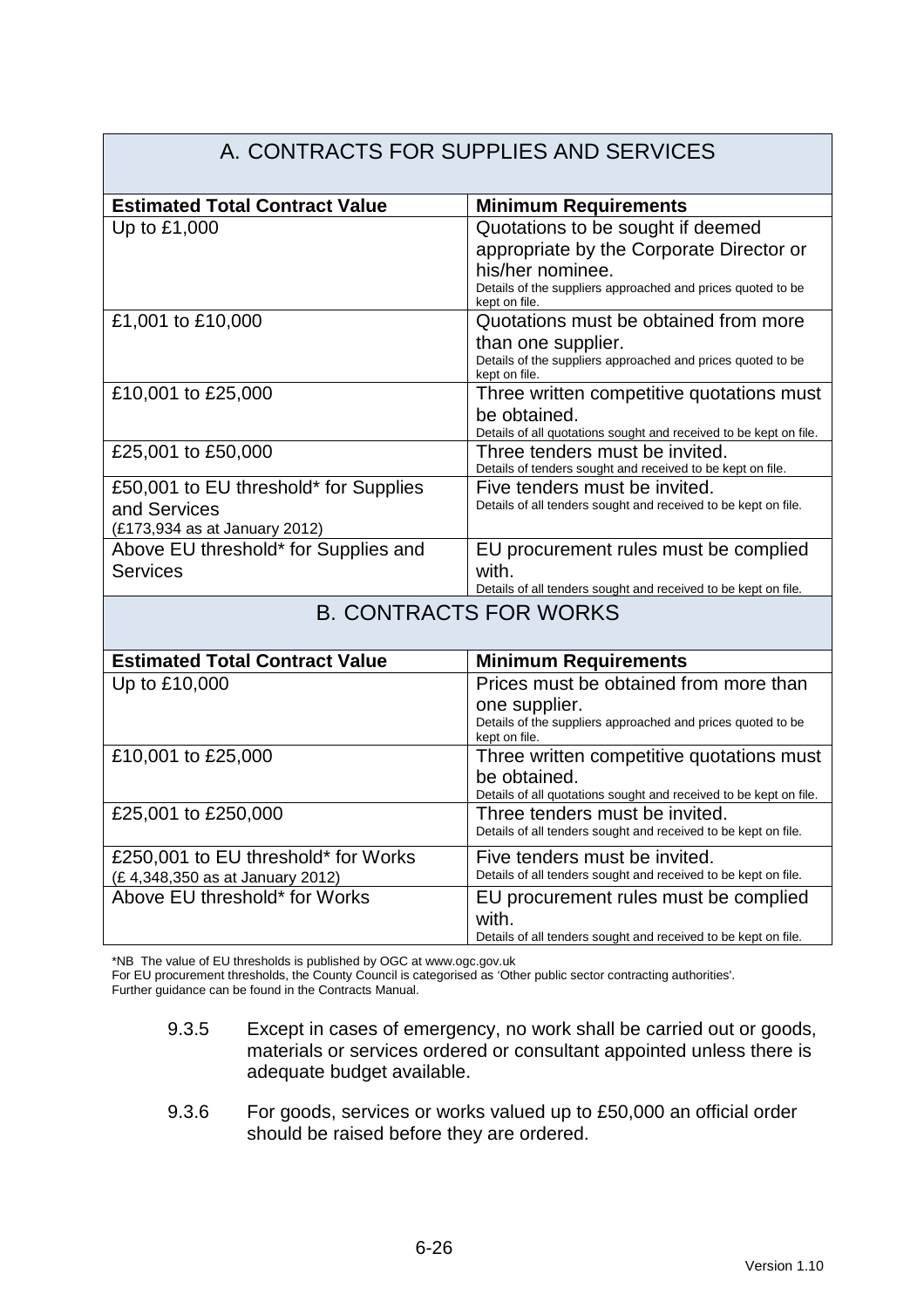| A. CONTRACTS FOR SUPPLIES AND SERVICES | |
|---|---|
| **Estimated Total Contract Value** | **Minimum Requirements** |
| Up to £1,000 | Quotations to be sought if deemed appropriate by the Corporate Director or his/her nominee. Details of the suppliers approached and prices quoted to be kept on file. |
| £1,001 to £10,000 | Quotations must be obtained from more than one supplier. Details of the suppliers approached and prices quoted to be kept on file. |
| £10,001 to £25,000 | Three written competitive quotations must be obtained. Details of all quotations sought and received to be kept on file. |
| £25,001 to £50,000 | Three tenders must be invited. Details of tenders sought and received to be kept on file. |
| £50,001 to EU threshold* for Supplies and Services (£173,934 as at January 2012) | Five tenders must be invited. Details of all tenders sought and received to be kept on file. |
| Above EU threshold* for Supplies and Services | EU procurement rules must be complied with. Details of all tenders sought and received to be kept on file. |

| B. CONTRACTS FOR WORKS | |
|---|---|
| **Estimated Total Contract Value** | **Minimum Requirements** |
| Up to £10,000 | Prices must be obtained from more than one supplier. Details of the suppliers approached and prices quoted to be kept on file. |
| £10,001 to £25,000 | Three written competitive quotations must be obtained. Details of all quotations sought and received to be kept on file. |
| £25,001 to £250,000 | Three tenders must be invited. Details of all tenders sought and received to be kept on file. |
| £250,001 to EU threshold* for Works (£ 4,348,350 as at January 2012) | Five tenders must be invited. Details of all tenders sought and received to be kept on file. |
| Above EU threshold* for Works | EU procurement rules must be complied with. Details of all tenders sought and received to be kept on file. |

*NB The value of EU thresholds is published by OGC at www.ogc.gov.uk
For EU procurement thresholds, the County Council is categorised as 'Other public sector contracting authorities'.
Further guidance can be found in the Contracts Manual.

9.3.5 Except in cases of emergency, no work shall be carried out or goods, materials or services ordered or consultant appointed unless there is adequate budget available.

9.3.6 For goods, services or works valued up to £50,000 an official order should be raised before they are ordered.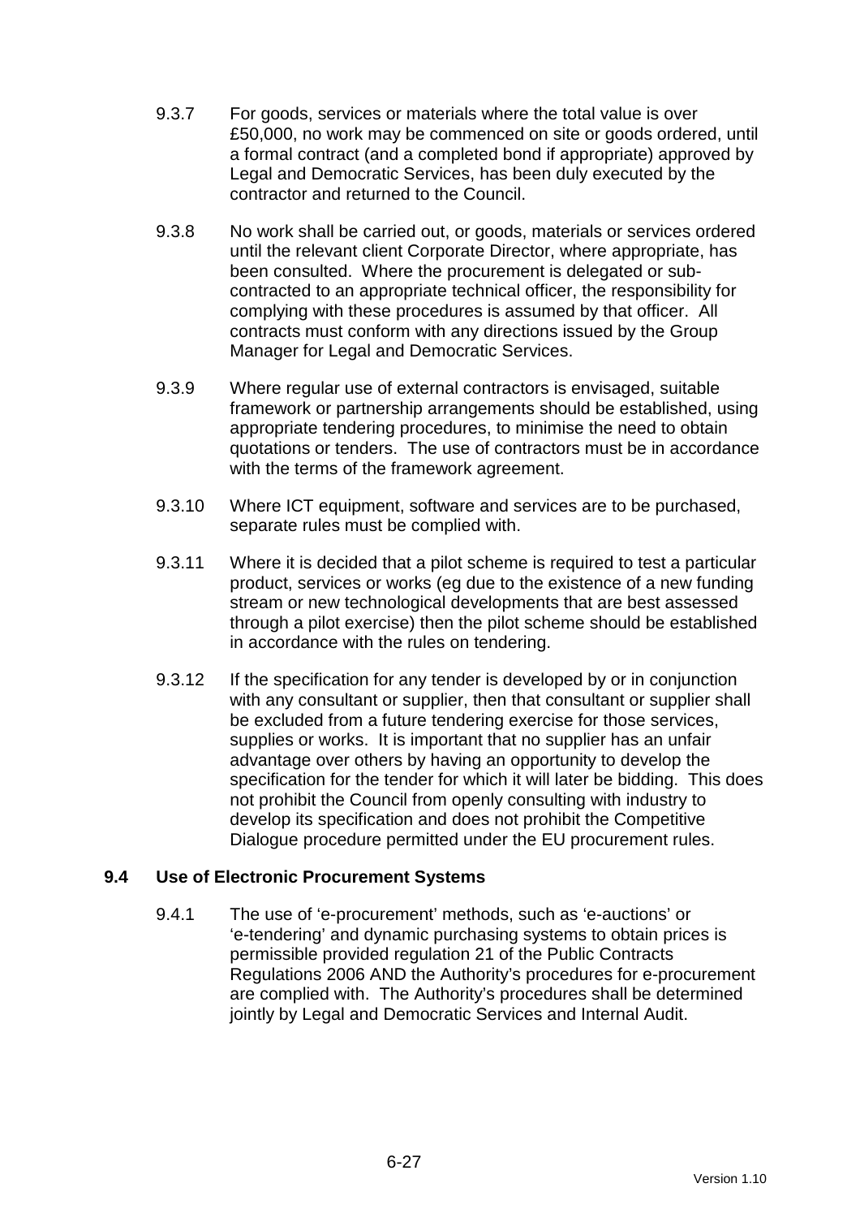9.3.7 For goods, services or materials where the total value is over £50,000, no work may be commenced on site or goods ordered, until a formal contract (and a completed bond if appropriate) approved by Legal and Democratic Services, has been duly executed by the contractor and returned to the Council.

9.3.8 No work shall be carried out, or goods, materials or services ordered until the relevant client Corporate Director, where appropriate, has been consulted. Where the procurement is delegated or sub-contracted to an appropriate technical officer, the responsibility for complying with these procedures is assumed by that officer. All contracts must conform with any directions issued by the Group Manager for Legal and Democratic Services.

9.3.9 Where regular use of external contractors is envisaged, suitable framework or partnership arrangements should be established, using appropriate tendering procedures, to minimise the need to obtain quotations or tenders. The use of contractors must be in accordance with the terms of the framework agreement.

9.3.10 Where ICT equipment, software and services are to be purchased, separate rules must be complied with.

9.3.11 Where it is decided that a pilot scheme is required to test a particular product, services or works (eg due to the existence of a new funding stream or new technological developments that are best assessed through a pilot exercise) then the pilot scheme should be established in accordance with the rules on tendering.

9.3.12 If the specification for any tender is developed by or in conjunction with any consultant or supplier, then that consultant or supplier shall be excluded from a future tendering exercise for those services, supplies or works. It is important that no supplier has an unfair advantage over others by having an opportunity to develop the specification for the tender for which it will later be bidding. This does not prohibit the Council from openly consulting with industry to develop its specification and does not prohibit the Competitive Dialogue procedure permitted under the EU procurement rules.

### 9.4 Use of Electronic Procurement Systems

9.4.1 The use of 'e-procurement' methods, such as 'e-auctions' or 'e-tendering' and dynamic purchasing systems to obtain prices is permissible provided regulation 21 of the Public Contracts Regulations 2006 AND the Authority's procedures for e-procurement are complied with. The Authority's procedures shall be determined jointly by Legal and Democratic Services and Internal Audit.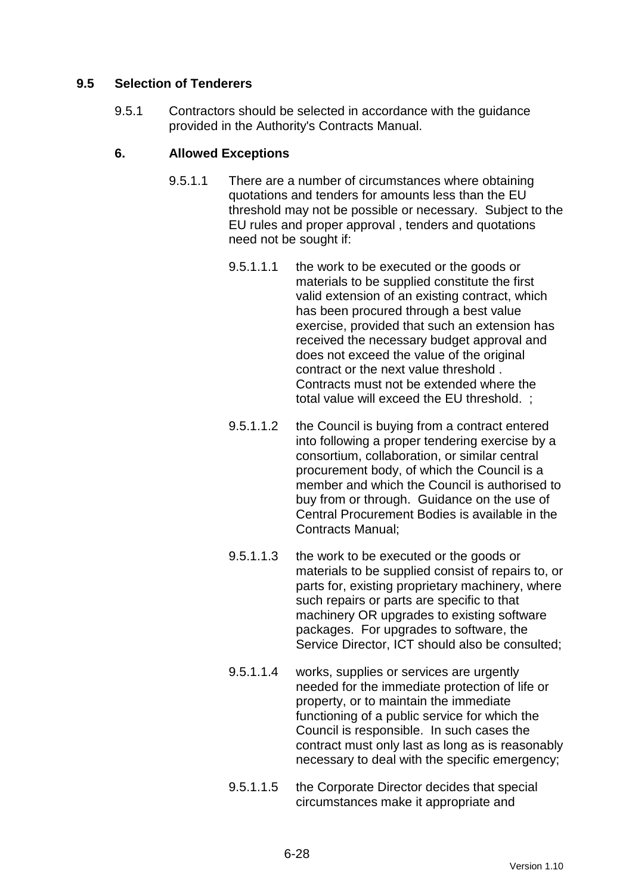## 9.5 Selection of Tenderers

9.5.1 Contractors should be selected in accordance with the guidance provided in the Authority's Contracts Manual.

### 6. Allowed Exceptions

9.5.1.1 There are a number of circumstances where obtaining quotations and tenders for amounts less than the EU threshold may not be possible or necessary. Subject to the EU rules and proper approval , tenders and quotations need not be sought if:

9.5.1.1.1 the work to be executed or the goods or materials to be supplied constitute the first valid extension of an existing contract, which has been procured through a best value exercise, provided that such an extension has received the necessary budget approval and does not exceed the value of the original contract or the next value threshold . Contracts must not be extended where the total value will exceed the EU threshold. ;

9.5.1.1.2 the Council is buying from a contract entered into following a proper tendering exercise by a consortium, collaboration, or similar central procurement body, of which the Council is a member and which the Council is authorised to buy from or through. Guidance on the use of Central Procurement Bodies is available in the Contracts Manual;

9.5.1.1.3 the work to be executed or the goods or materials to be supplied consist of repairs to, or parts for, existing proprietary machinery, where such repairs or parts are specific to that machinery OR upgrades to existing software packages. For upgrades to software, the Service Director, ICT should also be consulted;

9.5.1.1.4 works, supplies or services are urgently needed for the immediate protection of life or property, or to maintain the immediate functioning of a public service for which the Council is responsible. In such cases the contract must only last as long as is reasonably necessary to deal with the specific emergency;

9.5.1.1.5 the Corporate Director decides that special circumstances make it appropriate and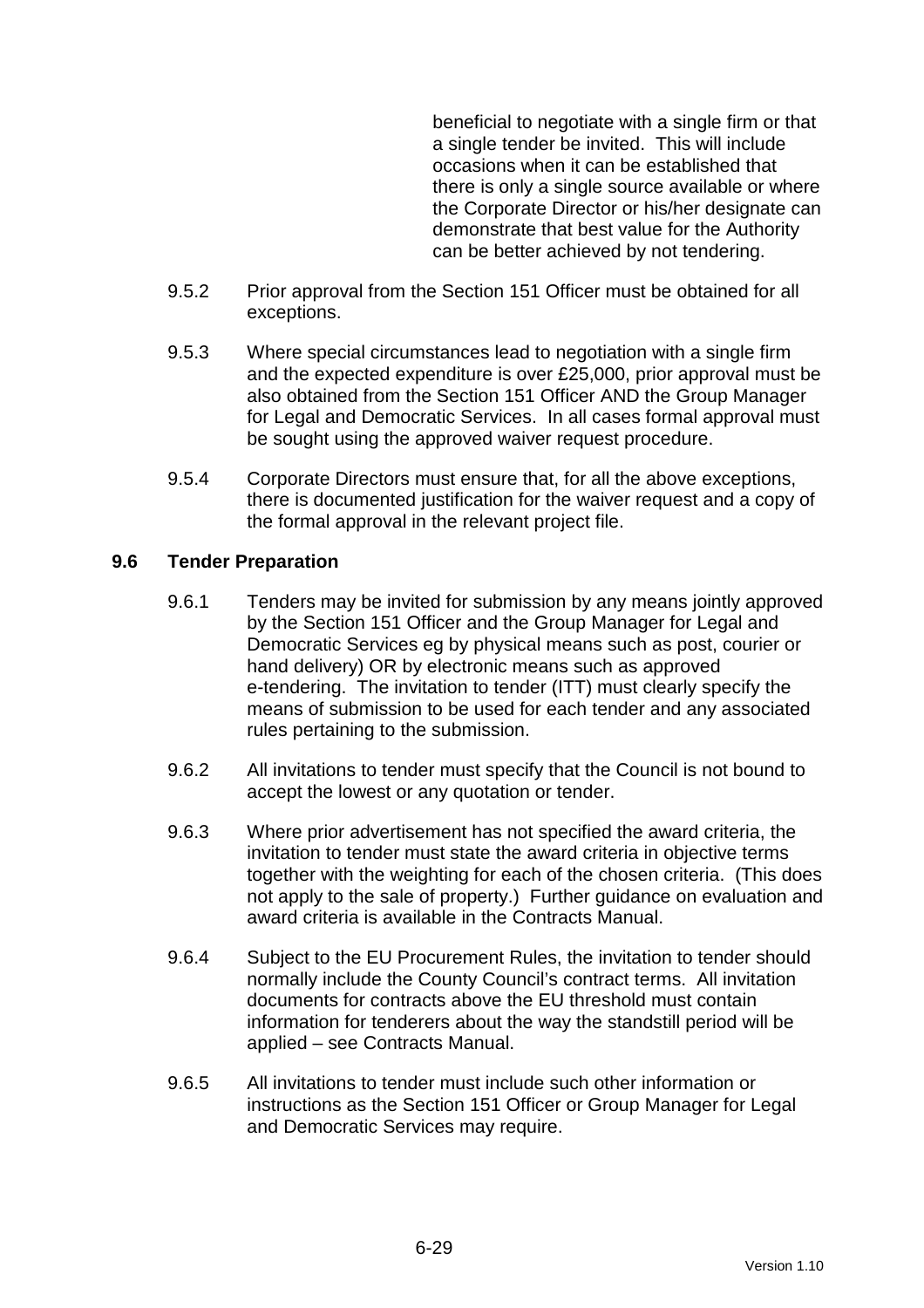beneficial to negotiate with a single firm or that a single tender be invited. This will include occasions when it can be established that there is only a single source available or where the Corporate Director or his/her designate can demonstrate that best value for the Authority can be better achieved by not tendering.

9.5.2 Prior approval from the Section 151 Officer must be obtained for all exceptions.

9.5.3 Where special circumstances lead to negotiation with a single firm and the expected expenditure is over £25,000, prior approval must be also obtained from the Section 151 Officer AND the Group Manager for Legal and Democratic Services. In all cases formal approval must be sought using the approved waiver request procedure.

9.5.4 Corporate Directors must ensure that, for all the above exceptions, there is documented justification for the waiver request and a copy of the formal approval in the relevant project file.

## 9.6 Tender Preparation

9.6.1 Tenders may be invited for submission by any means jointly approved by the Section 151 Officer and the Group Manager for Legal and Democratic Services eg by physical means such as post, courier or hand delivery) OR by electronic means such as approved e-tendering. The invitation to tender (ITT) must clearly specify the means of submission to be used for each tender and any associated rules pertaining to the submission.

9.6.2 All invitations to tender must specify that the Council is not bound to accept the lowest or any quotation or tender.

9.6.3 Where prior advertisement has not specified the award criteria, the invitation to tender must state the award criteria in objective terms together with the weighting for each of the chosen criteria. (This does not apply to the sale of property.) Further guidance on evaluation and award criteria is available in the Contracts Manual.

9.6.4 Subject to the EU Procurement Rules, the invitation to tender should normally include the County Council's contract terms. All invitation documents for contracts above the EU threshold must contain information for tenderers about the way the standstill period will be applied – see Contracts Manual.

9.6.5 All invitations to tender must include such other information or instructions as the Section 151 Officer or Group Manager for Legal and Democratic Services may require.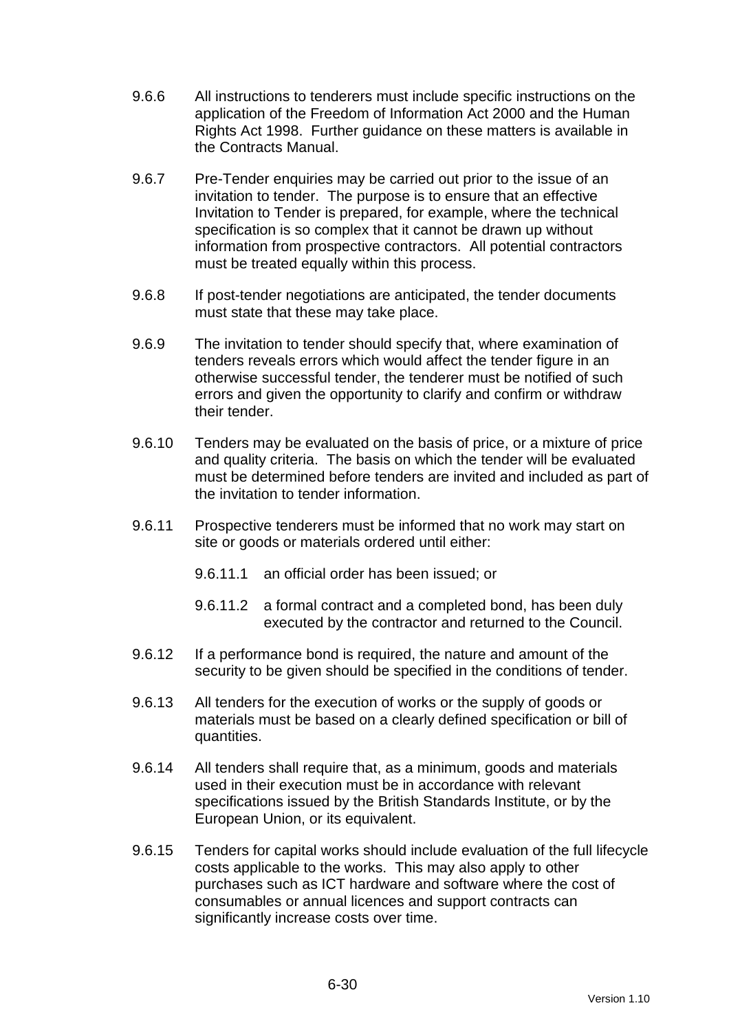9.6.6 All instructions to tenderers must include specific instructions on the application of the Freedom of Information Act 2000 and the Human Rights Act 1998. Further guidance on these matters is available in the Contracts Manual.

9.6.7 Pre-Tender enquiries may be carried out prior to the issue of an invitation to tender. The purpose is to ensure that an effective Invitation to Tender is prepared, for example, where the technical specification is so complex that it cannot be drawn up without information from prospective contractors. All potential contractors must be treated equally within this process.

9.6.8 If post-tender negotiations are anticipated, the tender documents must state that these may take place.

9.6.9 The invitation to tender should specify that, where examination of tenders reveals errors which would affect the tender figure in an otherwise successful tender, the tenderer must be notified of such errors and given the opportunity to clarify and confirm or withdraw their tender.

9.6.10 Tenders may be evaluated on the basis of price, or a mixture of price and quality criteria. The basis on which the tender will be evaluated must be determined before tenders are invited and included as part of the invitation to tender information.

9.6.11 Prospective tenderers must be informed that no work may start on site or goods or materials ordered until either:

- 9.6.11.1 an official order has been issued; or
- 9.6.11.2 a formal contract and a completed bond, has been duly executed by the contractor and returned to the Council.

9.6.12 If a performance bond is required, the nature and amount of the security to be given should be specified in the conditions of tender.

9.6.13 All tenders for the execution of works or the supply of goods or materials must be based on a clearly defined specification or bill of quantities.

9.6.14 All tenders shall require that, as a minimum, goods and materials used in their execution must be in accordance with relevant specifications issued by the British Standards Institute, or by the European Union, or its equivalent.

9.6.15 Tenders for capital works should include evaluation of the full lifecycle costs applicable to the works. This may also apply to other purchases such as ICT hardware and software where the cost of consumables or annual licences and support contracts can significantly increase costs over time.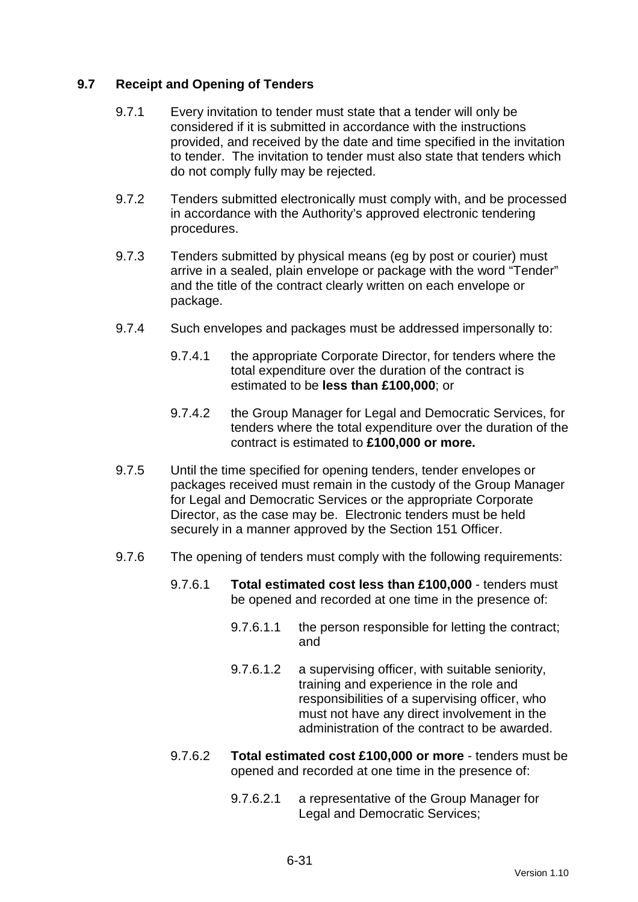## 9.7 Receipt and Opening of Tenders

9.7.1 Every invitation to tender must state that a tender will only be considered if it is submitted in accordance with the instructions provided, and received by the date and time specified in the invitation to tender. The invitation to tender must also state that tenders which do not comply fully may be rejected.

9.7.2 Tenders submitted electronically must comply with, and be processed in accordance with the Authority's approved electronic tendering procedures.

9.7.3 Tenders submitted by physical means (eg by post or courier) must arrive in a sealed, plain envelope or package with the word "Tender" and the title of the contract clearly written on each envelope or package.

9.7.4 Such envelopes and packages must be addressed impersonally to:

9.7.4.1 the appropriate Corporate Director, for tenders where the total expenditure over the duration of the contract is estimated to be **less than £100,000**; or

9.7.4.2 the Group Manager for Legal and Democratic Services, for tenders where the total expenditure over the duration of the contract is estimated to **£100,000 or more.**

9.7.5 Until the time specified for opening tenders, tender envelopes or packages received must remain in the custody of the Group Manager for Legal and Democratic Services or the appropriate Corporate Director, as the case may be. Electronic tenders must be held securely in a manner approved by the Section 151 Officer.

9.7.6 The opening of tenders must comply with the following requirements:

9.7.6.1 **Total estimated cost less than £100,000** - tenders must be opened and recorded at one time in the presence of:

9.7.6.1.1 the person responsible for letting the contract; and

9.7.6.1.2 a supervising officer, with suitable seniority, training and experience in the role and responsibilities of a supervising officer, who must not have any direct involvement in the administration of the contract to be awarded.

9.7.6.2 **Total estimated cost £100,000 or more** - tenders must be opened and recorded at one time in the presence of:

9.7.6.2.1 a representative of the Group Manager for Legal and Democratic Services;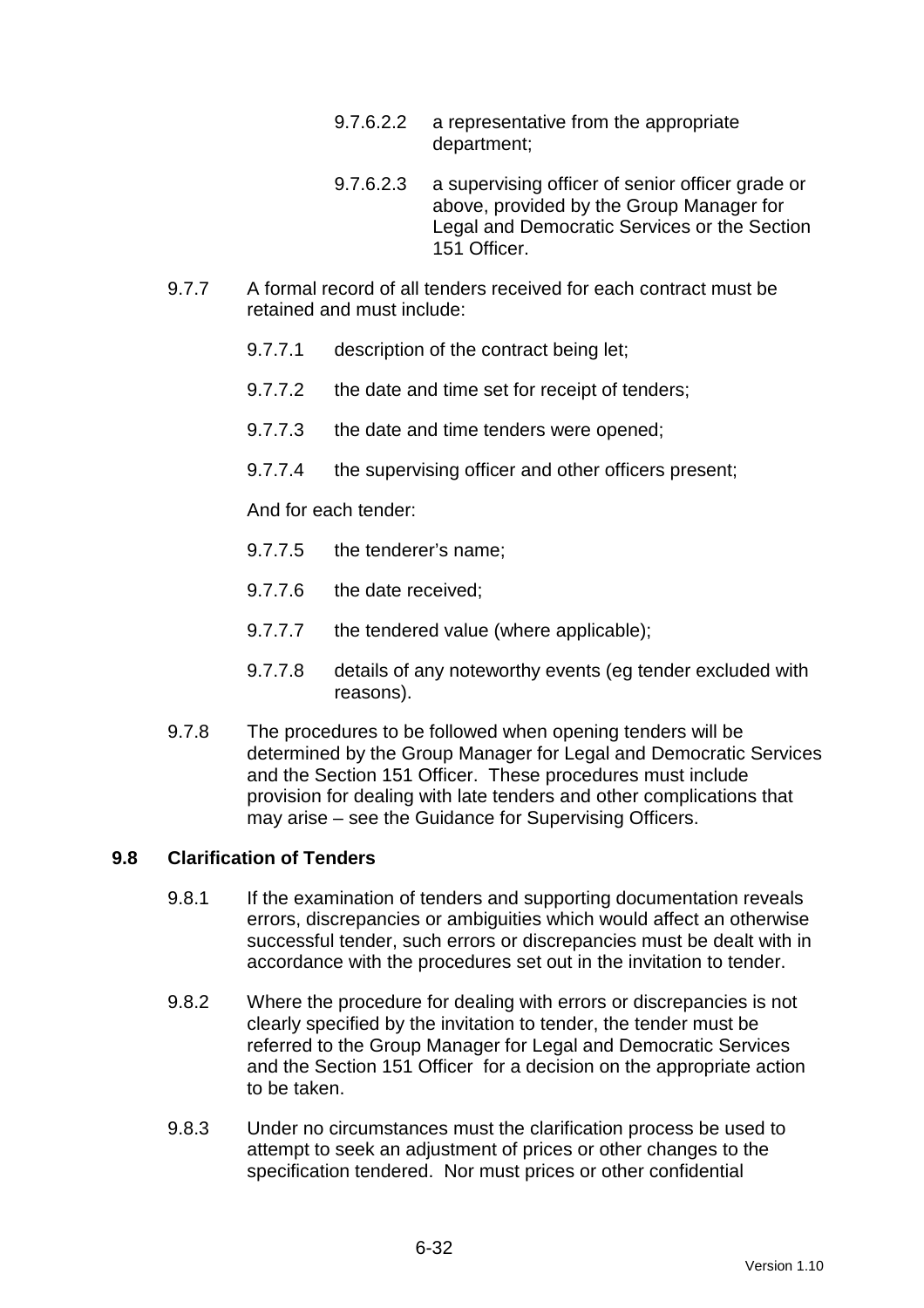9.7.6.2.2 a representative from the appropriate department;

9.7.6.2.3 a supervising officer of senior officer grade or above, provided by the Group Manager for Legal and Democratic Services or the Section 151 Officer.

9.7.7 A formal record of all tenders received for each contract must be retained and must include:

9.7.7.1 description of the contract being let;

9.7.7.2 the date and time set for receipt of tenders;

9.7.7.3 the date and time tenders were opened;

9.7.7.4 the supervising officer and other officers present;

And for each tender:

9.7.7.5 the tenderer's name;

9.7.7.6 the date received;

9.7.7.7 the tendered value (where applicable);

9.7.7.8 details of any noteworthy events (eg tender excluded with reasons).

9.7.8 The procedures to be followed when opening tenders will be determined by the Group Manager for Legal and Democratic Services and the Section 151 Officer. These procedures must include provision for dealing with late tenders and other complications that may arise – see the Guidance for Supervising Officers.

**9.8 Clarification of Tenders**

9.8.1 If the examination of tenders and supporting documentation reveals errors, discrepancies or ambiguities which would affect an otherwise successful tender, such errors or discrepancies must be dealt with in accordance with the procedures set out in the invitation to tender.

9.8.2 Where the procedure for dealing with errors or discrepancies is not clearly specified by the invitation to tender, the tender must be referred to the Group Manager for Legal and Democratic Services and the Section 151 Officer for a decision on the appropriate action to be taken.

9.8.3 Under no circumstances must the clarification process be used to attempt to seek an adjustment of prices or other changes to the specification tendered. Nor must prices or other confidential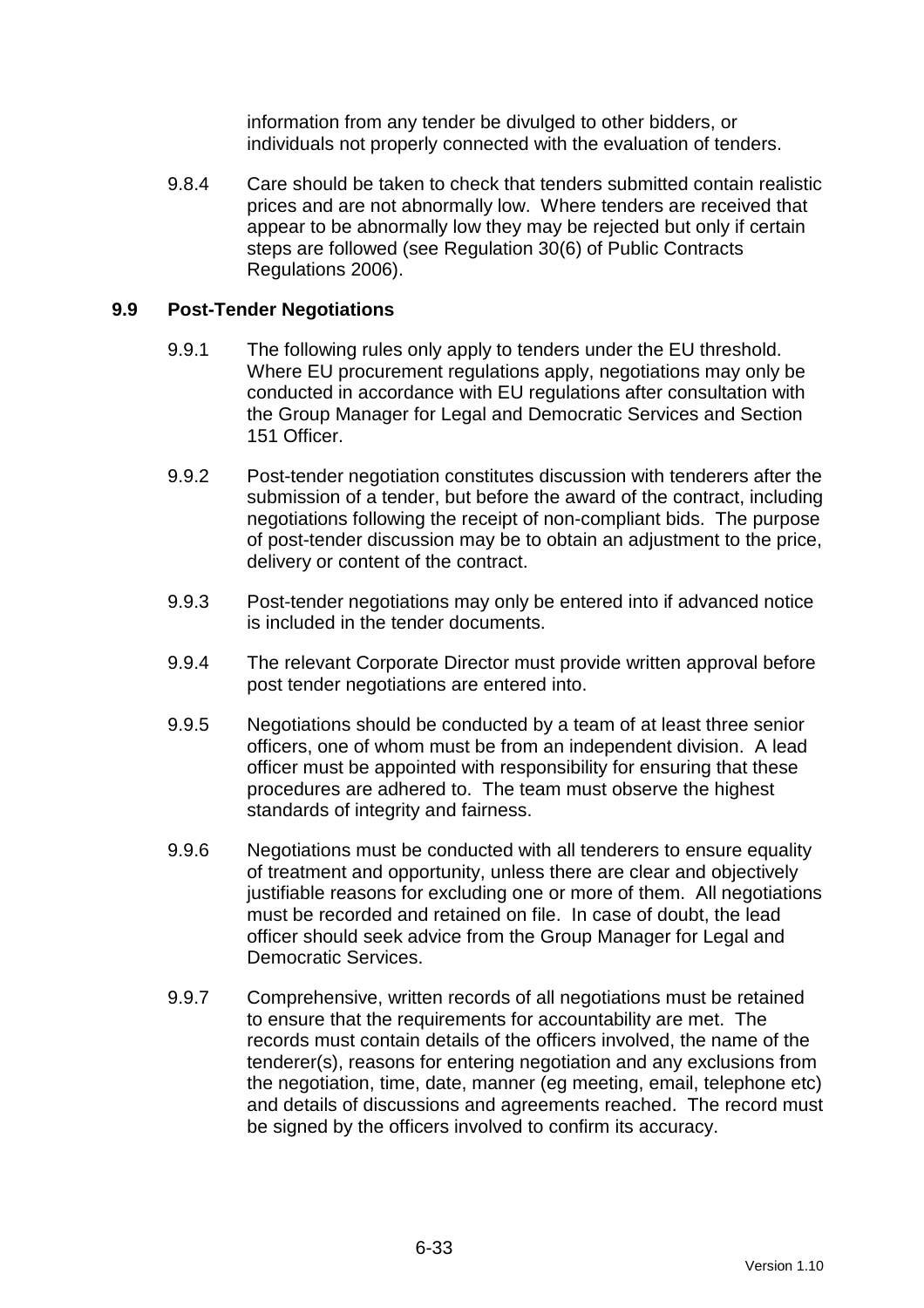information from any tender be divulged to other bidders, or individuals not properly connected with the evaluation of tenders.

9.8.4 Care should be taken to check that tenders submitted contain realistic prices and are not abnormally low. Where tenders are received that appear to be abnormally low they may be rejected but only if certain steps are followed (see Regulation 30(6) of Public Contracts Regulations 2006).

### 9.9 Post-Tender Negotiations

9.9.1 The following rules only apply to tenders under the EU threshold. Where EU procurement regulations apply, negotiations may only be conducted in accordance with EU regulations after consultation with the Group Manager for Legal and Democratic Services and Section 151 Officer.

9.9.2 Post-tender negotiation constitutes discussion with tenderers after the submission of a tender, but before the award of the contract, including negotiations following the receipt of non-compliant bids. The purpose of post-tender discussion may be to obtain an adjustment to the price, delivery or content of the contract.

9.9.3 Post-tender negotiations may only be entered into if advanced notice is included in the tender documents.

9.9.4 The relevant Corporate Director must provide written approval before post tender negotiations are entered into.

9.9.5 Negotiations should be conducted by a team of at least three senior officers, one of whom must be from an independent division. A lead officer must be appointed with responsibility for ensuring that these procedures are adhered to. The team must observe the highest standards of integrity and fairness.

9.9.6 Negotiations must be conducted with all tenderers to ensure equality of treatment and opportunity, unless there are clear and objectively justifiable reasons for excluding one or more of them. All negotiations must be recorded and retained on file. In case of doubt, the lead officer should seek advice from the Group Manager for Legal and Democratic Services.

9.9.7 Comprehensive, written records of all negotiations must be retained to ensure that the requirements for accountability are met. The records must contain details of the officers involved, the name of the tenderer(s), reasons for entering negotiation and any exclusions from the negotiation, time, date, manner (eg meeting, email, telephone etc) and details of discussions and agreements reached. The record must be signed by the officers involved to confirm its accuracy.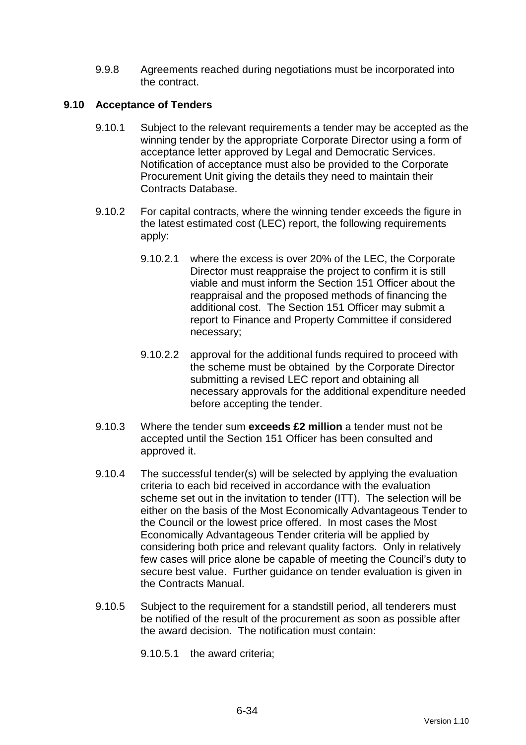9.9.8 Agreements reached during negotiations must be incorporated into the contract.

### 9.10 Acceptance of Tenders

9.10.1 Subject to the relevant requirements a tender may be accepted as the winning tender by the appropriate Corporate Director using a form of acceptance letter approved by Legal and Democratic Services. Notification of acceptance must also be provided to the Corporate Procurement Unit giving the details they need to maintain their Contracts Database.

9.10.2 For capital contracts, where the winning tender exceeds the figure in the latest estimated cost (LEC) report, the following requirements apply:

9.10.2.1 where the excess is over 20% of the LEC, the Corporate Director must reappraise the project to confirm it is still viable and must inform the Section 151 Officer about the reappraisal and the proposed methods of financing the additional cost. The Section 151 Officer may submit a report to Finance and Property Committee if considered necessary;

9.10.2.2 approval for the additional funds required to proceed with the scheme must be obtained by the Corporate Director submitting a revised LEC report and obtaining all necessary approvals for the additional expenditure needed before accepting the tender.

9.10.3 Where the tender sum **exceeds £2 million** a tender must not be accepted until the Section 151 Officer has been consulted and approved it.

9.10.4 The successful tender(s) will be selected by applying the evaluation criteria to each bid received in accordance with the evaluation scheme set out in the invitation to tender (ITT). The selection will be either on the basis of the Most Economically Advantageous Tender to the Council or the lowest price offered. In most cases the Most Economically Advantageous Tender criteria will be applied by considering both price and relevant quality factors. Only in relatively few cases will price alone be capable of meeting the Council's duty to secure best value. Further guidance on tender evaluation is given in the Contracts Manual.

9.10.5 Subject to the requirement for a standstill period, all tenderers must be notified of the result of the procurement as soon as possible after the award decision. The notification must contain:

9.10.5.1 the award criteria;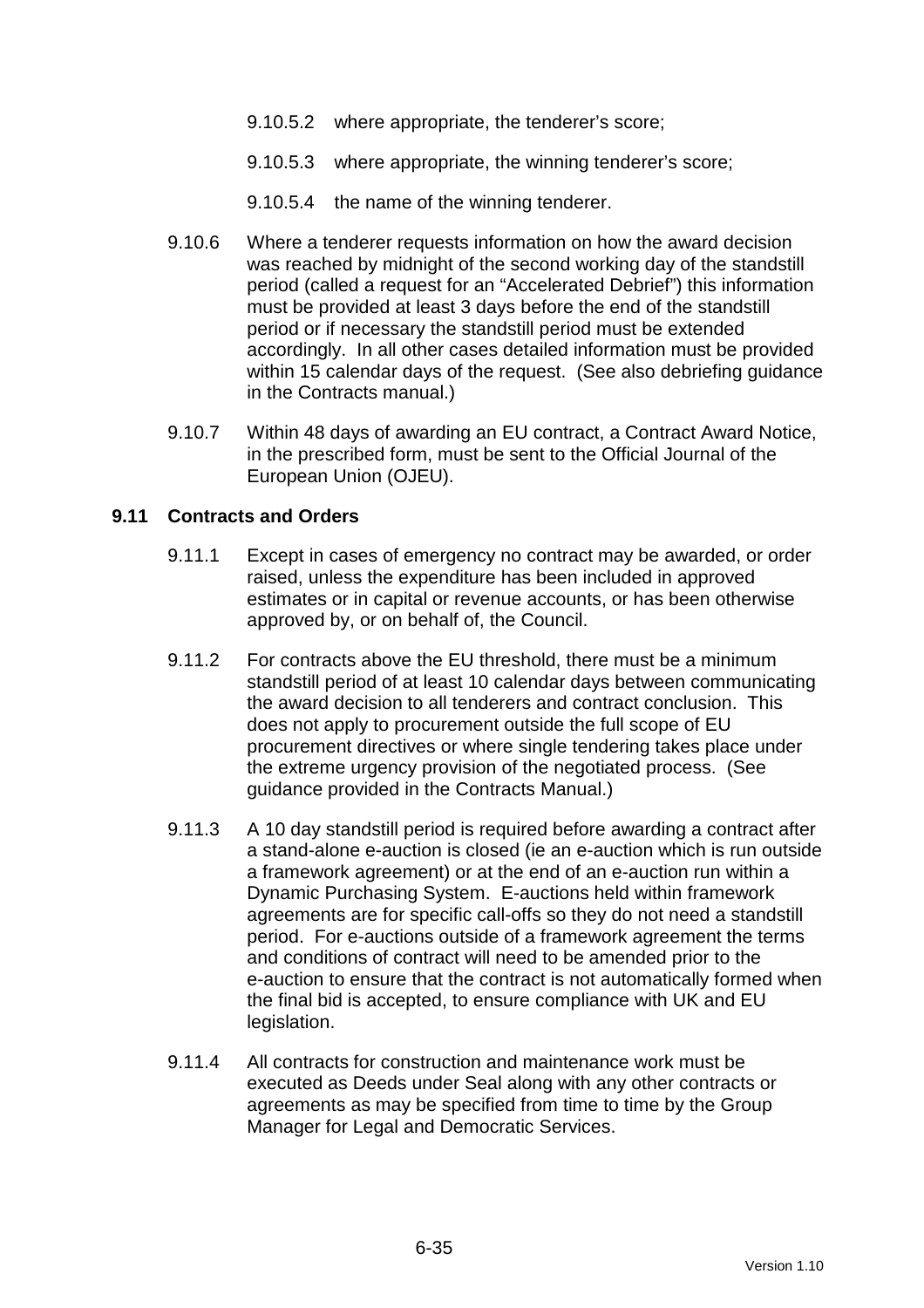9.10.5.2 where appropriate, the tenderer's score;

9.10.5.3 where appropriate, the winning tenderer's score;

9.10.5.4 the name of the winning tenderer.

9.10.6 Where a tenderer requests information on how the award decision was reached by midnight of the second working day of the standstill period (called a request for an "Accelerated Debrief") this information must be provided at least 3 days before the end of the standstill period or if necessary the standstill period must be extended accordingly. In all other cases detailed information must be provided within 15 calendar days of the request. (See also debriefing guidance in the Contracts manual.)

9.10.7 Within 48 days of awarding an EU contract, a Contract Award Notice, in the prescribed form, must be sent to the Official Journal of the European Union (OJEU).

## 9.11 Contracts and Orders

9.11.1 Except in cases of emergency no contract may be awarded, or order raised, unless the expenditure has been included in approved estimates or in capital or revenue accounts, or has been otherwise approved by, or on behalf of, the Council.

9.11.2 For contracts above the EU threshold, there must be a minimum standstill period of at least 10 calendar days between communicating the award decision to all tenderers and contract conclusion. This does not apply to procurement outside the full scope of EU procurement directives or where single tendering takes place under the extreme urgency provision of the negotiated process. (See guidance provided in the Contracts Manual.)

9.11.3 A 10 day standstill period is required before awarding a contract after a stand-alone e-auction is closed (ie an e-auction which is run outside a framework agreement) or at the end of an e-auction run within a Dynamic Purchasing System. E-auctions held within framework agreements are for specific call-offs so they do not need a standstill period. For e-auctions outside of a framework agreement the terms and conditions of contract will need to be amended prior to the e-auction to ensure that the contract is not automatically formed when the final bid is accepted, to ensure compliance with UK and EU legislation.

9.11.4 All contracts for construction and maintenance work must be executed as Deeds under Seal along with any other contracts or agreements as may be specified from time to time by the Group Manager for Legal and Democratic Services.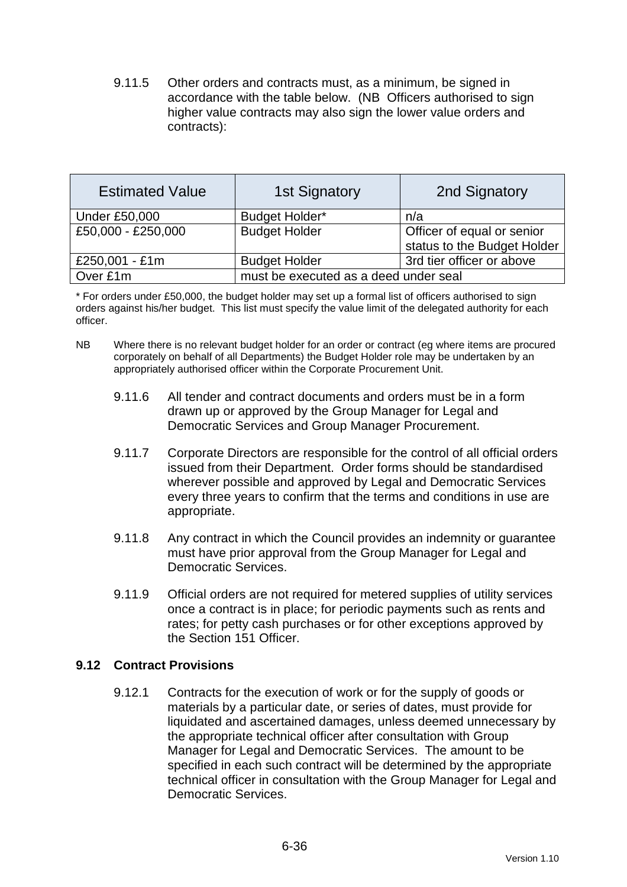9.11.5 Other orders and contracts must, as a minimum, be signed in accordance with the table below. (NB Officers authorised to sign higher value contracts may also sign the lower value orders and contracts):

| Estimated Value | 1st Signatory | 2nd Signatory |
|---|---|---|
| Under £50,000 | Budget Holder* | n/a |
| £50,000 - £250,000 | Budget Holder | Officer of equal or senior status to the Budget Holder |
| £250,001 - £1m | Budget Holder | 3rd tier officer or above |
| Over £1m | must be executed as a deed under seal | |

\* For orders under £50,000, the budget holder may set up a formal list of officers authorised to sign orders against his/her budget. This list must specify the value limit of the delegated authority for each officer.

NB Where there is no relevant budget holder for an order or contract (eg where items are procured corporately on behalf of all Departments) the Budget Holder role may be undertaken by an appropriately authorised officer within the Corporate Procurement Unit.

9.11.6 All tender and contract documents and orders must be in a form drawn up or approved by the Group Manager for Legal and Democratic Services and Group Manager Procurement.

9.11.7 Corporate Directors are responsible for the control of all official orders issued from their Department. Order forms should be standardised wherever possible and approved by Legal and Democratic Services every three years to confirm that the terms and conditions in use are appropriate.

9.11.8 Any contract in which the Council provides an indemnity or guarantee must have prior approval from the Group Manager for Legal and Democratic Services.

9.11.9 Official orders are not required for metered supplies of utility services once a contract is in place; for periodic payments such as rents and rates; for petty cash purchases or for other exceptions approved by the Section 151 Officer.

### 9.12 Contract Provisions

9.12.1 Contracts for the execution of work or for the supply of goods or materials by a particular date, or series of dates, must provide for liquidated and ascertained damages, unless deemed unnecessary by the appropriate technical officer after consultation with Group Manager for Legal and Democratic Services. The amount to be specified in each such contract will be determined by the appropriate technical officer in consultation with the Group Manager for Legal and Democratic Services.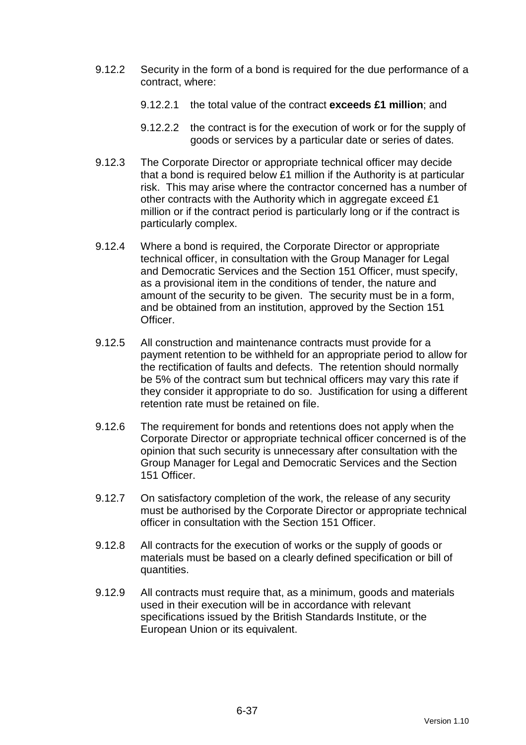9.12.2 Security in the form of a bond is required for the due performance of a contract, where:

   9.12.2.1 the total value of the contract **exceeds £1 million**; and

   9.12.2.2 the contract is for the execution of work or for the supply of goods or services by a particular date or series of dates.

9.12.3 The Corporate Director or appropriate technical officer may decide that a bond is required below £1 million if the Authority is at particular risk. This may arise where the contractor concerned has a number of other contracts with the Authority which in aggregate exceed £1 million or if the contract period is particularly long or if the contract is particularly complex.

9.12.4 Where a bond is required, the Corporate Director or appropriate technical officer, in consultation with the Group Manager for Legal and Democratic Services and the Section 151 Officer, must specify, as a provisional item in the conditions of tender, the nature and amount of the security to be given. The security must be in a form, and be obtained from an institution, approved by the Section 151 Officer.

9.12.5 All construction and maintenance contracts must provide for a payment retention to be withheld for an appropriate period to allow for the rectification of faults and defects. The retention should normally be 5% of the contract sum but technical officers may vary this rate if they consider it appropriate to do so. Justification for using a different retention rate must be retained on file.

9.12.6 The requirement for bonds and retentions does not apply when the Corporate Director or appropriate technical officer concerned is of the opinion that such security is unnecessary after consultation with the Group Manager for Legal and Democratic Services and the Section 151 Officer.

9.12.7 On satisfactory completion of the work, the release of any security must be authorised by the Corporate Director or appropriate technical officer in consultation with the Section 151 Officer.

9.12.8 All contracts for the execution of works or the supply of goods or materials must be based on a clearly defined specification or bill of quantities.

9.12.9 All contracts must require that, as a minimum, goods and materials used in their execution will be in accordance with relevant specifications issued by the British Standards Institute, or the European Union or its equivalent.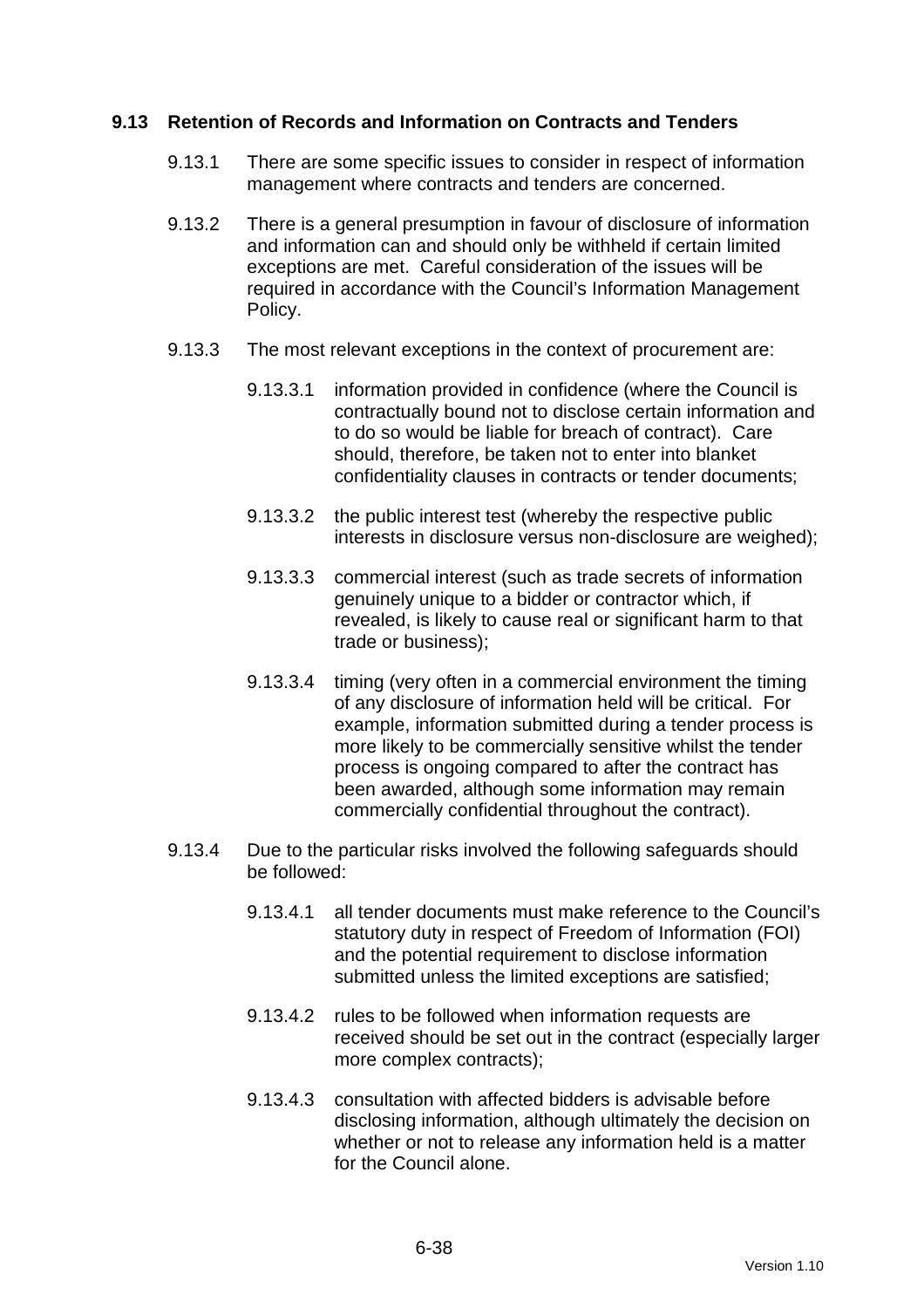### 9.13 Retention of Records and Information on Contracts and Tenders

9.13.1 There are some specific issues to consider in respect of information management where contracts and tenders are concerned.

9.13.2 There is a general presumption in favour of disclosure of information and information can and should only be withheld if certain limited exceptions are met. Careful consideration of the issues will be required in accordance with the Council's Information Management Policy.

9.13.3 The most relevant exceptions in the context of procurement are:

9.13.3.1 information provided in confidence (where the Council is contractually bound not to disclose certain information and to do so would be liable for breach of contract). Care should, therefore, be taken not to enter into blanket confidentiality clauses in contracts or tender documents;

9.13.3.2 the public interest test (whereby the respective public interests in disclosure versus non-disclosure are weighed);

9.13.3.3 commercial interest (such as trade secrets of information genuinely unique to a bidder or contractor which, if revealed, is likely to cause real or significant harm to that trade or business);

9.13.3.4 timing (very often in a commercial environment the timing of any disclosure of information held will be critical. For example, information submitted during a tender process is more likely to be commercially sensitive whilst the tender process is ongoing compared to after the contract has been awarded, although some information may remain commercially confidential throughout the contract).

9.13.4 Due to the particular risks involved the following safeguards should be followed:

9.13.4.1 all tender documents must make reference to the Council's statutory duty in respect of Freedom of Information (FOI) and the potential requirement to disclose information submitted unless the limited exceptions are satisfied;

9.13.4.2 rules to be followed when information requests are received should be set out in the contract (especially larger more complex contracts);

9.13.4.3 consultation with affected bidders is advisable before disclosing information, although ultimately the decision on whether or not to release any information held is a matter for the Council alone.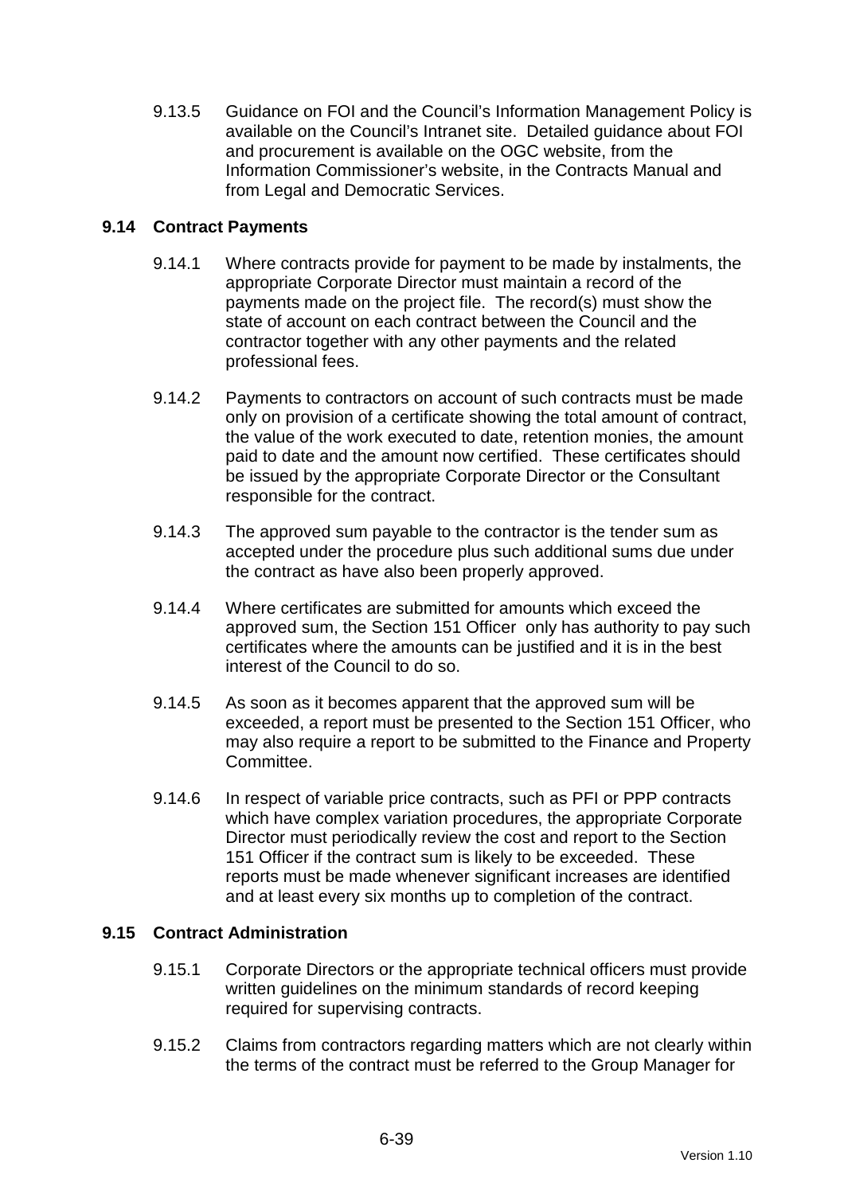9.13.5 Guidance on FOI and the Council's Information Management Policy is available on the Council's Intranet site. Detailed guidance about FOI and procurement is available on the OGC website, from the Information Commissioner's website, in the Contracts Manual and from Legal and Democratic Services.

### 9.14 Contract Payments

9.14.1 Where contracts provide for payment to be made by instalments, the appropriate Corporate Director must maintain a record of the payments made on the project file. The record(s) must show the state of account on each contract between the Council and the contractor together with any other payments and the related professional fees.

9.14.2 Payments to contractors on account of such contracts must be made only on provision of a certificate showing the total amount of contract, the value of the work executed to date, retention monies, the amount paid to date and the amount now certified. These certificates should be issued by the appropriate Corporate Director or the Consultant responsible for the contract.

9.14.3 The approved sum payable to the contractor is the tender sum as accepted under the procedure plus such additional sums due under the contract as have also been properly approved.

9.14.4 Where certificates are submitted for amounts which exceed the approved sum, the Section 151 Officer only has authority to pay such certificates where the amounts can be justified and it is in the best interest of the Council to do so.

9.14.5 As soon as it becomes apparent that the approved sum will be exceeded, a report must be presented to the Section 151 Officer, who may also require a report to be submitted to the Finance and Property Committee.

9.14.6 In respect of variable price contracts, such as PFI or PPP contracts which have complex variation procedures, the appropriate Corporate Director must periodically review the cost and report to the Section 151 Officer if the contract sum is likely to be exceeded. These reports must be made whenever significant increases are identified and at least every six months up to completion of the contract.

### 9.15 Contract Administration

9.15.1 Corporate Directors or the appropriate technical officers must provide written guidelines on the minimum standards of record keeping required for supervising contracts.

9.15.2 Claims from contractors regarding matters which are not clearly within the terms of the contract must be referred to the Group Manager for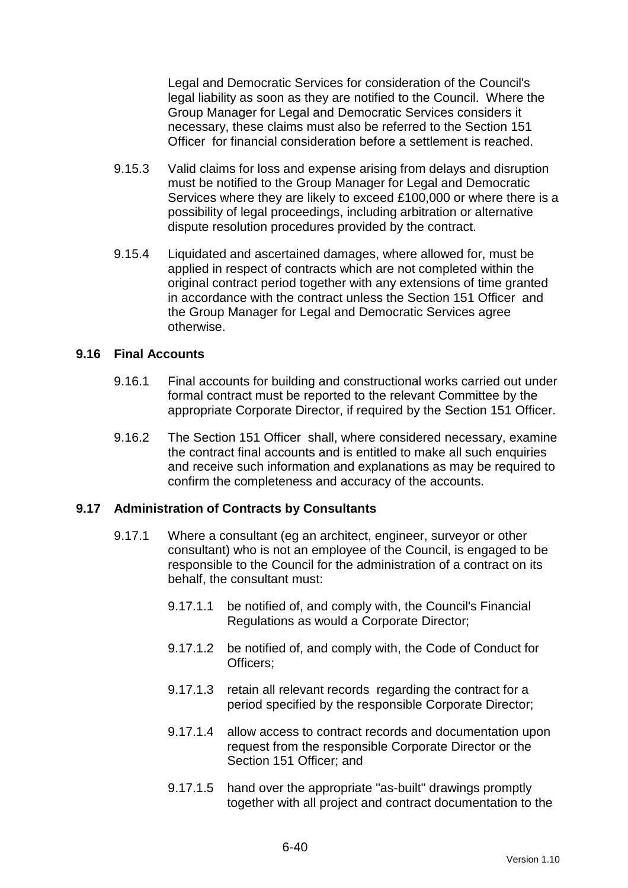Legal and Democratic Services for consideration of the Council's legal liability as soon as they are notified to the Council. Where the Group Manager for Legal and Democratic Services considers it necessary, these claims must also be referred to the Section 151 Officer for financial consideration before a settlement is reached.

9.15.3 Valid claims for loss and expense arising from delays and disruption must be notified to the Group Manager for Legal and Democratic Services where they are likely to exceed £100,000 or where there is a possibility of legal proceedings, including arbitration or alternative dispute resolution procedures provided by the contract.

9.15.4 Liquidated and ascertained damages, where allowed for, must be applied in respect of contracts which are not completed within the original contract period together with any extensions of time granted in accordance with the contract unless the Section 151 Officer and the Group Manager for Legal and Democratic Services agree otherwise.

### 9.16 Final Accounts

9.16.1 Final accounts for building and constructional works carried out under formal contract must be reported to the relevant Committee by the appropriate Corporate Director, if required by the Section 151 Officer.

9.16.2 The Section 151 Officer shall, where considered necessary, examine the contract final accounts and is entitled to make all such enquiries and receive such information and explanations as may be required to confirm the completeness and accuracy of the accounts.

### 9.17 Administration of Contracts by Consultants

9.17.1 Where a consultant (eg an architect, engineer, surveyor or other consultant) who is not an employee of the Council, is engaged to be responsible to the Council for the administration of a contract on its behalf, the consultant must:

- 9.17.1.1 be notified of, and comply with, the Council's Financial Regulations as would a Corporate Director;
- 9.17.1.2 be notified of, and comply with, the Code of Conduct for Officers;
- 9.17.1.3 retain all relevant records regarding the contract for a period specified by the responsible Corporate Director;
- 9.17.1.4 allow access to contract records and documentation upon request from the responsible Corporate Director or the Section 151 Officer; and
- 9.17.1.5 hand over the appropriate "as-built" drawings promptly together with all project and contract documentation to the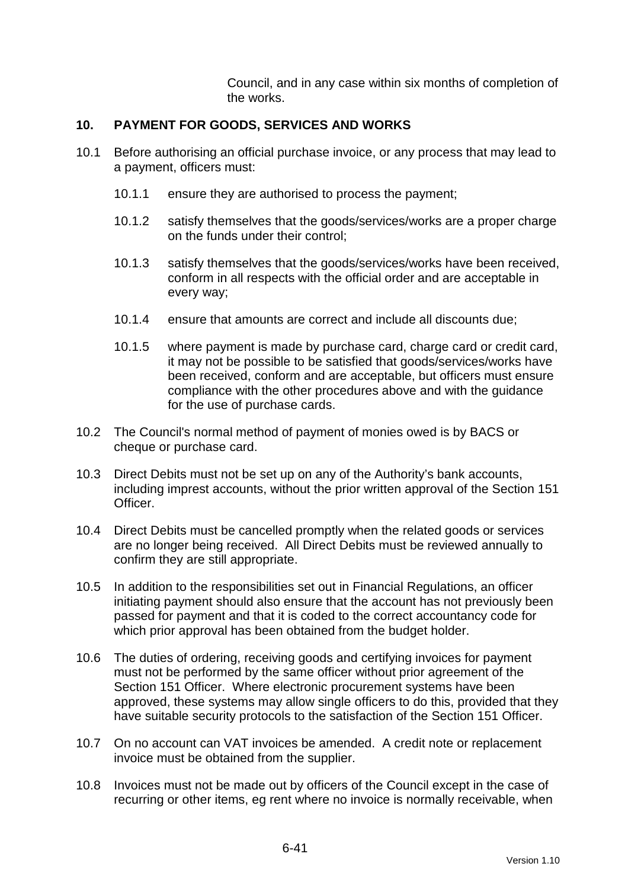Council, and in any case within six months of completion of the works.

## 10. PAYMENT FOR GOODS, SERVICES AND WORKS

10.1 Before authorising an official purchase invoice, or any process that may lead to a payment, officers must:

10.1.1 ensure they are authorised to process the payment;

10.1.2 satisfy themselves that the goods/services/works are a proper charge on the funds under their control;

10.1.3 satisfy themselves that the goods/services/works have been received, conform in all respects with the official order and are acceptable in every way;

10.1.4 ensure that amounts are correct and include all discounts due;

10.1.5 where payment is made by purchase card, charge card or credit card, it may not be possible to be satisfied that goods/services/works have been received, conform and are acceptable, but officers must ensure compliance with the other procedures above and with the guidance for the use of purchase cards.

10.2 The Council's normal method of payment of monies owed is by BACS or cheque or purchase card.

10.3 Direct Debits must not be set up on any of the Authority's bank accounts, including imprest accounts, without the prior written approval of the Section 151 Officer.

10.4 Direct Debits must be cancelled promptly when the related goods or services are no longer being received. All Direct Debits must be reviewed annually to confirm they are still appropriate.

10.5 In addition to the responsibilities set out in Financial Regulations, an officer initiating payment should also ensure that the account has not previously been passed for payment and that it is coded to the correct accountancy code for which prior approval has been obtained from the budget holder.

10.6 The duties of ordering, receiving goods and certifying invoices for payment must not be performed by the same officer without prior agreement of the Section 151 Officer. Where electronic procurement systems have been approved, these systems may allow single officers to do this, provided that they have suitable security protocols to the satisfaction of the Section 151 Officer.

10.7 On no account can VAT invoices be amended. A credit note or replacement invoice must be obtained from the supplier.

10.8 Invoices must not be made out by officers of the Council except in the case of recurring or other items, eg rent where no invoice is normally receivable, when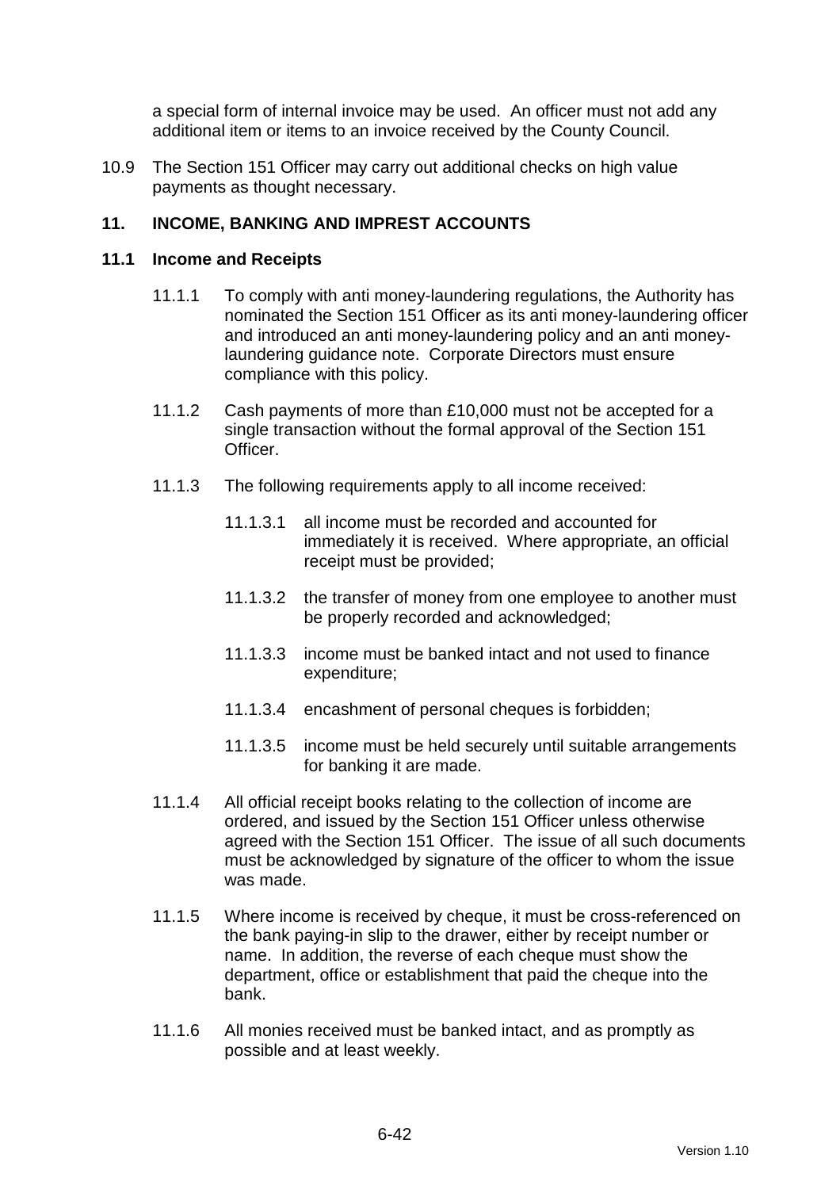a special form of internal invoice may be used. An officer must not add any additional item or items to an invoice received by the County Council.

10.9 The Section 151 Officer may carry out additional checks on high value payments as thought necessary.

## 11. INCOME, BANKING AND IMPREST ACCOUNTS

### 11.1 Income and Receipts

11.1.1 To comply with anti money-laundering regulations, the Authority has nominated the Section 151 Officer as its anti money-laundering officer and introduced an anti money-laundering policy and an anti money-laundering guidance note. Corporate Directors must ensure compliance with this policy.

11.1.2 Cash payments of more than £10,000 must not be accepted for a single transaction without the formal approval of the Section 151 Officer.

11.1.3 The following requirements apply to all income received:

11.1.3.1 all income must be recorded and accounted for immediately it is received. Where appropriate, an official receipt must be provided;

11.1.3.2 the transfer of money from one employee to another must be properly recorded and acknowledged;

11.1.3.3 income must be banked intact and not used to finance expenditure;

11.1.3.4 encashment of personal cheques is forbidden;

11.1.3.5 income must be held securely until suitable arrangements for banking it are made.

11.1.4 All official receipt books relating to the collection of income are ordered, and issued by the Section 151 Officer unless otherwise agreed with the Section 151 Officer. The issue of all such documents must be acknowledged by signature of the officer to whom the issue was made.

11.1.5 Where income is received by cheque, it must be cross-referenced on the bank paying-in slip to the drawer, either by receipt number or name. In addition, the reverse of each cheque must show the department, office or establishment that paid the cheque into the bank.

11.1.6 All monies received must be banked intact, and as promptly as possible and at least weekly.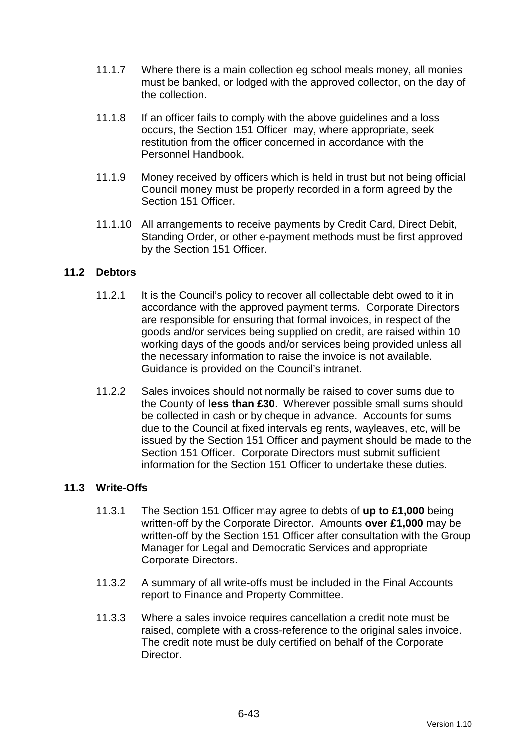11.1.7 Where there is a main collection eg school meals money, all monies must be banked, or lodged with the approved collector, on the day of the collection.

11.1.8 If an officer fails to comply with the above guidelines and a loss occurs, the Section 151 Officer may, where appropriate, seek restitution from the officer concerned in accordance with the Personnel Handbook.

11.1.9 Money received by officers which is held in trust but not being official Council money must be properly recorded in a form agreed by the Section 151 Officer.

11.1.10 All arrangements to receive payments by Credit Card, Direct Debit, Standing Order, or other e-payment methods must be first approved by the Section 151 Officer.

### 11.2 Debtors

11.2.1 It is the Council's policy to recover all collectable debt owed to it in accordance with the approved payment terms. Corporate Directors are responsible for ensuring that formal invoices, in respect of the goods and/or services being supplied on credit, are raised within 10 working days of the goods and/or services being provided unless all the necessary information to raise the invoice is not available. Guidance is provided on the Council's intranet.

11.2.2 Sales invoices should not normally be raised to cover sums due to the County of **less than £30**. Wherever possible small sums should be collected in cash or by cheque in advance. Accounts for sums due to the Council at fixed intervals eg rents, wayleaves, etc, will be issued by the Section 151 Officer and payment should be made to the Section 151 Officer. Corporate Directors must submit sufficient information for the Section 151 Officer to undertake these duties.

### 11.3 Write-Offs

11.3.1 The Section 151 Officer may agree to debts of **up to £1,000** being written-off by the Corporate Director. Amounts **over £1,000** may be written-off by the Section 151 Officer after consultation with the Group Manager for Legal and Democratic Services and appropriate Corporate Directors.

11.3.2 A summary of all write-offs must be included in the Final Accounts report to Finance and Property Committee.

11.3.3 Where a sales invoice requires cancellation a credit note must be raised, complete with a cross-reference to the original sales invoice. The credit note must be duly certified on behalf of the Corporate Director.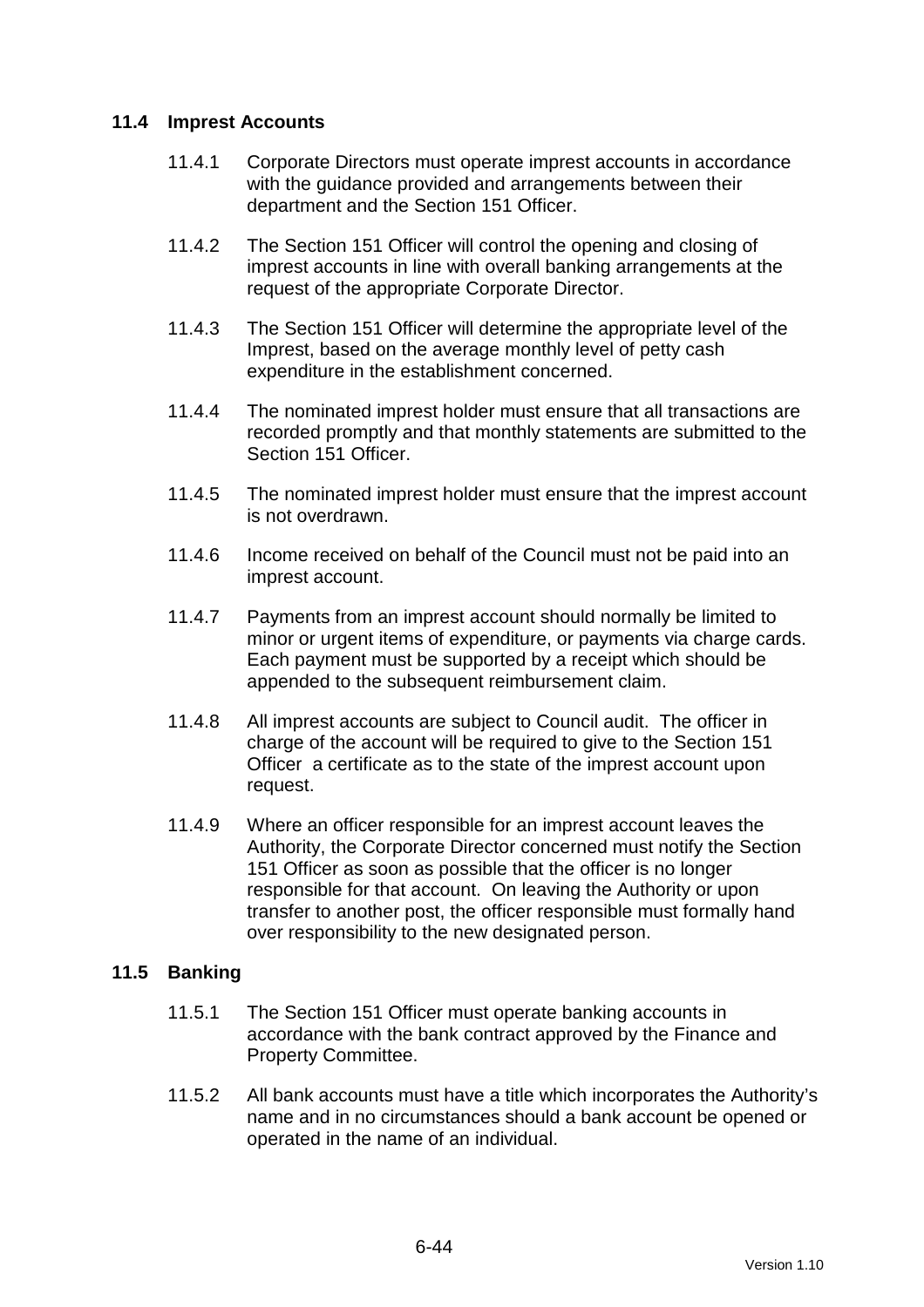### 11.4 Imprest Accounts

11.4.1 Corporate Directors must operate imprest accounts in accordance with the guidance provided and arrangements between their department and the Section 151 Officer.

11.4.2 The Section 151 Officer will control the opening and closing of imprest accounts in line with overall banking arrangements at the request of the appropriate Corporate Director.

11.4.3 The Section 151 Officer will determine the appropriate level of the Imprest, based on the average monthly level of petty cash expenditure in the establishment concerned.

11.4.4 The nominated imprest holder must ensure that all transactions are recorded promptly and that monthly statements are submitted to the Section 151 Officer.

11.4.5 The nominated imprest holder must ensure that the imprest account is not overdrawn.

11.4.6 Income received on behalf of the Council must not be paid into an imprest account.

11.4.7 Payments from an imprest account should normally be limited to minor or urgent items of expenditure, or payments via charge cards. Each payment must be supported by a receipt which should be appended to the subsequent reimbursement claim.

11.4.8 All imprest accounts are subject to Council audit. The officer in charge of the account will be required to give to the Section 151 Officer a certificate as to the state of the imprest account upon request.

11.4.9 Where an officer responsible for an imprest account leaves the Authority, the Corporate Director concerned must notify the Section 151 Officer as soon as possible that the officer is no longer responsible for that account. On leaving the Authority or upon transfer to another post, the officer responsible must formally hand over responsibility to the new designated person.

### 11.5 Banking

11.5.1 The Section 151 Officer must operate banking accounts in accordance with the bank contract approved by the Finance and Property Committee.

11.5.2 All bank accounts must have a title which incorporates the Authority's name and in no circumstances should a bank account be opened or operated in the name of an individual.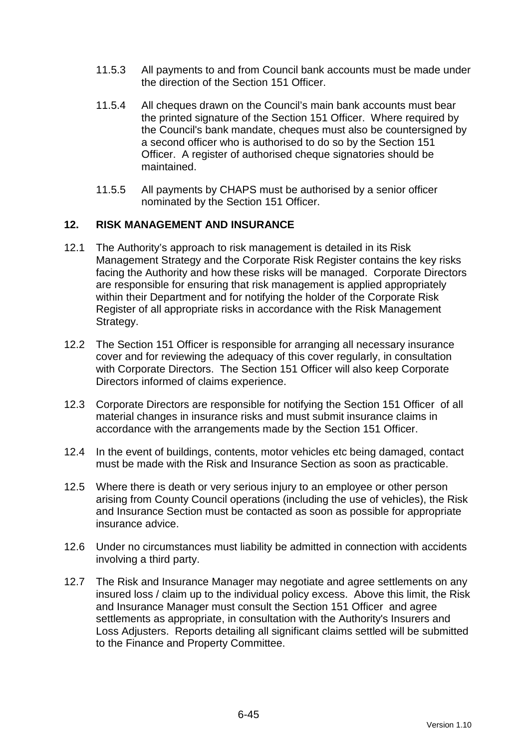11.5.3 All payments to and from Council bank accounts must be made under the direction of the Section 151 Officer.

11.5.4 All cheques drawn on the Council's main bank accounts must bear the printed signature of the Section 151 Officer. Where required by the Council's bank mandate, cheques must also be countersigned by a second officer who is authorised to do so by the Section 151 Officer. A register of authorised cheque signatories should be maintained.

11.5.5 All payments by CHAPS must be authorised by a senior officer nominated by the Section 151 Officer.

## 12. RISK MANAGEMENT AND INSURANCE

12.1 The Authority's approach to risk management is detailed in its Risk Management Strategy and the Corporate Risk Register contains the key risks facing the Authority and how these risks will be managed. Corporate Directors are responsible for ensuring that risk management is applied appropriately within their Department and for notifying the holder of the Corporate Risk Register of all appropriate risks in accordance with the Risk Management Strategy.

12.2 The Section 151 Officer is responsible for arranging all necessary insurance cover and for reviewing the adequacy of this cover regularly, in consultation with Corporate Directors. The Section 151 Officer will also keep Corporate Directors informed of claims experience.

12.3 Corporate Directors are responsible for notifying the Section 151 Officer of all material changes in insurance risks and must submit insurance claims in accordance with the arrangements made by the Section 151 Officer.

12.4 In the event of buildings, contents, motor vehicles etc being damaged, contact must be made with the Risk and Insurance Section as soon as practicable.

12.5 Where there is death or very serious injury to an employee or other person arising from County Council operations (including the use of vehicles), the Risk and Insurance Section must be contacted as soon as possible for appropriate insurance advice.

12.6 Under no circumstances must liability be admitted in connection with accidents involving a third party.

12.7 The Risk and Insurance Manager may negotiate and agree settlements on any insured loss / claim up to the individual policy excess. Above this limit, the Risk and Insurance Manager must consult the Section 151 Officer and agree settlements as appropriate, in consultation with the Authority's Insurers and Loss Adjusters. Reports detailing all significant claims settled will be submitted to the Finance and Property Committee.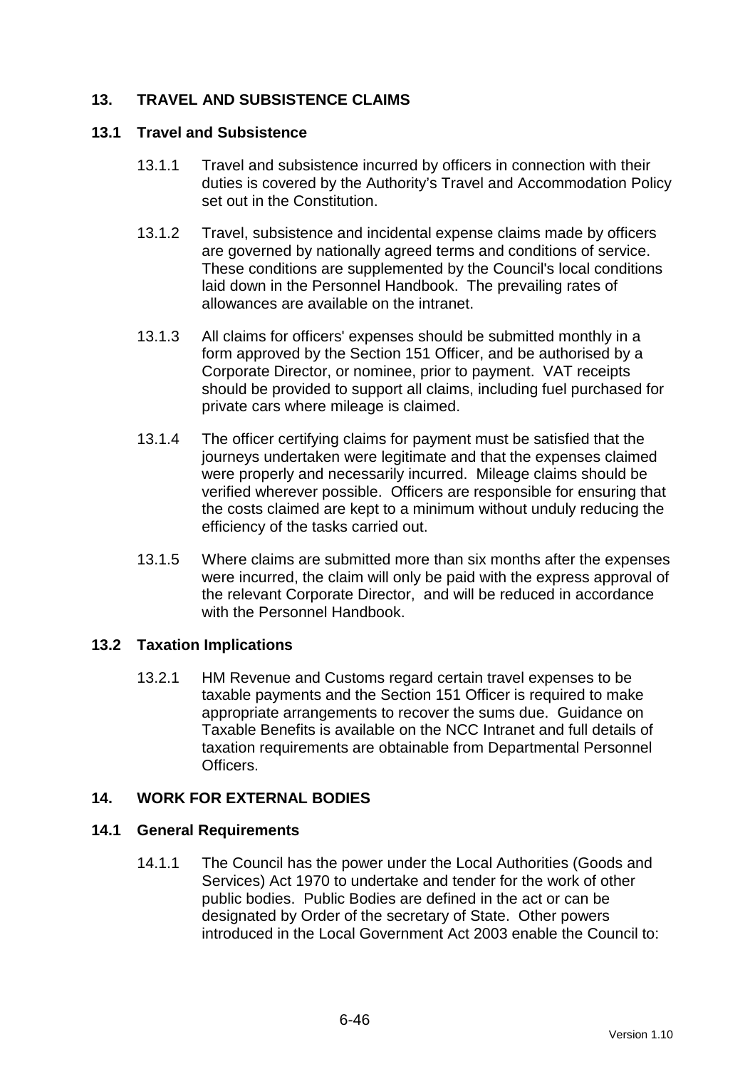## 13. TRAVEL AND SUBSISTENCE CLAIMS

### 13.1 Travel and Subsistence

13.1.1 Travel and subsistence incurred by officers in connection with their duties is covered by the Authority's Travel and Accommodation Policy set out in the Constitution.

13.1.2 Travel, subsistence and incidental expense claims made by officers are governed by nationally agreed terms and conditions of service. These conditions are supplemented by the Council's local conditions laid down in the Personnel Handbook. The prevailing rates of allowances are available on the intranet.

13.1.3 All claims for officers' expenses should be submitted monthly in a form approved by the Section 151 Officer, and be authorised by a Corporate Director, or nominee, prior to payment. VAT receipts should be provided to support all claims, including fuel purchased for private cars where mileage is claimed.

13.1.4 The officer certifying claims for payment must be satisfied that the journeys undertaken were legitimate and that the expenses claimed were properly and necessarily incurred. Mileage claims should be verified wherever possible. Officers are responsible for ensuring that the costs claimed are kept to a minimum without unduly reducing the efficiency of the tasks carried out.

13.1.5 Where claims are submitted more than six months after the expenses were incurred, the claim will only be paid with the express approval of the relevant Corporate Director, and will be reduced in accordance with the Personnel Handbook.

### 13.2 Taxation Implications

13.2.1 HM Revenue and Customs regard certain travel expenses to be taxable payments and the Section 151 Officer is required to make appropriate arrangements to recover the sums due. Guidance on Taxable Benefits is available on the NCC Intranet and full details of taxation requirements are obtainable from Departmental Personnel Officers.

## 14. WORK FOR EXTERNAL BODIES

### 14.1 General Requirements

14.1.1 The Council has the power under the Local Authorities (Goods and Services) Act 1970 to undertake and tender for the work of other public bodies. Public Bodies are defined in the act or can be designated by Order of the secretary of State. Other powers introduced in the Local Government Act 2003 enable the Council to: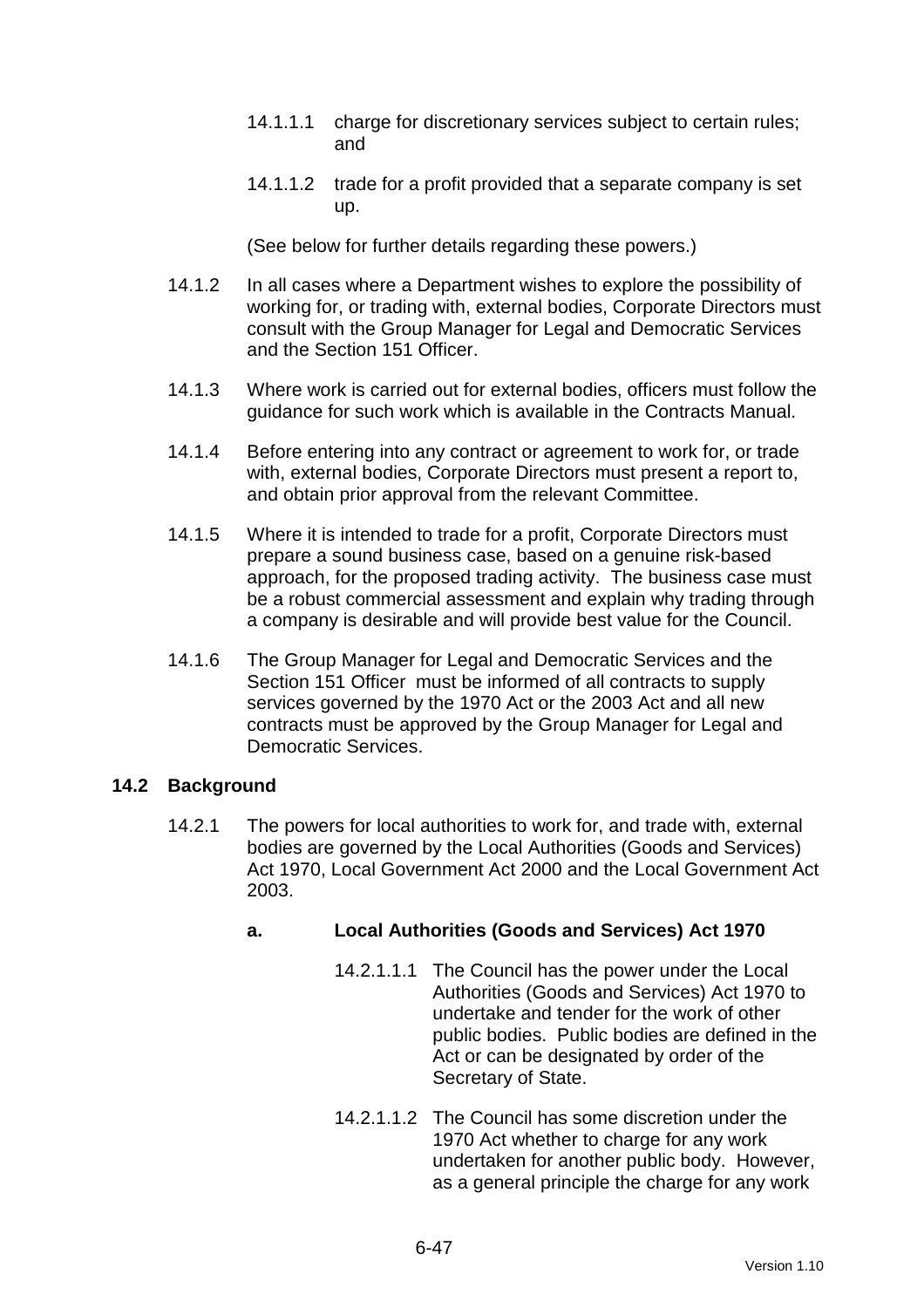14.1.1.1 charge for discretionary services subject to certain rules; and

14.1.1.2 trade for a profit provided that a separate company is set up.

(See below for further details regarding these powers.)

14.1.2 In all cases where a Department wishes to explore the possibility of working for, or trading with, external bodies, Corporate Directors must consult with the Group Manager for Legal and Democratic Services and the Section 151 Officer.

14.1.3 Where work is carried out for external bodies, officers must follow the guidance for such work which is available in the Contracts Manual.

14.1.4 Before entering into any contract or agreement to work for, or trade with, external bodies, Corporate Directors must present a report to, and obtain prior approval from the relevant Committee.

14.1.5 Where it is intended to trade for a profit, Corporate Directors must prepare a sound business case, based on a genuine risk-based approach, for the proposed trading activity. The business case must be a robust commercial assessment and explain why trading through a company is desirable and will provide best value for the Council.

14.1.6 The Group Manager for Legal and Democratic Services and the Section 151 Officer must be informed of all contracts to supply services governed by the 1970 Act or the 2003 Act and all new contracts must be approved by the Group Manager for Legal and Democratic Services.

### 14.2 Background

14.2.1 The powers for local authorities to work for, and trade with, external bodies are governed by the Local Authorities (Goods and Services) Act 1970, Local Government Act 2000 and the Local Government Act 2003.

**a. Local Authorities (Goods and Services) Act 1970**

14.2.1.1.1 The Council has the power under the Local Authorities (Goods and Services) Act 1970 to undertake and tender for the work of other public bodies. Public bodies are defined in the Act or can be designated by order of the Secretary of State.

14.2.1.1.2 The Council has some discretion under the 1970 Act whether to charge for any work undertaken for another public body. However, as a general principle the charge for any work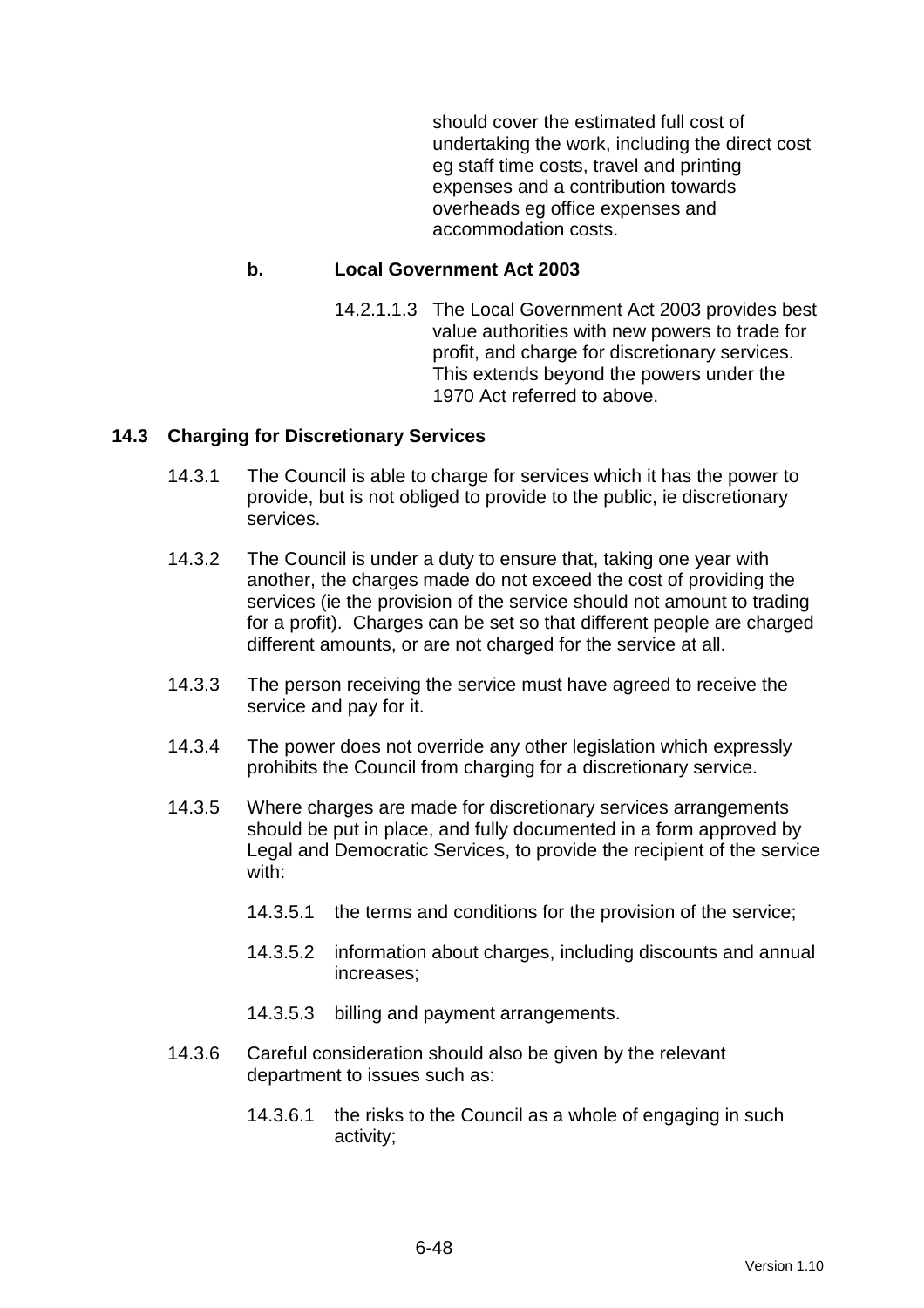should cover the estimated full cost of undertaking the work, including the direct cost eg staff time costs, travel and printing expenses and a contribution towards overheads eg office expenses and accommodation costs.

**b. Local Government Act 2003**

14.2.1.1.3 The Local Government Act 2003 provides best value authorities with new powers to trade for profit, and charge for discretionary services. This extends beyond the powers under the 1970 Act referred to above.

## 14.3 Charging for Discretionary Services

14.3.1 The Council is able to charge for services which it has the power to provide, but is not obliged to provide to the public, ie discretionary services.

14.3.2 The Council is under a duty to ensure that, taking one year with another, the charges made do not exceed the cost of providing the services (ie the provision of the service should not amount to trading for a profit). Charges can be set so that different people are charged different amounts, or are not charged for the service at all.

14.3.3 The person receiving the service must have agreed to receive the service and pay for it.

14.3.4 The power does not override any other legislation which expressly prohibits the Council from charging for a discretionary service.

14.3.5 Where charges are made for discretionary services arrangements should be put in place, and fully documented in a form approved by Legal and Democratic Services, to provide the recipient of the service with:

- 14.3.5.1 the terms and conditions for the provision of the service;
- 14.3.5.2 information about charges, including discounts and annual increases;
- 14.3.5.3 billing and payment arrangements.

14.3.6 Careful consideration should also be given by the relevant department to issues such as:

- 14.3.6.1 the risks to the Council as a whole of engaging in such activity;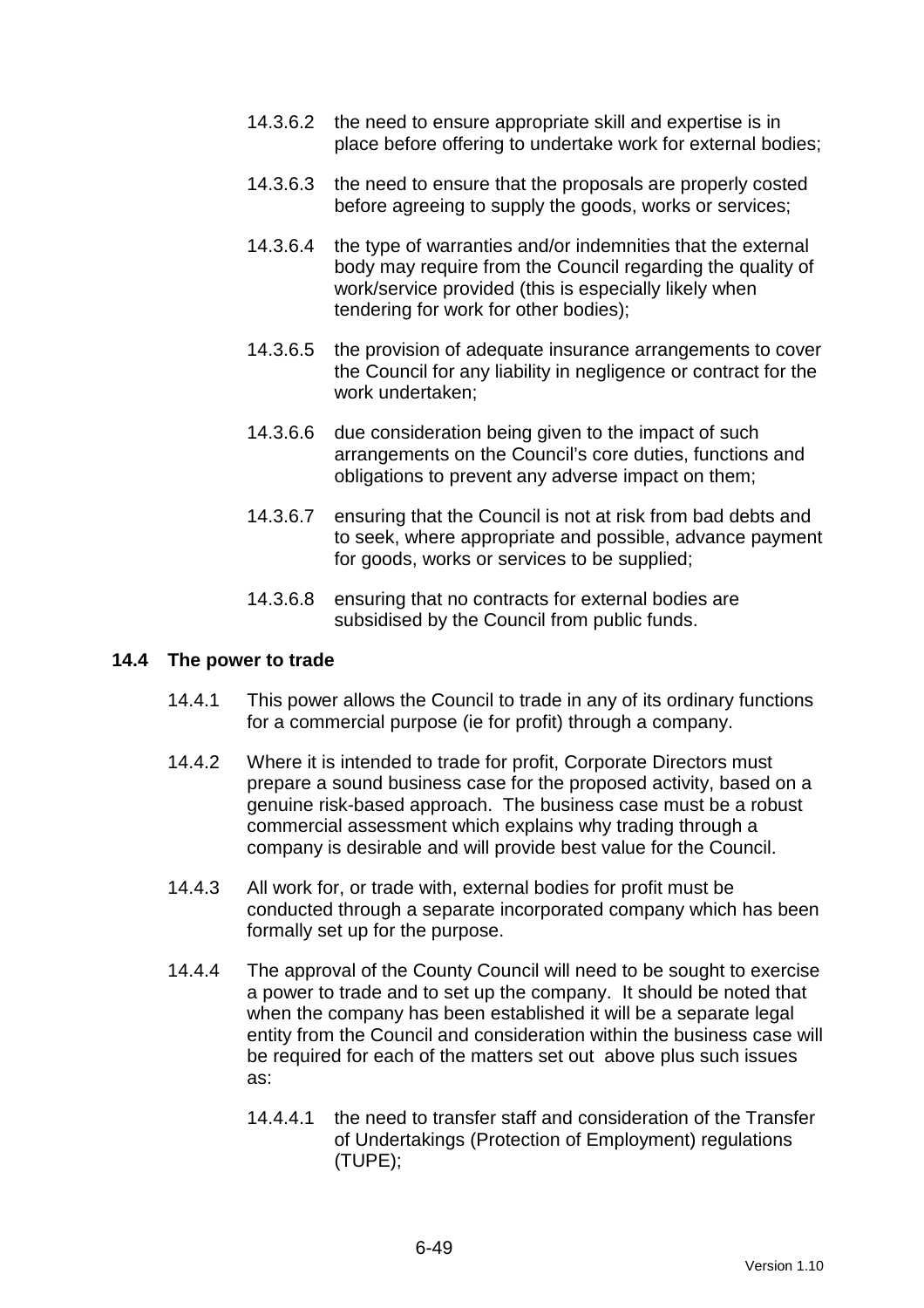14.3.6.2 the need to ensure appropriate skill and expertise is in place before offering to undertake work for external bodies;

14.3.6.3 the need to ensure that the proposals are properly costed before agreeing to supply the goods, works or services;

14.3.6.4 the type of warranties and/or indemnities that the external body may require from the Council regarding the quality of work/service provided (this is especially likely when tendering for work for other bodies);

14.3.6.5 the provision of adequate insurance arrangements to cover the Council for any liability in negligence or contract for the work undertaken;

14.3.6.6 due consideration being given to the impact of such arrangements on the Council's core duties, functions and obligations to prevent any adverse impact on them;

14.3.6.7 ensuring that the Council is not at risk from bad debts and to seek, where appropriate and possible, advance payment for goods, works or services to be supplied;

14.3.6.8 ensuring that no contracts for external bodies are subsidised by the Council from public funds.

### 14.4 The power to trade

14.4.1 This power allows the Council to trade in any of its ordinary functions for a commercial purpose (ie for profit) through a company.

14.4.2 Where it is intended to trade for profit, Corporate Directors must prepare a sound business case for the proposed activity, based on a genuine risk-based approach. The business case must be a robust commercial assessment which explains why trading through a company is desirable and will provide best value for the Council.

14.4.3 All work for, or trade with, external bodies for profit must be conducted through a separate incorporated company which has been formally set up for the purpose.

14.4.4 The approval of the County Council will need to be sought to exercise a power to trade and to set up the company. It should be noted that when the company has been established it will be a separate legal entity from the Council and consideration within the business case will be required for each of the matters set out above plus such issues as:

14.4.4.1 the need to transfer staff and consideration of the Transfer of Undertakings (Protection of Employment) regulations (TUPE);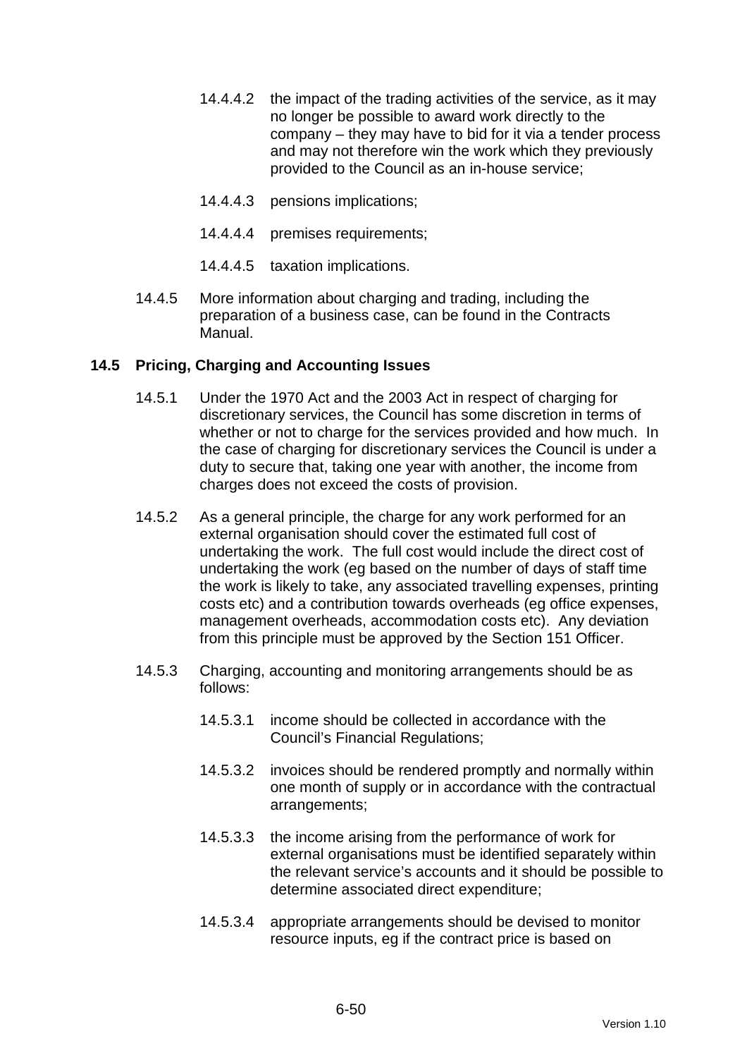14.4.4.2 the impact of the trading activities of the service, as it may no longer be possible to award work directly to the company – they may have to bid for it via a tender process and may not therefore win the work which they previously provided to the Council as an in-house service;

14.4.4.3 pensions implications;

14.4.4.4 premises requirements;

14.4.4.5 taxation implications.

14.4.5 More information about charging and trading, including the preparation of a business case, can be found in the Contracts Manual.

### 14.5 Pricing, Charging and Accounting Issues

14.5.1 Under the 1970 Act and the 2003 Act in respect of charging for discretionary services, the Council has some discretion in terms of whether or not to charge for the services provided and how much. In the case of charging for discretionary services the Council is under a duty to secure that, taking one year with another, the income from charges does not exceed the costs of provision.

14.5.2 As a general principle, the charge for any work performed for an external organisation should cover the estimated full cost of undertaking the work. The full cost would include the direct cost of undertaking the work (eg based on the number of days of staff time the work is likely to take, any associated travelling expenses, printing costs etc) and a contribution towards overheads (eg office expenses, management overheads, accommodation costs etc). Any deviation from this principle must be approved by the Section 151 Officer.

14.5.3 Charging, accounting and monitoring arrangements should be as follows:

14.5.3.1 income should be collected in accordance with the Council's Financial Regulations;

14.5.3.2 invoices should be rendered promptly and normally within one month of supply or in accordance with the contractual arrangements;

14.5.3.3 the income arising from the performance of work for external organisations must be identified separately within the relevant service's accounts and it should be possible to determine associated direct expenditure;

14.5.3.4 appropriate arrangements should be devised to monitor resource inputs, eg if the contract price is based on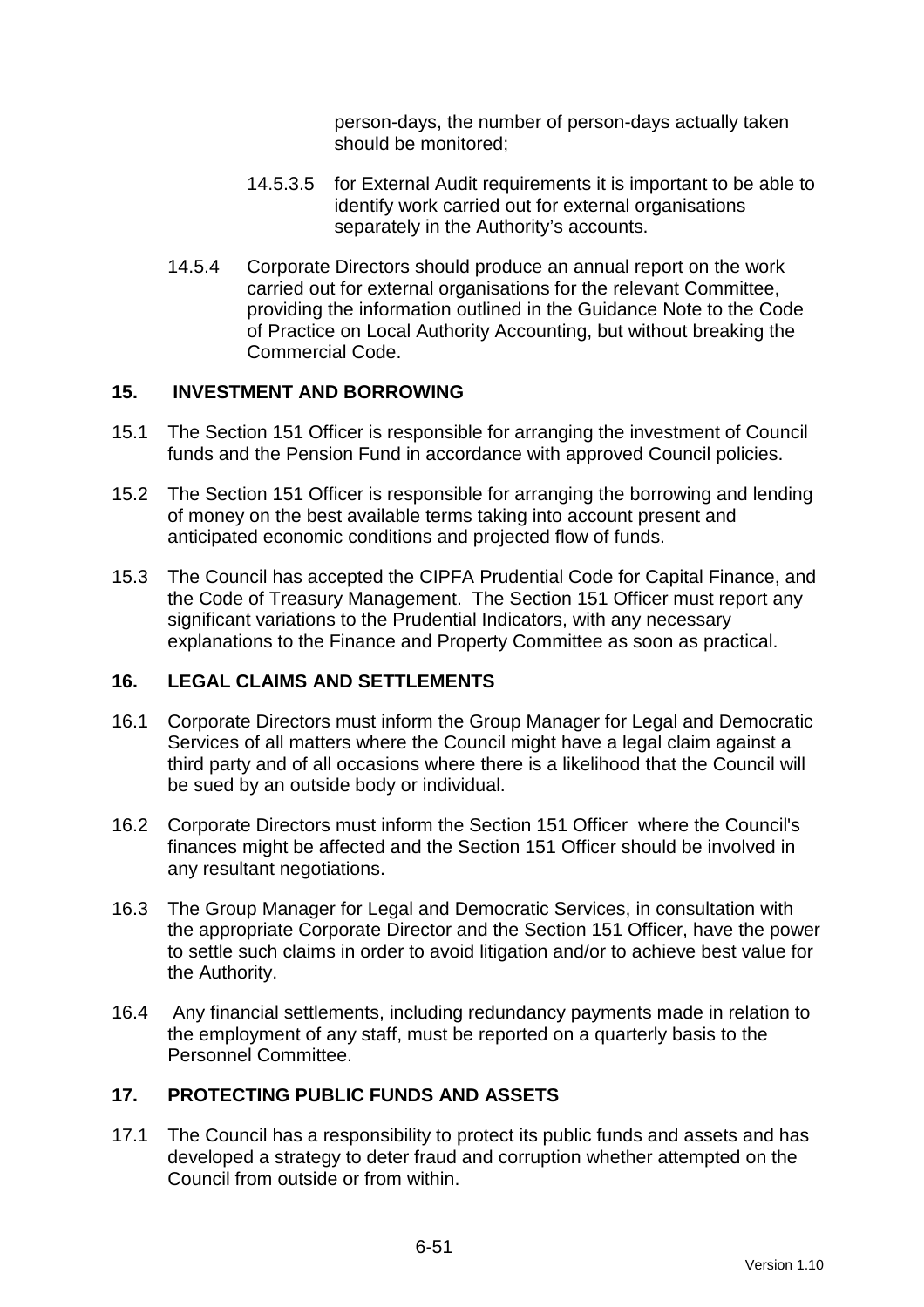person-days, the number of person-days actually taken should be monitored;

14.5.3.5 for External Audit requirements it is important to be able to identify work carried out for external organisations separately in the Authority's accounts.

14.5.4 Corporate Directors should produce an annual report on the work carried out for external organisations for the relevant Committee, providing the information outlined in the Guidance Note to the Code of Practice on Local Authority Accounting, but without breaking the Commercial Code.

## 15. INVESTMENT AND BORROWING

15.1 The Section 151 Officer is responsible for arranging the investment of Council funds and the Pension Fund in accordance with approved Council policies.

15.2 The Section 151 Officer is responsible for arranging the borrowing and lending of money on the best available terms taking into account present and anticipated economic conditions and projected flow of funds.

15.3 The Council has accepted the CIPFA Prudential Code for Capital Finance, and the Code of Treasury Management. The Section 151 Officer must report any significant variations to the Prudential Indicators, with any necessary explanations to the Finance and Property Committee as soon as practical.

## 16. LEGAL CLAIMS AND SETTLEMENTS

16.1 Corporate Directors must inform the Group Manager for Legal and Democratic Services of all matters where the Council might have a legal claim against a third party and of all occasions where there is a likelihood that the Council will be sued by an outside body or individual.

16.2 Corporate Directors must inform the Section 151 Officer where the Council's finances might be affected and the Section 151 Officer should be involved in any resultant negotiations.

16.3 The Group Manager for Legal and Democratic Services, in consultation with the appropriate Corporate Director and the Section 151 Officer, have the power to settle such claims in order to avoid litigation and/or to achieve best value for the Authority.

16.4 Any financial settlements, including redundancy payments made in relation to the employment of any staff, must be reported on a quarterly basis to the Personnel Committee.

## 17. PROTECTING PUBLIC FUNDS AND ASSETS

17.1 The Council has a responsibility to protect its public funds and assets and has developed a strategy to deter fraud and corruption whether attempted on the Council from outside or from within.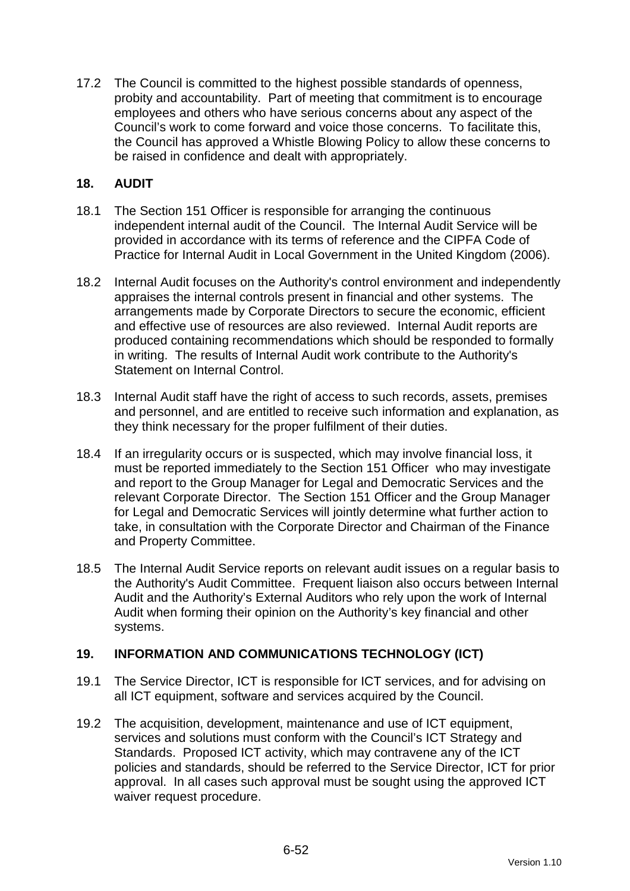17.2 The Council is committed to the highest possible standards of openness, probity and accountability. Part of meeting that commitment is to encourage employees and others who have serious concerns about any aspect of the Council's work to come forward and voice those concerns. To facilitate this, the Council has approved a Whistle Blowing Policy to allow these concerns to be raised in confidence and dealt with appropriately.

## 18. AUDIT

18.1 The Section 151 Officer is responsible for arranging the continuous independent internal audit of the Council. The Internal Audit Service will be provided in accordance with its terms of reference and the CIPFA Code of Practice for Internal Audit in Local Government in the United Kingdom (2006).

18.2 Internal Audit focuses on the Authority's control environment and independently appraises the internal controls present in financial and other systems. The arrangements made by Corporate Directors to secure the economic, efficient and effective use of resources are also reviewed. Internal Audit reports are produced containing recommendations which should be responded to formally in writing. The results of Internal Audit work contribute to the Authority's Statement on Internal Control.

18.3 Internal Audit staff have the right of access to such records, assets, premises and personnel, and are entitled to receive such information and explanation, as they think necessary for the proper fulfilment of their duties.

18.4 If an irregularity occurs or is suspected, which may involve financial loss, it must be reported immediately to the Section 151 Officer who may investigate and report to the Group Manager for Legal and Democratic Services and the relevant Corporate Director. The Section 151 Officer and the Group Manager for Legal and Democratic Services will jointly determine what further action to take, in consultation with the Corporate Director and Chairman of the Finance and Property Committee.

18.5 The Internal Audit Service reports on relevant audit issues on a regular basis to the Authority's Audit Committee. Frequent liaison also occurs between Internal Audit and the Authority's External Auditors who rely upon the work of Internal Audit when forming their opinion on the Authority's key financial and other systems.

## 19. INFORMATION AND COMMUNICATIONS TECHNOLOGY (ICT)

19.1 The Service Director, ICT is responsible for ICT services, and for advising on all ICT equipment, software and services acquired by the Council.

19.2 The acquisition, development, maintenance and use of ICT equipment, services and solutions must conform with the Council's ICT Strategy and Standards. Proposed ICT activity, which may contravene any of the ICT policies and standards, should be referred to the Service Director, ICT for prior approval. In all cases such approval must be sought using the approved ICT waiver request procedure.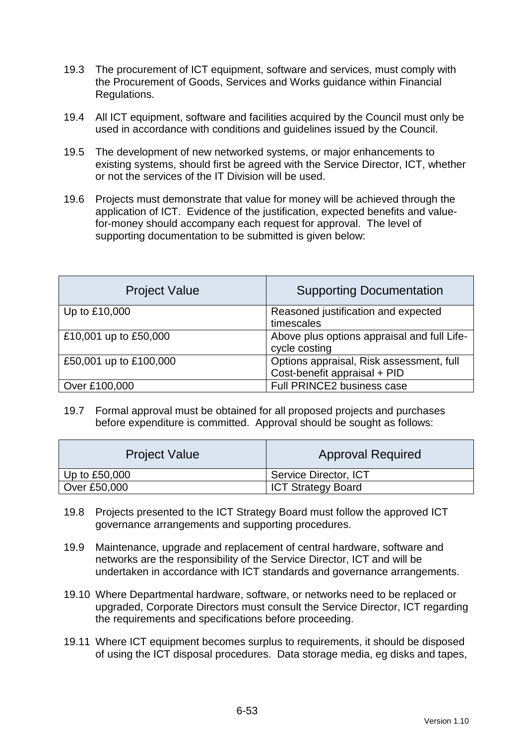19.3 The procurement of ICT equipment, software and services, must comply with the Procurement of Goods, Services and Works guidance within Financial Regulations.

19.4 All ICT equipment, software and facilities acquired by the Council must only be used in accordance with conditions and guidelines issued by the Council.

19.5 The development of new networked systems, or major enhancements to existing systems, should first be agreed with the Service Director, ICT, whether or not the services of the IT Division will be used.

19.6 Projects must demonstrate that value for money will be achieved through the application of ICT. Evidence of the justification, expected benefits and value-for-money should accompany each request for approval. The level of supporting documentation to be submitted is given below:

| Project Value | Supporting Documentation |
|---|---|
| Up to £10,000 | Reasoned justification and expected timescales |
| £10,001 up to £50,000 | Above plus options appraisal and full Life-cycle costing |
| £50,001 up to £100,000 | Options appraisal, Risk assessment, full Cost-benefit appraisal + PID |
| Over £100,000 | Full PRINCE2 business case |

19.7 Formal approval must be obtained for all proposed projects and purchases before expenditure is committed. Approval should be sought as follows:

| Project Value | Approval Required |
|---|---|
| Up to £50,000 | Service Director, ICT |
| Over £50,000 | ICT Strategy Board |

19.8 Projects presented to the ICT Strategy Board must follow the approved ICT governance arrangements and supporting procedures.

19.9 Maintenance, upgrade and replacement of central hardware, software and networks are the responsibility of the Service Director, ICT and will be undertaken in accordance with ICT standards and governance arrangements.

19.10 Where Departmental hardware, software, or networks need to be replaced or upgraded, Corporate Directors must consult the Service Director, ICT regarding the requirements and specifications before proceeding.

19.11 Where ICT equipment becomes surplus to requirements, it should be disposed of using the ICT disposal procedures. Data storage media, eg disks and tapes,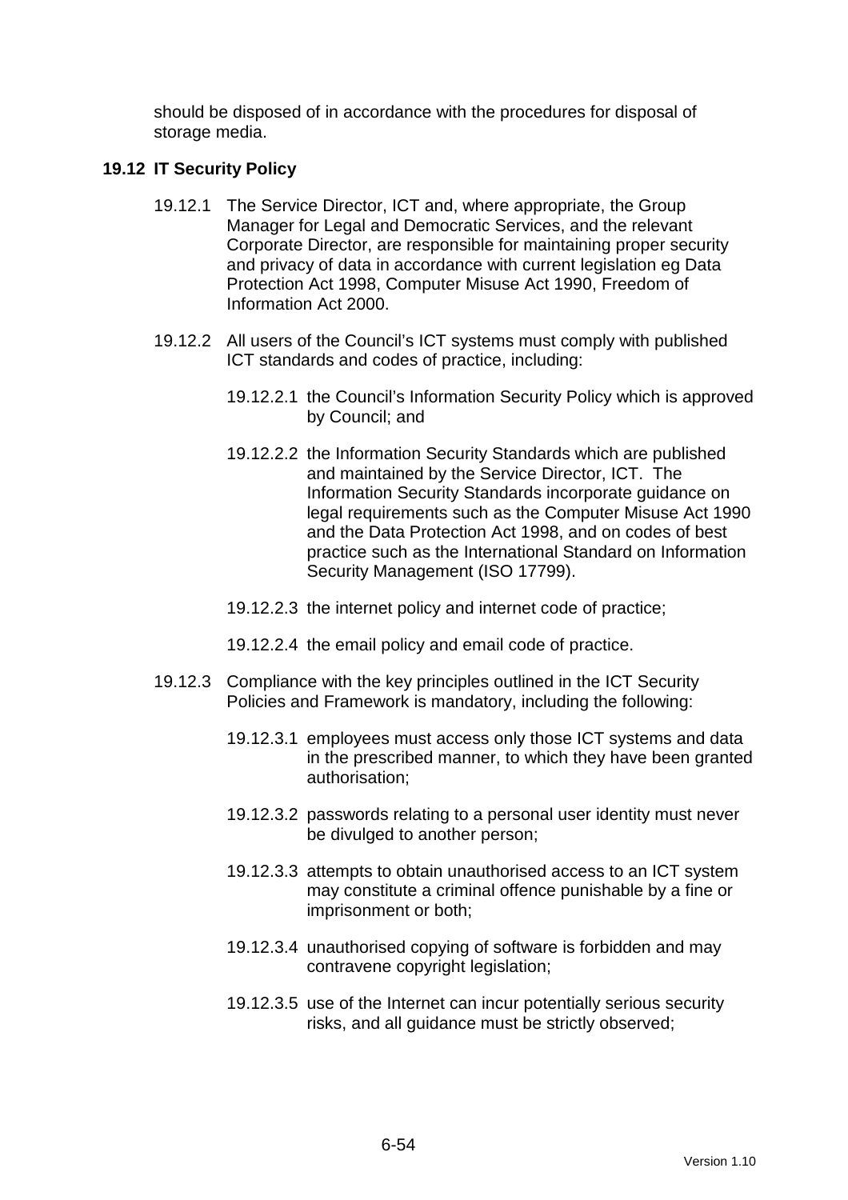should be disposed of in accordance with the procedures for disposal of storage media.

### 19.12 IT Security Policy

19.12.1 The Service Director, ICT and, where appropriate, the Group Manager for Legal and Democratic Services, and the relevant Corporate Director, are responsible for maintaining proper security and privacy of data in accordance with current legislation eg Data Protection Act 1998, Computer Misuse Act 1990, Freedom of Information Act 2000.

19.12.2 All users of the Council's ICT systems must comply with published ICT standards and codes of practice, including:

19.12.2.1 the Council's Information Security Policy which is approved by Council; and

19.12.2.2 the Information Security Standards which are published and maintained by the Service Director, ICT. The Information Security Standards incorporate guidance on legal requirements such as the Computer Misuse Act 1990 and the Data Protection Act 1998, and on codes of best practice such as the International Standard on Information Security Management (ISO 17799).

19.12.2.3 the internet policy and internet code of practice;

19.12.2.4 the email policy and email code of practice.

19.12.3 Compliance with the key principles outlined in the ICT Security Policies and Framework is mandatory, including the following:

19.12.3.1 employees must access only those ICT systems and data in the prescribed manner, to which they have been granted authorisation;

19.12.3.2 passwords relating to a personal user identity must never be divulged to another person;

19.12.3.3 attempts to obtain unauthorised access to an ICT system may constitute a criminal offence punishable by a fine or imprisonment or both;

19.12.3.4 unauthorised copying of software is forbidden and may contravene copyright legislation;

19.12.3.5 use of the Internet can incur potentially serious security risks, and all guidance must be strictly observed;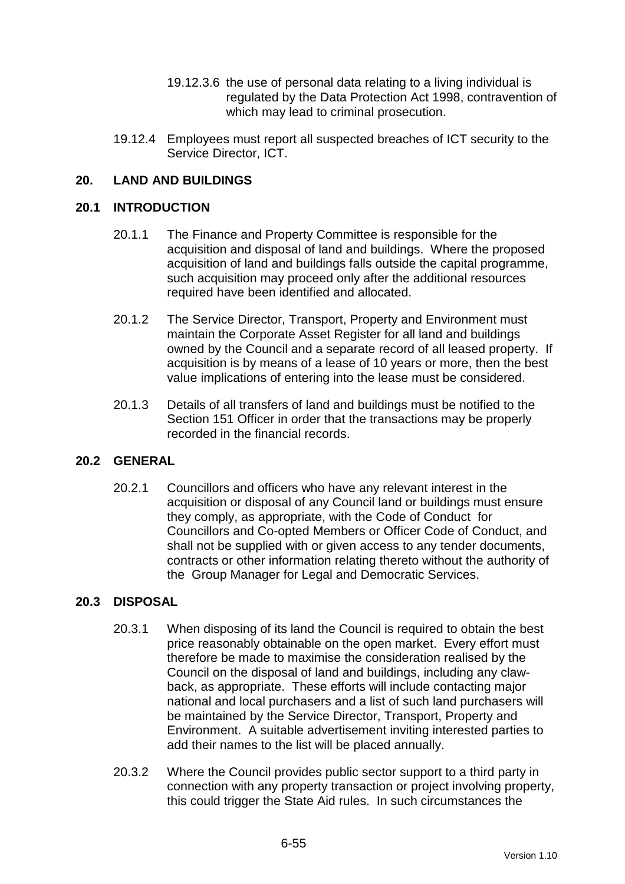19.12.3.6 the use of personal data relating to a living individual is regulated by the Data Protection Act 1998, contravention of which may lead to criminal prosecution.

19.12.4 Employees must report all suspected breaches of ICT security to the Service Director, ICT.

## 20. LAND AND BUILDINGS

### 20.1 INTRODUCTION

20.1.1 The Finance and Property Committee is responsible for the acquisition and disposal of land and buildings. Where the proposed acquisition of land and buildings falls outside the capital programme, such acquisition may proceed only after the additional resources required have been identified and allocated.

20.1.2 The Service Director, Transport, Property and Environment must maintain the Corporate Asset Register for all land and buildings owned by the Council and a separate record of all leased property. If acquisition is by means of a lease of 10 years or more, then the best value implications of entering into the lease must be considered.

20.1.3 Details of all transfers of land and buildings must be notified to the Section 151 Officer in order that the transactions may be properly recorded in the financial records.

### 20.2 GENERAL

20.2.1 Councillors and officers who have any relevant interest in the acquisition or disposal of any Council land or buildings must ensure they comply, as appropriate, with the Code of Conduct for Councillors and Co-opted Members or Officer Code of Conduct, and shall not be supplied with or given access to any tender documents, contracts or other information relating thereto without the authority of the Group Manager for Legal and Democratic Services.

### 20.3 DISPOSAL

20.3.1 When disposing of its land the Council is required to obtain the best price reasonably obtainable on the open market. Every effort must therefore be made to maximise the consideration realised by the Council on the disposal of land and buildings, including any claw-back, as appropriate. These efforts will include contacting major national and local purchasers and a list of such land purchasers will be maintained by the Service Director, Transport, Property and Environment. A suitable advertisement inviting interested parties to add their names to the list will be placed annually.

20.3.2 Where the Council provides public sector support to a third party in connection with any property transaction or project involving property, this could trigger the State Aid rules. In such circumstances the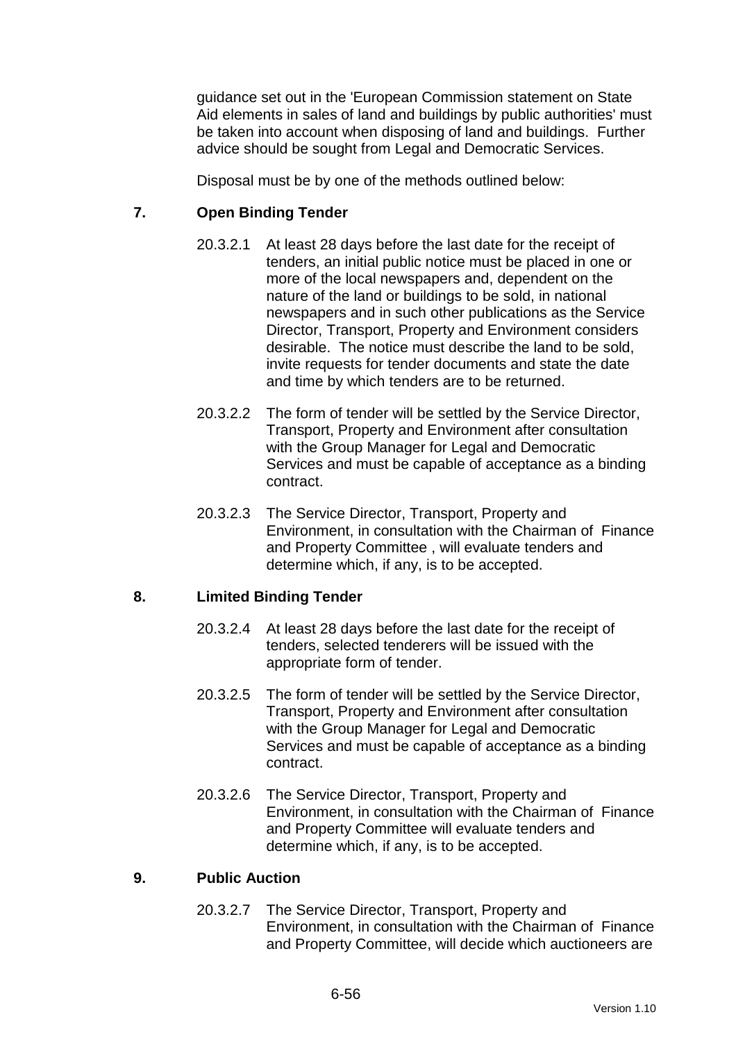guidance set out in the 'European Commission statement on State Aid elements in sales of land and buildings by public authorities' must be taken into account when disposing of land and buildings. Further advice should be sought from Legal and Democratic Services.

Disposal must be by one of the methods outlined below:

## 7. Open Binding Tender

20.3.2.1 At least 28 days before the last date for the receipt of tenders, an initial public notice must be placed in one or more of the local newspapers and, dependent on the nature of the land or buildings to be sold, in national newspapers and in such other publications as the Service Director, Transport, Property and Environment considers desirable. The notice must describe the land to be sold, invite requests for tender documents and state the date and time by which tenders are to be returned.

20.3.2.2 The form of tender will be settled by the Service Director, Transport, Property and Environment after consultation with the Group Manager for Legal and Democratic Services and must be capable of acceptance as a binding contract.

20.3.2.3 The Service Director, Transport, Property and Environment, in consultation with the Chairman of Finance and Property Committee , will evaluate tenders and determine which, if any, is to be accepted.

## 8. Limited Binding Tender

20.3.2.4 At least 28 days before the last date for the receipt of tenders, selected tenderers will be issued with the appropriate form of tender.

20.3.2.5 The form of tender will be settled by the Service Director, Transport, Property and Environment after consultation with the Group Manager for Legal and Democratic Services and must be capable of acceptance as a binding contract.

20.3.2.6 The Service Director, Transport, Property and Environment, in consultation with the Chairman of Finance and Property Committee will evaluate tenders and determine which, if any, is to be accepted.

## 9. Public Auction

20.3.2.7 The Service Director, Transport, Property and Environment, in consultation with the Chairman of Finance and Property Committee, will decide which auctioneers are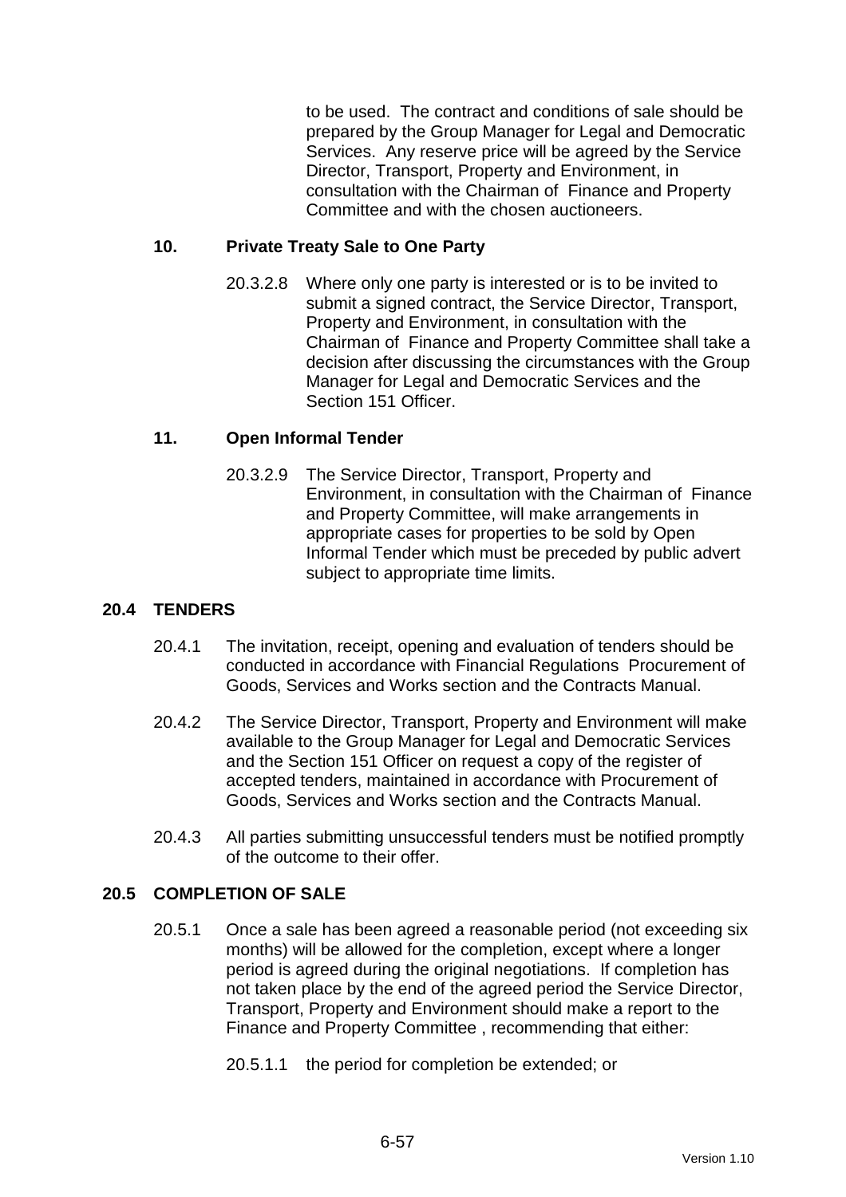to be used. The contract and conditions of sale should be prepared by the Group Manager for Legal and Democratic Services. Any reserve price will be agreed by the Service Director, Transport, Property and Environment, in consultation with the Chairman of Finance and Property Committee and with the chosen auctioneers.

### 10. Private Treaty Sale to One Party

20.3.2.8 Where only one party is interested or is to be invited to submit a signed contract, the Service Director, Transport, Property and Environment, in consultation with the Chairman of Finance and Property Committee shall take a decision after discussing the circumstances with the Group Manager for Legal and Democratic Services and the Section 151 Officer.

### 11. Open Informal Tender

20.3.2.9 The Service Director, Transport, Property and Environment, in consultation with the Chairman of Finance and Property Committee, will make arrangements in appropriate cases for properties to be sold by Open Informal Tender which must be preceded by public advert subject to appropriate time limits.

## 20.4 TENDERS

20.4.1 The invitation, receipt, opening and evaluation of tenders should be conducted in accordance with Financial Regulations Procurement of Goods, Services and Works section and the Contracts Manual.

20.4.2 The Service Director, Transport, Property and Environment will make available to the Group Manager for Legal and Democratic Services and the Section 151 Officer on request a copy of the register of accepted tenders, maintained in accordance with Procurement of Goods, Services and Works section and the Contracts Manual.

20.4.3 All parties submitting unsuccessful tenders must be notified promptly of the outcome to their offer.

## 20.5 COMPLETION OF SALE

20.5.1 Once a sale has been agreed a reasonable period (not exceeding six months) will be allowed for the completion, except where a longer period is agreed during the original negotiations. If completion has not taken place by the end of the agreed period the Service Director, Transport, Property and Environment should make a report to the Finance and Property Committee , recommending that either:

20.5.1.1 the period for completion be extended; or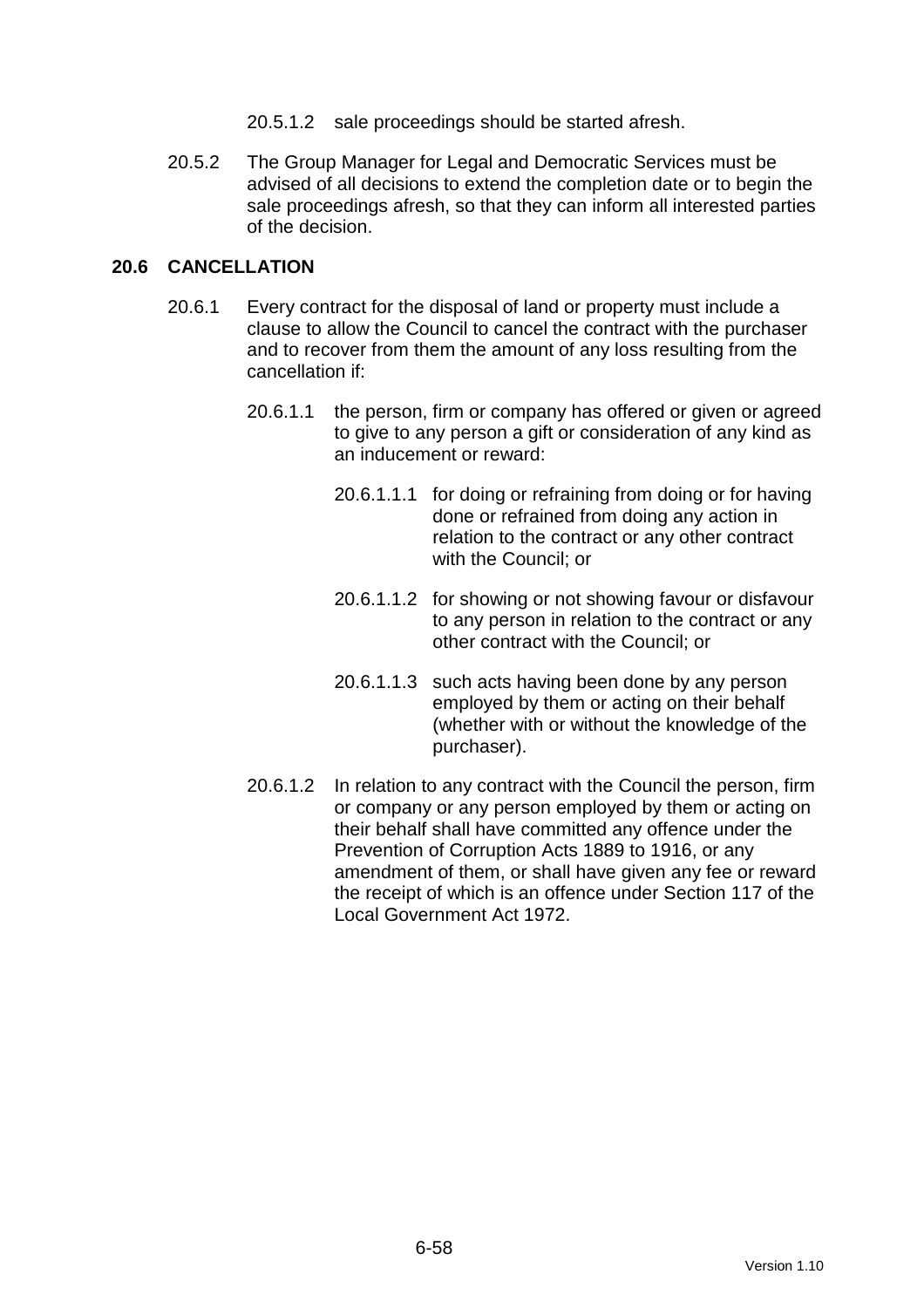20.5.1.2 sale proceedings should be started afresh.

20.5.2 The Group Manager for Legal and Democratic Services must be advised of all decisions to extend the completion date or to begin the sale proceedings afresh, so that they can inform all interested parties of the decision.

## 20.6 CANCELLATION

20.6.1 Every contract for the disposal of land or property must include a clause to allow the Council to cancel the contract with the purchaser and to recover from them the amount of any loss resulting from the cancellation if:

20.6.1.1 the person, firm or company has offered or given or agreed to give to any person a gift or consideration of any kind as an inducement or reward:

20.6.1.1.1 for doing or refraining from doing or for having done or refrained from doing any action in relation to the contract or any other contract with the Council; or

20.6.1.1.2 for showing or not showing favour or disfavour to any person in relation to the contract or any other contract with the Council; or

20.6.1.1.3 such acts having been done by any person employed by them or acting on their behalf (whether with or without the knowledge of the purchaser).

20.6.1.2 In relation to any contract with the Council the person, firm or company or any person employed by them or acting on their behalf shall have committed any offence under the Prevention of Corruption Acts 1889 to 1916, or any amendment of them, or shall have given any fee or reward the receipt of which is an offence under Section 117 of the Local Government Act 1972.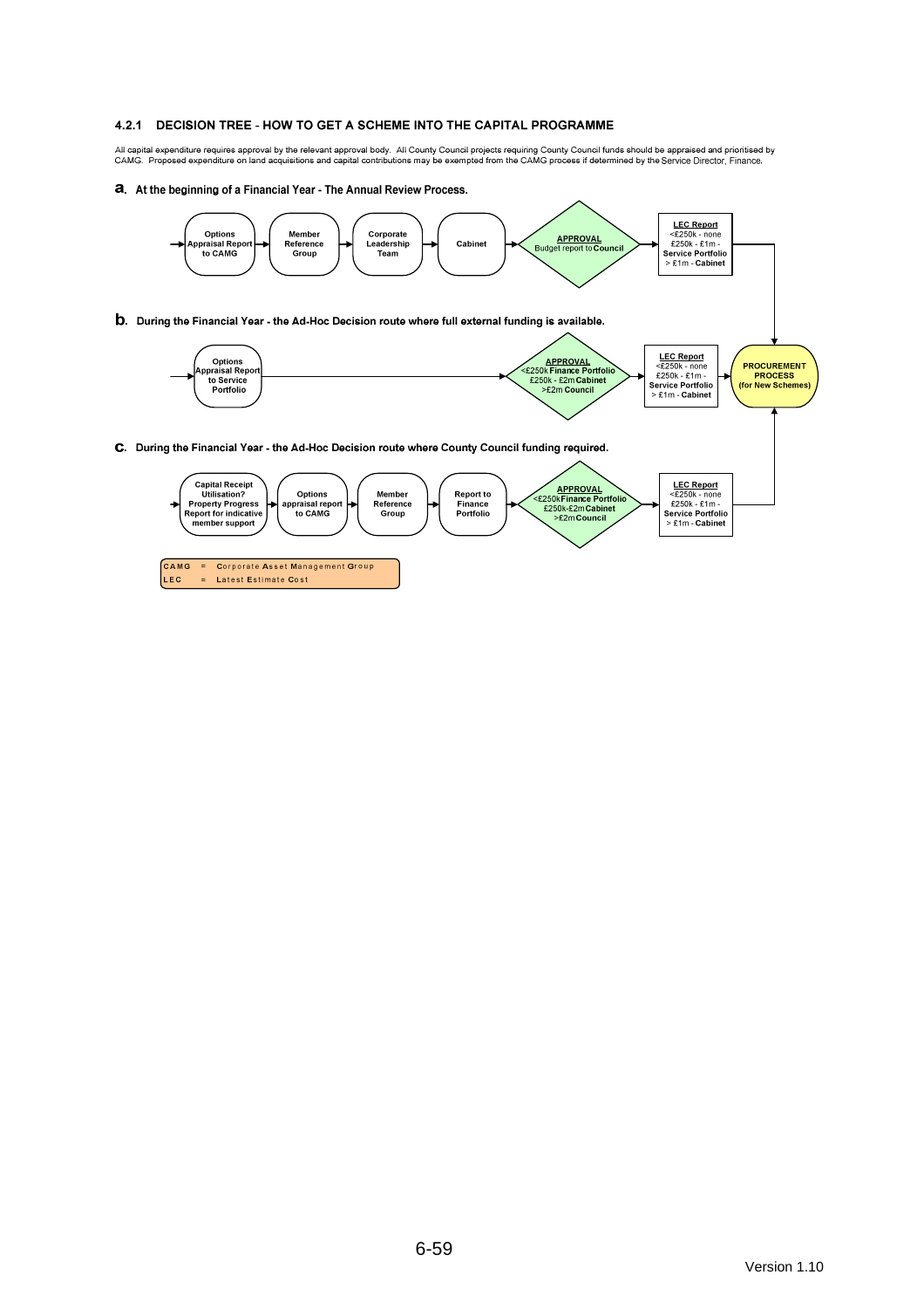### 4.2.1 DECISION TREE - HOW TO GET A SCHEME INTO THE CAPITAL PROGRAMME

All capital expenditure requires approval by the relevant approval body. All County Council projects requiring County Council funds should be appraised and prioritised by CAMG. Proposed expenditure on land acquisitions and capital contributions may be exempted from the CAMG process if determined by the Service Director, Finance.

**a. At the beginning of a Financial Year - The Annual Review Process.**

Options Appraisal Report to CAMG → Member Reference Group → Corporate Leadership Team → Cabinet → **APPROVAL** Budget report to **Council** → **LEC Report** <£250k - none; £250k - £1m - **Service Portfolio**; > £1m - **Cabinet** → **PROCUREMENT PROCESS (for New Schemes)**

**b. During the Financial Year - the Ad-Hoc Decision route where full external funding is available.**

Options Appraisal Report to Service Portfolio → **APPROVAL** <£250k **Finance Portfolio**; £250k - £2m **Cabinet**; >£2m **Council** → **LEC Report** <£250k - none; £250k - £1m - **Service Portfolio**; > £1m - **Cabinet** → **PROCUREMENT PROCESS (for New Schemes)**

**c. During the Financial Year - the Ad-Hoc Decision route where County Council funding required.**

Capital Receipt Utilisation? Property Progress Report for indicative member support → Options appraisal report to CAMG → Member Reference Group → Report to Finance Portfolio → **APPROVAL** <£250k **Finance Portfolio**; £250k-£2m **Cabinet**; >£2m **Council** → **LEC Report** <£250k - none; £250k - £1m - **Service Portfolio**; > £1m - **Cabinet** → **PROCUREMENT PROCESS (for New Schemes)**

| | | |
|---|---|---|
| CAMG | = | **C**orporate **A**sset **M**anagement **G**roup |
| LEC | = | **L**atest **E**stimate **C**ost |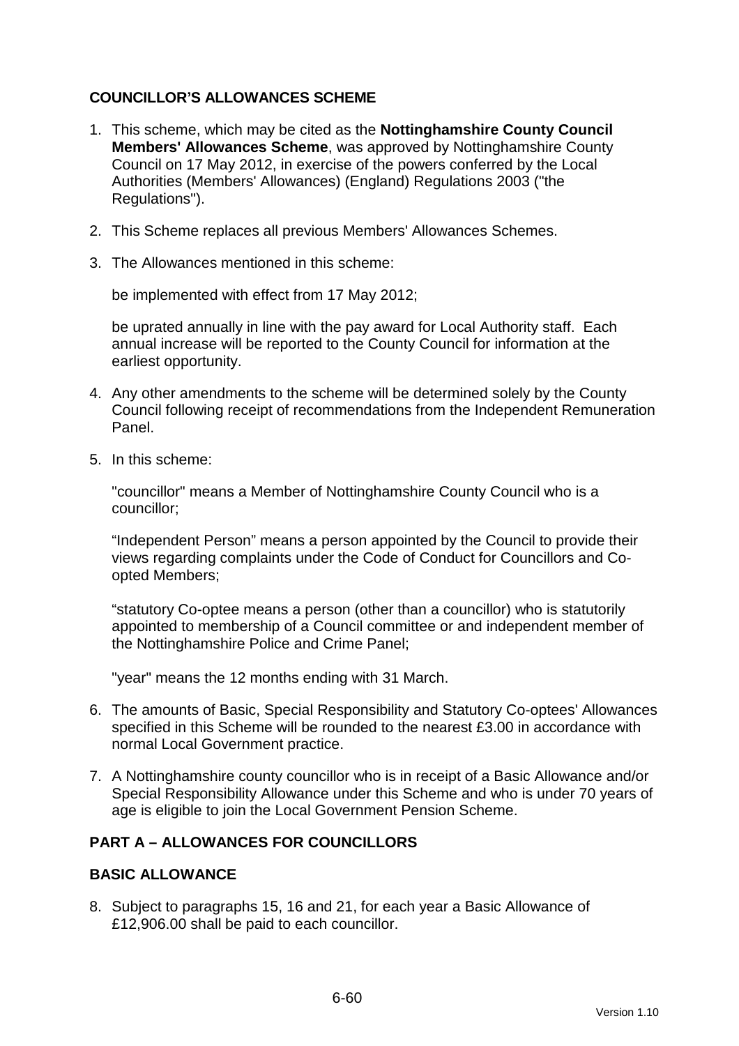## COUNCILLOR'S ALLOWANCES SCHEME

1. This scheme, which may be cited as the **Nottinghamshire County Council Members' Allowances Scheme**, was approved by Nottinghamshire County Council on 17 May 2012, in exercise of the powers conferred by the Local Authorities (Members' Allowances) (England) Regulations 2003 ("the Regulations").

2. This Scheme replaces all previous Members' Allowances Schemes.

3. The Allowances mentioned in this scheme:

   be implemented with effect from 17 May 2012;

   be uprated annually in line with the pay award for Local Authority staff. Each annual increase will be reported to the County Council for information at the earliest opportunity.

4. Any other amendments to the scheme will be determined solely by the County Council following receipt of recommendations from the Independent Remuneration Panel.

5. In this scheme:

   "councillor" means a Member of Nottinghamshire County Council who is a councillor;

   "Independent Person" means a person appointed by the Council to provide their views regarding complaints under the Code of Conduct for Councillors and Co-opted Members;

   "statutory Co-optee means a person (other than a councillor) who is statutorily appointed to membership of a Council committee or and independent member of the Nottinghamshire Police and Crime Panel;

   "year" means the 12 months ending with 31 March.

6. The amounts of Basic, Special Responsibility and Statutory Co-optees' Allowances specified in this Scheme will be rounded to the nearest £3.00 in accordance with normal Local Government practice.

7. A Nottinghamshire county councillor who is in receipt of a Basic Allowance and/or Special Responsibility Allowance under this Scheme and who is under 70 years of age is eligible to join the Local Government Pension Scheme.

## PART A – ALLOWANCES FOR COUNCILLORS

### BASIC ALLOWANCE

8. Subject to paragraphs 15, 16 and 21, for each year a Basic Allowance of £12,906.00 shall be paid to each councillor.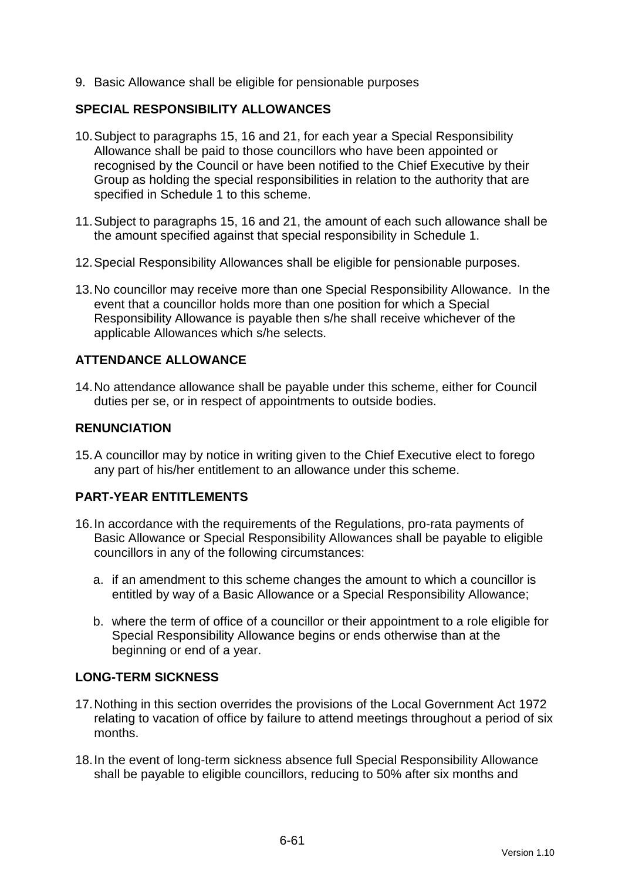9. Basic Allowance shall be eligible for pensionable purposes

## SPECIAL RESPONSIBILITY ALLOWANCES

10. Subject to paragraphs 15, 16 and 21, for each year a Special Responsibility Allowance shall be paid to those councillors who have been appointed or recognised by the Council or have been notified to the Chief Executive by their Group as holding the special responsibilities in relation to the authority that are specified in Schedule 1 to this scheme.

11. Subject to paragraphs 15, 16 and 21, the amount of each such allowance shall be the amount specified against that special responsibility in Schedule 1.

12. Special Responsibility Allowances shall be eligible for pensionable purposes.

13. No councillor may receive more than one Special Responsibility Allowance. In the event that a councillor holds more than one position for which a Special Responsibility Allowance is payable then s/he shall receive whichever of the applicable Allowances which s/he selects.

## ATTENDANCE ALLOWANCE

14. No attendance allowance shall be payable under this scheme, either for Council duties per se, or in respect of appointments to outside bodies.

## RENUNCIATION

15. A councillor may by notice in writing given to the Chief Executive elect to forego any part of his/her entitlement to an allowance under this scheme.

## PART-YEAR ENTITLEMENTS

16. In accordance with the requirements of the Regulations, pro-rata payments of Basic Allowance or Special Responsibility Allowances shall be payable to eligible councillors in any of the following circumstances:

    a. if an amendment to this scheme changes the amount to which a councillor is entitled by way of a Basic Allowance or a Special Responsibility Allowance;

    b. where the term of office of a councillor or their appointment to a role eligible for Special Responsibility Allowance begins or ends otherwise than at the beginning or end of a year.

## LONG-TERM SICKNESS

17. Nothing in this section overrides the provisions of the Local Government Act 1972 relating to vacation of office by failure to attend meetings throughout a period of six months.

18. In the event of long-term sickness absence full Special Responsibility Allowance shall be payable to eligible councillors, reducing to 50% after six months and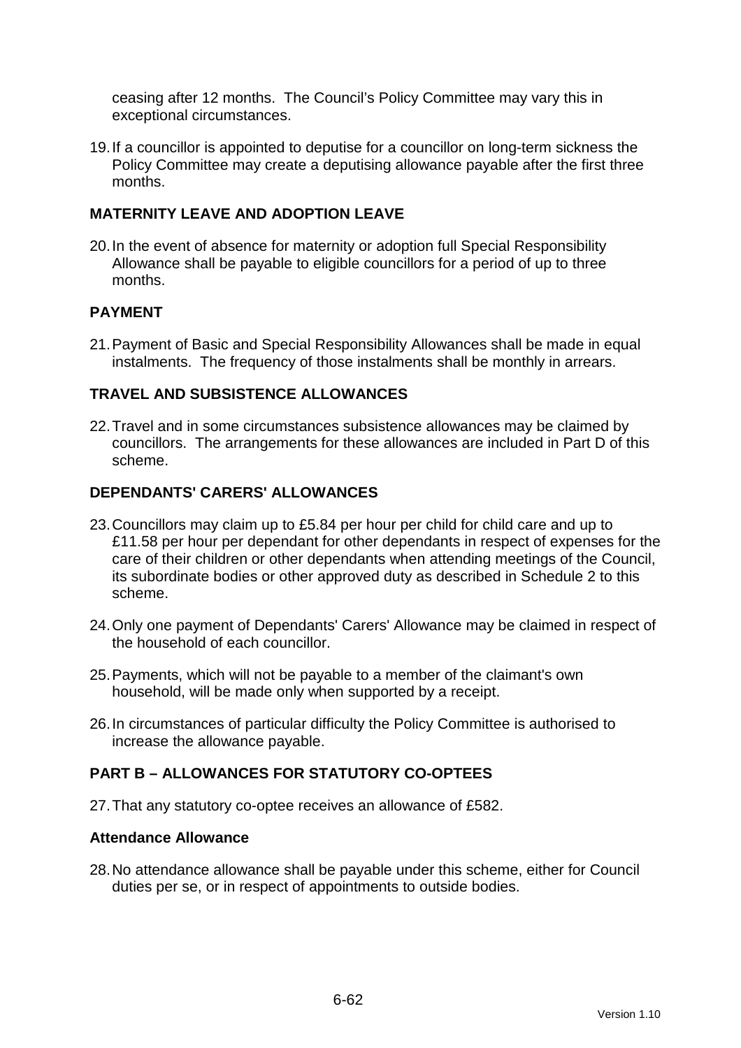ceasing after 12 months. The Council's Policy Committee may vary this in exceptional circumstances.

19. If a councillor is appointed to deputise for a councillor on long-term sickness the Policy Committee may create a deputising allowance payable after the first three months.

## MATERNITY LEAVE AND ADOPTION LEAVE

20. In the event of absence for maternity or adoption full Special Responsibility Allowance shall be payable to eligible councillors for a period of up to three months.

## PAYMENT

21. Payment of Basic and Special Responsibility Allowances shall be made in equal instalments. The frequency of those instalments shall be monthly in arrears.

## TRAVEL AND SUBSISTENCE ALLOWANCES

22. Travel and in some circumstances subsistence allowances may be claimed by councillors. The arrangements for these allowances are included in Part D of this scheme.

## DEPENDANTS' CARERS' ALLOWANCES

23. Councillors may claim up to £5.84 per hour per child for child care and up to £11.58 per hour per dependant for other dependants in respect of expenses for the care of their children or other dependants when attending meetings of the Council, its subordinate bodies or other approved duty as described in Schedule 2 to this scheme.

24. Only one payment of Dependants' Carers' Allowance may be claimed in respect of the household of each councillor.

25. Payments, which will not be payable to a member of the claimant's own household, will be made only when supported by a receipt.

26. In circumstances of particular difficulty the Policy Committee is authorised to increase the allowance payable.

## PART B – ALLOWANCES FOR STATUTORY CO-OPTEES

27. That any statutory co-optee receives an allowance of £582.

### Attendance Allowance

28. No attendance allowance shall be payable under this scheme, either for Council duties per se, or in respect of appointments to outside bodies.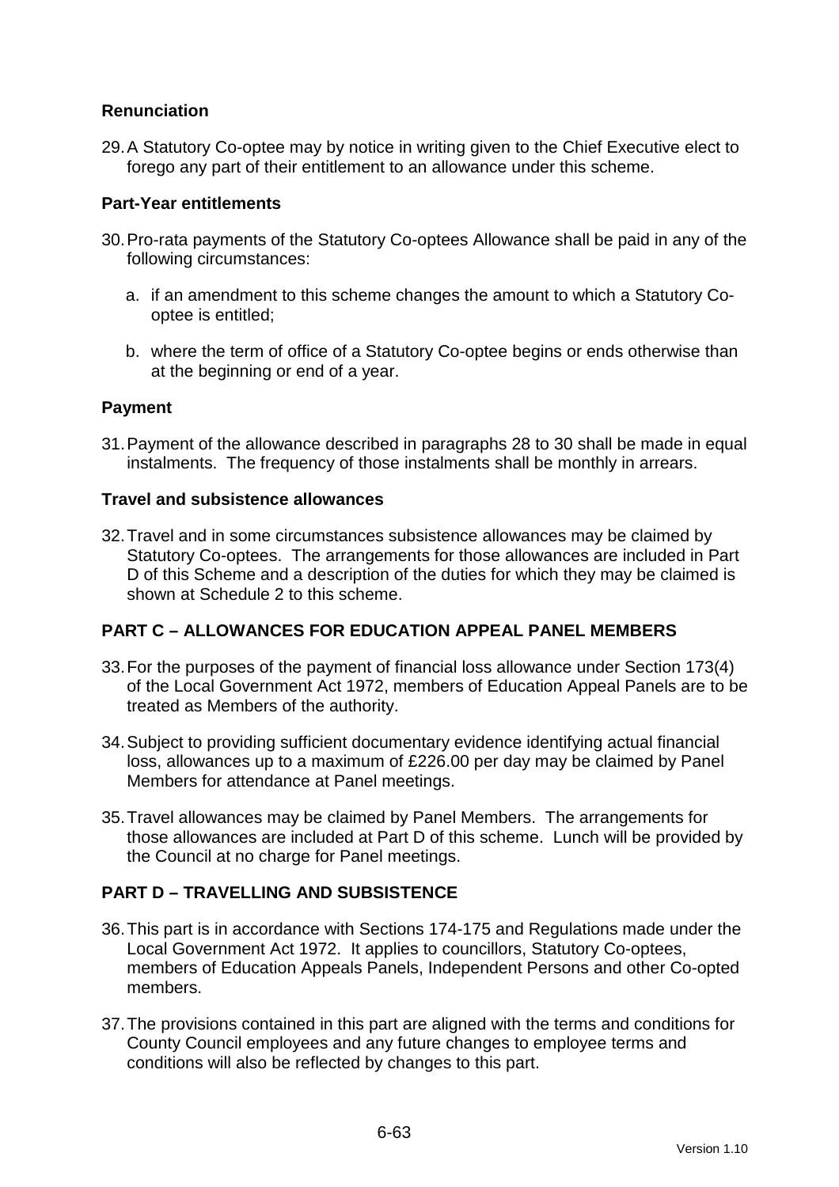**Renunciation**

29. A Statutory Co-optee may by notice in writing given to the Chief Executive elect to forego any part of their entitlement to an allowance under this scheme.

**Part-Year entitlements**

30. Pro-rata payments of the Statutory Co-optees Allowance shall be paid in any of the following circumstances:

   a. if an amendment to this scheme changes the amount to which a Statutory Co-optee is entitled;

   b. where the term of office of a Statutory Co-optee begins or ends otherwise than at the beginning or end of a year.

**Payment**

31. Payment of the allowance described in paragraphs 28 to 30 shall be made in equal instalments. The frequency of those instalments shall be monthly in arrears.

**Travel and subsistence allowances**

32. Travel and in some circumstances subsistence allowances may be claimed by Statutory Co-optees. The arrangements for those allowances are included in Part D of this Scheme and a description of the duties for which they may be claimed is shown at Schedule 2 to this scheme.

**PART C – ALLOWANCES FOR EDUCATION APPEAL PANEL MEMBERS**

33. For the purposes of the payment of financial loss allowance under Section 173(4) of the Local Government Act 1972, members of Education Appeal Panels are to be treated as Members of the authority.

34. Subject to providing sufficient documentary evidence identifying actual financial loss, allowances up to a maximum of £226.00 per day may be claimed by Panel Members for attendance at Panel meetings.

35. Travel allowances may be claimed by Panel Members. The arrangements for those allowances are included at Part D of this scheme. Lunch will be provided by the Council at no charge for Panel meetings.

**PART D – TRAVELLING AND SUBSISTENCE**

36. This part is in accordance with Sections 174-175 and Regulations made under the Local Government Act 1972. It applies to councillors, Statutory Co-optees, members of Education Appeals Panels, Independent Persons and other Co-opted members.

37. The provisions contained in this part are aligned with the terms and conditions for County Council employees and any future changes to employee terms and conditions will also be reflected by changes to this part.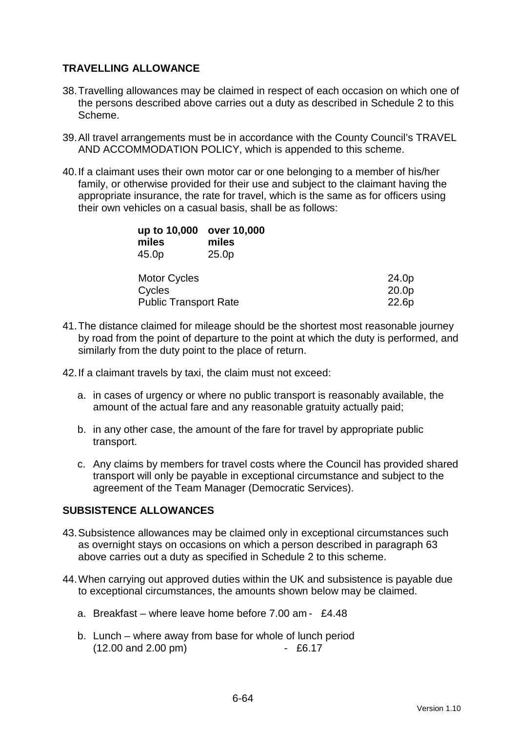## TRAVELLING ALLOWANCE

38. Travelling allowances may be claimed in respect of each occasion on which one of the persons described above carries out a duty as described in Schedule 2 to this Scheme.

39. All travel arrangements must be in accordance with the County Council's TRAVEL AND ACCOMMODATION POLICY, which is appended to this scheme.

40. If a claimant uses their own motor car or one belonging to a member of his/her family, or otherwise provided for their use and subject to the claimant having the appropriate insurance, the rate for travel, which is the same as for officers using their own vehicles on a casual basis, shall be as follows:

| up to 10,000 miles | over 10,000 miles |
|---|---|
| 45.0p | 25.0p |

| | |
|---|---|
| Motor Cycles | 24.0p |
| Cycles | 20.0p |
| Public Transport Rate | 22.6p |

41. The distance claimed for mileage should be the shortest most reasonable journey by road from the point of departure to the point at which the duty is performed, and similarly from the duty point to the place of return.

42. If a claimant travels by taxi, the claim must not exceed:

    a. in cases of urgency or where no public transport is reasonably available, the amount of the actual fare and any reasonable gratuity actually paid;

    b. in any other case, the amount of the fare for travel by appropriate public transport.

    c. Any claims by members for travel costs where the Council has provided shared transport will only be payable in exceptional circumstance and subject to the agreement of the Team Manager (Democratic Services).

## SUBSISTENCE ALLOWANCES

43. Subsistence allowances may be claimed only in exceptional circumstances such as overnight stays on occasions on which a person described in paragraph 63 above carries out a duty as specified in Schedule 2 to this scheme.

44. When carrying out approved duties within the UK and subsistence is payable due to exceptional circumstances, the amounts shown below may be claimed.

    a. Breakfast – where leave home before 7.00 am - £4.48

    b. Lunch – where away from base for whole of lunch period (12.00 and 2.00 pm) - £6.17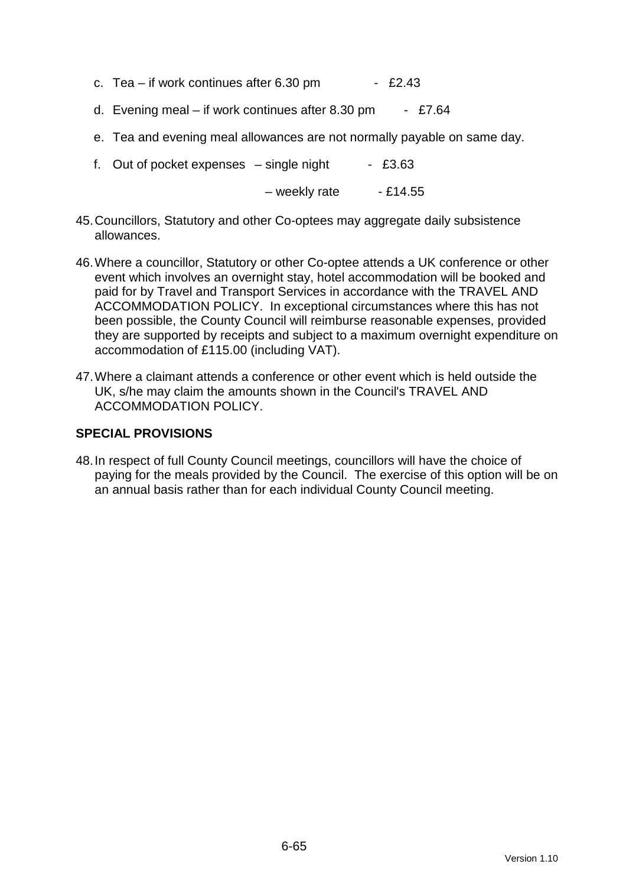c. Tea – if work continues after 6.30 pm - £2.43

d. Evening meal – if work continues after 8.30 pm - £7.64

e. Tea and evening meal allowances are not normally payable on same day.

f. Out of pocket expenses – single night - £3.63

– weekly rate - £14.55

45. Councillors, Statutory and other Co-optees may aggregate daily subsistence allowances.

46. Where a councillor, Statutory or other Co-optee attends a UK conference or other event which involves an overnight stay, hotel accommodation will be booked and paid for by Travel and Transport Services in accordance with the TRAVEL AND ACCOMMODATION POLICY. In exceptional circumstances where this has not been possible, the County Council will reimburse reasonable expenses, provided they are supported by receipts and subject to a maximum overnight expenditure on accommodation of £115.00 (including VAT).

47. Where a claimant attends a conference or other event which is held outside the UK, s/he may claim the amounts shown in the Council's TRAVEL AND ACCOMMODATION POLICY.

## SPECIAL PROVISIONS

48. In respect of full County Council meetings, councillors will have the choice of paying for the meals provided by the Council. The exercise of this option will be on an annual basis rather than for each individual County Council meeting.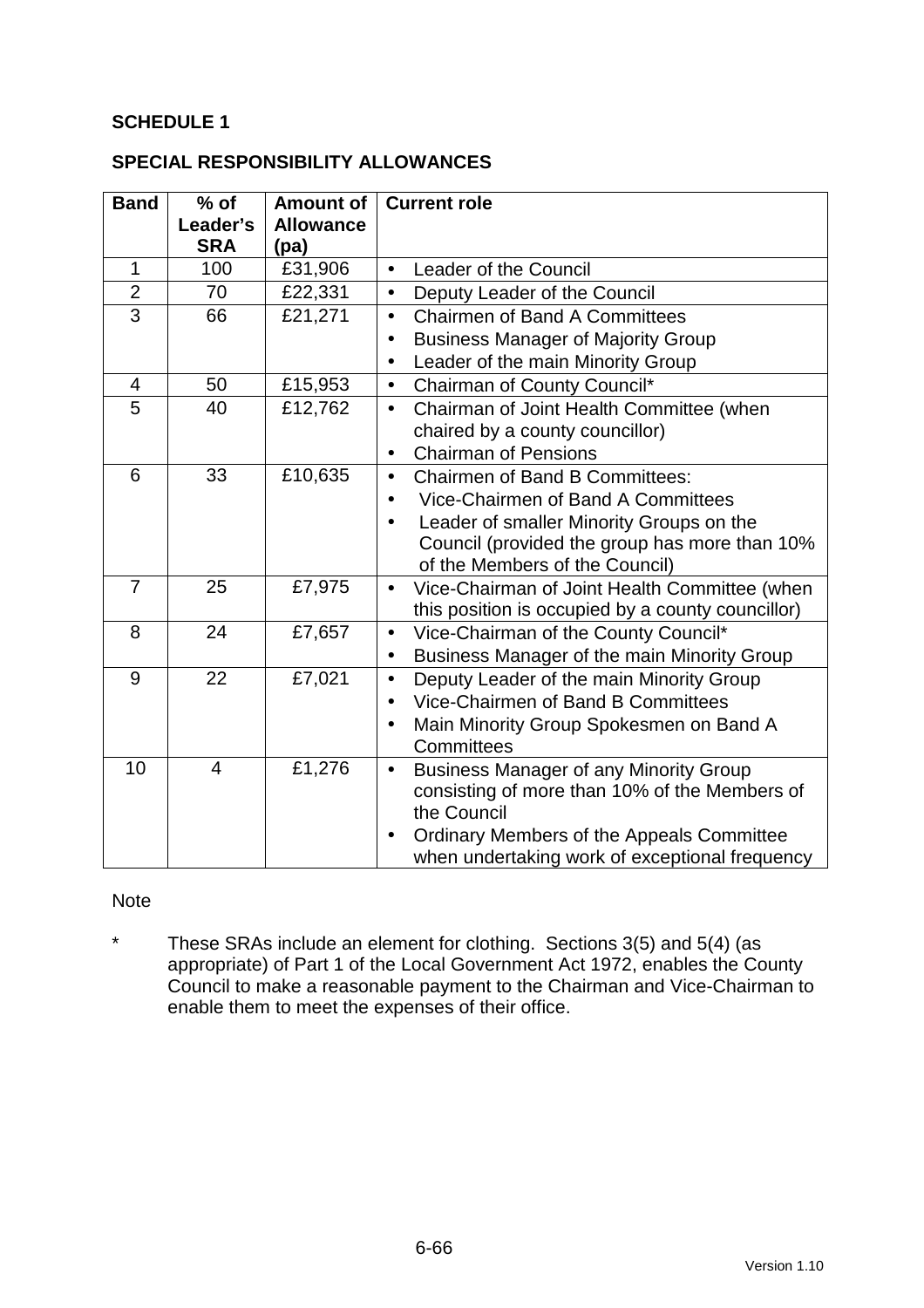**SCHEDULE 1**

**SPECIAL RESPONSIBILITY ALLOWANCES**

| Band | % of Leader's SRA | Amount of Allowance (pa) | Current role |
|---|---|---|---|
| 1 | 100 | £31,906 | • Leader of the Council |
| 2 | 70 | £22,331 | • Deputy Leader of the Council |
| 3 | 66 | £21,271 | • Chairmen of Band A Committees<br>• Business Manager of Majority Group<br>• Leader of the main Minority Group |
| 4 | 50 | £15,953 | • Chairman of County Council* |
| 5 | 40 | £12,762 | • Chairman of Joint Health Committee (when chaired by a county councillor)<br>• Chairman of Pensions |
| 6 | 33 | £10,635 | • Chairmen of Band B Committees:<br>• Vice-Chairmen of Band A Committees<br>• Leader of smaller Minority Groups on the Council (provided the group has more than 10% of the Members of the Council) |
| 7 | 25 | £7,975 | • Vice-Chairman of Joint Health Committee (when this position is occupied by a county councillor) |
| 8 | 24 | £7,657 | • Vice-Chairman of the County Council*<br>• Business Manager of the main Minority Group |
| 9 | 22 | £7,021 | • Deputy Leader of the main Minority Group<br>• Vice-Chairmen of Band B Committees<br>• Main Minority Group Spokesmen on Band A Committees |
| 10 | 4 | £1,276 | • Business Manager of any Minority Group consisting of more than 10% of the Members of the Council<br>• Ordinary Members of the Appeals Committee when undertaking work of exceptional frequency |

Note

\* These SRAs include an element for clothing. Sections 3(5) and 5(4) (as appropriate) of Part 1 of the Local Government Act 1972, enables the County Council to make a reasonable payment to the Chairman and Vice-Chairman to enable them to meet the expenses of their office.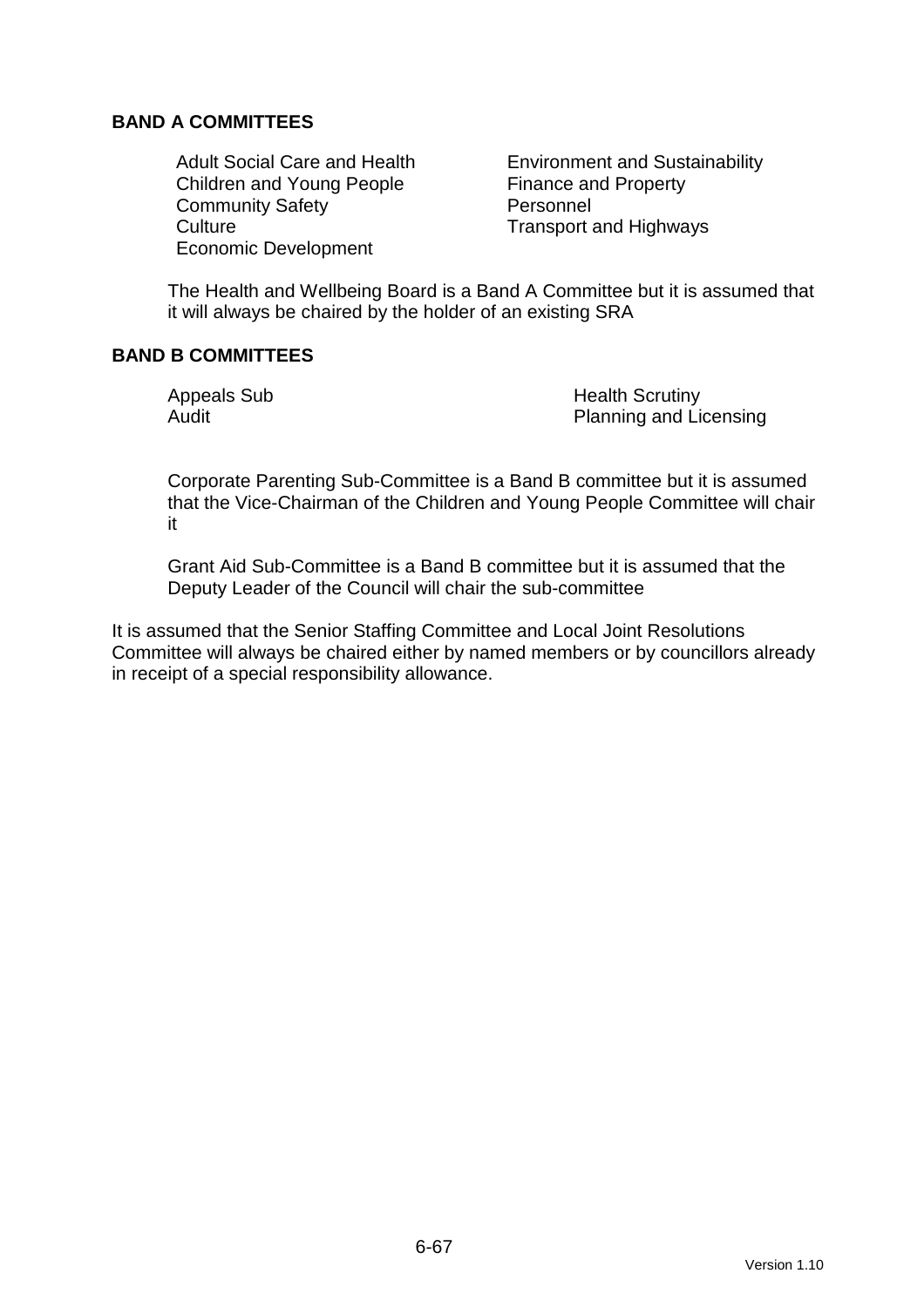**BAND A COMMITTEES**

- Adult Social Care and Health
- Children and Young People
- Community Safety
- Culture
- Economic Development
- Environment and Sustainability
- Finance and Property
- Personnel
- Transport and Highways

The Health and Wellbeing Board is a Band A Committee but it is assumed that it will always be chaired by the holder of an existing SRA

**BAND B COMMITTEES**

- Appeals Sub
- Audit
- Health Scrutiny
- Planning and Licensing

Corporate Parenting Sub-Committee is a Band B committee but it is assumed that the Vice-Chairman of the Children and Young People Committee will chair it

Grant Aid Sub-Committee is a Band B committee but it is assumed that the Deputy Leader of the Council will chair the sub-committee

It is assumed that the Senior Staffing Committee and Local Joint Resolutions Committee will always be chaired either by named members or by councillors already in receipt of a special responsibility allowance.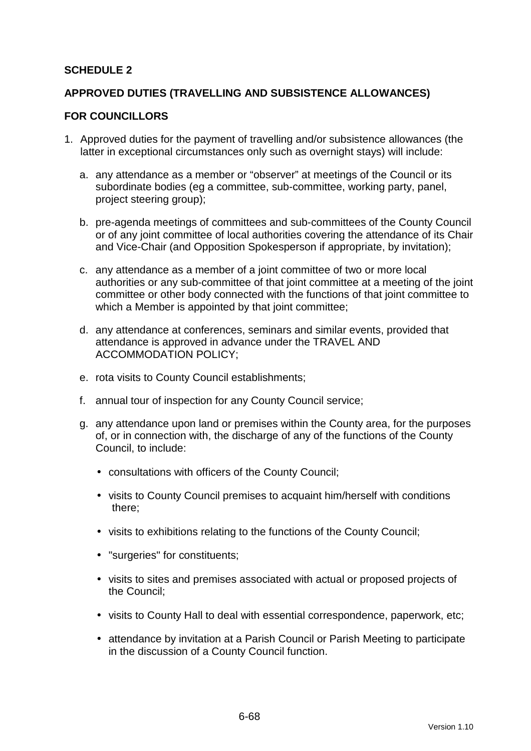**SCHEDULE 2**

**APPROVED DUTIES (TRAVELLING AND SUBSISTENCE ALLOWANCES)**

**FOR COUNCILLORS**

1. Approved duties for the payment of travelling and/or subsistence allowances (the latter in exceptional circumstances only such as overnight stays) will include:

   a. any attendance as a member or "observer" at meetings of the Council or its subordinate bodies (eg a committee, sub-committee, working party, panel, project steering group);

   b. pre-agenda meetings of committees and sub-committees of the County Council or of any joint committee of local authorities covering the attendance of its Chair and Vice-Chair (and Opposition Spokesperson if appropriate, by invitation);

   c. any attendance as a member of a joint committee of two or more local authorities or any sub-committee of that joint committee at a meeting of the joint committee or other body connected with the functions of that joint committee to which a Member is appointed by that joint committee;

   d. any attendance at conferences, seminars and similar events, provided that attendance is approved in advance under the TRAVEL AND ACCOMMODATION POLICY;

   e. rota visits to County Council establishments;

   f. annual tour of inspection for any County Council service;

   g. any attendance upon land or premises within the County area, for the purposes of, or in connection with, the discharge of any of the functions of the County Council, to include:

      - consultations with officers of the County Council;
      - visits to County Council premises to acquaint him/herself with conditions there;
      - visits to exhibitions relating to the functions of the County Council;
      - "surgeries" for constituents;
      - visits to sites and premises associated with actual or proposed projects of the Council;
      - visits to County Hall to deal with essential correspondence, paperwork, etc;
      - attendance by invitation at a Parish Council or Parish Meeting to participate in the discussion of a County Council function.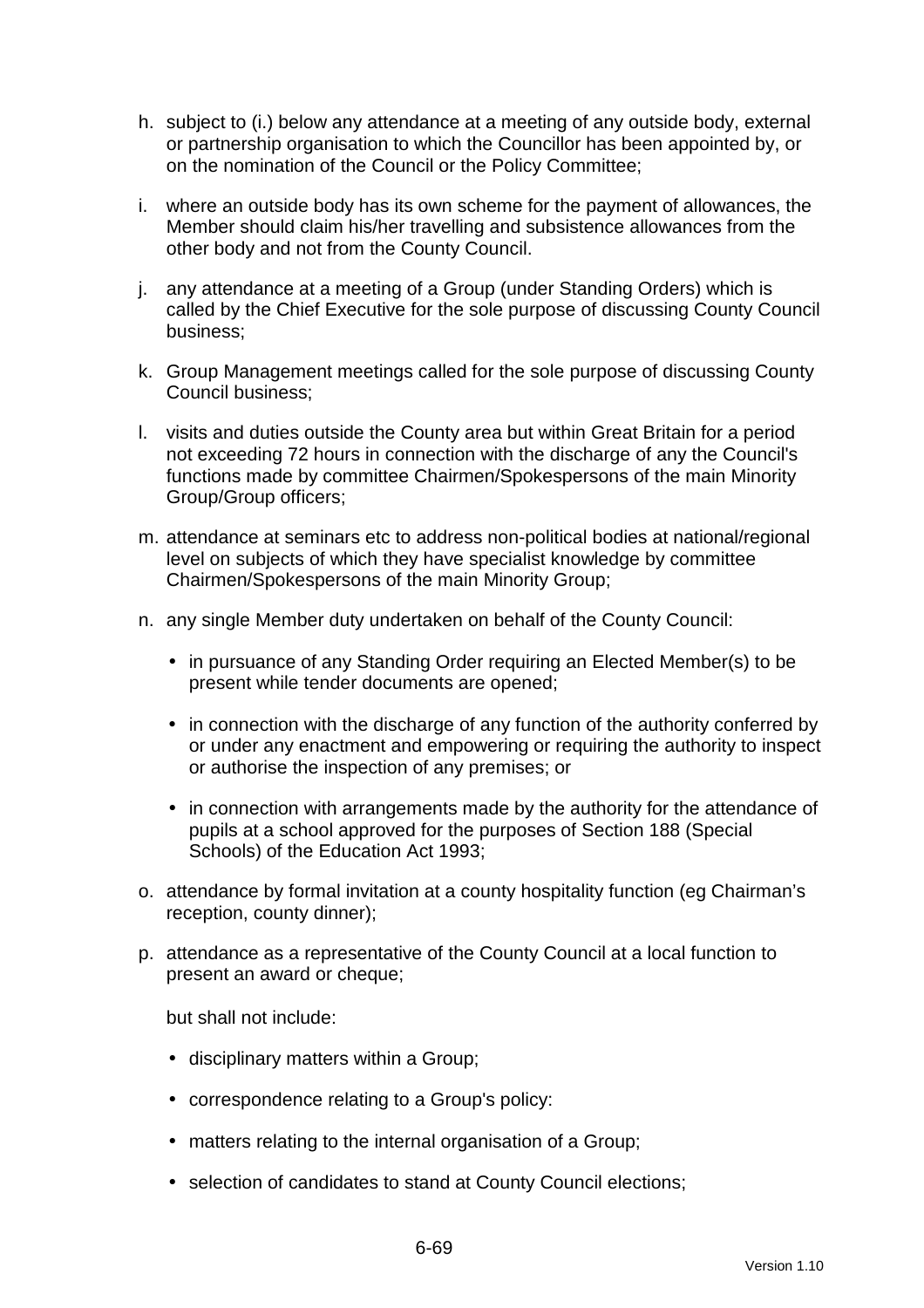h. subject to (i.) below any attendance at a meeting of any outside body, external or partnership organisation to which the Councillor has been appointed by, or on the nomination of the Council or the Policy Committee;

i. where an outside body has its own scheme for the payment of allowances, the Member should claim his/her travelling and subsistence allowances from the other body and not from the County Council.

j. any attendance at a meeting of a Group (under Standing Orders) which is called by the Chief Executive for the sole purpose of discussing County Council business;

k. Group Management meetings called for the sole purpose of discussing County Council business;

l. visits and duties outside the County area but within Great Britain for a period not exceeding 72 hours in connection with the discharge of any the Council's functions made by committee Chairmen/Spokespersons of the main Minority Group/Group officers;

m. attendance at seminars etc to address non-political bodies at national/regional level on subjects of which they have specialist knowledge by committee Chairmen/Spokespersons of the main Minority Group;

n. any single Member duty undertaken on behalf of the County Council:

   - in pursuance of any Standing Order requiring an Elected Member(s) to be present while tender documents are opened;
   - in connection with the discharge of any function of the authority conferred by or under any enactment and empowering or requiring the authority to inspect or authorise the inspection of any premises; or
   - in connection with arrangements made by the authority for the attendance of pupils at a school approved for the purposes of Section 188 (Special Schools) of the Education Act 1993;

o. attendance by formal invitation at a county hospitality function (eg Chairman's reception, county dinner);

p. attendance as a representative of the County Council at a local function to present an award or cheque;

   but shall not include:

   - disciplinary matters within a Group;
   - correspondence relating to a Group's policy:
   - matters relating to the internal organisation of a Group;
   - selection of candidates to stand at County Council elections;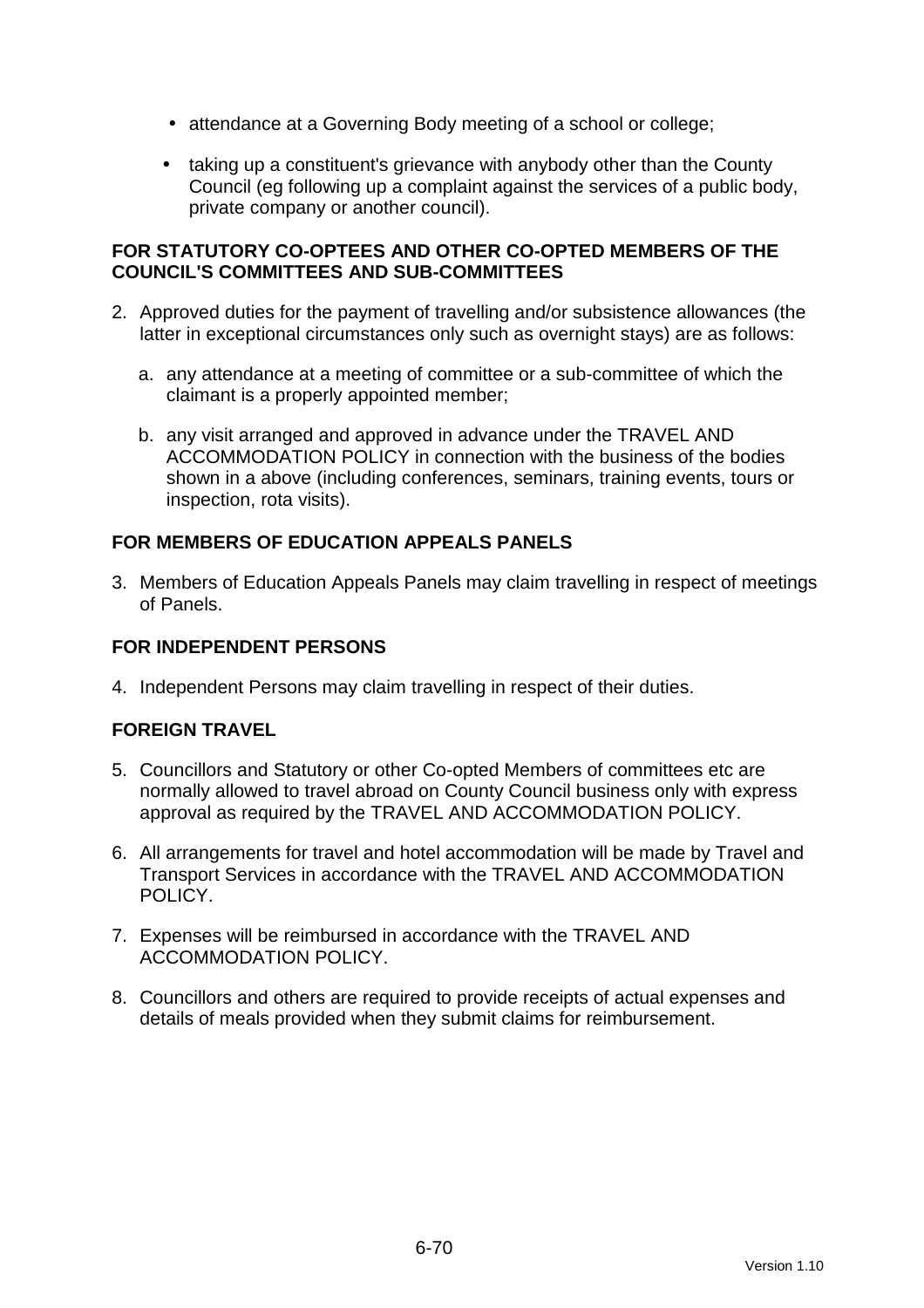- attendance at a Governing Body meeting of a school or college;
- taking up a constituent's grievance with anybody other than the County Council (eg following up a complaint against the services of a public body, private company or another council).

**FOR STATUTORY CO-OPTEES AND OTHER CO-OPTED MEMBERS OF THE COUNCIL'S COMMITTEES AND SUB-COMMITTEES**

2. Approved duties for the payment of travelling and/or subsistence allowances (the latter in exceptional circumstances only such as overnight stays) are as follows:

   a. any attendance at a meeting of committee or a sub-committee of which the claimant is a properly appointed member;

   b. any visit arranged and approved in advance under the TRAVEL AND ACCOMMODATION POLICY in connection with the business of the bodies shown in a above (including conferences, seminars, training events, tours or inspection, rota visits).

**FOR MEMBERS OF EDUCATION APPEALS PANELS**

3. Members of Education Appeals Panels may claim travelling in respect of meetings of Panels.

**FOR INDEPENDENT PERSONS**

4. Independent Persons may claim travelling in respect of their duties.

**FOREIGN TRAVEL**

5. Councillors and Statutory or other Co-opted Members of committees etc are normally allowed to travel abroad on County Council business only with express approval as required by the TRAVEL AND ACCOMMODATION POLICY.

6. All arrangements for travel and hotel accommodation will be made by Travel and Transport Services in accordance with the TRAVEL AND ACCOMMODATION POLICY.

7. Expenses will be reimbursed in accordance with the TRAVEL AND ACCOMMODATION POLICY.

8. Councillors and others are required to provide receipts of actual expenses and details of meals provided when they submit claims for reimbursement.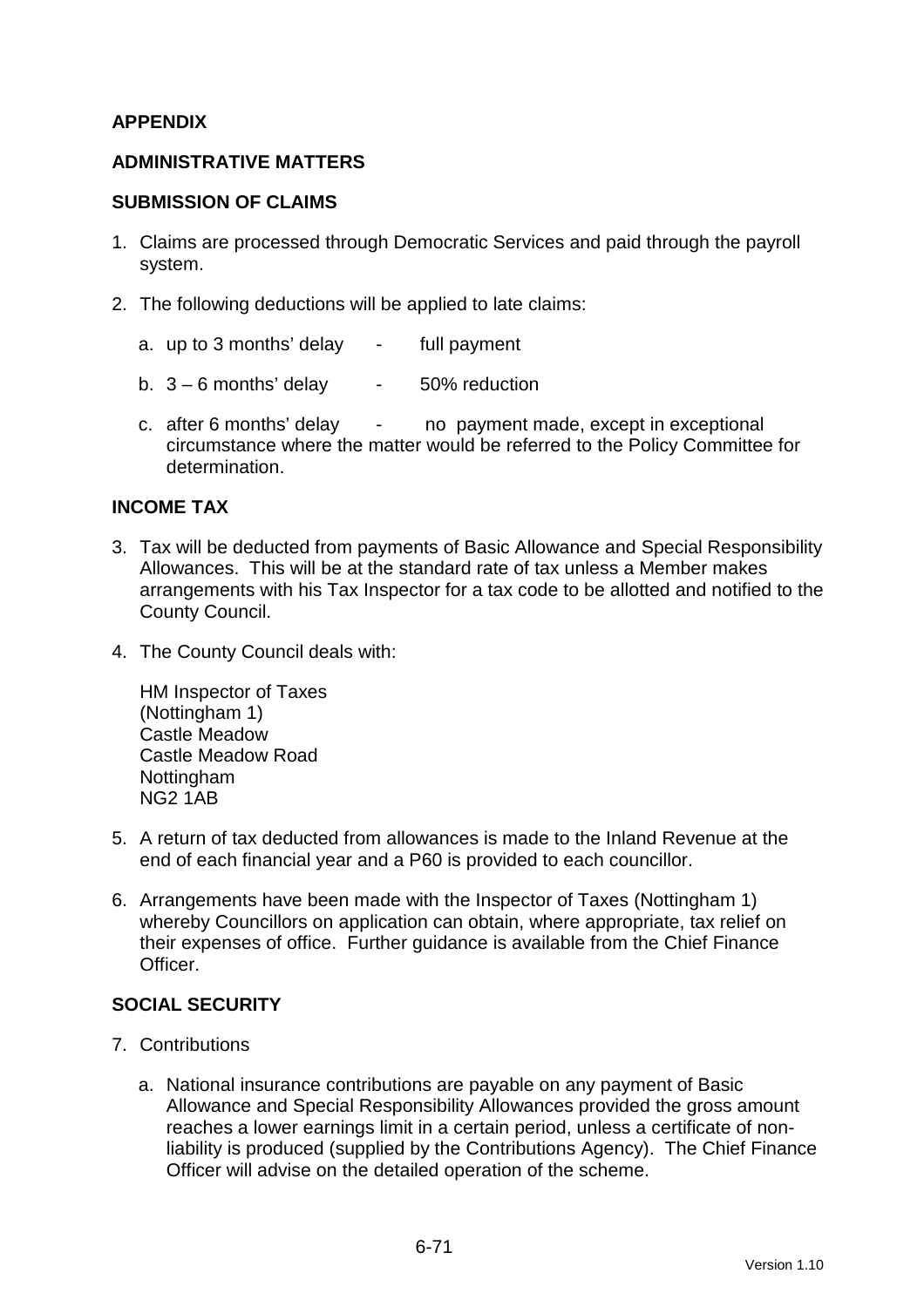**APPENDIX**

**ADMINISTRATIVE MATTERS**

**SUBMISSION OF CLAIMS**

1. Claims are processed through Democratic Services and paid through the payroll system.

2. The following deductions will be applied to late claims:

    a. up to 3 months' delay - full payment

    b. 3 – 6 months' delay - 50% reduction

    c. after 6 months' delay - no payment made, except in exceptional circumstance where the matter would be referred to the Policy Committee for determination.

**INCOME TAX**

3. Tax will be deducted from payments of Basic Allowance and Special Responsibility Allowances. This will be at the standard rate of tax unless a Member makes arrangements with his Tax Inspector for a tax code to be allotted and notified to the County Council.

4. The County Council deals with:

    HM Inspector of Taxes
    (Nottingham 1)
    Castle Meadow
    Castle Meadow Road
    Nottingham
    NG2 1AB

5. A return of tax deducted from allowances is made to the Inland Revenue at the end of each financial year and a P60 is provided to each councillor.

6. Arrangements have been made with the Inspector of Taxes (Nottingham 1) whereby Councillors on application can obtain, where appropriate, tax relief on their expenses of office. Further guidance is available from the Chief Finance Officer.

**SOCIAL SECURITY**

7. Contributions

    a. National insurance contributions are payable on any payment of Basic Allowance and Special Responsibility Allowances provided the gross amount reaches a lower earnings limit in a certain period, unless a certificate of non-liability is produced (supplied by the Contributions Agency). The Chief Finance Officer will advise on the detailed operation of the scheme.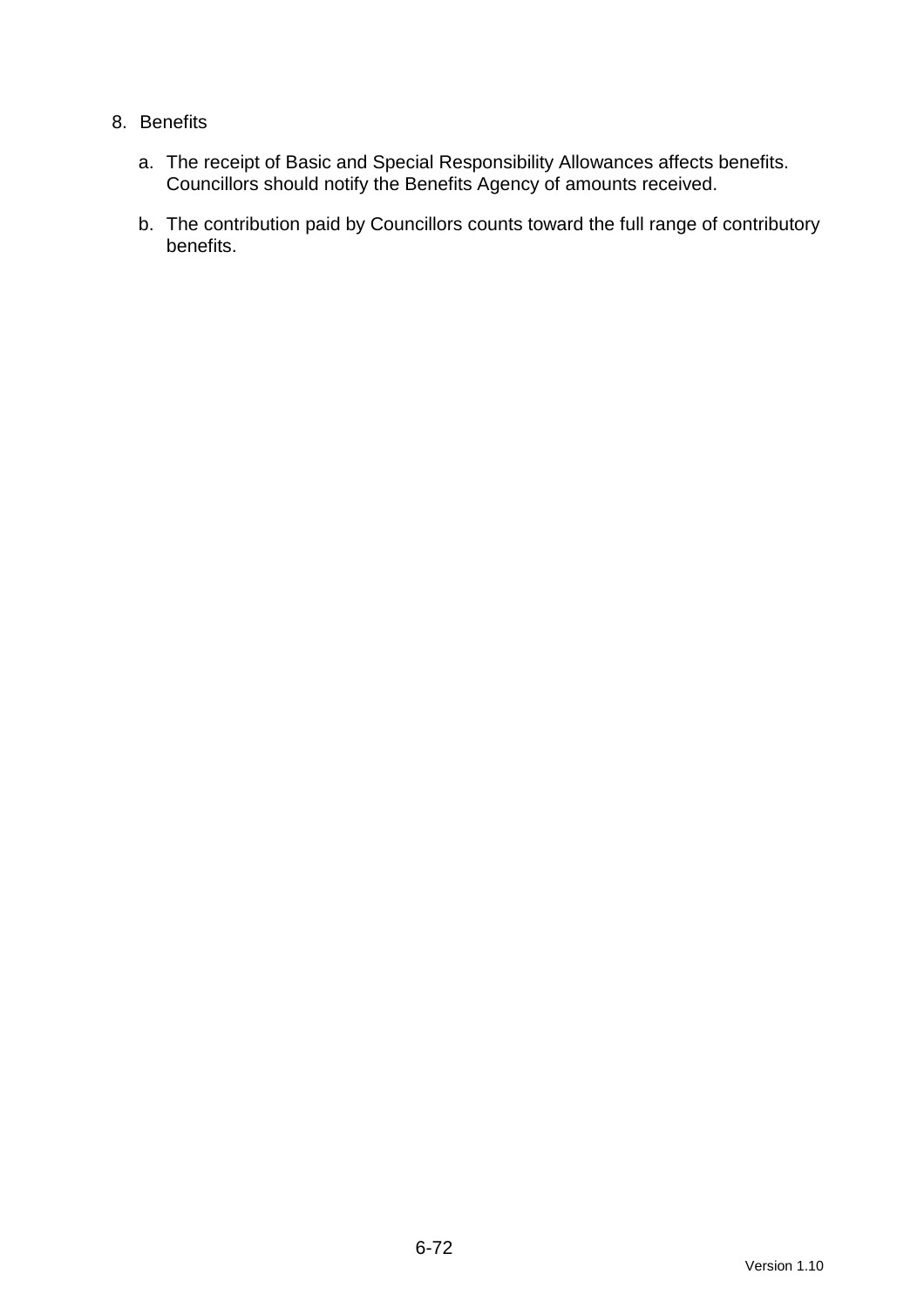8. Benefits

   a. The receipt of Basic and Special Responsibility Allowances affects benefits. Councillors should notify the Benefits Agency of amounts received.

   b. The contribution paid by Councillors counts toward the full range of contributory benefits.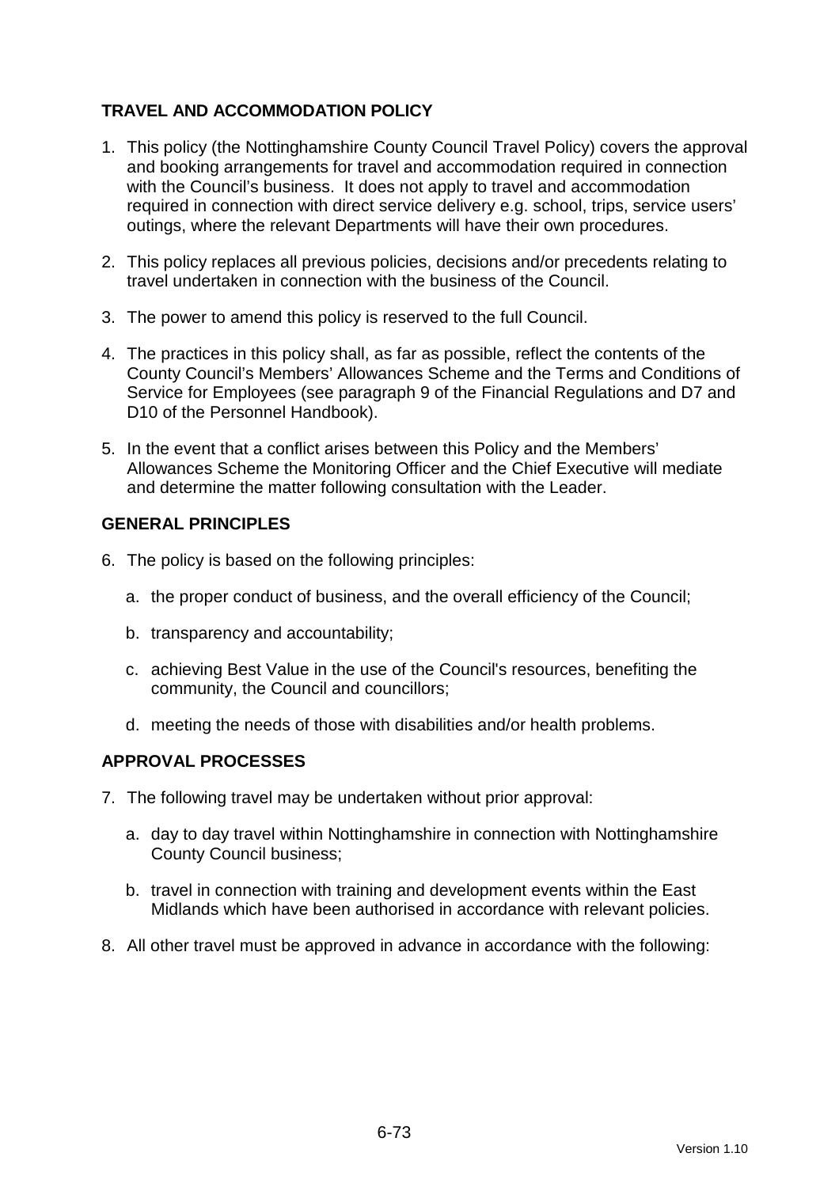## TRAVEL AND ACCOMMODATION POLICY

1. This policy (the Nottinghamshire County Council Travel Policy) covers the approval and booking arrangements for travel and accommodation required in connection with the Council's business. It does not apply to travel and accommodation required in connection with direct service delivery e.g. school, trips, service users' outings, where the relevant Departments will have their own procedures.

2. This policy replaces all previous policies, decisions and/or precedents relating to travel undertaken in connection with the business of the Council.

3. The power to amend this policy is reserved to the full Council.

4. The practices in this policy shall, as far as possible, reflect the contents of the County Council's Members' Allowances Scheme and the Terms and Conditions of Service for Employees (see paragraph 9 of the Financial Regulations and D7 and D10 of the Personnel Handbook).

5. In the event that a conflict arises between this Policy and the Members' Allowances Scheme the Monitoring Officer and the Chief Executive will mediate and determine the matter following consultation with the Leader.

## GENERAL PRINCIPLES

6. The policy is based on the following principles:

   a. the proper conduct of business, and the overall efficiency of the Council;

   b. transparency and accountability;

   c. achieving Best Value in the use of the Council's resources, benefiting the community, the Council and councillors;

   d. meeting the needs of those with disabilities and/or health problems.

## APPROVAL PROCESSES

7. The following travel may be undertaken without prior approval:

   a. day to day travel within Nottinghamshire in connection with Nottinghamshire County Council business;

   b. travel in connection with training and development events within the East Midlands which have been authorised in accordance with relevant policies.

8. All other travel must be approved in advance in accordance with the following: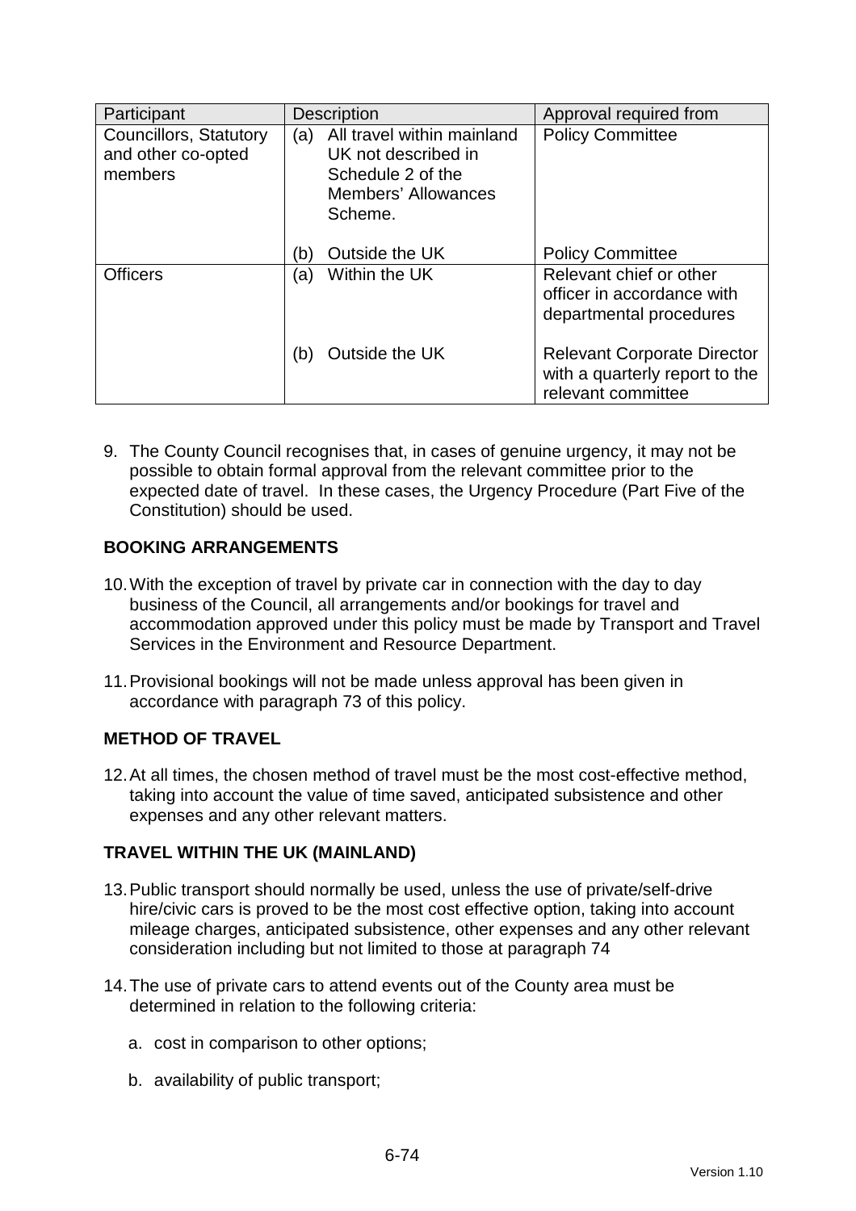| Participant | Description | Approval required from |
|---|---|---|
| Councillors, Statutory and other co-opted members | (a) All travel within mainland UK not described in Schedule 2 of the Members' Allowances Scheme. | Policy Committee |
| | (b) Outside the UK | Policy Committee |
| Officers | (a) Within the UK | Relevant chief or other officer in accordance with departmental procedures |
| | (b) Outside the UK | Relevant Corporate Director with a quarterly report to the relevant committee |

9. The County Council recognises that, in cases of genuine urgency, it may not be possible to obtain formal approval from the relevant committee prior to the expected date of travel. In these cases, the Urgency Procedure (Part Five of the Constitution) should be used.

**BOOKING ARRANGEMENTS**

10. With the exception of travel by private car in connection with the day to day business of the Council, all arrangements and/or bookings for travel and accommodation approved under this policy must be made by Transport and Travel Services in the Environment and Resource Department.

11. Provisional bookings will not be made unless approval has been given in accordance with paragraph 73 of this policy.

**METHOD OF TRAVEL**

12. At all times, the chosen method of travel must be the most cost-effective method, taking into account the value of time saved, anticipated subsistence and other expenses and any other relevant matters.

**TRAVEL WITHIN THE UK (MAINLAND)**

13. Public transport should normally be used, unless the use of private/self-drive hire/civic cars is proved to be the most cost effective option, taking into account mileage charges, anticipated subsistence, other expenses and any other relevant consideration including but not limited to those at paragraph 74

14. The use of private cars to attend events out of the County area must be determined in relation to the following criteria:

    a. cost in comparison to other options;

    b. availability of public transport;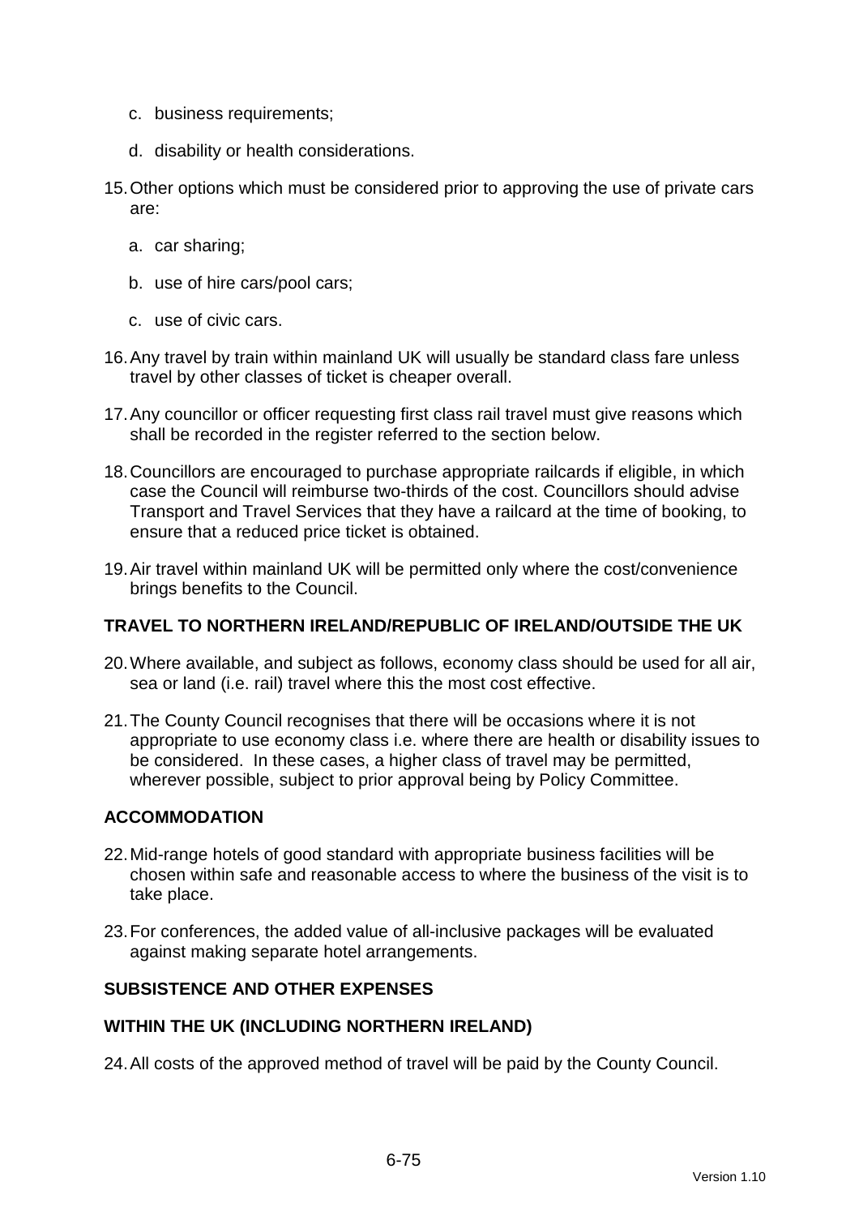c. business requirements;

d. disability or health considerations.

15. Other options which must be considered prior to approving the use of private cars are:

    a. car sharing;

    b. use of hire cars/pool cars;

    c. use of civic cars.

16. Any travel by train within mainland UK will usually be standard class fare unless travel by other classes of ticket is cheaper overall.

17. Any councillor or officer requesting first class rail travel must give reasons which shall be recorded in the register referred to the section below.

18. Councillors are encouraged to purchase appropriate railcards if eligible, in which case the Council will reimburse two-thirds of the cost. Councillors should advise Transport and Travel Services that they have a railcard at the time of booking, to ensure that a reduced price ticket is obtained.

19. Air travel within mainland UK will be permitted only where the cost/convenience brings benefits to the Council.

**TRAVEL TO NORTHERN IRELAND/REPUBLIC OF IRELAND/OUTSIDE THE UK**

20. Where available, and subject as follows, economy class should be used for all air, sea or land (i.e. rail) travel where this the most cost effective.

21. The County Council recognises that there will be occasions where it is not appropriate to use economy class i.e. where there are health or disability issues to be considered. In these cases, a higher class of travel may be permitted, wherever possible, subject to prior approval being by Policy Committee.

**ACCOMMODATION**

22. Mid-range hotels of good standard with appropriate business facilities will be chosen within safe and reasonable access to where the business of the visit is to take place.

23. For conferences, the added value of all-inclusive packages will be evaluated against making separate hotel arrangements.

**SUBSISTENCE AND OTHER EXPENSES**

**WITHIN THE UK (INCLUDING NORTHERN IRELAND)**

24. All costs of the approved method of travel will be paid by the County Council.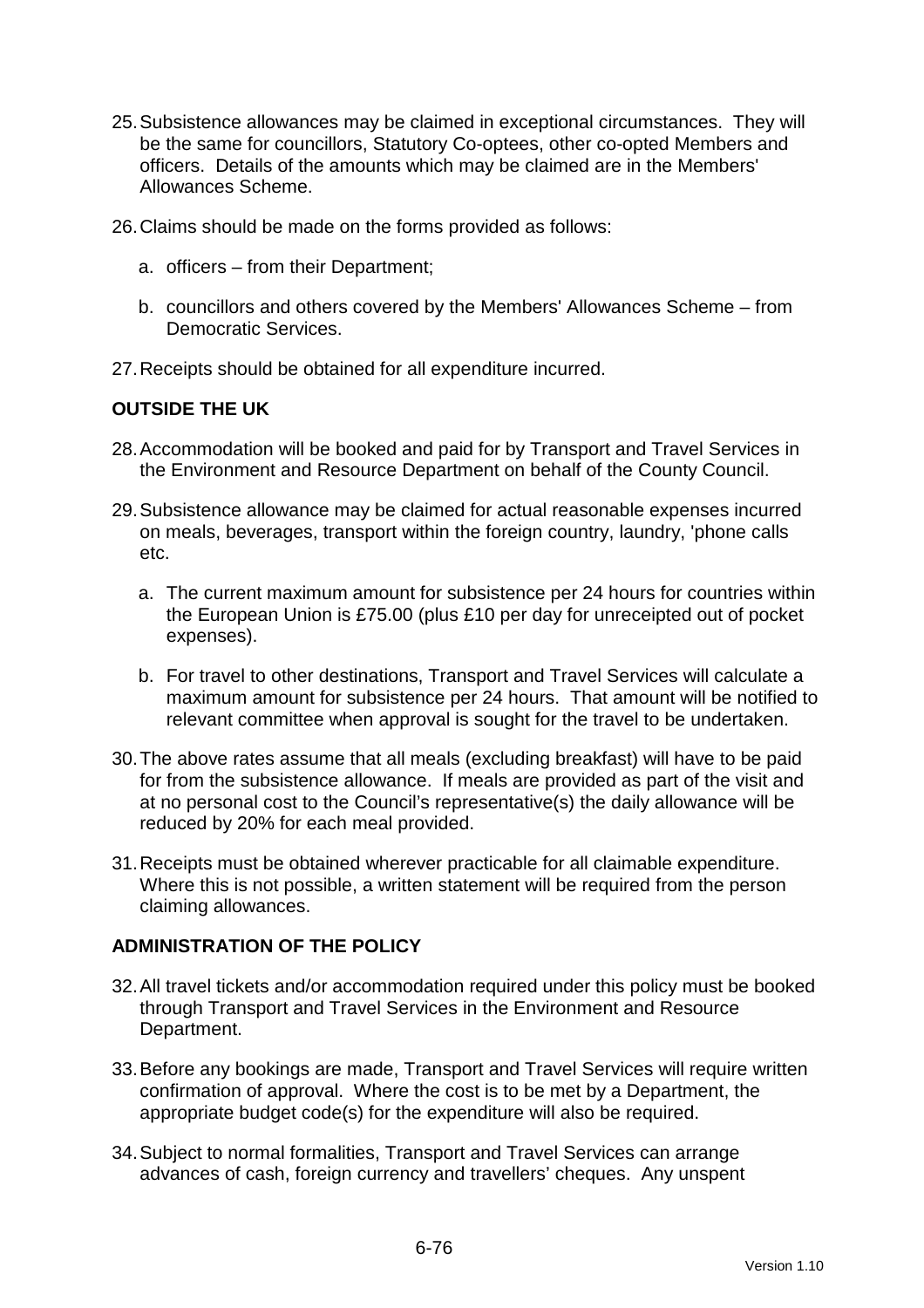25. Subsistence allowances may be claimed in exceptional circumstances. They will be the same for councillors, Statutory Co-optees, other co-opted Members and officers. Details of the amounts which may be claimed are in the Members' Allowances Scheme.

26. Claims should be made on the forms provided as follows:

    a. officers – from their Department;

    b. councillors and others covered by the Members' Allowances Scheme – from Democratic Services.

27. Receipts should be obtained for all expenditure incurred.

**OUTSIDE THE UK**

28. Accommodation will be booked and paid for by Transport and Travel Services in the Environment and Resource Department on behalf of the County Council.

29. Subsistence allowance may be claimed for actual reasonable expenses incurred on meals, beverages, transport within the foreign country, laundry, 'phone calls etc.

    a. The current maximum amount for subsistence per 24 hours for countries within the European Union is £75.00 (plus £10 per day for unreceipted out of pocket expenses).

    b. For travel to other destinations, Transport and Travel Services will calculate a maximum amount for subsistence per 24 hours. That amount will be notified to relevant committee when approval is sought for the travel to be undertaken.

30. The above rates assume that all meals (excluding breakfast) will have to be paid for from the subsistence allowance. If meals are provided as part of the visit and at no personal cost to the Council's representative(s) the daily allowance will be reduced by 20% for each meal provided.

31. Receipts must be obtained wherever practicable for all claimable expenditure. Where this is not possible, a written statement will be required from the person claiming allowances.

**ADMINISTRATION OF THE POLICY**

32. All travel tickets and/or accommodation required under this policy must be booked through Transport and Travel Services in the Environment and Resource Department.

33. Before any bookings are made, Transport and Travel Services will require written confirmation of approval. Where the cost is to be met by a Department, the appropriate budget code(s) for the expenditure will also be required.

34. Subject to normal formalities, Transport and Travel Services can arrange advances of cash, foreign currency and travellers' cheques. Any unspent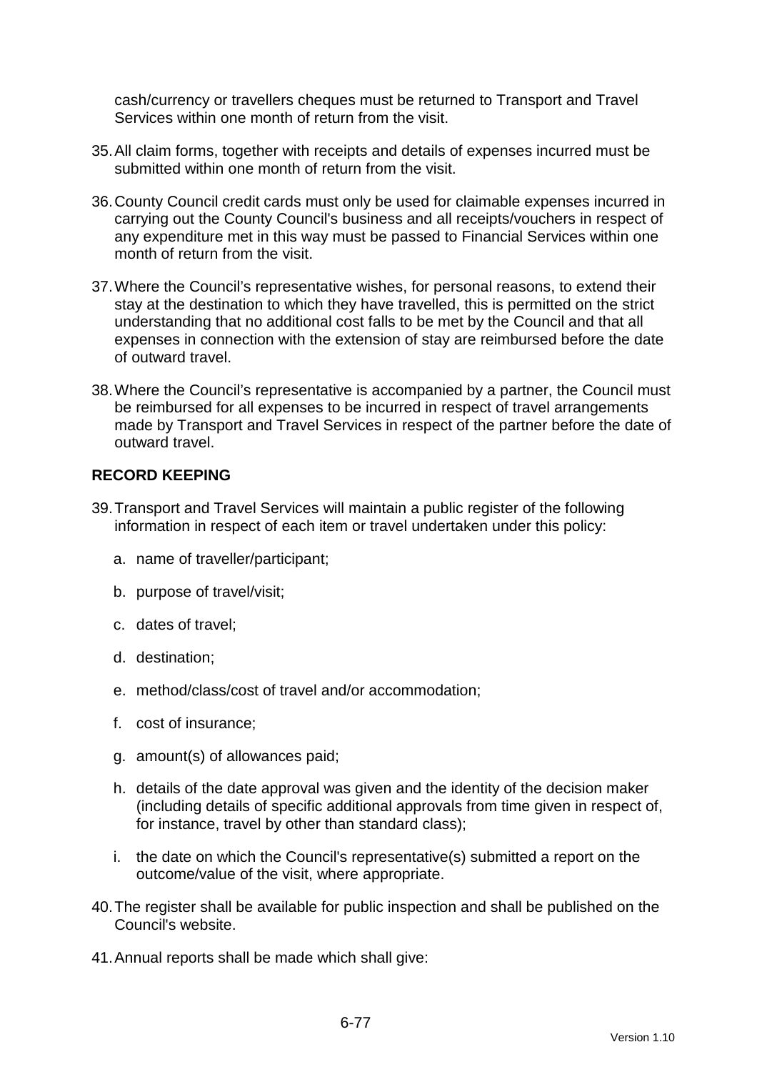cash/currency or travellers cheques must be returned to Transport and Travel Services within one month of return from the visit.

35. All claim forms, together with receipts and details of expenses incurred must be submitted within one month of return from the visit.

36. County Council credit cards must only be used for claimable expenses incurred in carrying out the County Council's business and all receipts/vouchers in respect of any expenditure met in this way must be passed to Financial Services within one month of return from the visit.

37. Where the Council's representative wishes, for personal reasons, to extend their stay at the destination to which they have travelled, this is permitted on the strict understanding that no additional cost falls to be met by the Council and that all expenses in connection with the extension of stay are reimbursed before the date of outward travel.

38. Where the Council's representative is accompanied by a partner, the Council must be reimbursed for all expenses to be incurred in respect of travel arrangements made by Transport and Travel Services in respect of the partner before the date of outward travel.

**RECORD KEEPING**

39. Transport and Travel Services will maintain a public register of the following information in respect of each item or travel undertaken under this policy:

    a. name of traveller/participant;

    b. purpose of travel/visit;

    c. dates of travel;

    d. destination;

    e. method/class/cost of travel and/or accommodation;

    f. cost of insurance;

    g. amount(s) of allowances paid;

    h. details of the date approval was given and the identity of the decision maker (including details of specific additional approvals from time given in respect of, for instance, travel by other than standard class);

    i. the date on which the Council's representative(s) submitted a report on the outcome/value of the visit, where appropriate.

40. The register shall be available for public inspection and shall be published on the Council's website.

41. Annual reports shall be made which shall give: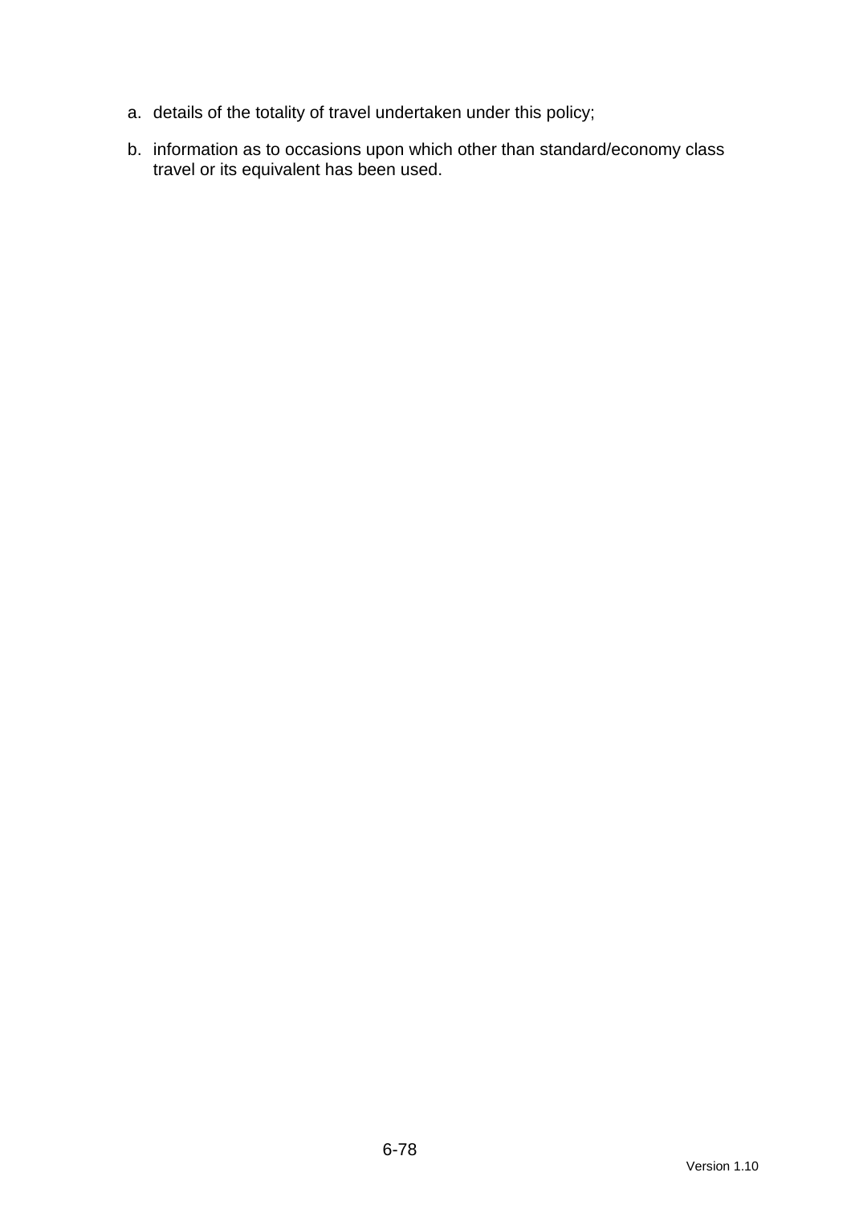a. details of the totality of travel undertaken under this policy;

b. information as to occasions upon which other than standard/economy class travel or its equivalent has been used.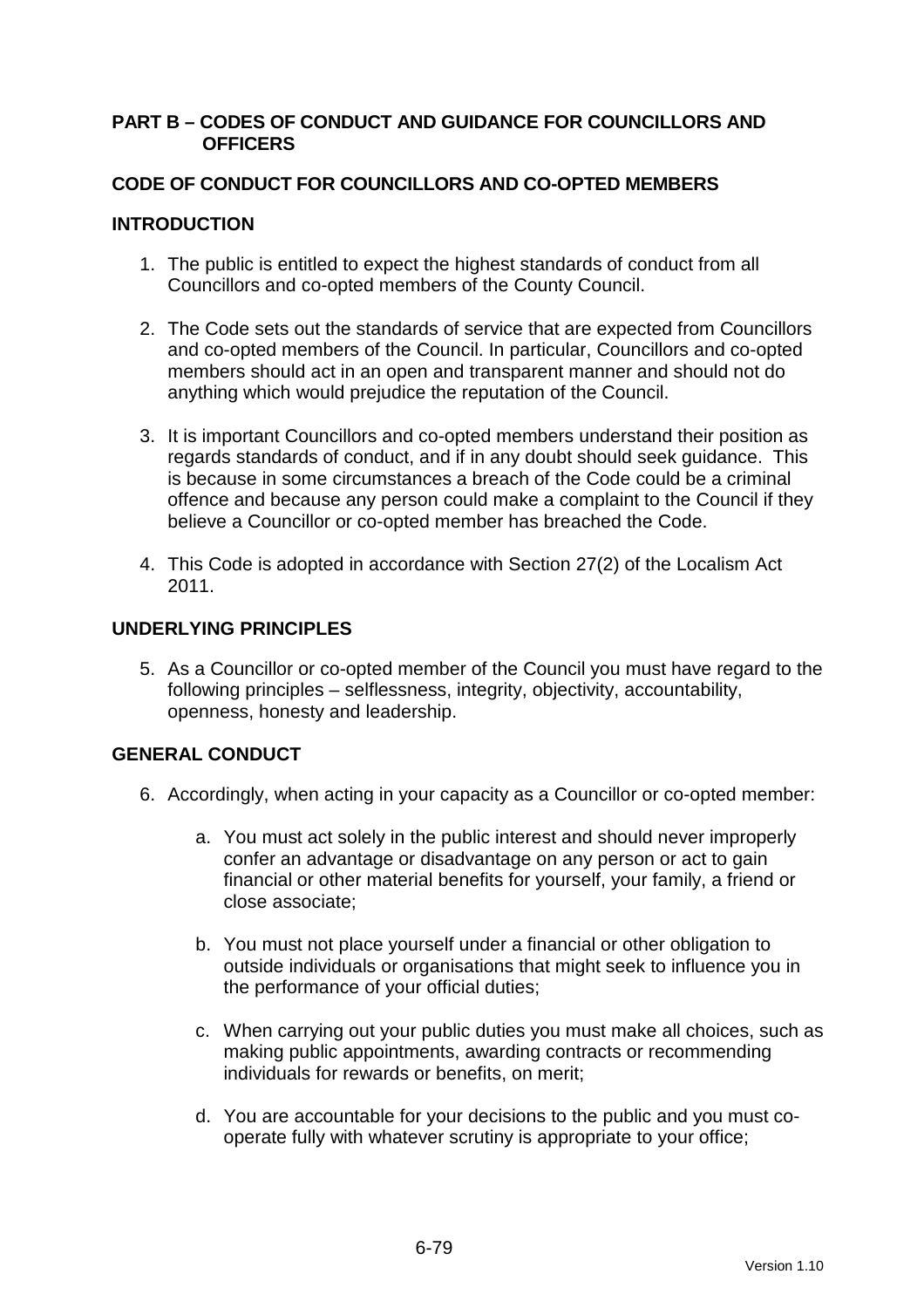## PART B – CODES OF CONDUCT AND GUIDANCE FOR COUNCILLORS AND OFFICERS

### CODE OF CONDUCT FOR COUNCILLORS AND CO-OPTED MEMBERS

### INTRODUCTION

1. The public is entitled to expect the highest standards of conduct from all Councillors and co-opted members of the County Council.

2. The Code sets out the standards of service that are expected from Councillors and co-opted members of the Council. In particular, Councillors and co-opted members should act in an open and transparent manner and should not do anything which would prejudice the reputation of the Council.

3. It is important Councillors and co-opted members understand their position as regards standards of conduct, and if in any doubt should seek guidance. This is because in some circumstances a breach of the Code could be a criminal offence and because any person could make a complaint to the Council if they believe a Councillor or co-opted member has breached the Code.

4. This Code is adopted in accordance with Section 27(2) of the Localism Act 2011.

### UNDERLYING PRINCIPLES

5. As a Councillor or co-opted member of the Council you must have regard to the following principles – selflessness, integrity, objectivity, accountability, openness, honesty and leadership.

### GENERAL CONDUCT

6. Accordingly, when acting in your capacity as a Councillor or co-opted member:

   a. You must act solely in the public interest and should never improperly confer an advantage or disadvantage on any person or act to gain financial or other material benefits for yourself, your family, a friend or close associate;

   b. You must not place yourself under a financial or other obligation to outside individuals or organisations that might seek to influence you in the performance of your official duties;

   c. When carrying out your public duties you must make all choices, such as making public appointments, awarding contracts or recommending individuals for rewards or benefits, on merit;

   d. You are accountable for your decisions to the public and you must co-operate fully with whatever scrutiny is appropriate to your office;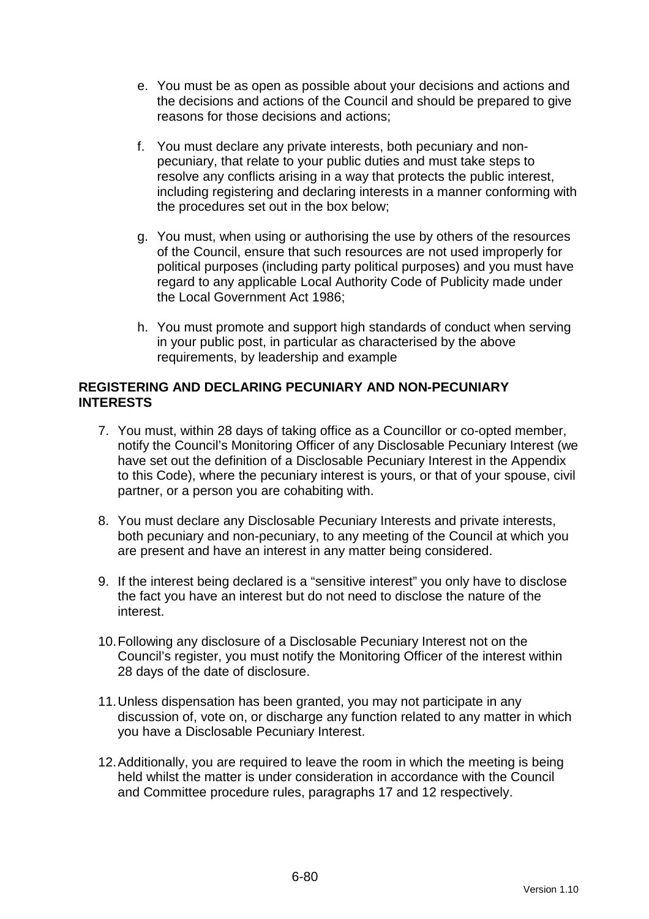e. You must be as open as possible about your decisions and actions and the decisions and actions of the Council and should be prepared to give reasons for those decisions and actions;

f. You must declare any private interests, both pecuniary and non-pecuniary, that relate to your public duties and must take steps to resolve any conflicts arising in a way that protects the public interest, including registering and declaring interests in a manner conforming with the procedures set out in the box below;

g. You must, when using or authorising the use by others of the resources of the Council, ensure that such resources are not used improperly for political purposes (including party political purposes) and you must have regard to any applicable Local Authority Code of Publicity made under the Local Government Act 1986;

h. You must promote and support high standards of conduct when serving in your public post, in particular as characterised by the above requirements, by leadership and example

**REGISTERING AND DECLARING PECUNIARY AND NON-PECUNIARY INTERESTS**

7. You must, within 28 days of taking office as a Councillor or co-opted member, notify the Council's Monitoring Officer of any Disclosable Pecuniary Interest (we have set out the definition of a Disclosable Pecuniary Interest in the Appendix to this Code), where the pecuniary interest is yours, or that of your spouse, civil partner, or a person you are cohabiting with.

8. You must declare any Disclosable Pecuniary Interests and private interests, both pecuniary and non-pecuniary, to any meeting of the Council at which you are present and have an interest in any matter being considered.

9. If the interest being declared is a "sensitive interest" you only have to disclose the fact you have an interest but do not need to disclose the nature of the interest.

10. Following any disclosure of a Disclosable Pecuniary Interest not on the Council's register, you must notify the Monitoring Officer of the interest within 28 days of the date of disclosure.

11. Unless dispensation has been granted, you may not participate in any discussion of, vote on, or discharge any function related to any matter in which you have a Disclosable Pecuniary Interest.

12. Additionally, you are required to leave the room in which the meeting is being held whilst the matter is under consideration in accordance with the Council and Committee procedure rules, paragraphs 17 and 12 respectively.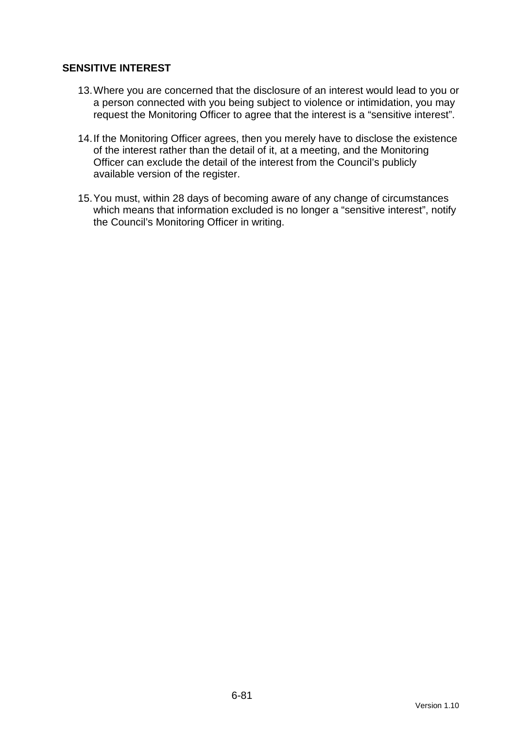## SENSITIVE INTEREST

13. Where you are concerned that the disclosure of an interest would lead to you or a person connected with you being subject to violence or intimidation, you may request the Monitoring Officer to agree that the interest is a "sensitive interest".

14. If the Monitoring Officer agrees, then you merely have to disclose the existence of the interest rather than the detail of it, at a meeting, and the Monitoring Officer can exclude the detail of the interest from the Council's publicly available version of the register.

15. You must, within 28 days of becoming aware of any change of circumstances which means that information excluded is no longer a "sensitive interest", notify the Council's Monitoring Officer in writing.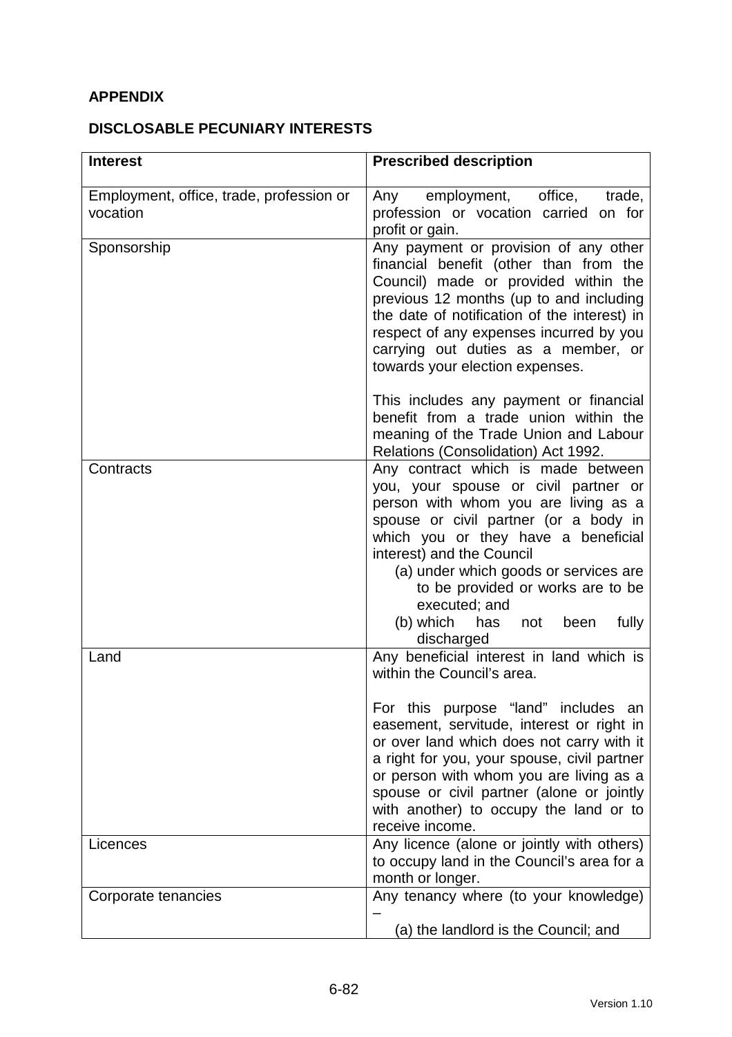**APPENDIX**

**DISCLOSABLE PECUNIARY INTERESTS**

| Interest | Prescribed description |
|---|---|
| Employment, office, trade, profession or vocation | Any employment, office, trade, profession or vocation carried on for profit or gain. |
| Sponsorship | Any payment or provision of any other financial benefit (other than from the Council) made or provided within the previous 12 months (up to and including the date of notification of the interest) in respect of any expenses incurred by you carrying out duties as a member, or towards your election expenses.<br><br>This includes any payment or financial benefit from a trade union within the meaning of the Trade Union and Labour Relations (Consolidation) Act 1992. |
| Contracts | Any contract which is made between you, your spouse or civil partner or person with whom you are living as a spouse or civil partner (or a body in which you or they have a beneficial interest) and the Council<br>(a) under which goods or services are to be provided or works are to be executed; and<br>(b) which has not been fully discharged |
| Land | Any beneficial interest in land which is within the Council's area.<br><br>For this purpose "land" includes an easement, servitude, interest or right in or over land which does not carry with it a right for you, your spouse, civil partner or person with whom you are living as a spouse or civil partner (alone or jointly with another) to occupy the land or to receive income. |
| Licences | Any licence (alone or jointly with others) to occupy land in the Council's area for a month or longer. |
| Corporate tenancies | Any tenancy where (to your knowledge) –<br>(a) the landlord is the Council; and |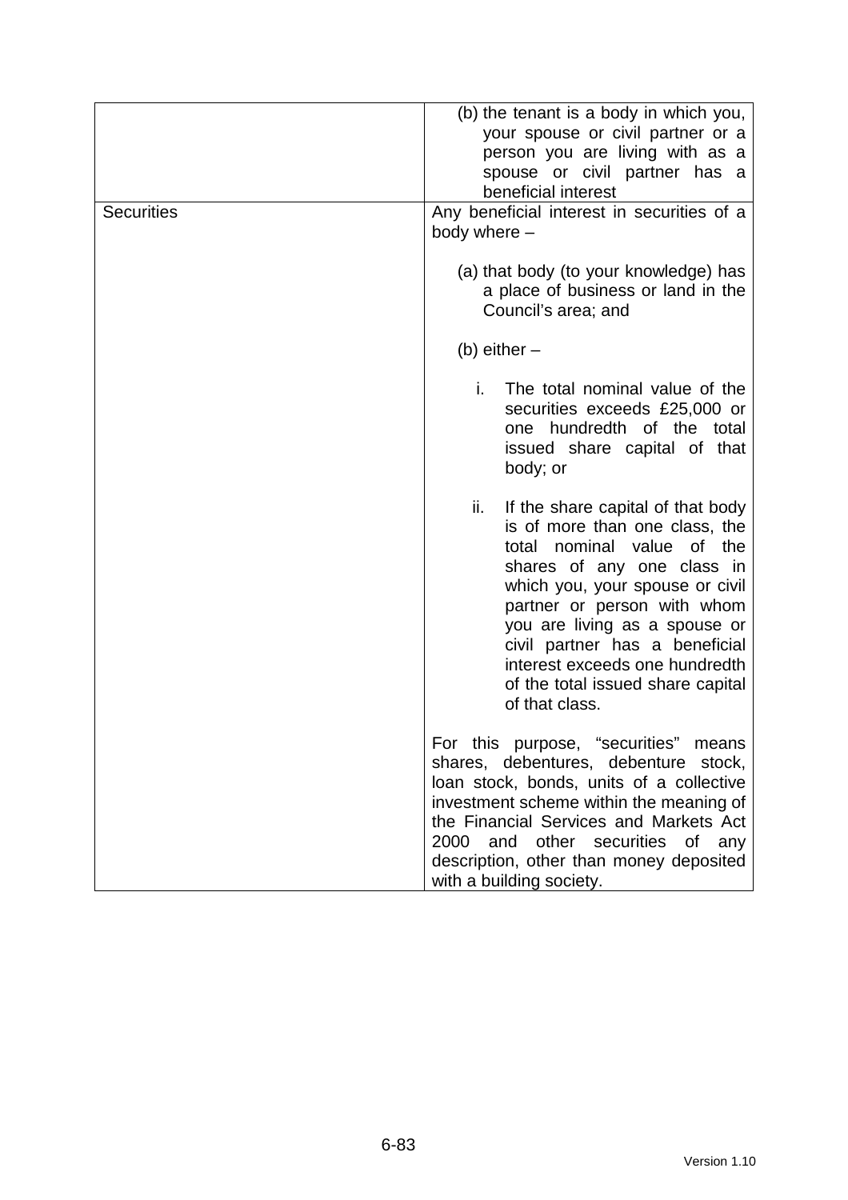| | |
|---|---|
| | (b) the tenant is a body in which you, your spouse or civil partner or a person you are living with as a spouse or civil partner has a beneficial interest |
| Securities | Any beneficial interest in securities of a body where –<br><br>(a) that body (to your knowledge) has a place of business or land in the Council's area; and<br><br>(b) either –<br><br>i. The total nominal value of the securities exceeds £25,000 or one hundredth of the total issued share capital of that body; or<br><br>ii. If the share capital of that body is of more than one class, the total nominal value of the shares of any one class in which you, your spouse or civil partner or person with whom you are living as a spouse or civil partner has a beneficial interest exceeds one hundredth of the total issued share capital of that class.<br><br>For this purpose, "securities" means shares, debentures, debenture stock, loan stock, bonds, units of a collective investment scheme within the meaning of the Financial Services and Markets Act 2000 and other securities of any description, other than money deposited with a building society. |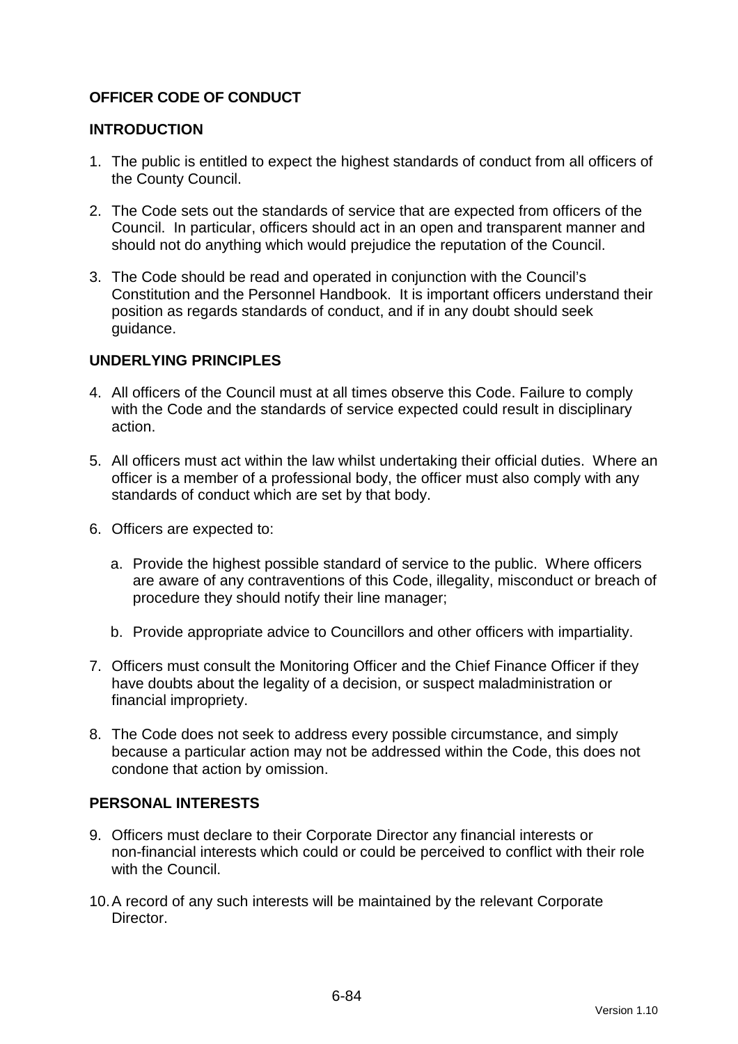## OFFICER CODE OF CONDUCT

### INTRODUCTION

1. The public is entitled to expect the highest standards of conduct from all officers of the County Council.

2. The Code sets out the standards of service that are expected from officers of the Council. In particular, officers should act in an open and transparent manner and should not do anything which would prejudice the reputation of the Council.

3. The Code should be read and operated in conjunction with the Council's Constitution and the Personnel Handbook. It is important officers understand their position as regards standards of conduct, and if in any doubt should seek guidance.

### UNDERLYING PRINCIPLES

4. All officers of the Council must at all times observe this Code. Failure to comply with the Code and the standards of service expected could result in disciplinary action.

5. All officers must act within the law whilst undertaking their official duties. Where an officer is a member of a professional body, the officer must also comply with any standards of conduct which are set by that body.

6. Officers are expected to:

   a. Provide the highest possible standard of service to the public. Where officers are aware of any contraventions of this Code, illegality, misconduct or breach of procedure they should notify their line manager;

   b. Provide appropriate advice to Councillors and other officers with impartiality.

7. Officers must consult the Monitoring Officer and the Chief Finance Officer if they have doubts about the legality of a decision, or suspect maladministration or financial impropriety.

8. The Code does not seek to address every possible circumstance, and simply because a particular action may not be addressed within the Code, this does not condone that action by omission.

### PERSONAL INTERESTS

9. Officers must declare to their Corporate Director any financial interests or non-financial interests which could or could be perceived to conflict with their role with the Council.

10. A record of any such interests will be maintained by the relevant Corporate Director.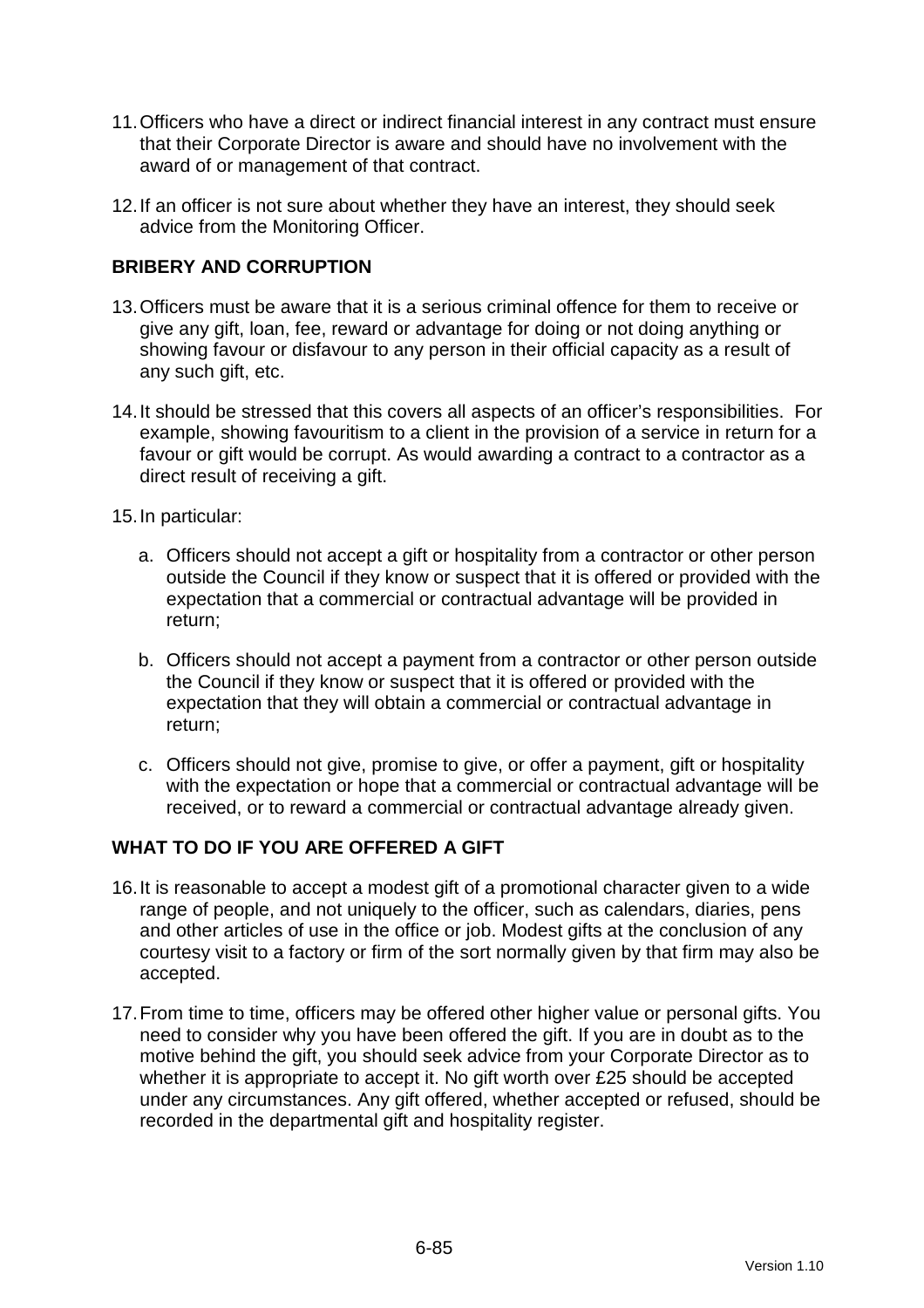11. Officers who have a direct or indirect financial interest in any contract must ensure that their Corporate Director is aware and should have no involvement with the award of or management of that contract.

12. If an officer is not sure about whether they have an interest, they should seek advice from the Monitoring Officer.

**BRIBERY AND CORRUPTION**

13. Officers must be aware that it is a serious criminal offence for them to receive or give any gift, loan, fee, reward or advantage for doing or not doing anything or showing favour or disfavour to any person in their official capacity as a result of any such gift, etc.

14. It should be stressed that this covers all aspects of an officer's responsibilities. For example, showing favouritism to a client in the provision of a service in return for a favour or gift would be corrupt. As would awarding a contract to a contractor as a direct result of receiving a gift.

15. In particular:

    a. Officers should not accept a gift or hospitality from a contractor or other person outside the Council if they know or suspect that it is offered or provided with the expectation that a commercial or contractual advantage will be provided in return;

    b. Officers should not accept a payment from a contractor or other person outside the Council if they know or suspect that it is offered or provided with the expectation that they will obtain a commercial or contractual advantage in return;

    c. Officers should not give, promise to give, or offer a payment, gift or hospitality with the expectation or hope that a commercial or contractual advantage will be received, or to reward a commercial or contractual advantage already given.

**WHAT TO DO IF YOU ARE OFFERED A GIFT**

16. It is reasonable to accept a modest gift of a promotional character given to a wide range of people, and not uniquely to the officer, such as calendars, diaries, pens and other articles of use in the office or job. Modest gifts at the conclusion of any courtesy visit to a factory or firm of the sort normally given by that firm may also be accepted.

17. From time to time, officers may be offered other higher value or personal gifts. You need to consider why you have been offered the gift. If you are in doubt as to the motive behind the gift, you should seek advice from your Corporate Director as to whether it is appropriate to accept it. No gift worth over £25 should be accepted under any circumstances. Any gift offered, whether accepted or refused, should be recorded in the departmental gift and hospitality register.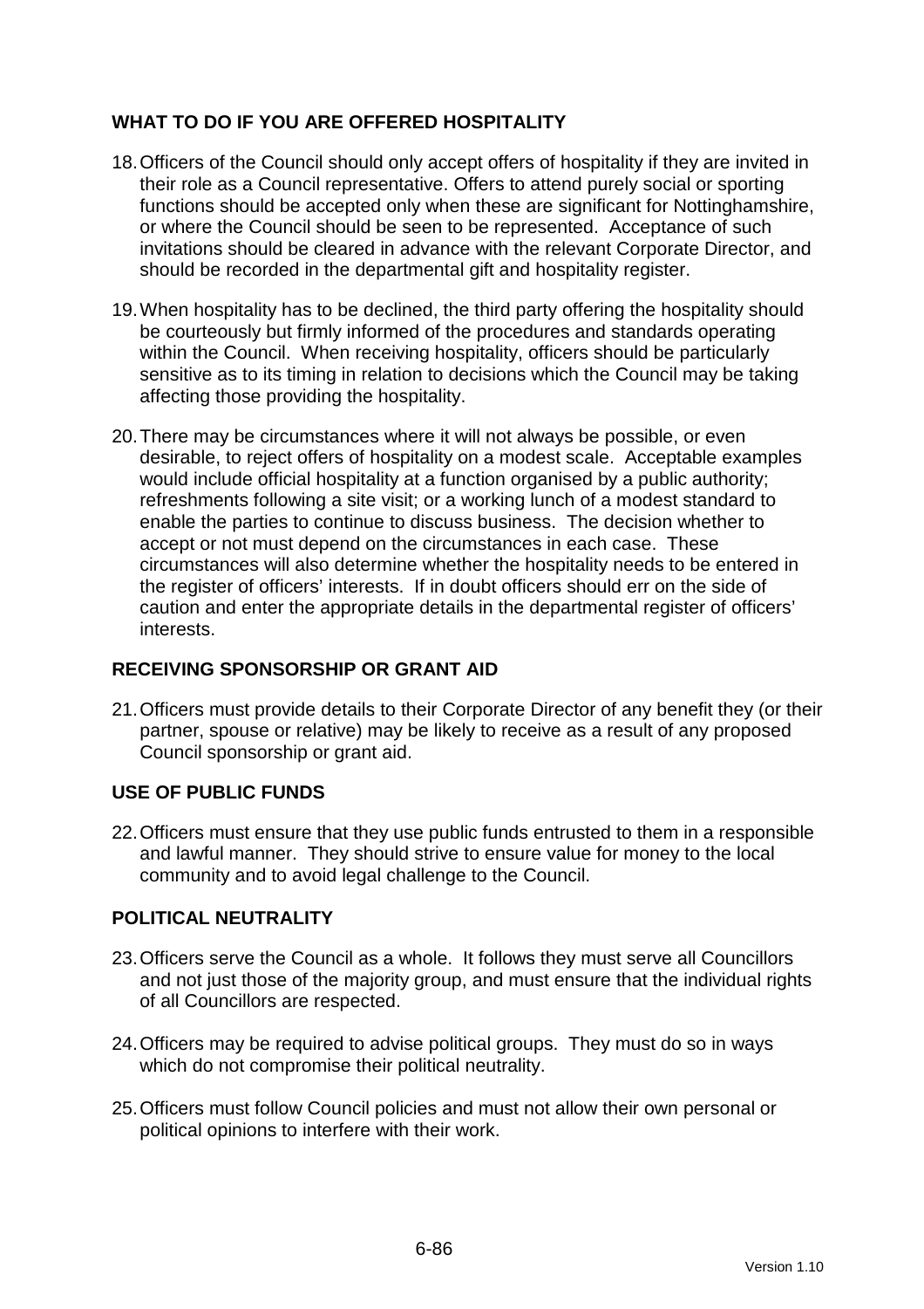## WHAT TO DO IF YOU ARE OFFERED HOSPITALITY

18. Officers of the Council should only accept offers of hospitality if they are invited in their role as a Council representative. Offers to attend purely social or sporting functions should be accepted only when these are significant for Nottinghamshire, or where the Council should be seen to be represented. Acceptance of such invitations should be cleared in advance with the relevant Corporate Director, and should be recorded in the departmental gift and hospitality register.

19. When hospitality has to be declined, the third party offering the hospitality should be courteously but firmly informed of the procedures and standards operating within the Council. When receiving hospitality, officers should be particularly sensitive as to its timing in relation to decisions which the Council may be taking affecting those providing the hospitality.

20. There may be circumstances where it will not always be possible, or even desirable, to reject offers of hospitality on a modest scale. Acceptable examples would include official hospitality at a function organised by a public authority; refreshments following a site visit; or a working lunch of a modest standard to enable the parties to continue to discuss business. The decision whether to accept or not must depend on the circumstances in each case. These circumstances will also determine whether the hospitality needs to be entered in the register of officers' interests. If in doubt officers should err on the side of caution and enter the appropriate details in the departmental register of officers' interests.

## RECEIVING SPONSORSHIP OR GRANT AID

21. Officers must provide details to their Corporate Director of any benefit they (or their partner, spouse or relative) may be likely to receive as a result of any proposed Council sponsorship or grant aid.

## USE OF PUBLIC FUNDS

22. Officers must ensure that they use public funds entrusted to them in a responsible and lawful manner. They should strive to ensure value for money to the local community and to avoid legal challenge to the Council.

## POLITICAL NEUTRALITY

23. Officers serve the Council as a whole. It follows they must serve all Councillors and not just those of the majority group, and must ensure that the individual rights of all Councillors are respected.

24. Officers may be required to advise political groups. They must do so in ways which do not compromise their political neutrality.

25. Officers must follow Council policies and must not allow their own personal or political opinions to interfere with their work.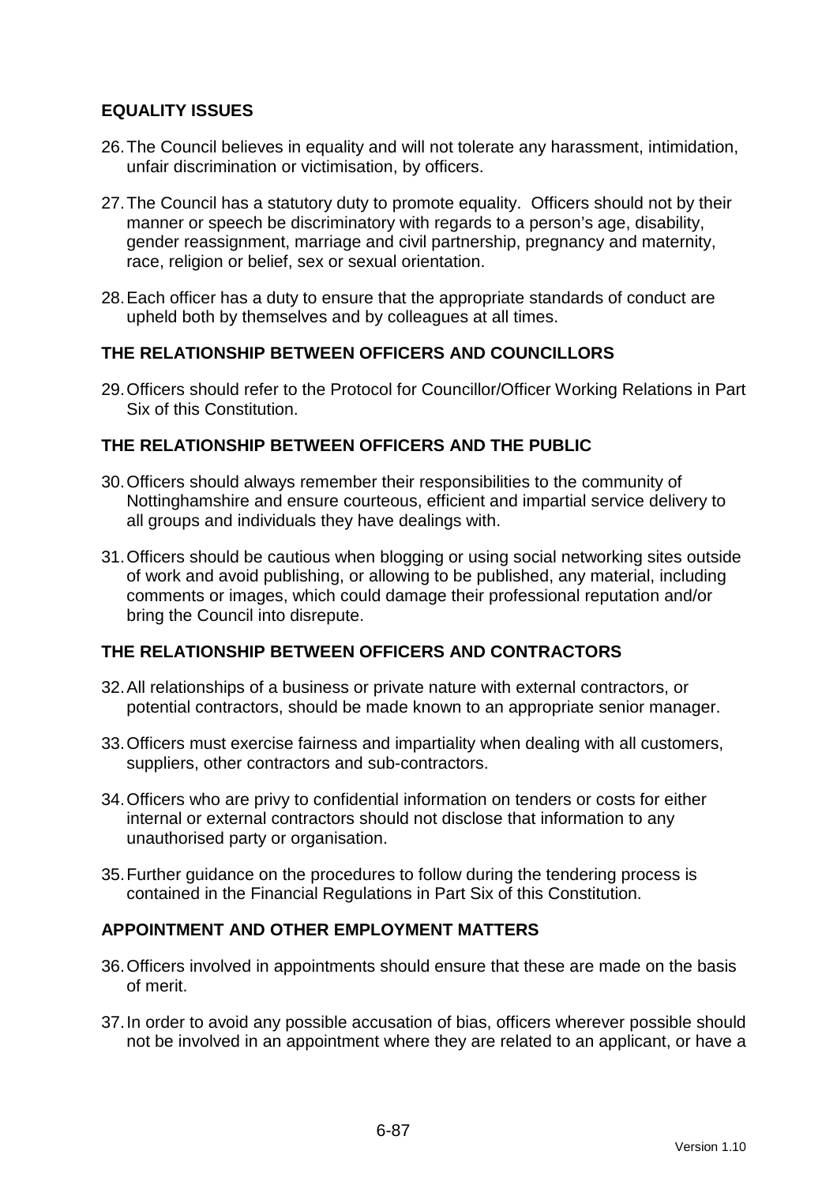## EQUALITY ISSUES

26. The Council believes in equality and will not tolerate any harassment, intimidation, unfair discrimination or victimisation, by officers.

27. The Council has a statutory duty to promote equality. Officers should not by their manner or speech be discriminatory with regards to a person's age, disability, gender reassignment, marriage and civil partnership, pregnancy and maternity, race, religion or belief, sex or sexual orientation.

28. Each officer has a duty to ensure that the appropriate standards of conduct are upheld both by themselves and by colleagues at all times.

## THE RELATIONSHIP BETWEEN OFFICERS AND COUNCILLORS

29. Officers should refer to the Protocol for Councillor/Officer Working Relations in Part Six of this Constitution.

## THE RELATIONSHIP BETWEEN OFFICERS AND THE PUBLIC

30. Officers should always remember their responsibilities to the community of Nottinghamshire and ensure courteous, efficient and impartial service delivery to all groups and individuals they have dealings with.

31. Officers should be cautious when blogging or using social networking sites outside of work and avoid publishing, or allowing to be published, any material, including comments or images, which could damage their professional reputation and/or bring the Council into disrepute.

## THE RELATIONSHIP BETWEEN OFFICERS AND CONTRACTORS

32. All relationships of a business or private nature with external contractors, or potential contractors, should be made known to an appropriate senior manager.

33. Officers must exercise fairness and impartiality when dealing with all customers, suppliers, other contractors and sub-contractors.

34. Officers who are privy to confidential information on tenders or costs for either internal or external contractors should not disclose that information to any unauthorised party or organisation.

35. Further guidance on the procedures to follow during the tendering process is contained in the Financial Regulations in Part Six of this Constitution.

## APPOINTMENT AND OTHER EMPLOYMENT MATTERS

36. Officers involved in appointments should ensure that these are made on the basis of merit.

37. In order to avoid any possible accusation of bias, officers wherever possible should not be involved in an appointment where they are related to an applicant, or have a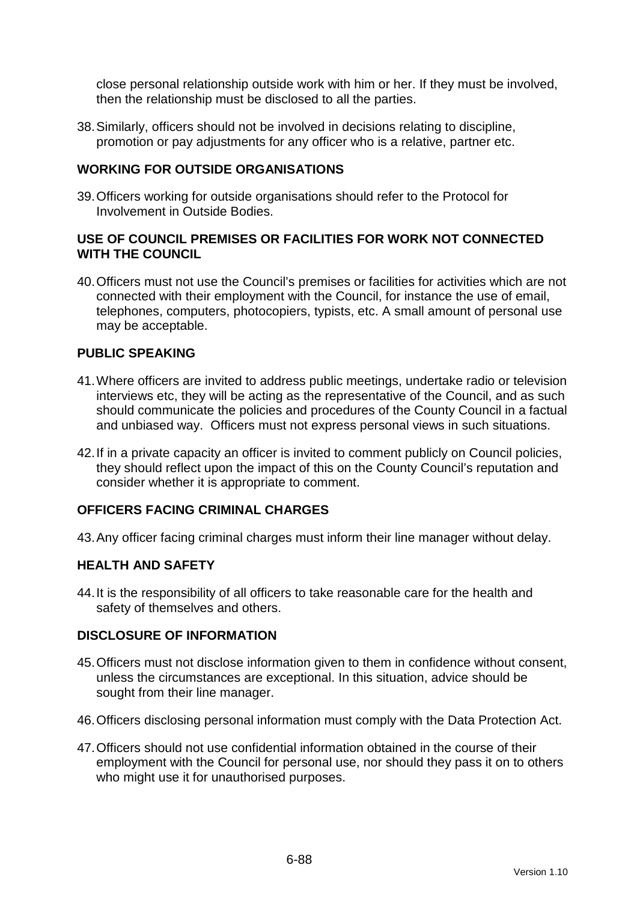close personal relationship outside work with him or her. If they must be involved, then the relationship must be disclosed to all the parties.

38. Similarly, officers should not be involved in decisions relating to discipline, promotion or pay adjustments for any officer who is a relative, partner etc.

## WORKING FOR OUTSIDE ORGANISATIONS

39. Officers working for outside organisations should refer to the Protocol for Involvement in Outside Bodies.

## USE OF COUNCIL PREMISES OR FACILITIES FOR WORK NOT CONNECTED WITH THE COUNCIL

40. Officers must not use the Council's premises or facilities for activities which are not connected with their employment with the Council, for instance the use of email, telephones, computers, photocopiers, typists, etc. A small amount of personal use may be acceptable.

## PUBLIC SPEAKING

41. Where officers are invited to address public meetings, undertake radio or television interviews etc, they will be acting as the representative of the Council, and as such should communicate the policies and procedures of the County Council in a factual and unbiased way. Officers must not express personal views in such situations.

42. If in a private capacity an officer is invited to comment publicly on Council policies, they should reflect upon the impact of this on the County Council's reputation and consider whether it is appropriate to comment.

## OFFICERS FACING CRIMINAL CHARGES

43. Any officer facing criminal charges must inform their line manager without delay.

## HEALTH AND SAFETY

44. It is the responsibility of all officers to take reasonable care for the health and safety of themselves and others.

## DISCLOSURE OF INFORMATION

45. Officers must not disclose information given to them in confidence without consent, unless the circumstances are exceptional. In this situation, advice should be sought from their line manager.

46. Officers disclosing personal information must comply with the Data Protection Act.

47. Officers should not use confidential information obtained in the course of their employment with the Council for personal use, nor should they pass it on to others who might use it for unauthorised purposes.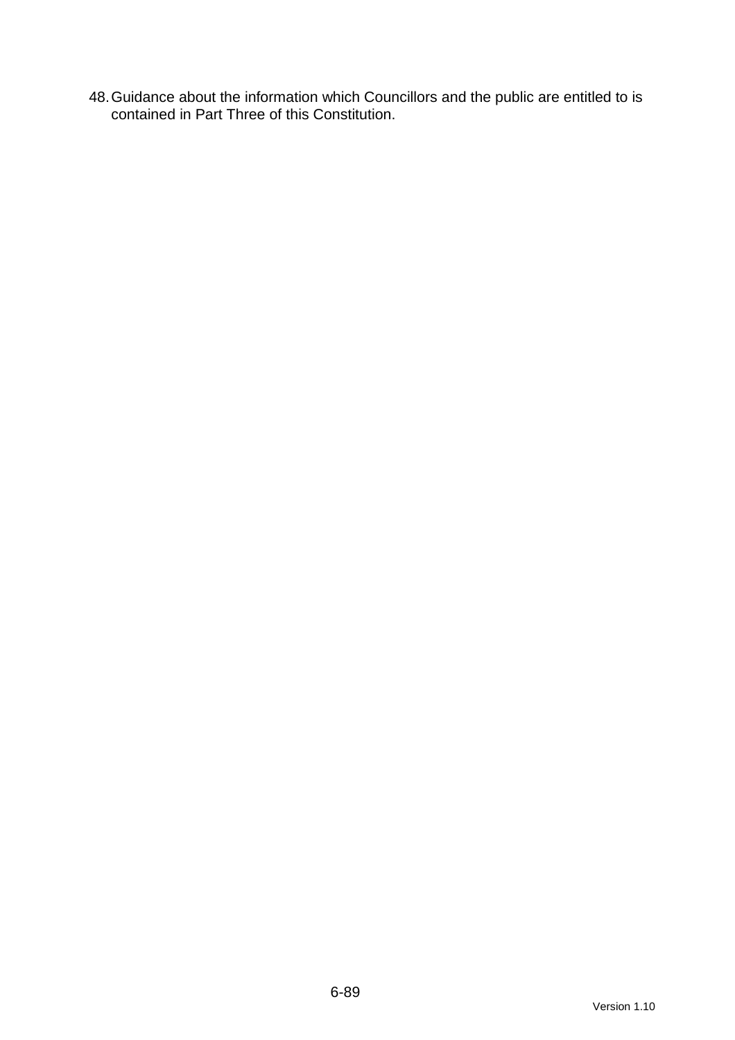48. Guidance about the information which Councillors and the public are entitled to is contained in Part Three of this Constitution.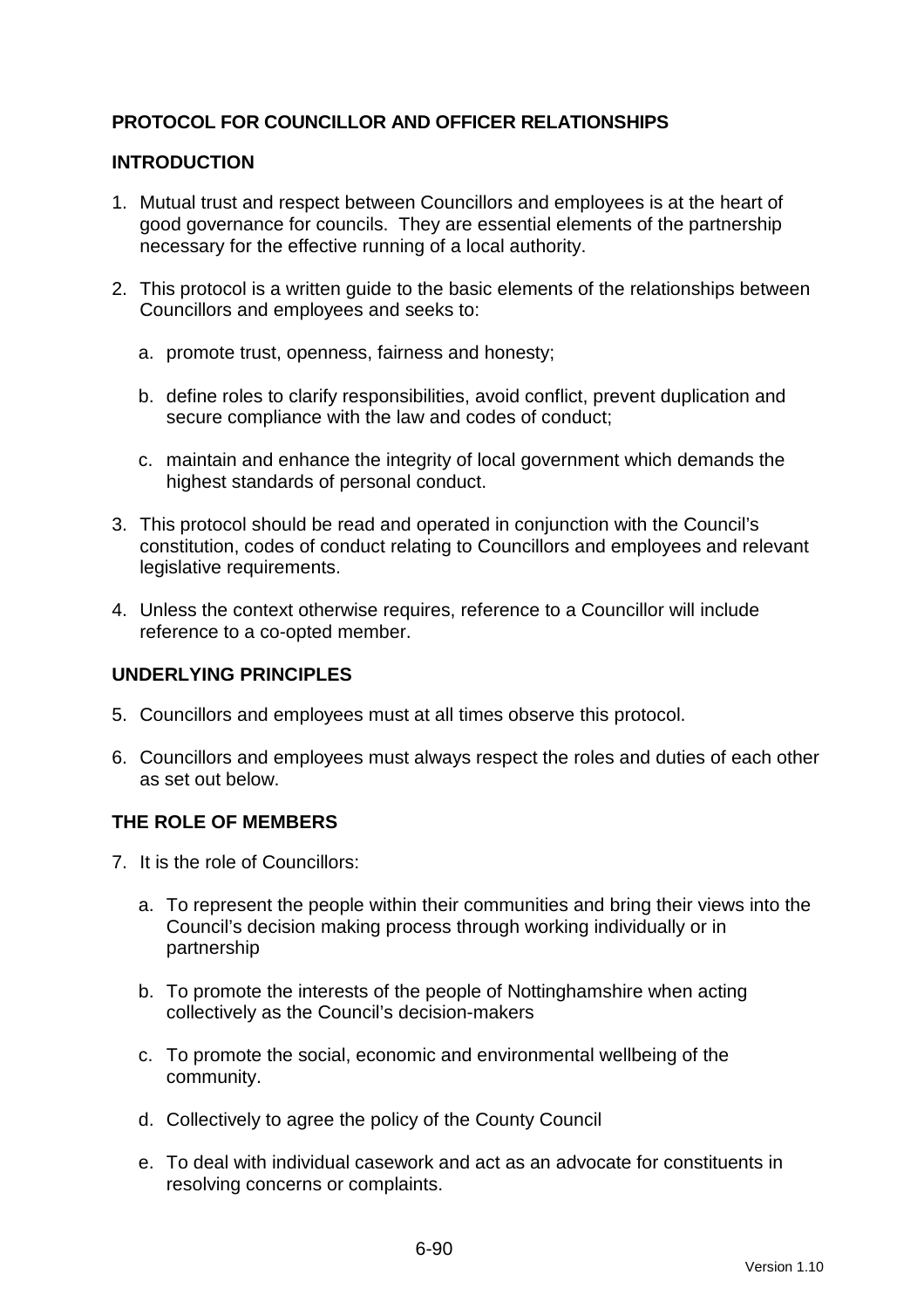## PROTOCOL FOR COUNCILLOR AND OFFICER RELATIONSHIPS

### INTRODUCTION

1. Mutual trust and respect between Councillors and employees is at the heart of good governance for councils. They are essential elements of the partnership necessary for the effective running of a local authority.

2. This protocol is a written guide to the basic elements of the relationships between Councillors and employees and seeks to:

   a. promote trust, openness, fairness and honesty;

   b. define roles to clarify responsibilities, avoid conflict, prevent duplication and secure compliance with the law and codes of conduct;

   c. maintain and enhance the integrity of local government which demands the highest standards of personal conduct.

3. This protocol should be read and operated in conjunction with the Council's constitution, codes of conduct relating to Councillors and employees and relevant legislative requirements.

4. Unless the context otherwise requires, reference to a Councillor will include reference to a co-opted member.

### UNDERLYING PRINCIPLES

5. Councillors and employees must at all times observe this protocol.

6. Councillors and employees must always respect the roles and duties of each other as set out below.

### THE ROLE OF MEMBERS

7. It is the role of Councillors:

   a. To represent the people within their communities and bring their views into the Council's decision making process through working individually or in partnership

   b. To promote the interests of the people of Nottinghamshire when acting collectively as the Council's decision-makers

   c. To promote the social, economic and environmental wellbeing of the community.

   d. Collectively to agree the policy of the County Council

   e. To deal with individual casework and act as an advocate for constituents in resolving concerns or complaints.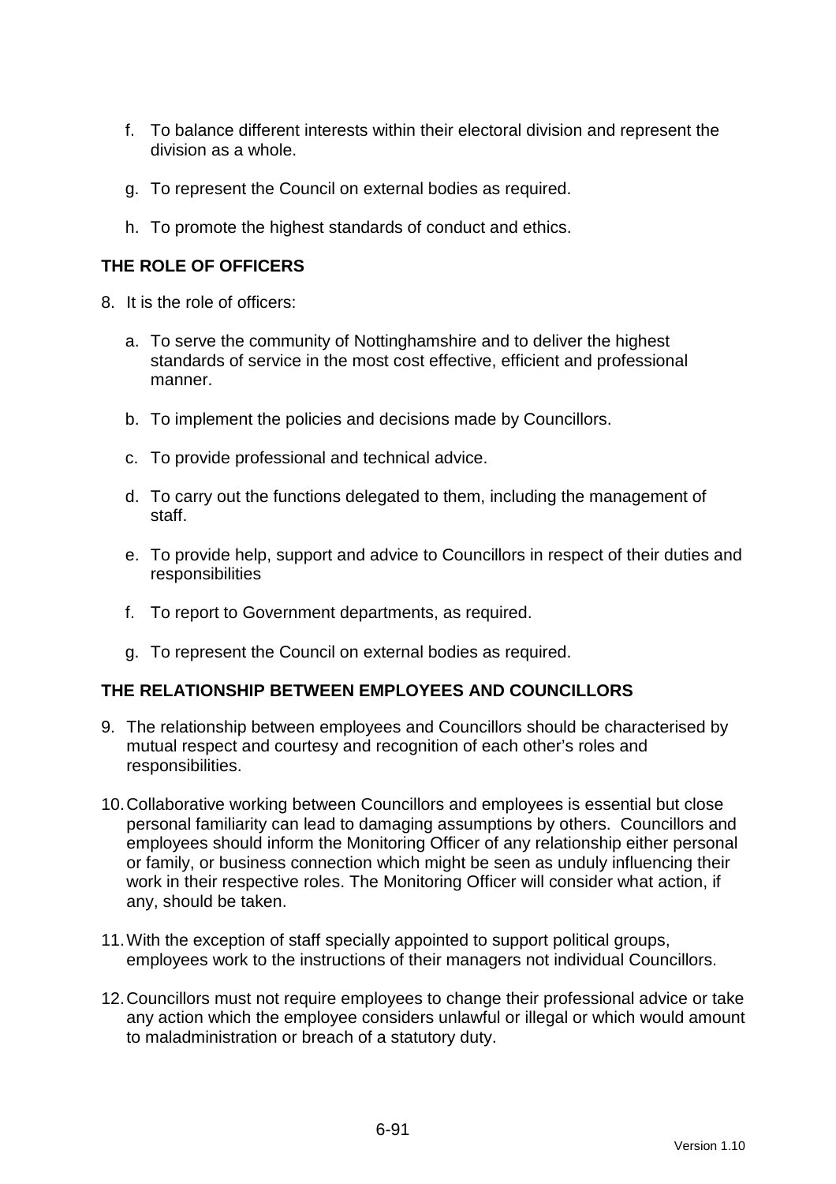f. To balance different interests within their electoral division and represent the division as a whole.

g. To represent the Council on external bodies as required.

h. To promote the highest standards of conduct and ethics.

## THE ROLE OF OFFICERS

8. It is the role of officers:

   a. To serve the community of Nottinghamshire and to deliver the highest standards of service in the most cost effective, efficient and professional manner.

   b. To implement the policies and decisions made by Councillors.

   c. To provide professional and technical advice.

   d. To carry out the functions delegated to them, including the management of staff.

   e. To provide help, support and advice to Councillors in respect of their duties and responsibilities

   f. To report to Government departments, as required.

   g. To represent the Council on external bodies as required.

## THE RELATIONSHIP BETWEEN EMPLOYEES AND COUNCILLORS

9. The relationship between employees and Councillors should be characterised by mutual respect and courtesy and recognition of each other's roles and responsibilities.

10. Collaborative working between Councillors and employees is essential but close personal familiarity can lead to damaging assumptions by others. Councillors and employees should inform the Monitoring Officer of any relationship either personal or family, or business connection which might be seen as unduly influencing their work in their respective roles. The Monitoring Officer will consider what action, if any, should be taken.

11. With the exception of staff specially appointed to support political groups, employees work to the instructions of their managers not individual Councillors.

12. Councillors must not require employees to change their professional advice or take any action which the employee considers unlawful or illegal or which would amount to maladministration or breach of a statutory duty.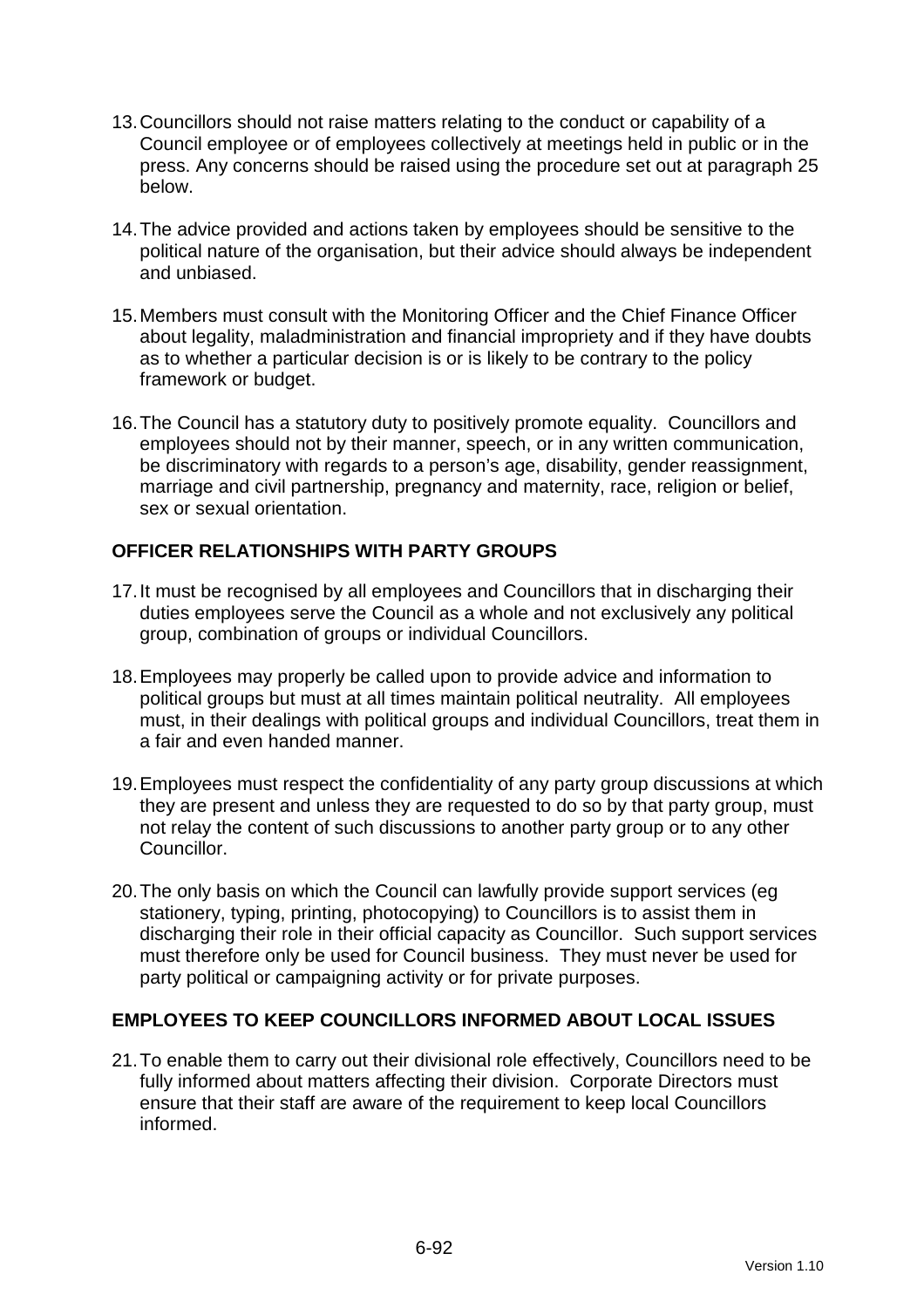13. Councillors should not raise matters relating to the conduct or capability of a Council employee or of employees collectively at meetings held in public or in the press. Any concerns should be raised using the procedure set out at paragraph 25 below.

14. The advice provided and actions taken by employees should be sensitive to the political nature of the organisation, but their advice should always be independent and unbiased.

15. Members must consult with the Monitoring Officer and the Chief Finance Officer about legality, maladministration and financial impropriety and if they have doubts as to whether a particular decision is or is likely to be contrary to the policy framework or budget.

16. The Council has a statutory duty to positively promote equality. Councillors and employees should not by their manner, speech, or in any written communication, be discriminatory with regards to a person's age, disability, gender reassignment, marriage and civil partnership, pregnancy and maternity, race, religion or belief, sex or sexual orientation.

**OFFICER RELATIONSHIPS WITH PARTY GROUPS**

17. It must be recognised by all employees and Councillors that in discharging their duties employees serve the Council as a whole and not exclusively any political group, combination of groups or individual Councillors.

18. Employees may properly be called upon to provide advice and information to political groups but must at all times maintain political neutrality. All employees must, in their dealings with political groups and individual Councillors, treat them in a fair and even handed manner.

19. Employees must respect the confidentiality of any party group discussions at which they are present and unless they are requested to do so by that party group, must not relay the content of such discussions to another party group or to any other Councillor.

20. The only basis on which the Council can lawfully provide support services (eg stationery, typing, printing, photocopying) to Councillors is to assist them in discharging their role in their official capacity as Councillor. Such support services must therefore only be used for Council business. They must never be used for party political or campaigning activity or for private purposes.

**EMPLOYEES TO KEEP COUNCILLORS INFORMED ABOUT LOCAL ISSUES**

21. To enable them to carry out their divisional role effectively, Councillors need to be fully informed about matters affecting their division. Corporate Directors must ensure that their staff are aware of the requirement to keep local Councillors informed.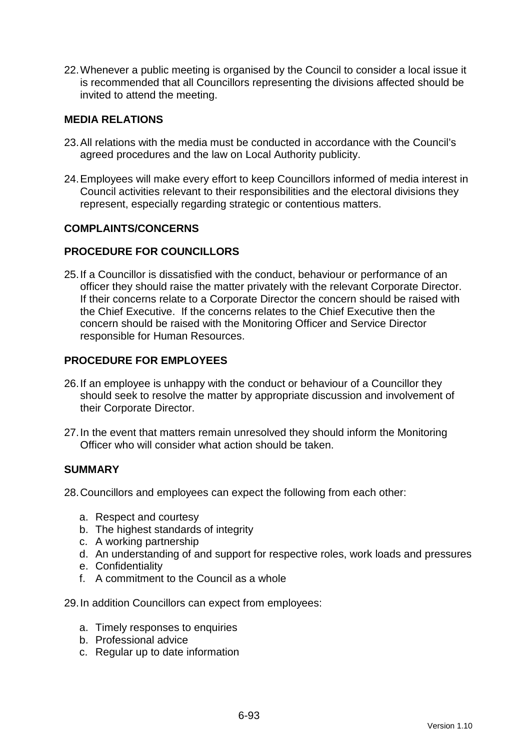22. Whenever a public meeting is organised by the Council to consider a local issue it is recommended that all Councillors representing the divisions affected should be invited to attend the meeting.

## MEDIA RELATIONS

23. All relations with the media must be conducted in accordance with the Council's agreed procedures and the law on Local Authority publicity.

24. Employees will make every effort to keep Councillors informed of media interest in Council activities relevant to their responsibilities and the electoral divisions they represent, especially regarding strategic or contentious matters.

## COMPLAINTS/CONCERNS

## PROCEDURE FOR COUNCILLORS

25. If a Councillor is dissatisfied with the conduct, behaviour or performance of an officer they should raise the matter privately with the relevant Corporate Director. If their concerns relate to a Corporate Director the concern should be raised with the Chief Executive. If the concerns relates to the Chief Executive then the concern should be raised with the Monitoring Officer and Service Director responsible for Human Resources.

## PROCEDURE FOR EMPLOYEES

26. If an employee is unhappy with the conduct or behaviour of a Councillor they should seek to resolve the matter by appropriate discussion and involvement of their Corporate Director.

27. In the event that matters remain unresolved they should inform the Monitoring Officer who will consider what action should be taken.

## SUMMARY

28. Councillors and employees can expect the following from each other:

   a. Respect and courtesy
   b. The highest standards of integrity
   c. A working partnership
   d. An understanding of and support for respective roles, work loads and pressures
   e. Confidentiality
   f. A commitment to the Council as a whole

29. In addition Councillors can expect from employees:

   a. Timely responses to enquiries
   b. Professional advice
   c. Regular up to date information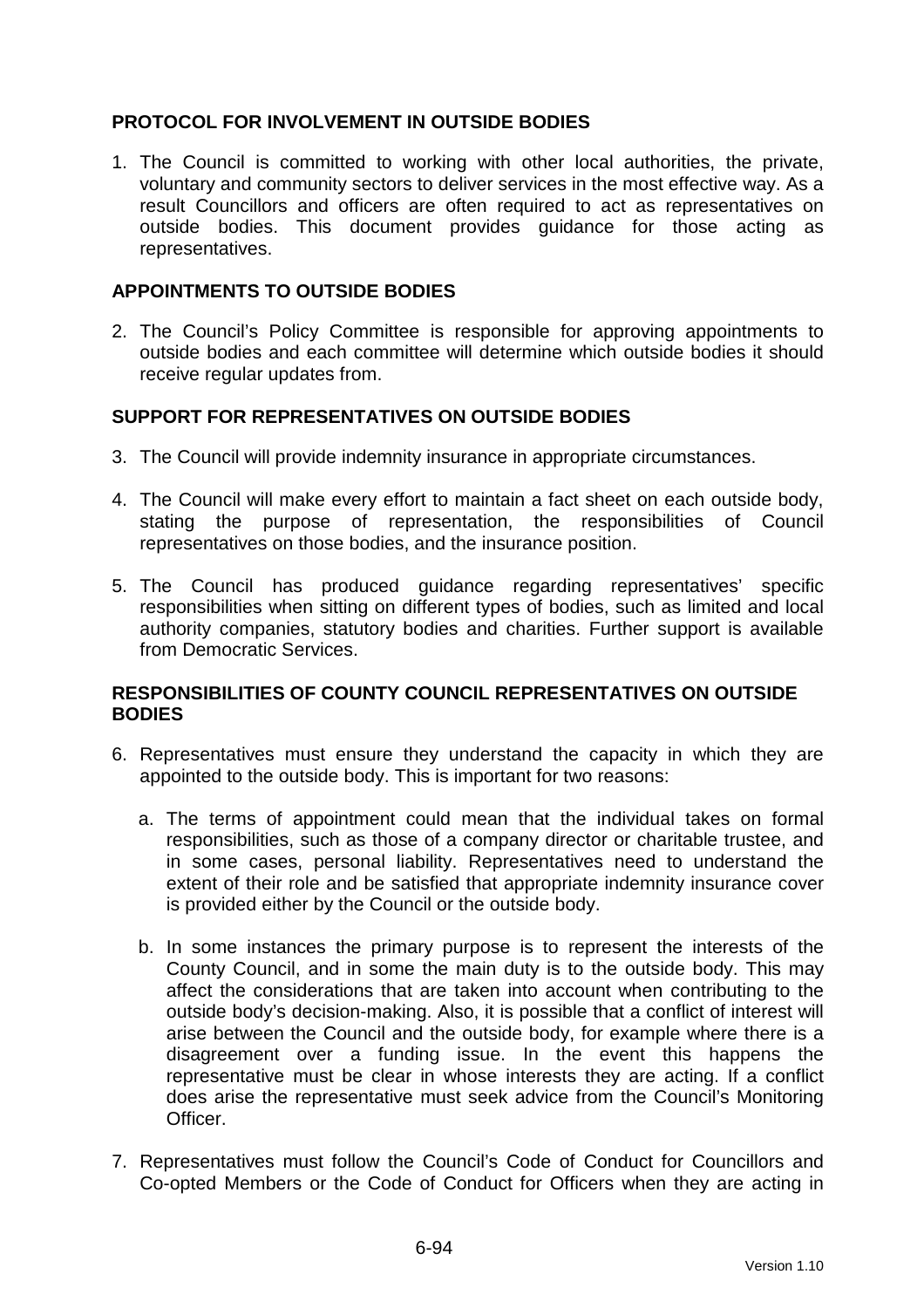## PROTOCOL FOR INVOLVEMENT IN OUTSIDE BODIES

1. The Council is committed to working with other local authorities, the private, voluntary and community sectors to deliver services in the most effective way. As a result Councillors and officers are often required to act as representatives on outside bodies. This document provides guidance for those acting as representatives.

## APPOINTMENTS TO OUTSIDE BODIES

2. The Council's Policy Committee is responsible for approving appointments to outside bodies and each committee will determine which outside bodies it should receive regular updates from.

## SUPPORT FOR REPRESENTATIVES ON OUTSIDE BODIES

3. The Council will provide indemnity insurance in appropriate circumstances.

4. The Council will make every effort to maintain a fact sheet on each outside body, stating the purpose of representation, the responsibilities of Council representatives on those bodies, and the insurance position.

5. The Council has produced guidance regarding representatives' specific responsibilities when sitting on different types of bodies, such as limited and local authority companies, statutory bodies and charities. Further support is available from Democratic Services.

## RESPONSIBILITIES OF COUNTY COUNCIL REPRESENTATIVES ON OUTSIDE BODIES

6. Representatives must ensure they understand the capacity in which they are appointed to the outside body. This is important for two reasons:

   a. The terms of appointment could mean that the individual takes on formal responsibilities, such as those of a company director or charitable trustee, and in some cases, personal liability. Representatives need to understand the extent of their role and be satisfied that appropriate indemnity insurance cover is provided either by the Council or the outside body.

   b. In some instances the primary purpose is to represent the interests of the County Council, and in some the main duty is to the outside body. This may affect the considerations that are taken into account when contributing to the outside body's decision-making. Also, it is possible that a conflict of interest will arise between the Council and the outside body, for example where there is a disagreement over a funding issue. In the event this happens the representative must be clear in whose interests they are acting. If a conflict does arise the representative must seek advice from the Council's Monitoring Officer.

7. Representatives must follow the Council's Code of Conduct for Councillors and Co-opted Members or the Code of Conduct for Officers when they are acting in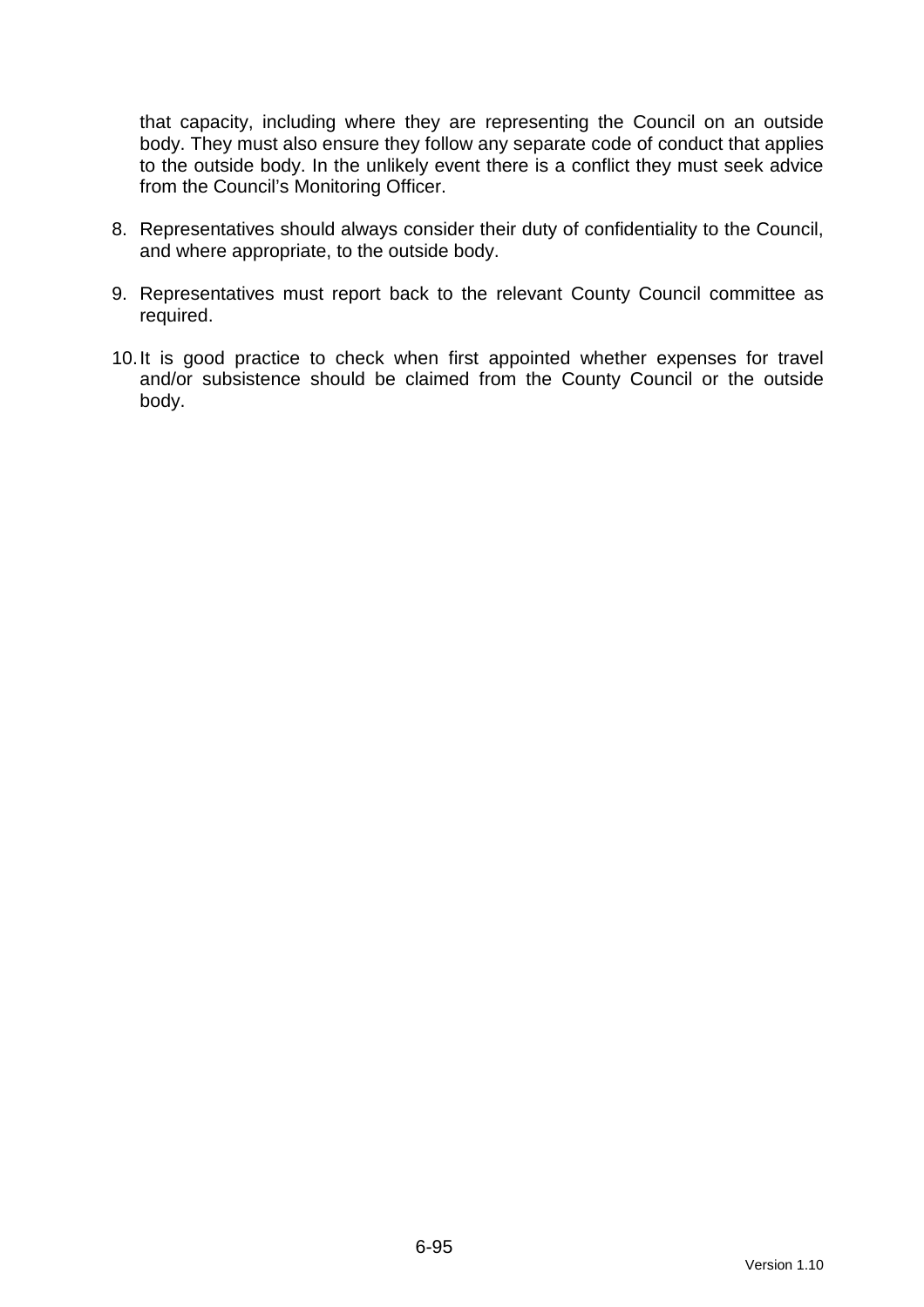that capacity, including where they are representing the Council on an outside body. They must also ensure they follow any separate code of conduct that applies to the outside body. In the unlikely event there is a conflict they must seek advice from the Council's Monitoring Officer.

8. Representatives should always consider their duty of confidentiality to the Council, and where appropriate, to the outside body.

9. Representatives must report back to the relevant County Council committee as required.

10. It is good practice to check when first appointed whether expenses for travel and/or subsistence should be claimed from the County Council or the outside body.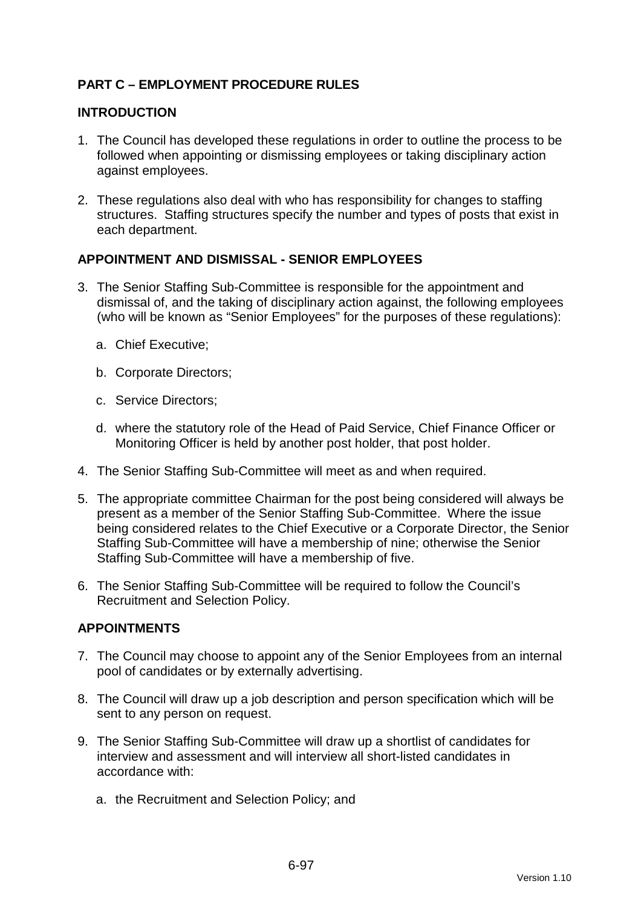## PART C – EMPLOYMENT PROCEDURE RULES

### INTRODUCTION

1. The Council has developed these regulations in order to outline the process to be followed when appointing or dismissing employees or taking disciplinary action against employees.

2. These regulations also deal with who has responsibility for changes to staffing structures. Staffing structures specify the number and types of posts that exist in each department.

### APPOINTMENT AND DISMISSAL - SENIOR EMPLOYEES

3. The Senior Staffing Sub-Committee is responsible for the appointment and dismissal of, and the taking of disciplinary action against, the following employees (who will be known as "Senior Employees" for the purposes of these regulations):

   a. Chief Executive;

   b. Corporate Directors;

   c. Service Directors;

   d. where the statutory role of the Head of Paid Service, Chief Finance Officer or Monitoring Officer is held by another post holder, that post holder.

4. The Senior Staffing Sub-Committee will meet as and when required.

5. The appropriate committee Chairman for the post being considered will always be present as a member of the Senior Staffing Sub-Committee. Where the issue being considered relates to the Chief Executive or a Corporate Director, the Senior Staffing Sub-Committee will have a membership of nine; otherwise the Senior Staffing Sub-Committee will have a membership of five.

6. The Senior Staffing Sub-Committee will be required to follow the Council's Recruitment and Selection Policy.

### APPOINTMENTS

7. The Council may choose to appoint any of the Senior Employees from an internal pool of candidates or by externally advertising.

8. The Council will draw up a job description and person specification which will be sent to any person on request.

9. The Senior Staffing Sub-Committee will draw up a shortlist of candidates for interview and assessment and will interview all short-listed candidates in accordance with:

   a. the Recruitment and Selection Policy; and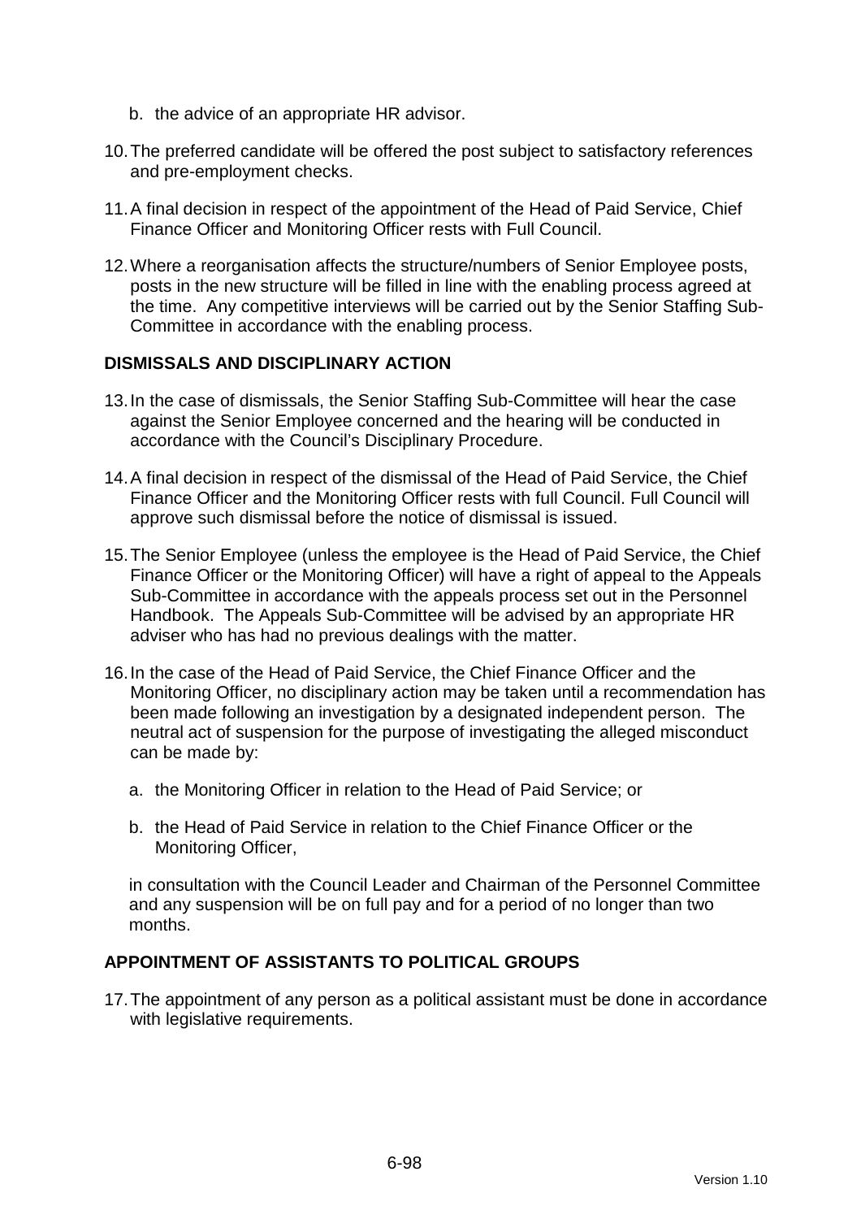b. the advice of an appropriate HR advisor.

10. The preferred candidate will be offered the post subject to satisfactory references and pre-employment checks.

11. A final decision in respect of the appointment of the Head of Paid Service, Chief Finance Officer and Monitoring Officer rests with Full Council.

12. Where a reorganisation affects the structure/numbers of Senior Employee posts, posts in the new structure will be filled in line with the enabling process agreed at the time. Any competitive interviews will be carried out by the Senior Staffing Sub-Committee in accordance with the enabling process.

**DISMISSALS AND DISCIPLINARY ACTION**

13. In the case of dismissals, the Senior Staffing Sub-Committee will hear the case against the Senior Employee concerned and the hearing will be conducted in accordance with the Council's Disciplinary Procedure.

14. A final decision in respect of the dismissal of the Head of Paid Service, the Chief Finance Officer and the Monitoring Officer rests with full Council. Full Council will approve such dismissal before the notice of dismissal is issued.

15. The Senior Employee (unless the employee is the Head of Paid Service, the Chief Finance Officer or the Monitoring Officer) will have a right of appeal to the Appeals Sub-Committee in accordance with the appeals process set out in the Personnel Handbook. The Appeals Sub-Committee will be advised by an appropriate HR adviser who has had no previous dealings with the matter.

16. In the case of the Head of Paid Service, the Chief Finance Officer and the Monitoring Officer, no disciplinary action may be taken until a recommendation has been made following an investigation by a designated independent person. The neutral act of suspension for the purpose of investigating the alleged misconduct can be made by:

    a. the Monitoring Officer in relation to the Head of Paid Service; or

    b. the Head of Paid Service in relation to the Chief Finance Officer or the Monitoring Officer,

    in consultation with the Council Leader and Chairman of the Personnel Committee and any suspension will be on full pay and for a period of no longer than two months.

**APPOINTMENT OF ASSISTANTS TO POLITICAL GROUPS**

17. The appointment of any person as a political assistant must be done in accordance with legislative requirements.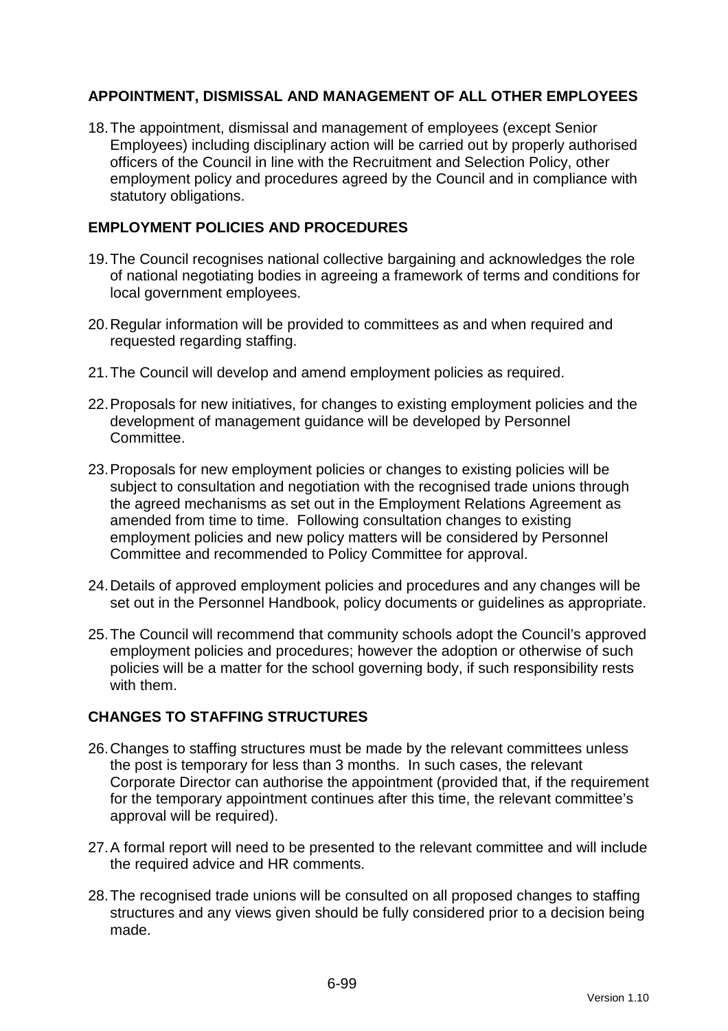## APPOINTMENT, DISMISSAL AND MANAGEMENT OF ALL OTHER EMPLOYEES

18. The appointment, dismissal and management of employees (except Senior Employees) including disciplinary action will be carried out by properly authorised officers of the Council in line with the Recruitment and Selection Policy, other employment policy and procedures agreed by the Council and in compliance with statutory obligations.

## EMPLOYMENT POLICIES AND PROCEDURES

19. The Council recognises national collective bargaining and acknowledges the role of national negotiating bodies in agreeing a framework of terms and conditions for local government employees.

20. Regular information will be provided to committees as and when required and requested regarding staffing.

21. The Council will develop and amend employment policies as required.

22. Proposals for new initiatives, for changes to existing employment policies and the development of management guidance will be developed by Personnel Committee.

23. Proposals for new employment policies or changes to existing policies will be subject to consultation and negotiation with the recognised trade unions through the agreed mechanisms as set out in the Employment Relations Agreement as amended from time to time. Following consultation changes to existing employment policies and new policy matters will be considered by Personnel Committee and recommended to Policy Committee for approval.

24. Details of approved employment policies and procedures and any changes will be set out in the Personnel Handbook, policy documents or guidelines as appropriate.

25. The Council will recommend that community schools adopt the Council's approved employment policies and procedures; however the adoption or otherwise of such policies will be a matter for the school governing body, if such responsibility rests with them.

## CHANGES TO STAFFING STRUCTURES

26. Changes to staffing structures must be made by the relevant committees unless the post is temporary for less than 3 months. In such cases, the relevant Corporate Director can authorise the appointment (provided that, if the requirement for the temporary appointment continues after this time, the relevant committee's approval will be required).

27. A formal report will need to be presented to the relevant committee and will include the required advice and HR comments.

28. The recognised trade unions will be consulted on all proposed changes to staffing structures and any views given should be fully considered prior to a decision being made.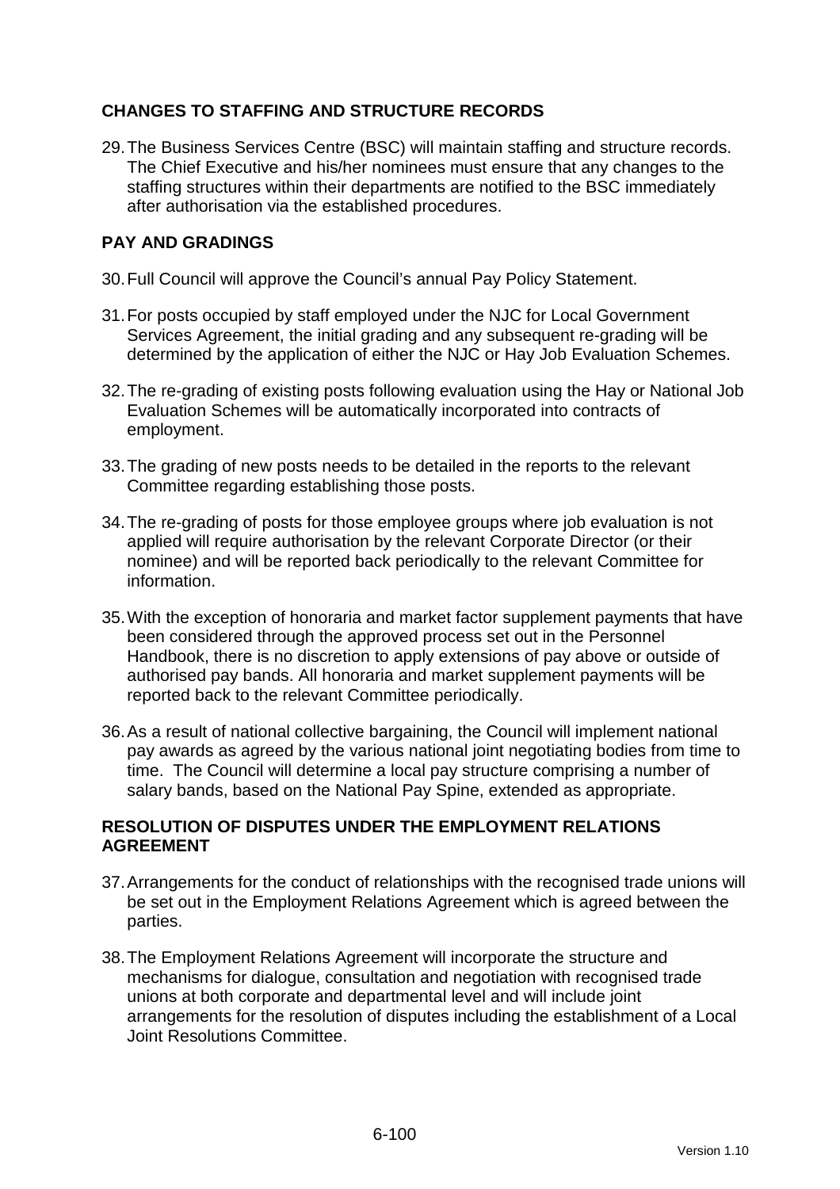## CHANGES TO STAFFING AND STRUCTURE RECORDS

29. The Business Services Centre (BSC) will maintain staffing and structure records. The Chief Executive and his/her nominees must ensure that any changes to the staffing structures within their departments are notified to the BSC immediately after authorisation via the established procedures.

## PAY AND GRADINGS

30. Full Council will approve the Council's annual Pay Policy Statement.

31. For posts occupied by staff employed under the NJC for Local Government Services Agreement, the initial grading and any subsequent re-grading will be determined by the application of either the NJC or Hay Job Evaluation Schemes.

32. The re-grading of existing posts following evaluation using the Hay or National Job Evaluation Schemes will be automatically incorporated into contracts of employment.

33. The grading of new posts needs to be detailed in the reports to the relevant Committee regarding establishing those posts.

34. The re-grading of posts for those employee groups where job evaluation is not applied will require authorisation by the relevant Corporate Director (or their nominee) and will be reported back periodically to the relevant Committee for information.

35. With the exception of honoraria and market factor supplement payments that have been considered through the approved process set out in the Personnel Handbook, there is no discretion to apply extensions of pay above or outside of authorised pay bands. All honoraria and market supplement payments will be reported back to the relevant Committee periodically.

36. As a result of national collective bargaining, the Council will implement national pay awards as agreed by the various national joint negotiating bodies from time to time. The Council will determine a local pay structure comprising a number of salary bands, based on the National Pay Spine, extended as appropriate.

## RESOLUTION OF DISPUTES UNDER THE EMPLOYMENT RELATIONS AGREEMENT

37. Arrangements for the conduct of relationships with the recognised trade unions will be set out in the Employment Relations Agreement which is agreed between the parties.

38. The Employment Relations Agreement will incorporate the structure and mechanisms for dialogue, consultation and negotiation with recognised trade unions at both corporate and departmental level and will include joint arrangements for the resolution of disputes including the establishment of a Local Joint Resolutions Committee.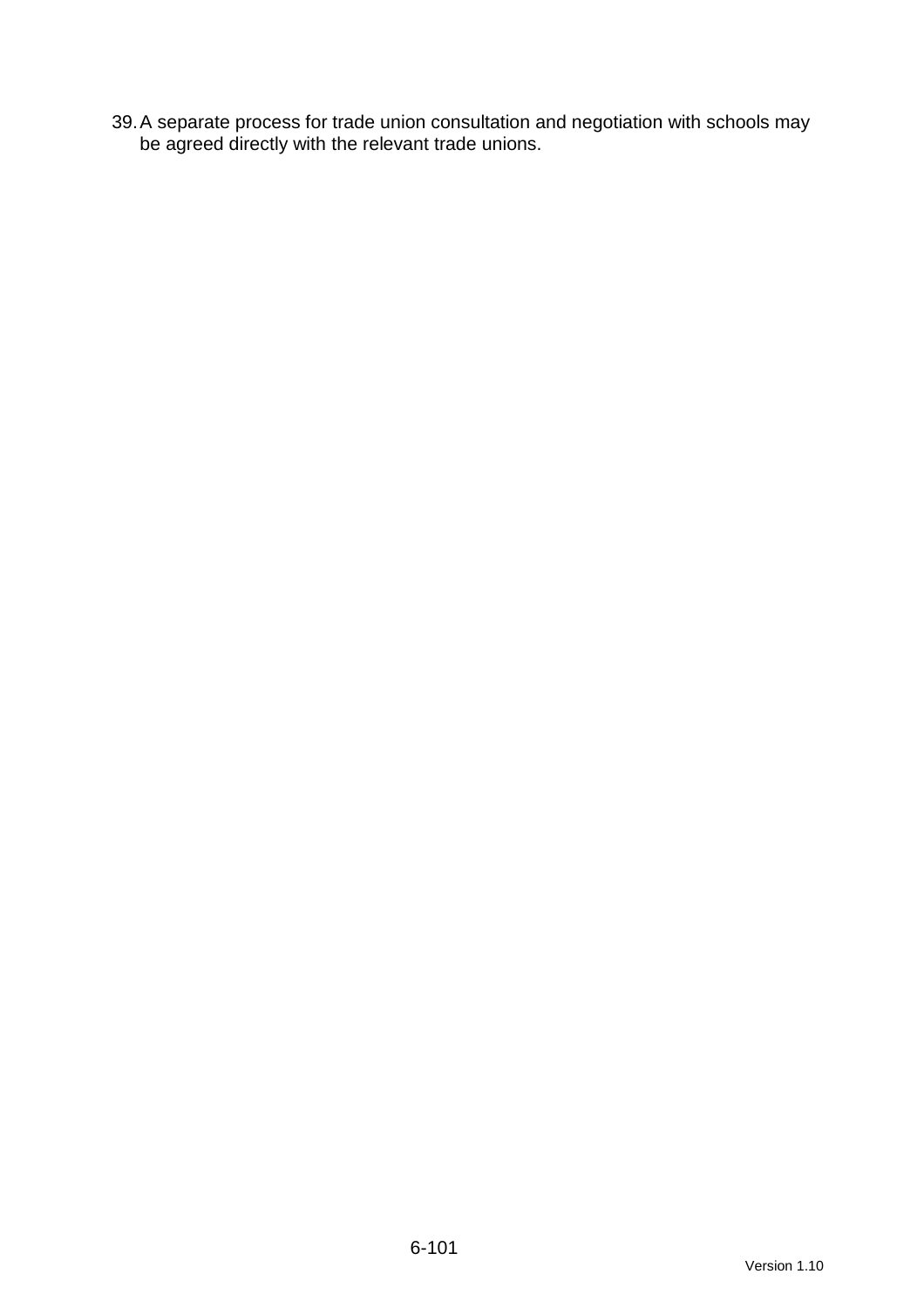39. A separate process for trade union consultation and negotiation with schools may be agreed directly with the relevant trade unions.